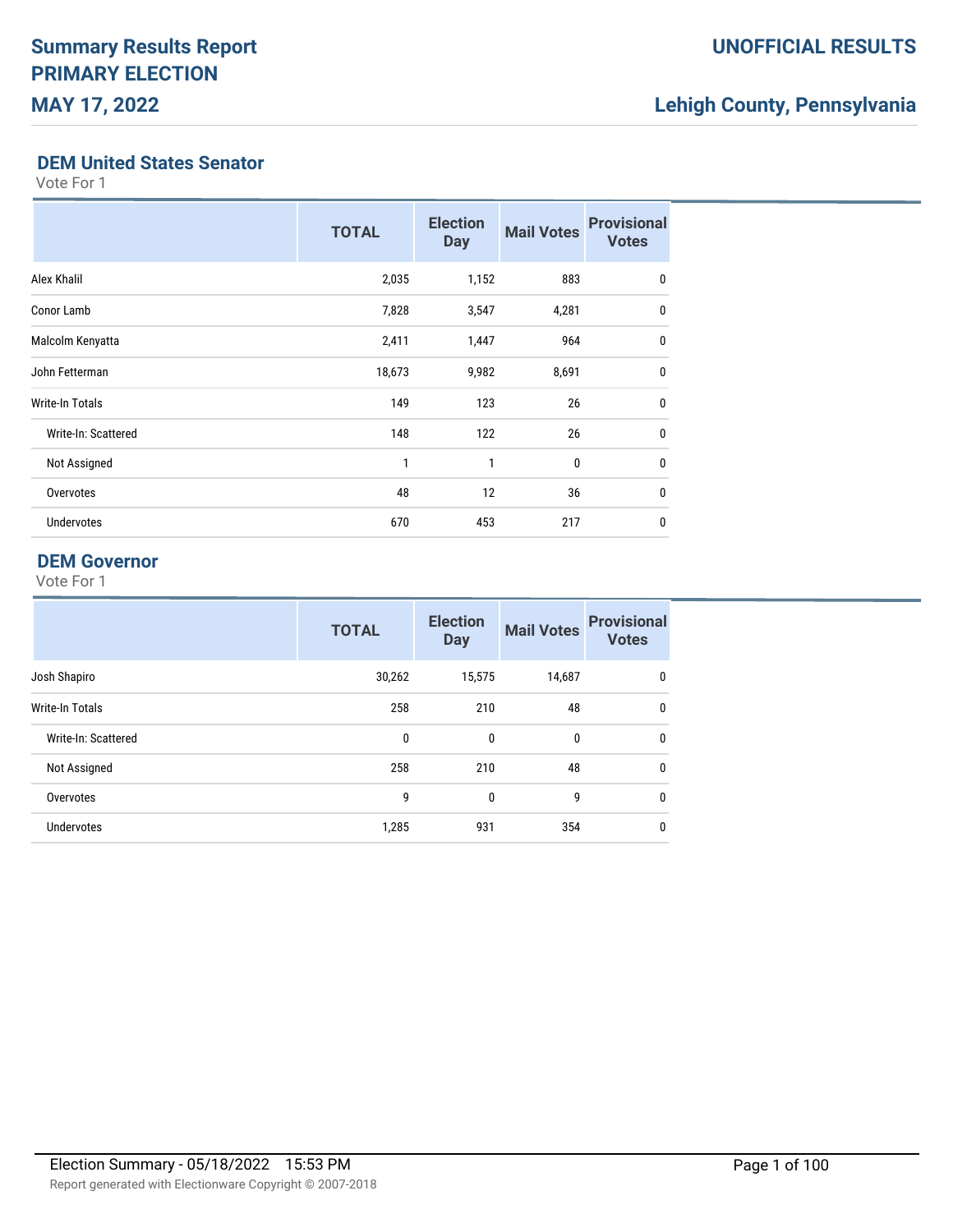# Summary Results Report
# PRIMARY ELECTION
# MAY 17, 2022

**UNOFFICIAL RESULTS**

**Lehigh County, Pennsylvania**

## DEM United States Senator

Vote For 1

| | TOTAL | Election Day | Mail Votes | Provisional Votes |
|---|---|---|---|---|
| Alex Khalil | 2,035 | 1,152 | 883 | 0 |
| Conor Lamb | 7,828 | 3,547 | 4,281 | 0 |
| Malcolm Kenyatta | 2,411 | 1,447 | 964 | 0 |
| John Fetterman | 18,673 | 9,982 | 8,691 | 0 |
| Write-In Totals | 149 | 123 | 26 | 0 |
| Write-In: Scattered | 148 | 122 | 26 | 0 |
| Not Assigned | 1 | 1 | 0 | 0 |
| Overvotes | 48 | 12 | 36 | 0 |
| Undervotes | 670 | 453 | 217 | 0 |

## DEM Governor

Vote For 1

| | TOTAL | Election Day | Mail Votes | Provisional Votes |
|---|---|---|---|---|
| Josh Shapiro | 30,262 | 15,575 | 14,687 | 0 |
| Write-In Totals | 258 | 210 | 48 | 0 |
| Write-In: Scattered | 0 | 0 | 0 | 0 |
| Not Assigned | 258 | 210 | 48 | 0 |
| Overvotes | 9 | 0 | 9 | 0 |
| Undervotes | 1,285 | 931 | 354 | 0 |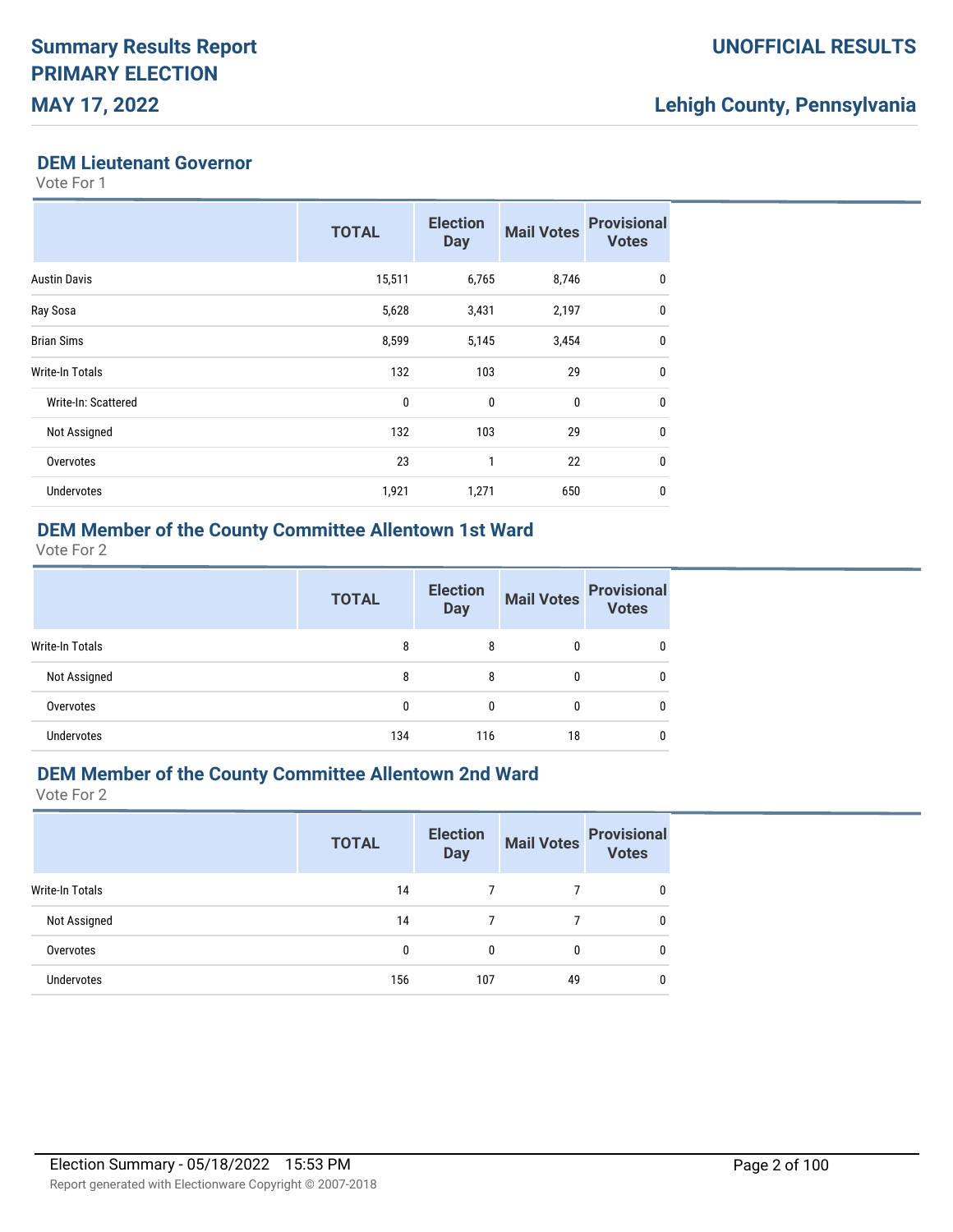## DEM Lieutenant Governor

Vote For 1

| | TOTAL | Election Day | Mail Votes | Provisional Votes |
|---|---|---|---|---|
| Austin Davis | 15,511 | 6,765 | 8,746 | 0 |
| Ray Sosa | 5,628 | 3,431 | 2,197 | 0 |
| Brian Sims | 8,599 | 5,145 | 3,454 | 0 |
| Write-In Totals | 132 | 103 | 29 | 0 |
| Write-In: Scattered | 0 | 0 | 0 | 0 |
| Not Assigned | 132 | 103 | 29 | 0 |
| Overvotes | 23 | 1 | 22 | 0 |
| Undervotes | 1,921 | 1,271 | 650 | 0 |

## DEM Member of the County Committee Allentown 1st Ward

Vote For 2

| | TOTAL | Election Day | Mail Votes | Provisional Votes |
|---|---|---|---|---|
| Write-In Totals | 8 | 8 | 0 | 0 |
| Not Assigned | 8 | 8 | 0 | 0 |
| Overvotes | 0 | 0 | 0 | 0 |
| Undervotes | 134 | 116 | 18 | 0 |

## DEM Member of the County Committee Allentown 2nd Ward

Vote For 2

| | TOTAL | Election Day | Mail Votes | Provisional Votes |
|---|---|---|---|---|
| Write-In Totals | 14 | 7 | 7 | 0 |
| Not Assigned | 14 | 7 | 7 | 0 |
| Overvotes | 0 | 0 | 0 | 0 |
| Undervotes | 156 | 107 | 49 | 0 |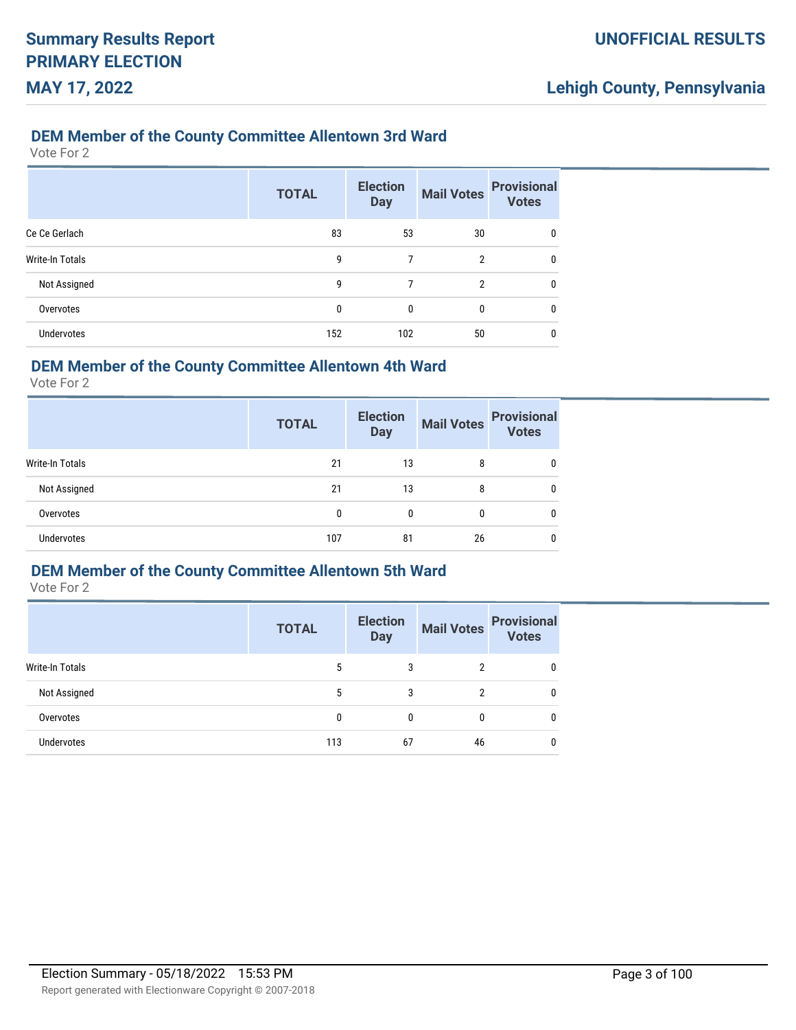## DEM Member of the County Committee Allentown 3rd Ward

Vote For 2

| | TOTAL | Election Day | Mail Votes | Provisional Votes |
|---|---|---|---|---|
| Ce Ce Gerlach | 83 | 53 | 30 | 0 |
| Write-In Totals | 9 | 7 | 2 | 0 |
| Not Assigned | 9 | 7 | 2 | 0 |
| Overvotes | 0 | 0 | 0 | 0 |
| Undervotes | 152 | 102 | 50 | 0 |

## DEM Member of the County Committee Allentown 4th Ward

Vote For 2

| | TOTAL | Election Day | Mail Votes | Provisional Votes |
|---|---|---|---|---|
| Write-In Totals | 21 | 13 | 8 | 0 |
| Not Assigned | 21 | 13 | 8 | 0 |
| Overvotes | 0 | 0 | 0 | 0 |
| Undervotes | 107 | 81 | 26 | 0 |

## DEM Member of the County Committee Allentown 5th Ward

Vote For 2

| | TOTAL | Election Day | Mail Votes | Provisional Votes |
|---|---|---|---|---|
| Write-In Totals | 5 | 3 | 2 | 0 |
| Not Assigned | 5 | 3 | 2 | 0 |
| Overvotes | 0 | 0 | 0 | 0 |
| Undervotes | 113 | 67 | 46 | 0 |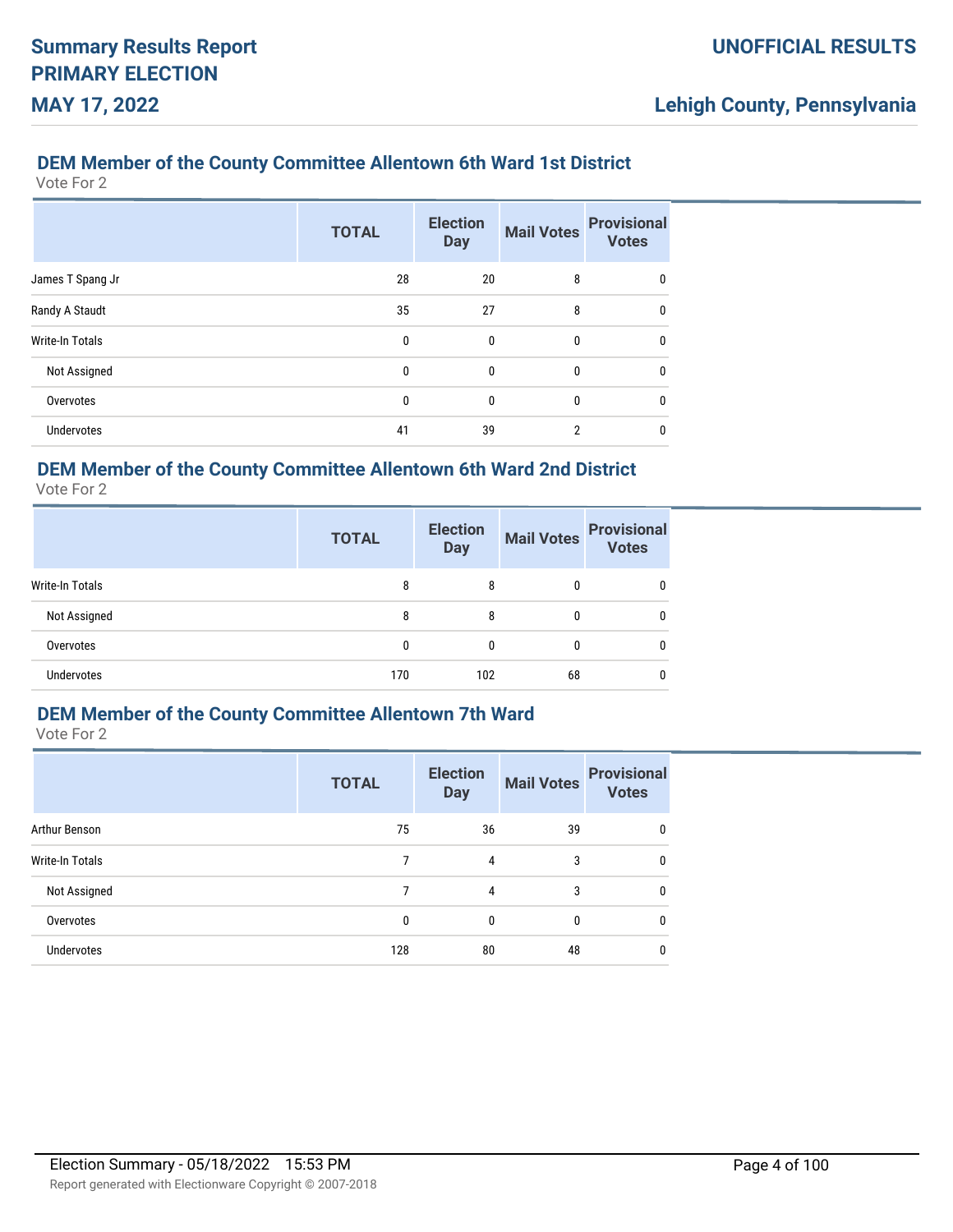## DEM Member of the County Committee Allentown 6th Ward 1st District

Vote For 2

| | TOTAL | Election Day | Mail Votes | Provisional Votes |
|---|---|---|---|---|
| James T Spang Jr | 28 | 20 | 8 | 0 |
| Randy A Staudt | 35 | 27 | 8 | 0 |
| Write-In Totals | 0 | 0 | 0 | 0 |
| Not Assigned | 0 | 0 | 0 | 0 |
| Overvotes | 0 | 0 | 0 | 0 |
| Undervotes | 41 | 39 | 2 | 0 |

## DEM Member of the County Committee Allentown 6th Ward 2nd District

Vote For 2

| | TOTAL | Election Day | Mail Votes | Provisional Votes |
|---|---|---|---|---|
| Write-In Totals | 8 | 8 | 0 | 0 |
| Not Assigned | 8 | 8 | 0 | 0 |
| Overvotes | 0 | 0 | 0 | 0 |
| Undervotes | 170 | 102 | 68 | 0 |

## DEM Member of the County Committee Allentown 7th Ward

Vote For 2

| | TOTAL | Election Day | Mail Votes | Provisional Votes |
|---|---|---|---|---|
| Arthur Benson | 75 | 36 | 39 | 0 |
| Write-In Totals | 7 | 4 | 3 | 0 |
| Not Assigned | 7 | 4 | 3 | 0 |
| Overvotes | 0 | 0 | 0 | 0 |
| Undervotes | 128 | 80 | 48 | 0 |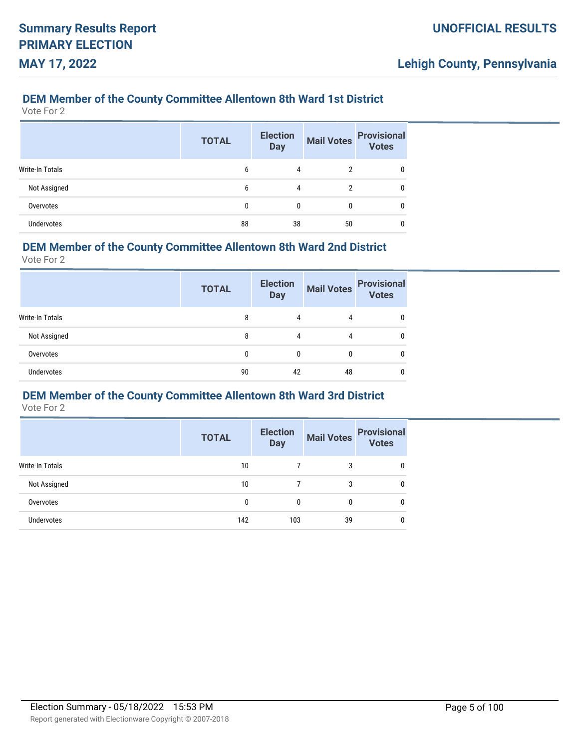### DEM Member of the County Committee Allentown 8th Ward 1st District

Vote For 2

| | TOTAL | Election Day | Mail Votes | Provisional Votes |
|---|---|---|---|---|
| Write-In Totals | 6 | 4 | 2 | 0 |
| Not Assigned | 6 | 4 | 2 | 0 |
| Overvotes | 0 | 0 | 0 | 0 |
| Undervotes | 88 | 38 | 50 | 0 |

### DEM Member of the County Committee Allentown 8th Ward 2nd District

Vote For 2

| | TOTAL | Election Day | Mail Votes | Provisional Votes |
|---|---|---|---|---|
| Write-In Totals | 8 | 4 | 4 | 0 |
| Not Assigned | 8 | 4 | 4 | 0 |
| Overvotes | 0 | 0 | 0 | 0 |
| Undervotes | 90 | 42 | 48 | 0 |

### DEM Member of the County Committee Allentown 8th Ward 3rd District

Vote For 2

| | TOTAL | Election Day | Mail Votes | Provisional Votes |
|---|---|---|---|---|
| Write-In Totals | 10 | 7 | 3 | 0 |
| Not Assigned | 10 | 7 | 3 | 0 |
| Overvotes | 0 | 0 | 0 | 0 |
| Undervotes | 142 | 103 | 39 | 0 |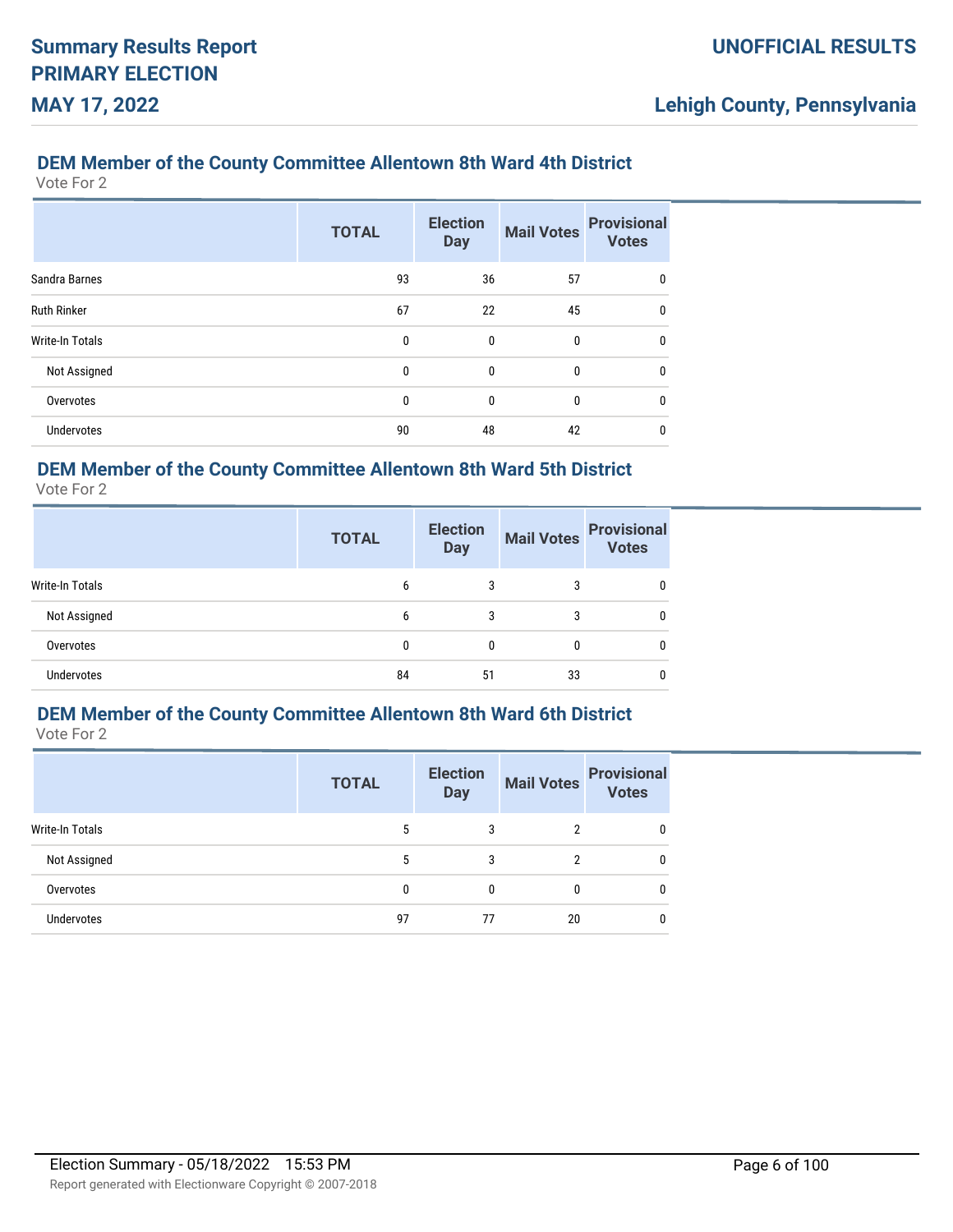## DEM Member of the County Committee Allentown 8th Ward 4th District

Vote For 2

| | TOTAL | Election Day | Mail Votes | Provisional Votes |
|---|---|---|---|---|
| Sandra Barnes | 93 | 36 | 57 | 0 |
| Ruth Rinker | 67 | 22 | 45 | 0 |
| Write-In Totals | 0 | 0 | 0 | 0 |
| Not Assigned | 0 | 0 | 0 | 0 |
| Overvotes | 0 | 0 | 0 | 0 |
| Undervotes | 90 | 48 | 42 | 0 |

## DEM Member of the County Committee Allentown 8th Ward 5th District

Vote For 2

| | TOTAL | Election Day | Mail Votes | Provisional Votes |
|---|---|---|---|---|
| Write-In Totals | 6 | 3 | 3 | 0 |
| Not Assigned | 6 | 3 | 3 | 0 |
| Overvotes | 0 | 0 | 0 | 0 |
| Undervotes | 84 | 51 | 33 | 0 |

## DEM Member of the County Committee Allentown 8th Ward 6th District

Vote For 2

| | TOTAL | Election Day | Mail Votes | Provisional Votes |
|---|---|---|---|---|
| Write-In Totals | 5 | 3 | 2 | 0 |
| Not Assigned | 5 | 3 | 2 | 0 |
| Overvotes | 0 | 0 | 0 | 0 |
| Undervotes | 97 | 77 | 20 | 0 |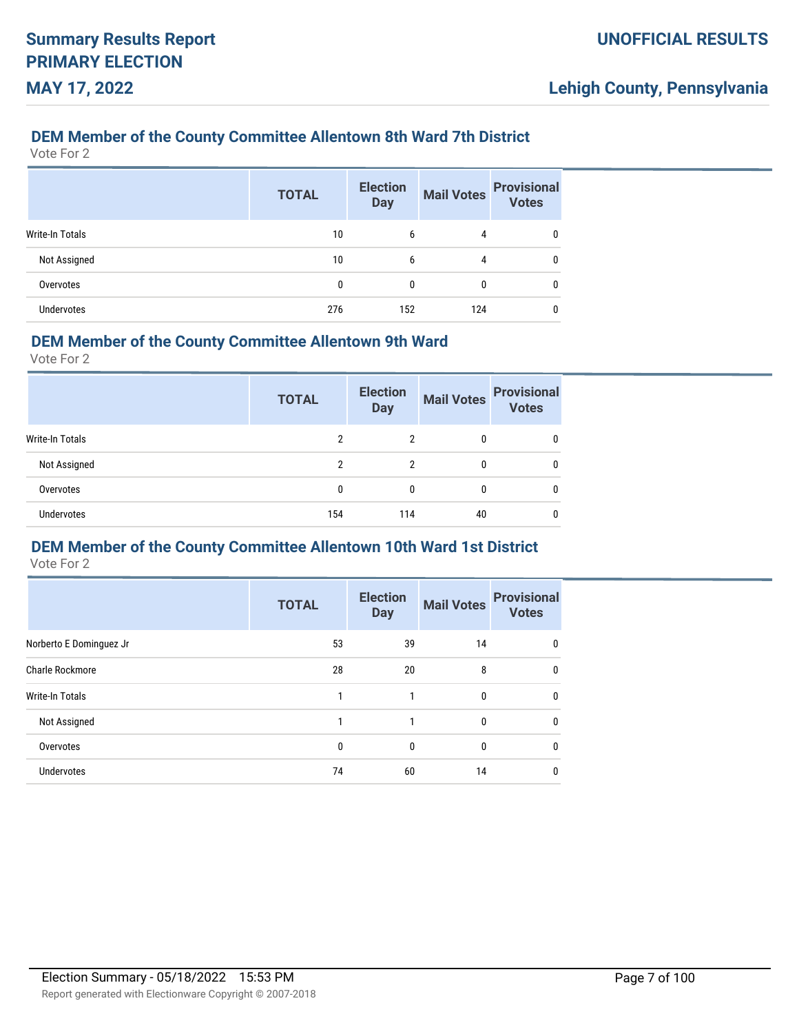## DEM Member of the County Committee Allentown 8th Ward 7th District

Vote For 2

| | TOTAL | Election Day | Mail Votes | Provisional Votes |
|---|---|---|---|---|
| Write-In Totals | 10 | 6 | 4 | 0 |
| Not Assigned | 10 | 6 | 4 | 0 |
| Overvotes | 0 | 0 | 0 | 0 |
| Undervotes | 276 | 152 | 124 | 0 |

## DEM Member of the County Committee Allentown 9th Ward

Vote For 2

| | TOTAL | Election Day | Mail Votes | Provisional Votes |
|---|---|---|---|---|
| Write-In Totals | 2 | 2 | 0 | 0 |
| Not Assigned | 2 | 2 | 0 | 0 |
| Overvotes | 0 | 0 | 0 | 0 |
| Undervotes | 154 | 114 | 40 | 0 |

## DEM Member of the County Committee Allentown 10th Ward 1st District

Vote For 2

| | TOTAL | Election Day | Mail Votes | Provisional Votes |
|---|---|---|---|---|
| Norberto E Dominguez Jr | 53 | 39 | 14 | 0 |
| Charle Rockmore | 28 | 20 | 8 | 0 |
| Write-In Totals | 1 | 1 | 0 | 0 |
| Not Assigned | 1 | 1 | 0 | 0 |
| Overvotes | 0 | 0 | 0 | 0 |
| Undervotes | 74 | 60 | 14 | 0 |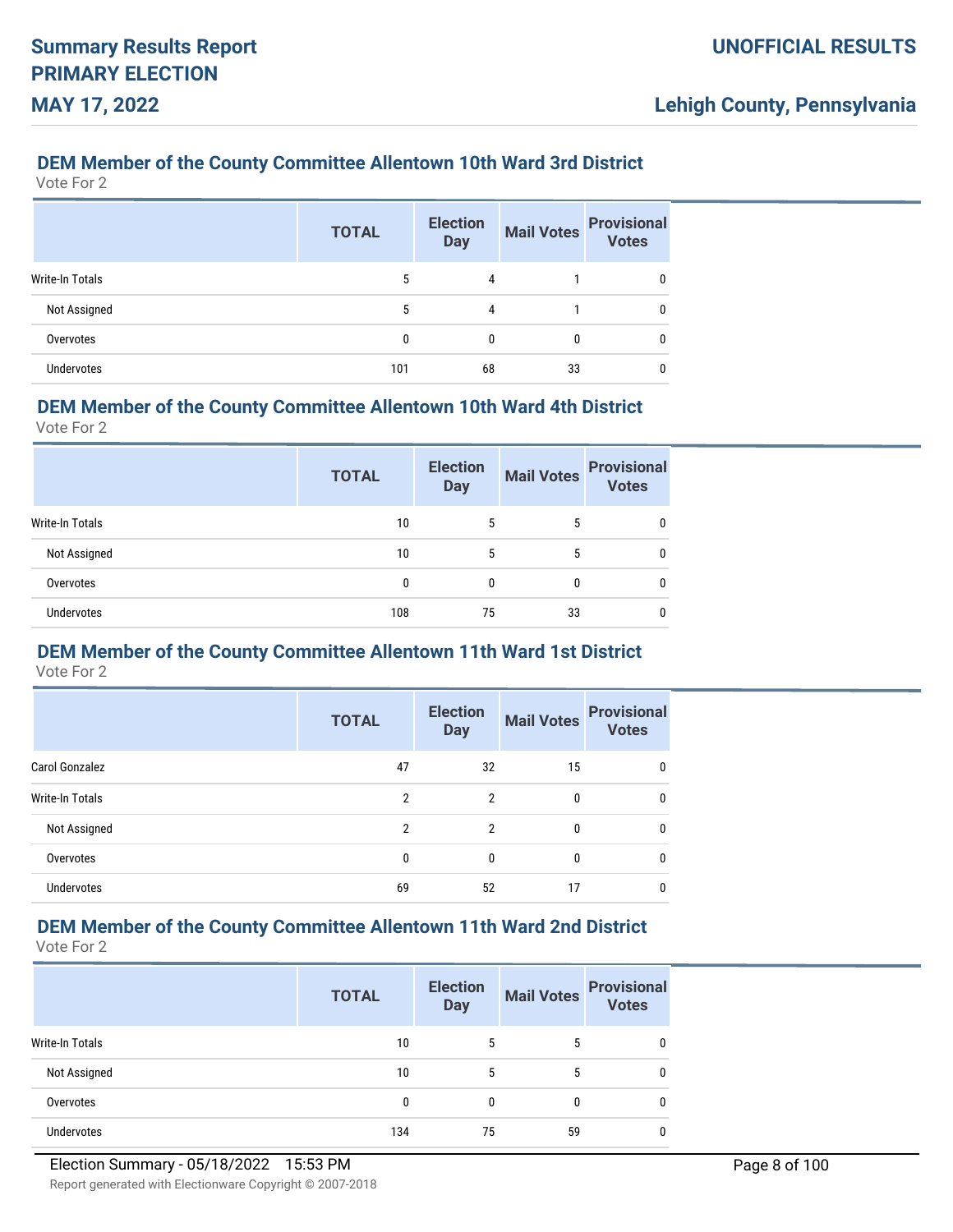## DEM Member of the County Committee Allentown 10th Ward 3rd District

Vote For 2

| | TOTAL | Election Day | Mail Votes | Provisional Votes |
|---|---|---|---|---|
| Write-In Totals | 5 | 4 | 1 | 0 |
| Not Assigned | 5 | 4 | 1 | 0 |
| Overvotes | 0 | 0 | 0 | 0 |
| Undervotes | 101 | 68 | 33 | 0 |

## DEM Member of the County Committee Allentown 10th Ward 4th District

Vote For 2

| | TOTAL | Election Day | Mail Votes | Provisional Votes |
|---|---|---|---|---|
| Write-In Totals | 10 | 5 | 5 | 0 |
| Not Assigned | 10 | 5 | 5 | 0 |
| Overvotes | 0 | 0 | 0 | 0 |
| Undervotes | 108 | 75 | 33 | 0 |

## DEM Member of the County Committee Allentown 11th Ward 1st District

Vote For 2

| | TOTAL | Election Day | Mail Votes | Provisional Votes |
|---|---|---|---|---|
| Carol Gonzalez | 47 | 32 | 15 | 0 |
| Write-In Totals | 2 | 2 | 0 | 0 |
| Not Assigned | 2 | 2 | 0 | 0 |
| Overvotes | 0 | 0 | 0 | 0 |
| Undervotes | 69 | 52 | 17 | 0 |

## DEM Member of the County Committee Allentown 11th Ward 2nd District

Vote For 2

| | TOTAL | Election Day | Mail Votes | Provisional Votes |
|---|---|---|---|---|
| Write-In Totals | 10 | 5 | 5 | 0 |
| Not Assigned | 10 | 5 | 5 | 0 |
| Overvotes | 0 | 0 | 0 | 0 |
| Undervotes | 134 | 75 | 59 | 0 |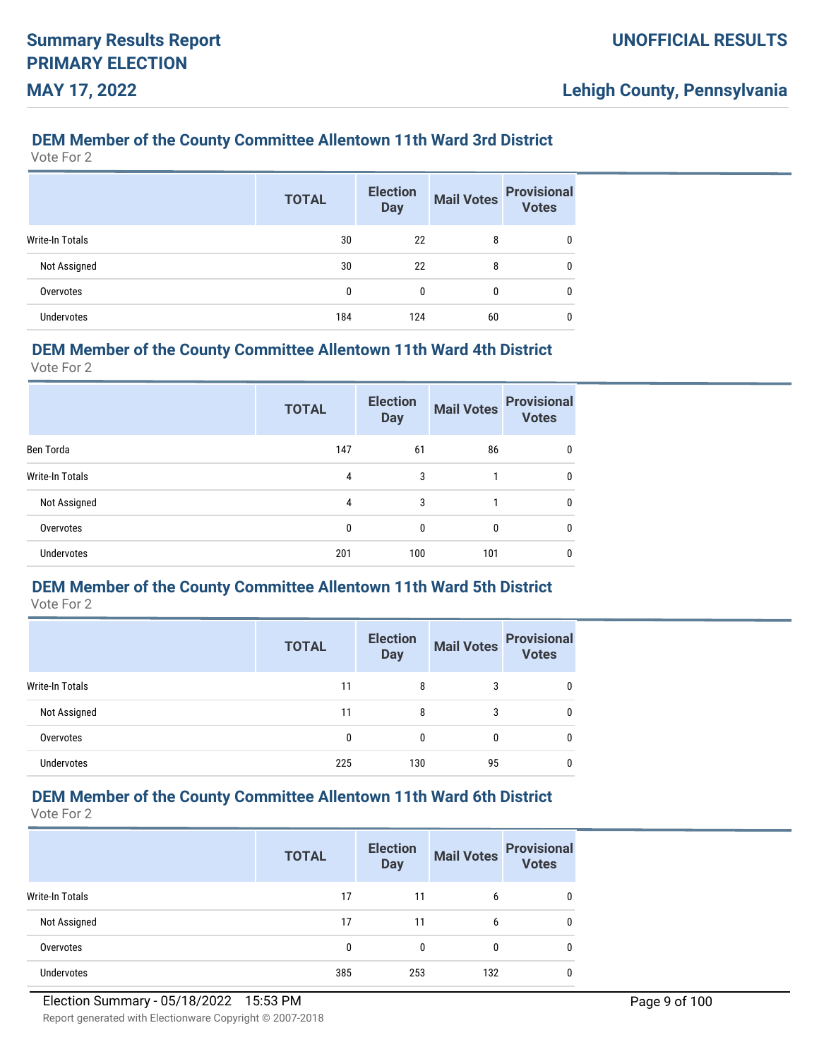## DEM Member of the County Committee Allentown 11th Ward 3rd District

Vote For 2

| | TOTAL | Election Day | Mail Votes | Provisional Votes |
|---|---|---|---|---|
| Write-In Totals | 30 | 22 | 8 | 0 |
| Not Assigned | 30 | 22 | 8 | 0 |
| Overvotes | 0 | 0 | 0 | 0 |
| Undervotes | 184 | 124 | 60 | 0 |

## DEM Member of the County Committee Allentown 11th Ward 4th District

Vote For 2

| | TOTAL | Election Day | Mail Votes | Provisional Votes |
|---|---|---|---|---|
| Ben Torda | 147 | 61 | 86 | 0 |
| Write-In Totals | 4 | 3 | 1 | 0 |
| Not Assigned | 4 | 3 | 1 | 0 |
| Overvotes | 0 | 0 | 0 | 0 |
| Undervotes | 201 | 100 | 101 | 0 |

## DEM Member of the County Committee Allentown 11th Ward 5th District

Vote For 2

| | TOTAL | Election Day | Mail Votes | Provisional Votes |
|---|---|---|---|---|
| Write-In Totals | 11 | 8 | 3 | 0 |
| Not Assigned | 11 | 8 | 3 | 0 |
| Overvotes | 0 | 0 | 0 | 0 |
| Undervotes | 225 | 130 | 95 | 0 |

## DEM Member of the County Committee Allentown 11th Ward 6th District

Vote For 2

| | TOTAL | Election Day | Mail Votes | Provisional Votes |
|---|---|---|---|---|
| Write-In Totals | 17 | 11 | 6 | 0 |
| Not Assigned | 17 | 11 | 6 | 0 |
| Overvotes | 0 | 0 | 0 | 0 |
| Undervotes | 385 | 253 | 132 | 0 |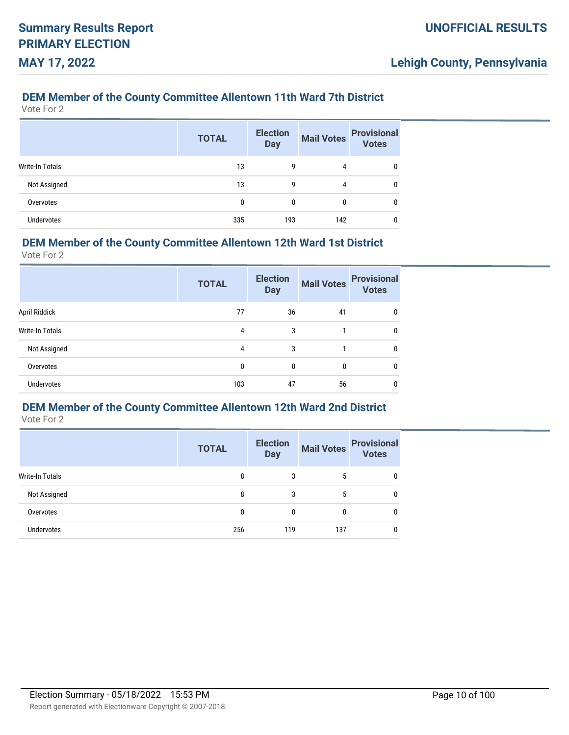## DEM Member of the County Committee Allentown 11th Ward 7th District

Vote For 2

| | TOTAL | Election Day | Mail Votes | Provisional Votes |
|---|---|---|---|---|
| Write-In Totals | 13 | 9 | 4 | 0 |
| Not Assigned | 13 | 9 | 4 | 0 |
| Overvotes | 0 | 0 | 0 | 0 |
| Undervotes | 335 | 193 | 142 | 0 |

## DEM Member of the County Committee Allentown 12th Ward 1st District

Vote For 2

| | TOTAL | Election Day | Mail Votes | Provisional Votes |
|---|---|---|---|---|
| April Riddick | 77 | 36 | 41 | 0 |
| Write-In Totals | 4 | 3 | 1 | 0 |
| Not Assigned | 4 | 3 | 1 | 0 |
| Overvotes | 0 | 0 | 0 | 0 |
| Undervotes | 103 | 47 | 56 | 0 |

## DEM Member of the County Committee Allentown 12th Ward 2nd District

Vote For 2

| | TOTAL | Election Day | Mail Votes | Provisional Votes |
|---|---|---|---|---|
| Write-In Totals | 8 | 3 | 5 | 0 |
| Not Assigned | 8 | 3 | 5 | 0 |
| Overvotes | 0 | 0 | 0 | 0 |
| Undervotes | 256 | 119 | 137 | 0 |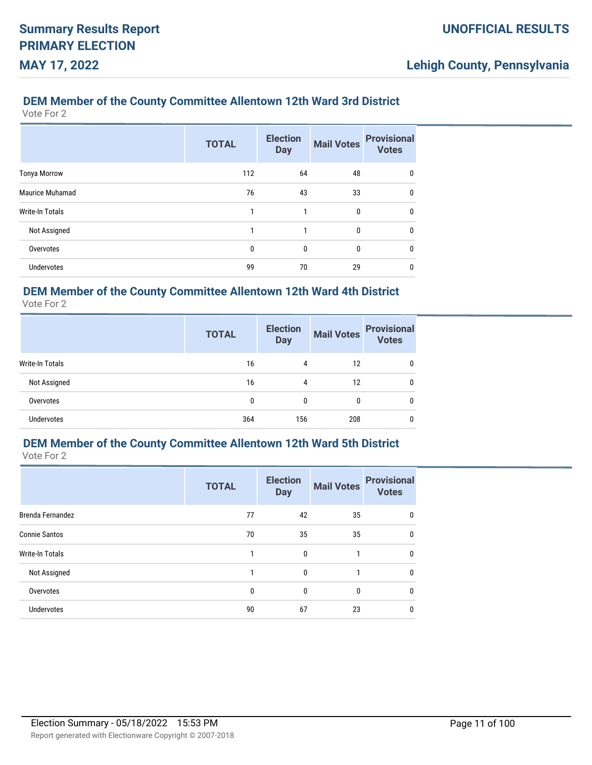### DEM Member of the County Committee Allentown 12th Ward 3rd District

Vote For 2

| | TOTAL | Election Day | Mail Votes | Provisional Votes |
|---|---|---|---|---|
| Tonya Morrow | 112 | 64 | 48 | 0 |
| Maurice Muhamad | 76 | 43 | 33 | 0 |
| Write-In Totals | 1 | 1 | 0 | 0 |
| Not Assigned | 1 | 1 | 0 | 0 |
| Overvotes | 0 | 0 | 0 | 0 |
| Undervotes | 99 | 70 | 29 | 0 |

### DEM Member of the County Committee Allentown 12th Ward 4th District

Vote For 2

| | TOTAL | Election Day | Mail Votes | Provisional Votes |
|---|---|---|---|---|
| Write-In Totals | 16 | 4 | 12 | 0 |
| Not Assigned | 16 | 4 | 12 | 0 |
| Overvotes | 0 | 0 | 0 | 0 |
| Undervotes | 364 | 156 | 208 | 0 |

### DEM Member of the County Committee Allentown 12th Ward 5th District

Vote For 2

| | TOTAL | Election Day | Mail Votes | Provisional Votes |
|---|---|---|---|---|
| Brenda Fernandez | 77 | 42 | 35 | 0 |
| Connie Santos | 70 | 35 | 35 | 0 |
| Write-In Totals | 1 | 0 | 1 | 0 |
| Not Assigned | 1 | 0 | 1 | 0 |
| Overvotes | 0 | 0 | 0 | 0 |
| Undervotes | 90 | 67 | 23 | 0 |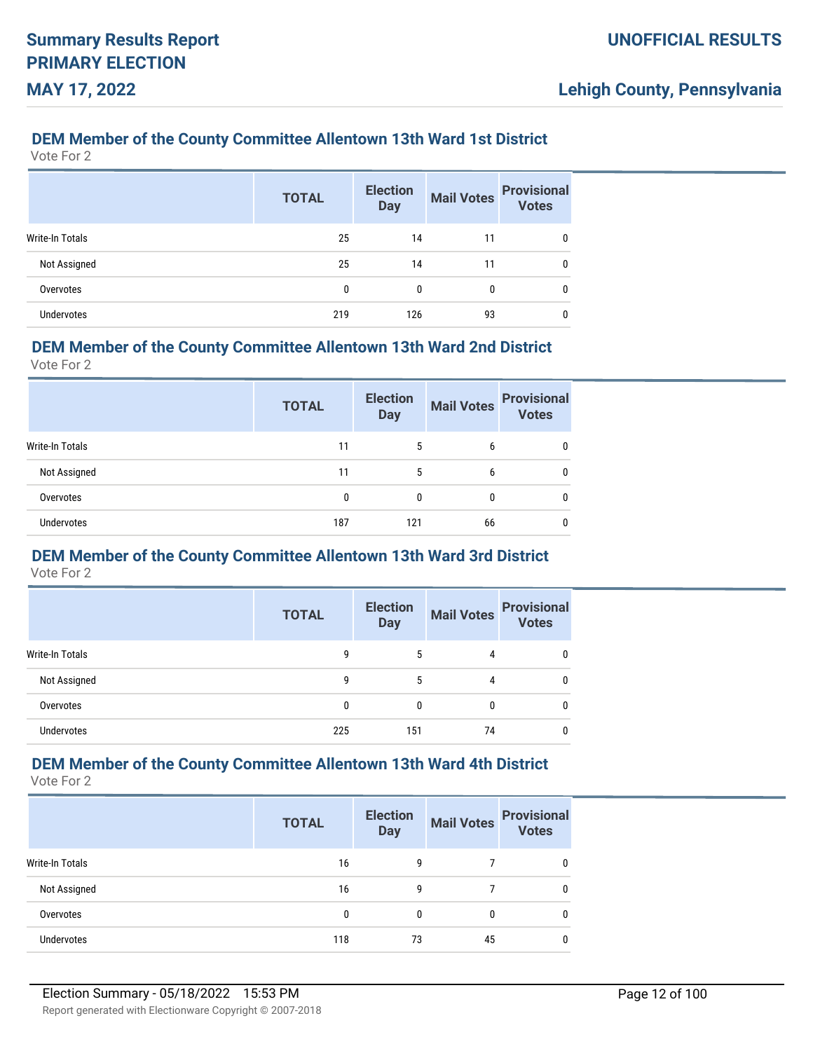## DEM Member of the County Committee Allentown 13th Ward 1st District

Vote For 2

| | TOTAL | Election Day | Mail Votes | Provisional Votes |
|---|---|---|---|---|
| Write-In Totals | 25 | 14 | 11 | 0 |
| Not Assigned | 25 | 14 | 11 | 0 |
| Overvotes | 0 | 0 | 0 | 0 |
| Undervotes | 219 | 126 | 93 | 0 |

## DEM Member of the County Committee Allentown 13th Ward 2nd District

Vote For 2

| | TOTAL | Election Day | Mail Votes | Provisional Votes |
|---|---|---|---|---|
| Write-In Totals | 11 | 5 | 6 | 0 |
| Not Assigned | 11 | 5 | 6 | 0 |
| Overvotes | 0 | 0 | 0 | 0 |
| Undervotes | 187 | 121 | 66 | 0 |

## DEM Member of the County Committee Allentown 13th Ward 3rd District

Vote For 2

| | TOTAL | Election Day | Mail Votes | Provisional Votes |
|---|---|---|---|---|
| Write-In Totals | 9 | 5 | 4 | 0 |
| Not Assigned | 9 | 5 | 4 | 0 |
| Overvotes | 0 | 0 | 0 | 0 |
| Undervotes | 225 | 151 | 74 | 0 |

## DEM Member of the County Committee Allentown 13th Ward 4th District

Vote For 2

| | TOTAL | Election Day | Mail Votes | Provisional Votes |
|---|---|---|---|---|
| Write-In Totals | 16 | 9 | 7 | 0 |
| Not Assigned | 16 | 9 | 7 | 0 |
| Overvotes | 0 | 0 | 0 | 0 |
| Undervotes | 118 | 73 | 45 | 0 |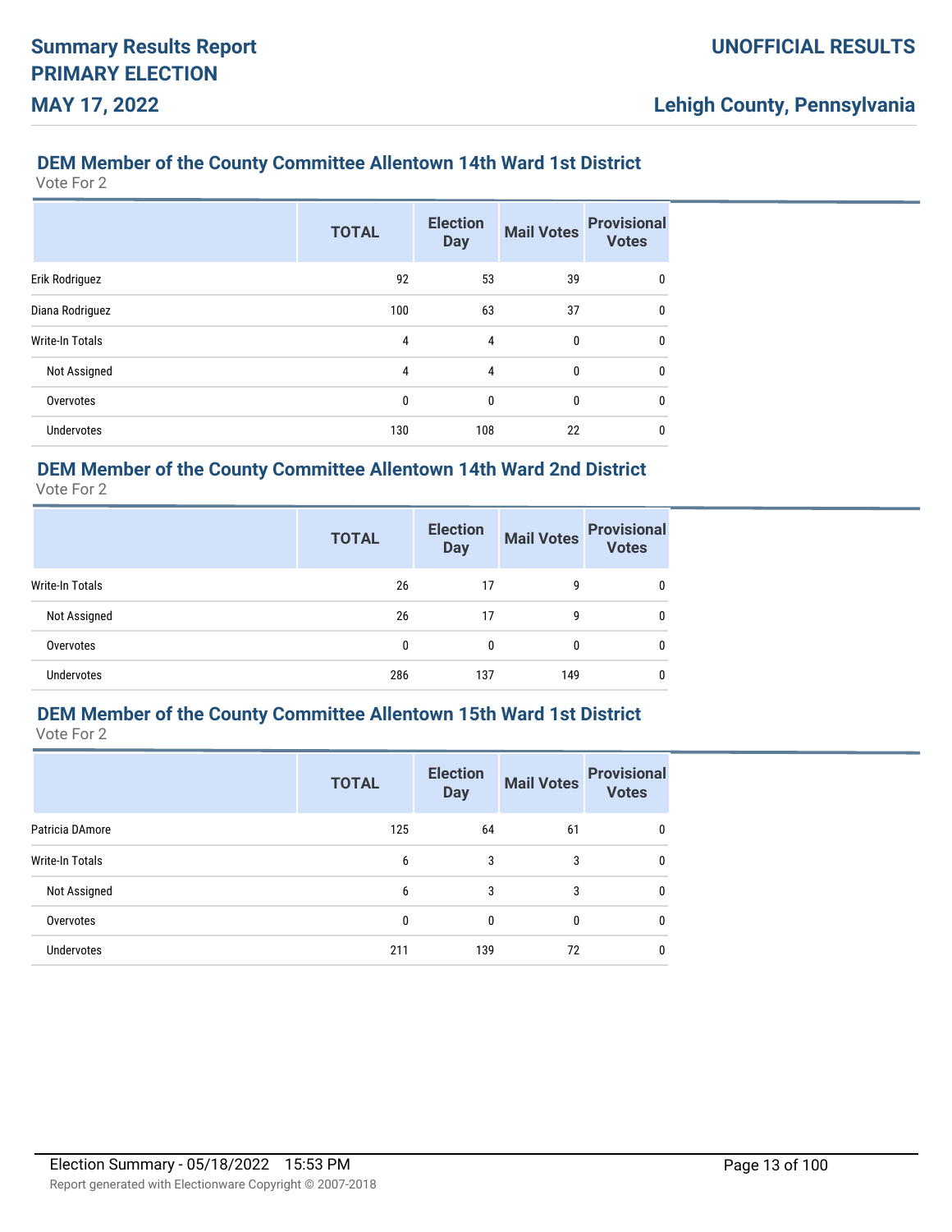### DEM Member of the County Committee Allentown 14th Ward 1st District

Vote For 2

| | TOTAL | Election Day | Mail Votes | Provisional Votes |
|---|---|---|---|---|
| Erik Rodriguez | 92 | 53 | 39 | 0 |
| Diana Rodriguez | 100 | 63 | 37 | 0 |
| Write-In Totals | 4 | 4 | 0 | 0 |
| Not Assigned | 4 | 4 | 0 | 0 |
| Overvotes | 0 | 0 | 0 | 0 |
| Undervotes | 130 | 108 | 22 | 0 |

### DEM Member of the County Committee Allentown 14th Ward 2nd District

Vote For 2

| | TOTAL | Election Day | Mail Votes | Provisional Votes |
|---|---|---|---|---|
| Write-In Totals | 26 | 17 | 9 | 0 |
| Not Assigned | 26 | 17 | 9 | 0 |
| Overvotes | 0 | 0 | 0 | 0 |
| Undervotes | 286 | 137 | 149 | 0 |

### DEM Member of the County Committee Allentown 15th Ward 1st District

Vote For 2

| | TOTAL | Election Day | Mail Votes | Provisional Votes |
|---|---|---|---|---|
| Patricia DAmore | 125 | 64 | 61 | 0 |
| Write-In Totals | 6 | 3 | 3 | 0 |
| Not Assigned | 6 | 3 | 3 | 0 |
| Overvotes | 0 | 0 | 0 | 0 |
| Undervotes | 211 | 139 | 72 | 0 |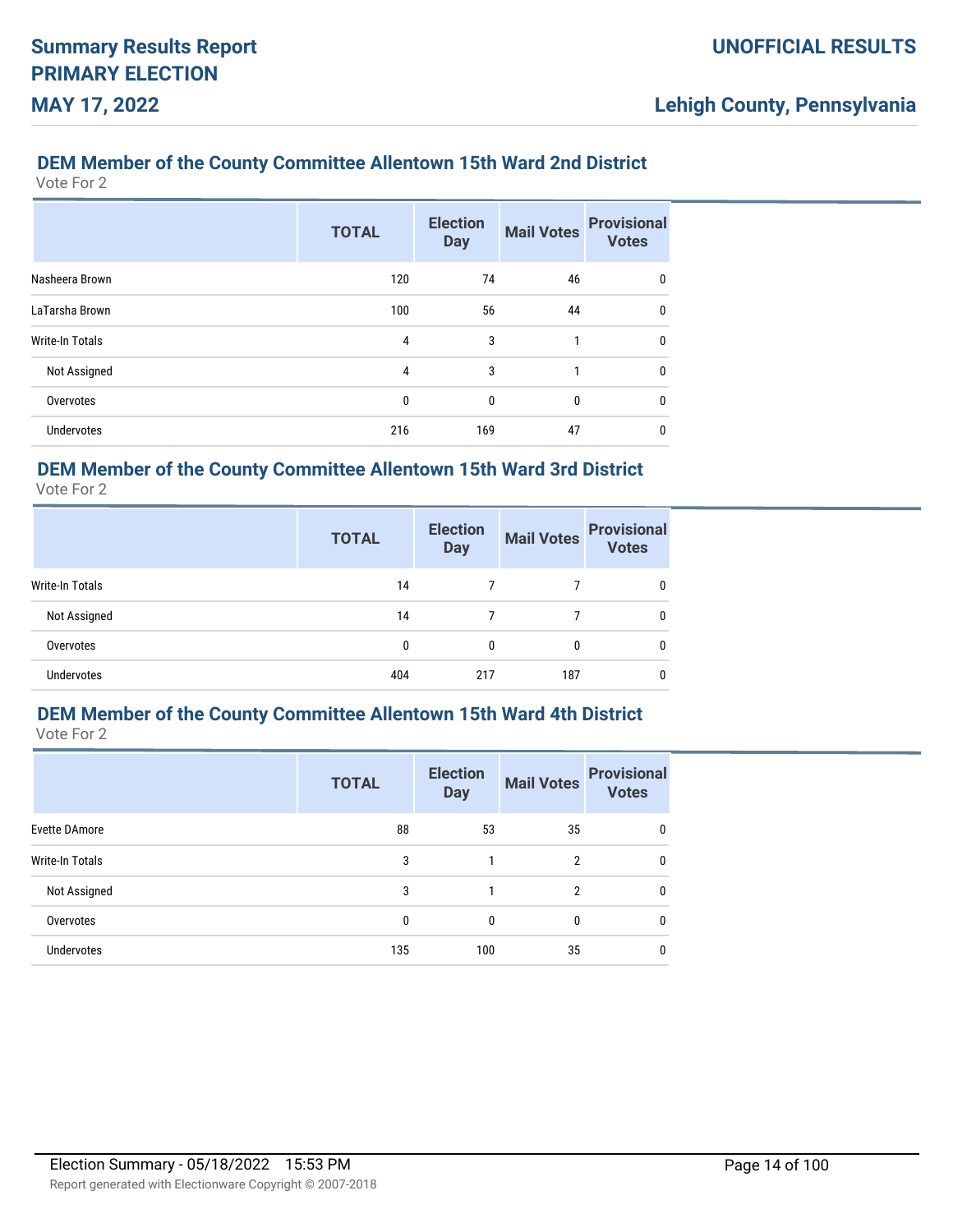## DEM Member of the County Committee Allentown 15th Ward 2nd District

Vote For 2

| | TOTAL | Election Day | Mail Votes | Provisional Votes |
|---|---|---|---|---|
| Nasheera Brown | 120 | 74 | 46 | 0 |
| LaTarsha Brown | 100 | 56 | 44 | 0 |
| Write-In Totals | 4 | 3 | 1 | 0 |
| Not Assigned | 4 | 3 | 1 | 0 |
| Overvotes | 0 | 0 | 0 | 0 |
| Undervotes | 216 | 169 | 47 | 0 |

## DEM Member of the County Committee Allentown 15th Ward 3rd District

Vote For 2

| | TOTAL | Election Day | Mail Votes | Provisional Votes |
|---|---|---|---|---|
| Write-In Totals | 14 | 7 | 7 | 0 |
| Not Assigned | 14 | 7 | 7 | 0 |
| Overvotes | 0 | 0 | 0 | 0 |
| Undervotes | 404 | 217 | 187 | 0 |

## DEM Member of the County Committee Allentown 15th Ward 4th District

Vote For 2

| | TOTAL | Election Day | Mail Votes | Provisional Votes |
|---|---|---|---|---|
| Evette DAmore | 88 | 53 | 35 | 0 |
| Write-In Totals | 3 | 1 | 2 | 0 |
| Not Assigned | 3 | 1 | 2 | 0 |
| Overvotes | 0 | 0 | 0 | 0 |
| Undervotes | 135 | 100 | 35 | 0 |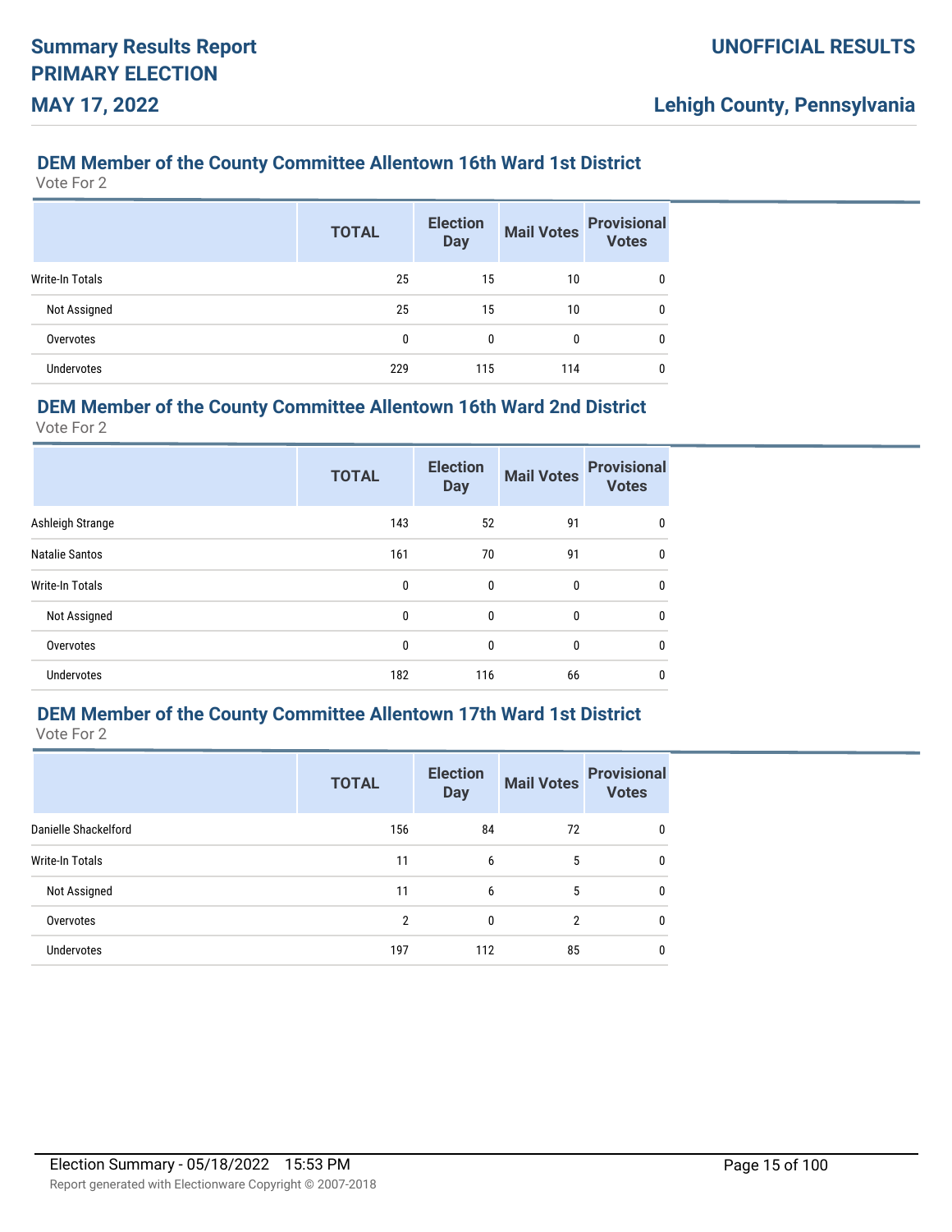## DEM Member of the County Committee Allentown 16th Ward 1st District

Vote For 2

| | TOTAL | Election Day | Mail Votes | Provisional Votes |
|---|---|---|---|---|
| Write-In Totals | 25 | 15 | 10 | 0 |
| Not Assigned | 25 | 15 | 10 | 0 |
| Overvotes | 0 | 0 | 0 | 0 |
| Undervotes | 229 | 115 | 114 | 0 |

## DEM Member of the County Committee Allentown 16th Ward 2nd District

Vote For 2

| | TOTAL | Election Day | Mail Votes | Provisional Votes |
|---|---|---|---|---|
| Ashleigh Strange | 143 | 52 | 91 | 0 |
| Natalie Santos | 161 | 70 | 91 | 0 |
| Write-In Totals | 0 | 0 | 0 | 0 |
| Not Assigned | 0 | 0 | 0 | 0 |
| Overvotes | 0 | 0 | 0 | 0 |
| Undervotes | 182 | 116 | 66 | 0 |

## DEM Member of the County Committee Allentown 17th Ward 1st District

Vote For 2

| | TOTAL | Election Day | Mail Votes | Provisional Votes |
|---|---|---|---|---|
| Danielle Shackelford | 156 | 84 | 72 | 0 |
| Write-In Totals | 11 | 6 | 5 | 0 |
| Not Assigned | 11 | 6 | 5 | 0 |
| Overvotes | 2 | 0 | 2 | 0 |
| Undervotes | 197 | 112 | 85 | 0 |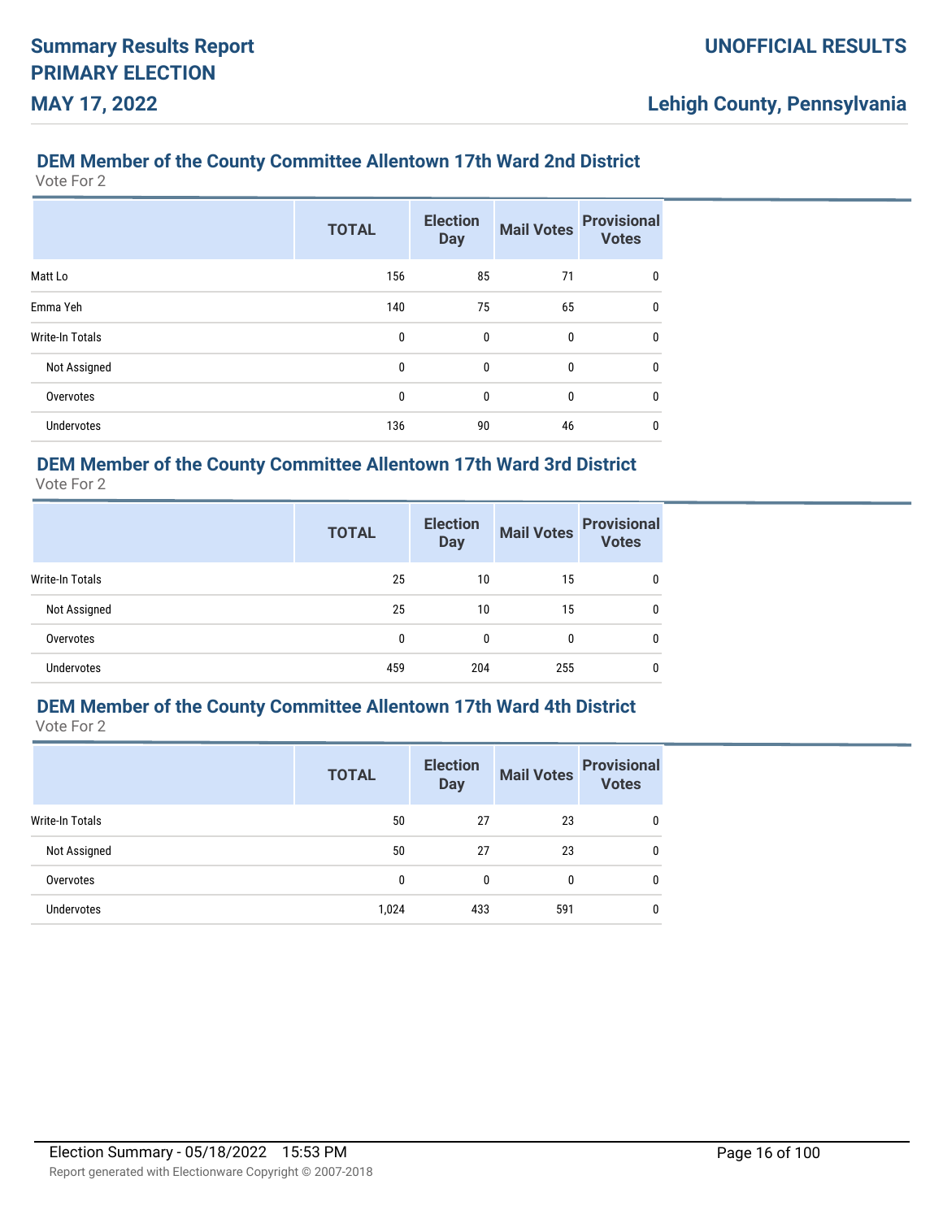### DEM Member of the County Committee Allentown 17th Ward 2nd District

Vote For 2

| | TOTAL | Election Day | Mail Votes | Provisional Votes |
|---|---|---|---|---|
| Matt Lo | 156 | 85 | 71 | 0 |
| Emma Yeh | 140 | 75 | 65 | 0 |
| Write-In Totals | 0 | 0 | 0 | 0 |
| Not Assigned | 0 | 0 | 0 | 0 |
| Overvotes | 0 | 0 | 0 | 0 |
| Undervotes | 136 | 90 | 46 | 0 |

### DEM Member of the County Committee Allentown 17th Ward 3rd District

Vote For 2

| | TOTAL | Election Day | Mail Votes | Provisional Votes |
|---|---|---|---|---|
| Write-In Totals | 25 | 10 | 15 | 0 |
| Not Assigned | 25 | 10 | 15 | 0 |
| Overvotes | 0 | 0 | 0 | 0 |
| Undervotes | 459 | 204 | 255 | 0 |

### DEM Member of the County Committee Allentown 17th Ward 4th District

Vote For 2

| | TOTAL | Election Day | Mail Votes | Provisional Votes |
|---|---|---|---|---|
| Write-In Totals | 50 | 27 | 23 | 0 |
| Not Assigned | 50 | 27 | 23 | 0 |
| Overvotes | 0 | 0 | 0 | 0 |
| Undervotes | 1,024 | 433 | 591 | 0 |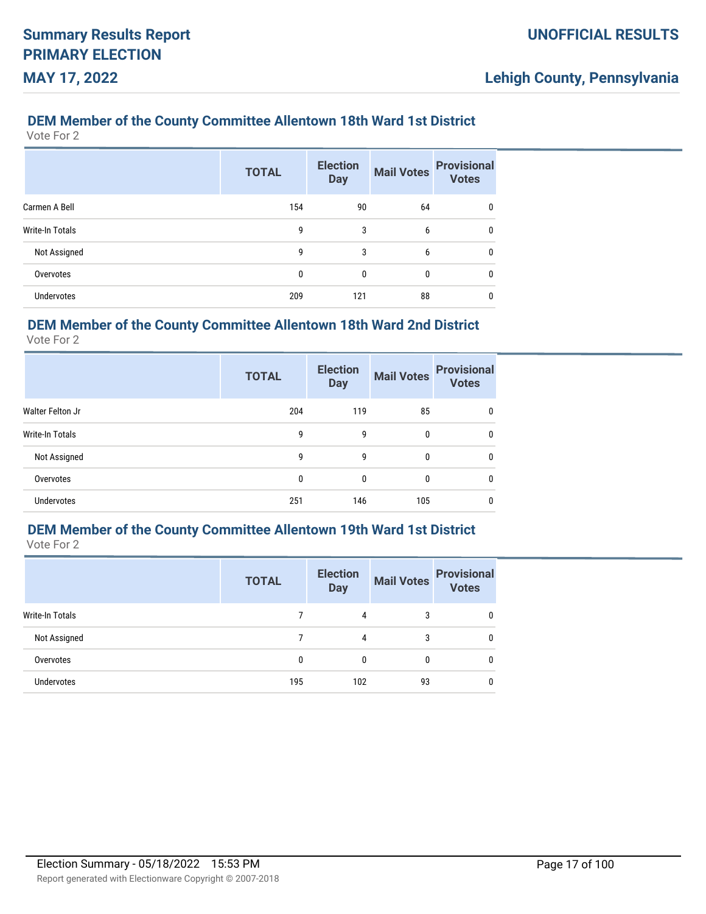### DEM Member of the County Committee Allentown 18th Ward 1st District

Vote For 2

| | TOTAL | Election Day | Mail Votes | Provisional Votes |
|---|---|---|---|---|
| Carmen A Bell | 154 | 90 | 64 | 0 |
| Write-In Totals | 9 | 3 | 6 | 0 |
| Not Assigned | 9 | 3 | 6 | 0 |
| Overvotes | 0 | 0 | 0 | 0 |
| Undervotes | 209 | 121 | 88 | 0 |

### DEM Member of the County Committee Allentown 18th Ward 2nd District

Vote For 2

| | TOTAL | Election Day | Mail Votes | Provisional Votes |
|---|---|---|---|---|
| Walter Felton Jr | 204 | 119 | 85 | 0 |
| Write-In Totals | 9 | 9 | 0 | 0 |
| Not Assigned | 9 | 9 | 0 | 0 |
| Overvotes | 0 | 0 | 0 | 0 |
| Undervotes | 251 | 146 | 105 | 0 |

### DEM Member of the County Committee Allentown 19th Ward 1st District

Vote For 2

| | TOTAL | Election Day | Mail Votes | Provisional Votes |
|---|---|---|---|---|
| Write-In Totals | 7 | 4 | 3 | 0 |
| Not Assigned | 7 | 4 | 3 | 0 |
| Overvotes | 0 | 0 | 0 | 0 |
| Undervotes | 195 | 102 | 93 | 0 |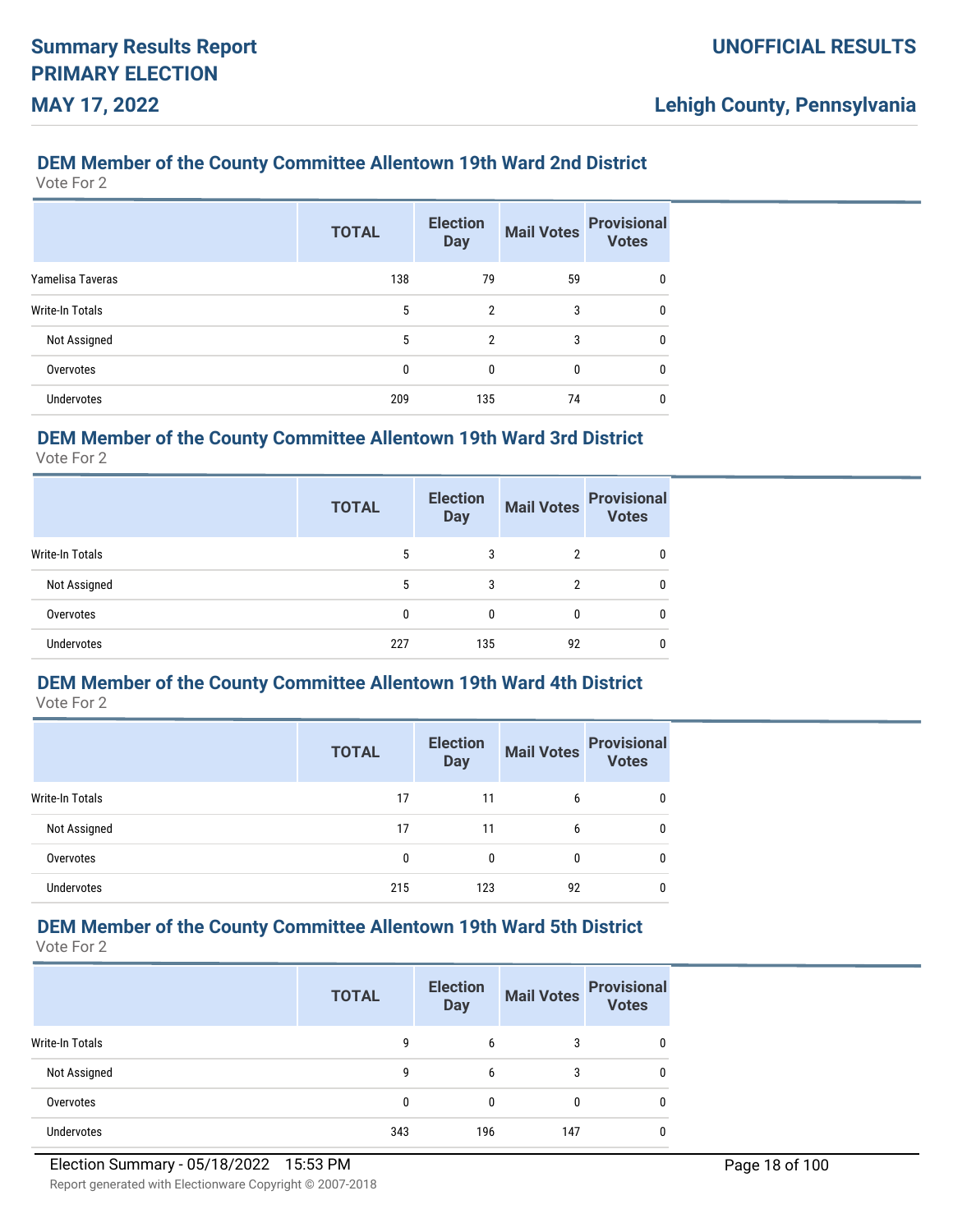## DEM Member of the County Committee Allentown 19th Ward 2nd District

Vote For 2

| | TOTAL | Election Day | Mail Votes | Provisional Votes |
|---|---|---|---|---|
| Yamelisa Taveras | 138 | 79 | 59 | 0 |
| Write-In Totals | 5 | 2 | 3 | 0 |
| Not Assigned | 5 | 2 | 3 | 0 |
| Overvotes | 0 | 0 | 0 | 0 |
| Undervotes | 209 | 135 | 74 | 0 |

## DEM Member of the County Committee Allentown 19th Ward 3rd District

Vote For 2

| | TOTAL | Election Day | Mail Votes | Provisional Votes |
|---|---|---|---|---|
| Write-In Totals | 5 | 3 | 2 | 0 |
| Not Assigned | 5 | 3 | 2 | 0 |
| Overvotes | 0 | 0 | 0 | 0 |
| Undervotes | 227 | 135 | 92 | 0 |

## DEM Member of the County Committee Allentown 19th Ward 4th District

Vote For 2

| | TOTAL | Election Day | Mail Votes | Provisional Votes |
|---|---|---|---|---|
| Write-In Totals | 17 | 11 | 6 | 0 |
| Not Assigned | 17 | 11 | 6 | 0 |
| Overvotes | 0 | 0 | 0 | 0 |
| Undervotes | 215 | 123 | 92 | 0 |

## DEM Member of the County Committee Allentown 19th Ward 5th District

Vote For 2

| | TOTAL | Election Day | Mail Votes | Provisional Votes |
|---|---|---|---|---|
| Write-In Totals | 9 | 6 | 3 | 0 |
| Not Assigned | 9 | 6 | 3 | 0 |
| Overvotes | 0 | 0 | 0 | 0 |
| Undervotes | 343 | 196 | 147 | 0 |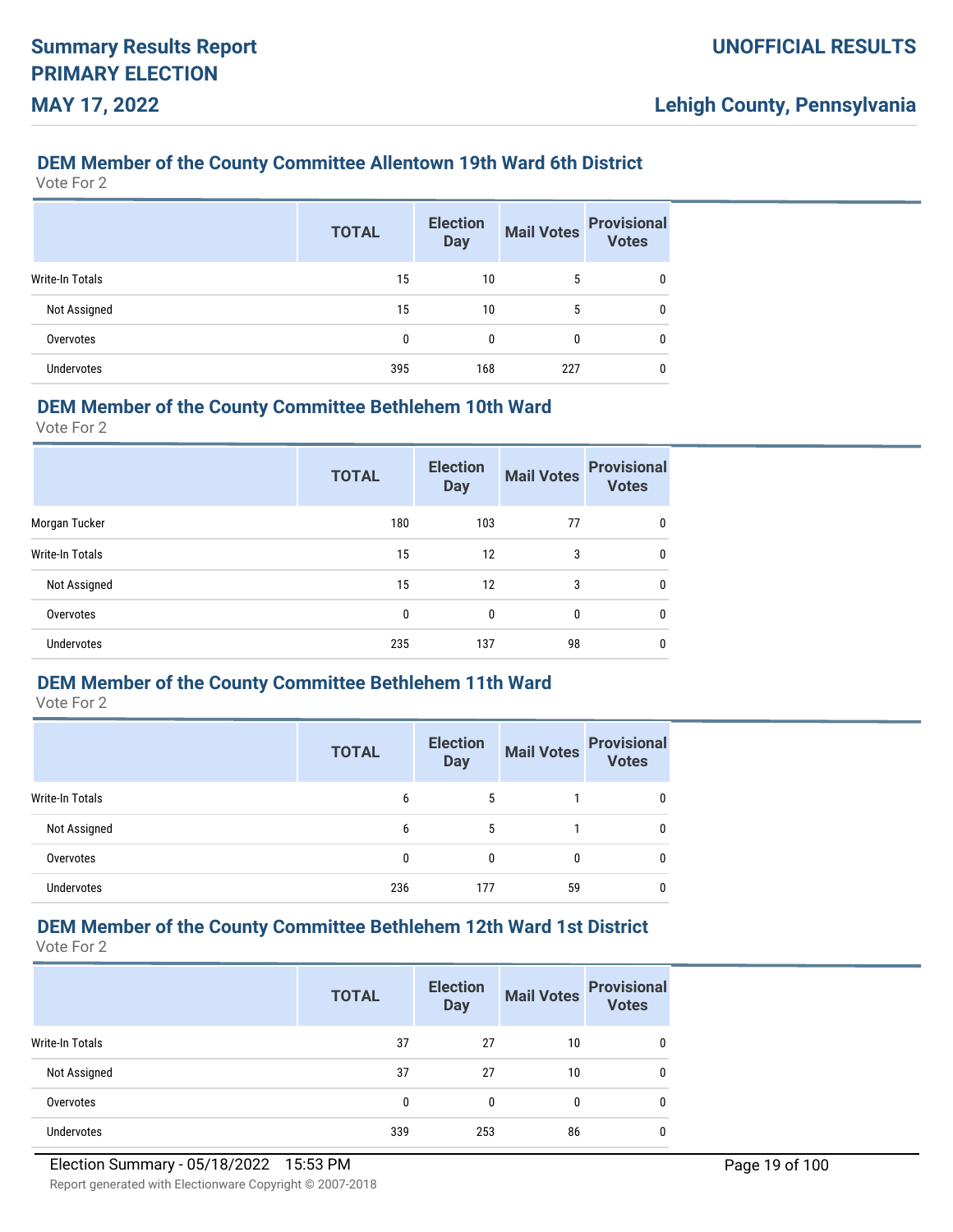## DEM Member of the County Committee Allentown 19th Ward 6th District

Vote For 2

| | TOTAL | Election Day | Mail Votes | Provisional Votes |
|---|---|---|---|---|
| Write-In Totals | 15 | 10 | 5 | 0 |
| Not Assigned | 15 | 10 | 5 | 0 |
| Overvotes | 0 | 0 | 0 | 0 |
| Undervotes | 395 | 168 | 227 | 0 |

## DEM Member of the County Committee Bethlehem 10th Ward

Vote For 2

| | TOTAL | Election Day | Mail Votes | Provisional Votes |
|---|---|---|---|---|
| Morgan Tucker | 180 | 103 | 77 | 0 |
| Write-In Totals | 15 | 12 | 3 | 0 |
| Not Assigned | 15 | 12 | 3 | 0 |
| Overvotes | 0 | 0 | 0 | 0 |
| Undervotes | 235 | 137 | 98 | 0 |

## DEM Member of the County Committee Bethlehem 11th Ward

Vote For 2

| | TOTAL | Election Day | Mail Votes | Provisional Votes |
|---|---|---|---|---|
| Write-In Totals | 6 | 5 | 1 | 0 |
| Not Assigned | 6 | 5 | 1 | 0 |
| Overvotes | 0 | 0 | 0 | 0 |
| Undervotes | 236 | 177 | 59 | 0 |

## DEM Member of the County Committee Bethlehem 12th Ward 1st District

Vote For 2

| | TOTAL | Election Day | Mail Votes | Provisional Votes |
|---|---|---|---|---|
| Write-In Totals | 37 | 27 | 10 | 0 |
| Not Assigned | 37 | 27 | 10 | 0 |
| Overvotes | 0 | 0 | 0 | 0 |
| Undervotes | 339 | 253 | 86 | 0 |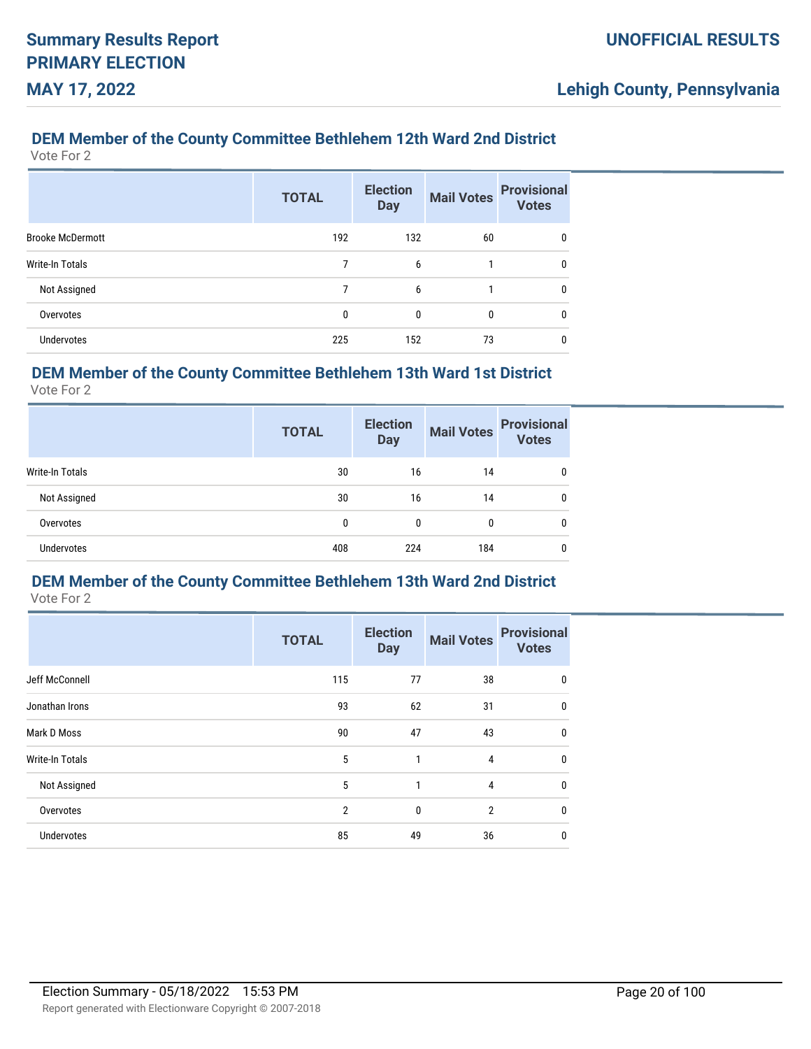## DEM Member of the County Committee Bethlehem 12th Ward 2nd District

Vote For 2

| | TOTAL | Election Day | Mail Votes | Provisional Votes |
|---|---|---|---|---|
| Brooke McDermott | 192 | 132 | 60 | 0 |
| Write-In Totals | 7 | 6 | 1 | 0 |
| Not Assigned | 7 | 6 | 1 | 0 |
| Overvotes | 0 | 0 | 0 | 0 |
| Undervotes | 225 | 152 | 73 | 0 |

## DEM Member of the County Committee Bethlehem 13th Ward 1st District

Vote For 2

| | TOTAL | Election Day | Mail Votes | Provisional Votes |
|---|---|---|---|---|
| Write-In Totals | 30 | 16 | 14 | 0 |
| Not Assigned | 30 | 16 | 14 | 0 |
| Overvotes | 0 | 0 | 0 | 0 |
| Undervotes | 408 | 224 | 184 | 0 |

## DEM Member of the County Committee Bethlehem 13th Ward 2nd District

Vote For 2

| | TOTAL | Election Day | Mail Votes | Provisional Votes |
|---|---|---|---|---|
| Jeff McConnell | 115 | 77 | 38 | 0 |
| Jonathan Irons | 93 | 62 | 31 | 0 |
| Mark D Moss | 90 | 47 | 43 | 0 |
| Write-In Totals | 5 | 1 | 4 | 0 |
| Not Assigned | 5 | 1 | 4 | 0 |
| Overvotes | 2 | 0 | 2 | 0 |
| Undervotes | 85 | 49 | 36 | 0 |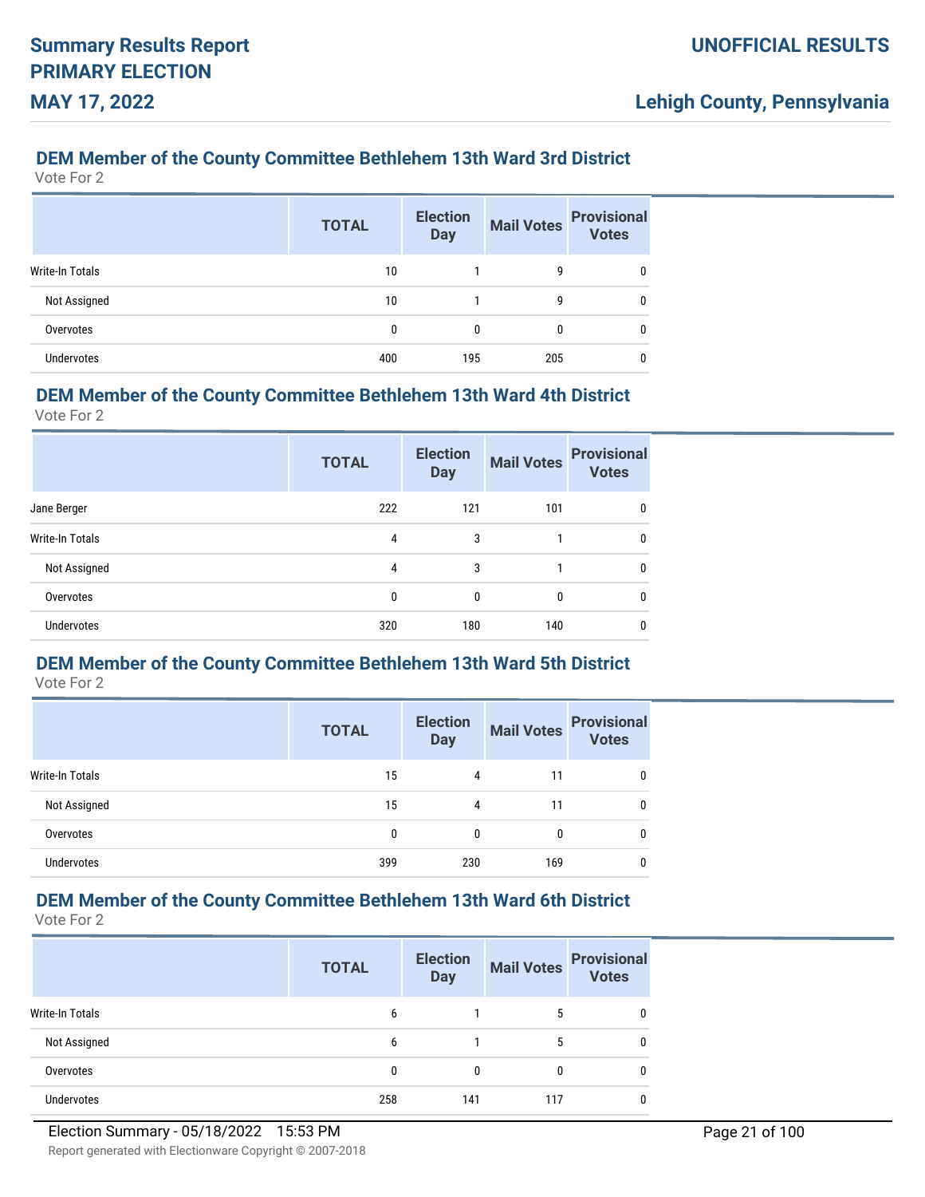### DEM Member of the County Committee Bethlehem 13th Ward 3rd District

Vote For 2

| | TOTAL | Election Day | Mail Votes | Provisional Votes |
|---|---|---|---|---|
| Write-In Totals | 10 | 1 | 9 | 0 |
| Not Assigned | 10 | 1 | 9 | 0 |
| Overvotes | 0 | 0 | 0 | 0 |
| Undervotes | 400 | 195 | 205 | 0 |

### DEM Member of the County Committee Bethlehem 13th Ward 4th District

Vote For 2

| | TOTAL | Election Day | Mail Votes | Provisional Votes |
|---|---|---|---|---|
| Jane Berger | 222 | 121 | 101 | 0 |
| Write-In Totals | 4 | 3 | 1 | 0 |
| Not Assigned | 4 | 3 | 1 | 0 |
| Overvotes | 0 | 0 | 0 | 0 |
| Undervotes | 320 | 180 | 140 | 0 |

### DEM Member of the County Committee Bethlehem 13th Ward 5th District

Vote For 2

| | TOTAL | Election Day | Mail Votes | Provisional Votes |
|---|---|---|---|---|
| Write-In Totals | 15 | 4 | 11 | 0 |
| Not Assigned | 15 | 4 | 11 | 0 |
| Overvotes | 0 | 0 | 0 | 0 |
| Undervotes | 399 | 230 | 169 | 0 |

### DEM Member of the County Committee Bethlehem 13th Ward 6th District

Vote For 2

| | TOTAL | Election Day | Mail Votes | Provisional Votes |
|---|---|---|---|---|
| Write-In Totals | 6 | 1 | 5 | 0 |
| Not Assigned | 6 | 1 | 5 | 0 |
| Overvotes | 0 | 0 | 0 | 0 |
| Undervotes | 258 | 141 | 117 | 0 |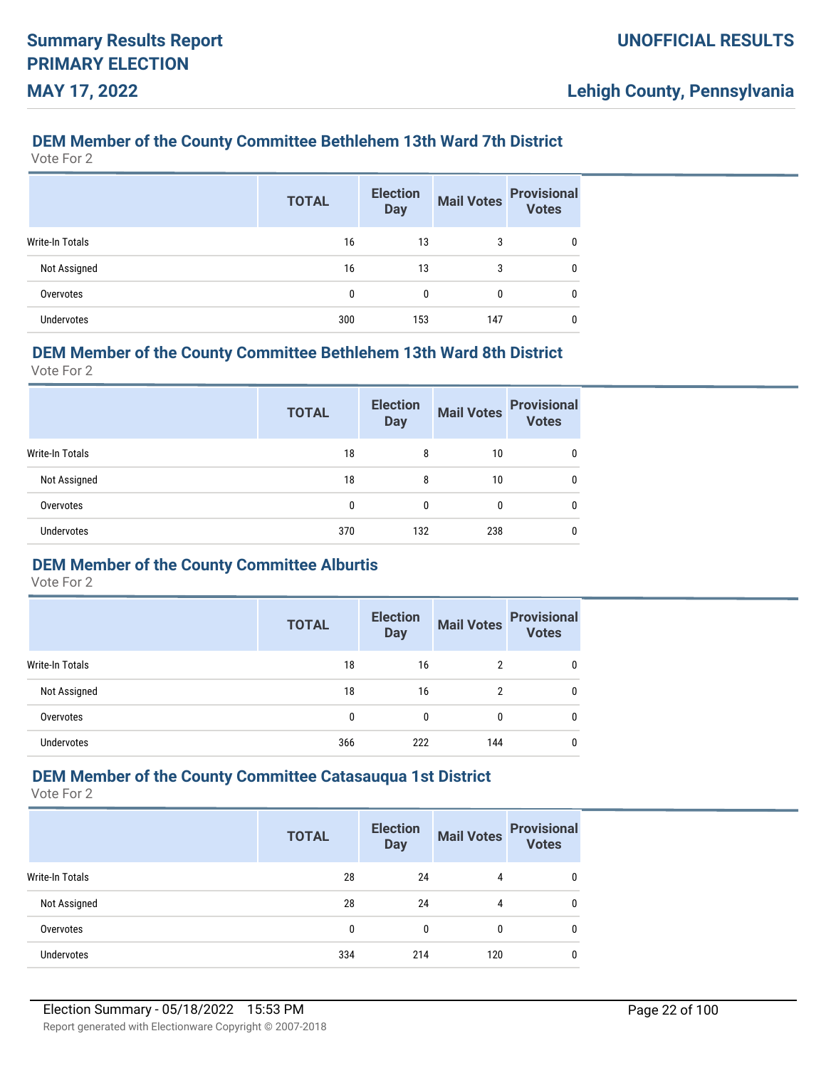## DEM Member of the County Committee Bethlehem 13th Ward 7th District

Vote For 2

| | TOTAL | Election Day | Mail Votes | Provisional Votes |
|---|---|---|---|---|
| Write-In Totals | 16 | 13 | 3 | 0 |
| Not Assigned | 16 | 13 | 3 | 0 |
| Overvotes | 0 | 0 | 0 | 0 |
| Undervotes | 300 | 153 | 147 | 0 |

## DEM Member of the County Committee Bethlehem 13th Ward 8th District

Vote For 2

| | TOTAL | Election Day | Mail Votes | Provisional Votes |
|---|---|---|---|---|
| Write-In Totals | 18 | 8 | 10 | 0 |
| Not Assigned | 18 | 8 | 10 | 0 |
| Overvotes | 0 | 0 | 0 | 0 |
| Undervotes | 370 | 132 | 238 | 0 |

## DEM Member of the County Committee Alburtis

Vote For 2

| | TOTAL | Election Day | Mail Votes | Provisional Votes |
|---|---|---|---|---|
| Write-In Totals | 18 | 16 | 2 | 0 |
| Not Assigned | 18 | 16 | 2 | 0 |
| Overvotes | 0 | 0 | 0 | 0 |
| Undervotes | 366 | 222 | 144 | 0 |

## DEM Member of the County Committee Catasauqua 1st District

Vote For 2

| | TOTAL | Election Day | Mail Votes | Provisional Votes |
|---|---|---|---|---|
| Write-In Totals | 28 | 24 | 4 | 0 |
| Not Assigned | 28 | 24 | 4 | 0 |
| Overvotes | 0 | 0 | 0 | 0 |
| Undervotes | 334 | 214 | 120 | 0 |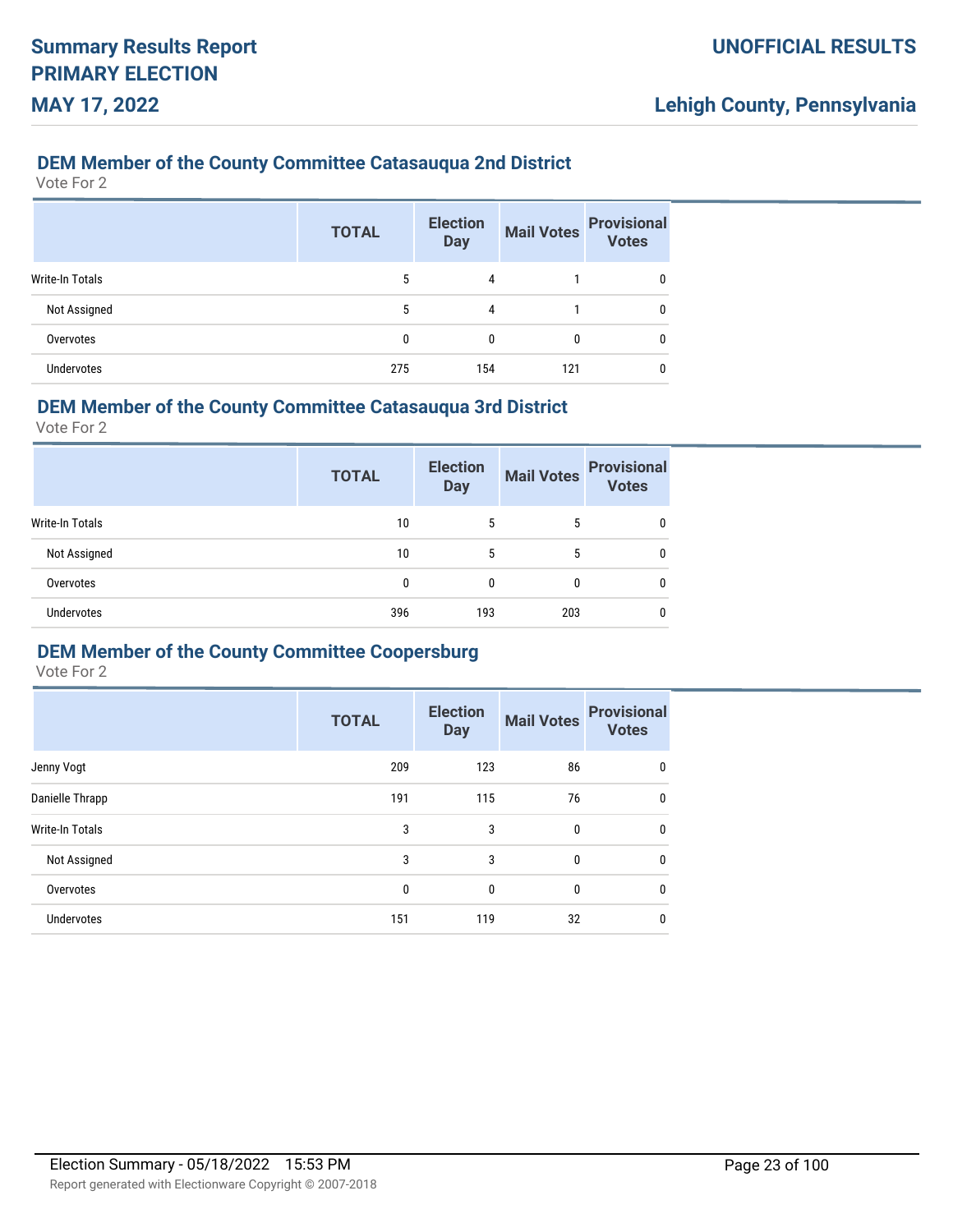### DEM Member of the County Committee Catasauqua 2nd District

Vote For 2

| | TOTAL | Election Day | Mail Votes | Provisional Votes |
|---|---|---|---|---|
| Write-In Totals | 5 | 4 | 1 | 0 |
| Not Assigned | 5 | 4 | 1 | 0 |
| Overvotes | 0 | 0 | 0 | 0 |
| Undervotes | 275 | 154 | 121 | 0 |

### DEM Member of the County Committee Catasauqua 3rd District

Vote For 2

| | TOTAL | Election Day | Mail Votes | Provisional Votes |
|---|---|---|---|---|
| Write-In Totals | 10 | 5 | 5 | 0 |
| Not Assigned | 10 | 5 | 5 | 0 |
| Overvotes | 0 | 0 | 0 | 0 |
| Undervotes | 396 | 193 | 203 | 0 |

### DEM Member of the County Committee Coopersburg

Vote For 2

| | TOTAL | Election Day | Mail Votes | Provisional Votes |
|---|---|---|---|---|
| Jenny Vogt | 209 | 123 | 86 | 0 |
| Danielle Thrapp | 191 | 115 | 76 | 0 |
| Write-In Totals | 3 | 3 | 0 | 0 |
| Not Assigned | 3 | 3 | 0 | 0 |
| Overvotes | 0 | 0 | 0 | 0 |
| Undervotes | 151 | 119 | 32 | 0 |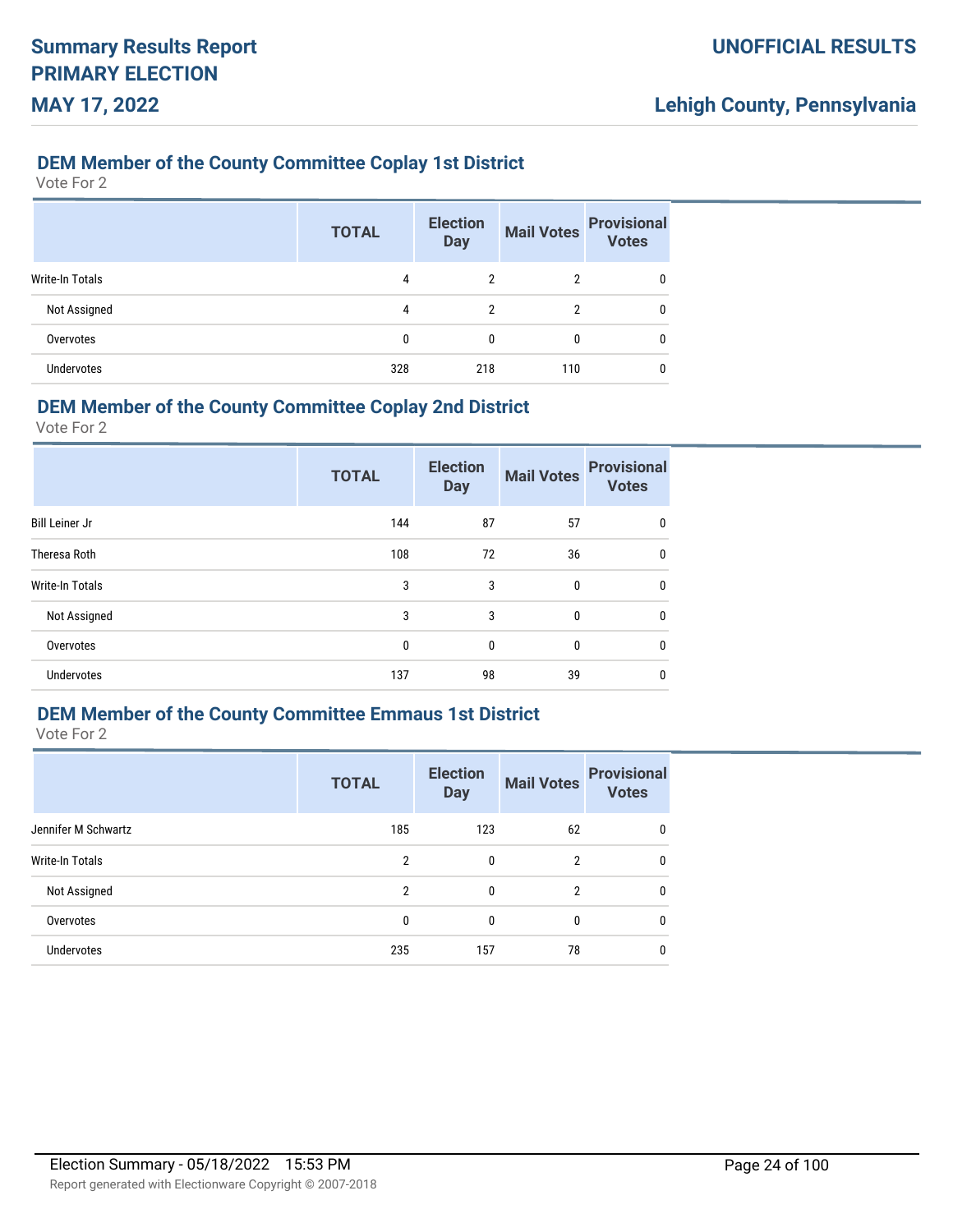## DEM Member of the County Committee Coplay 1st District

Vote For 2

| | TOTAL | Election Day | Mail Votes | Provisional Votes |
|---|---|---|---|---|
| Write-In Totals | 4 | 2 | 2 | 0 |
| Not Assigned | 4 | 2 | 2 | 0 |
| Overvotes | 0 | 0 | 0 | 0 |
| Undervotes | 328 | 218 | 110 | 0 |

## DEM Member of the County Committee Coplay 2nd District

Vote For 2

| | TOTAL | Election Day | Mail Votes | Provisional Votes |
|---|---|---|---|---|
| Bill Leiner Jr | 144 | 87 | 57 | 0 |
| Theresa Roth | 108 | 72 | 36 | 0 |
| Write-In Totals | 3 | 3 | 0 | 0 |
| Not Assigned | 3 | 3 | 0 | 0 |
| Overvotes | 0 | 0 | 0 | 0 |
| Undervotes | 137 | 98 | 39 | 0 |

## DEM Member of the County Committee Emmaus 1st District

Vote For 2

| | TOTAL | Election Day | Mail Votes | Provisional Votes |
|---|---|---|---|---|
| Jennifer M Schwartz | 185 | 123 | 62 | 0 |
| Write-In Totals | 2 | 0 | 2 | 0 |
| Not Assigned | 2 | 0 | 2 | 0 |
| Overvotes | 0 | 0 | 0 | 0 |
| Undervotes | 235 | 157 | 78 | 0 |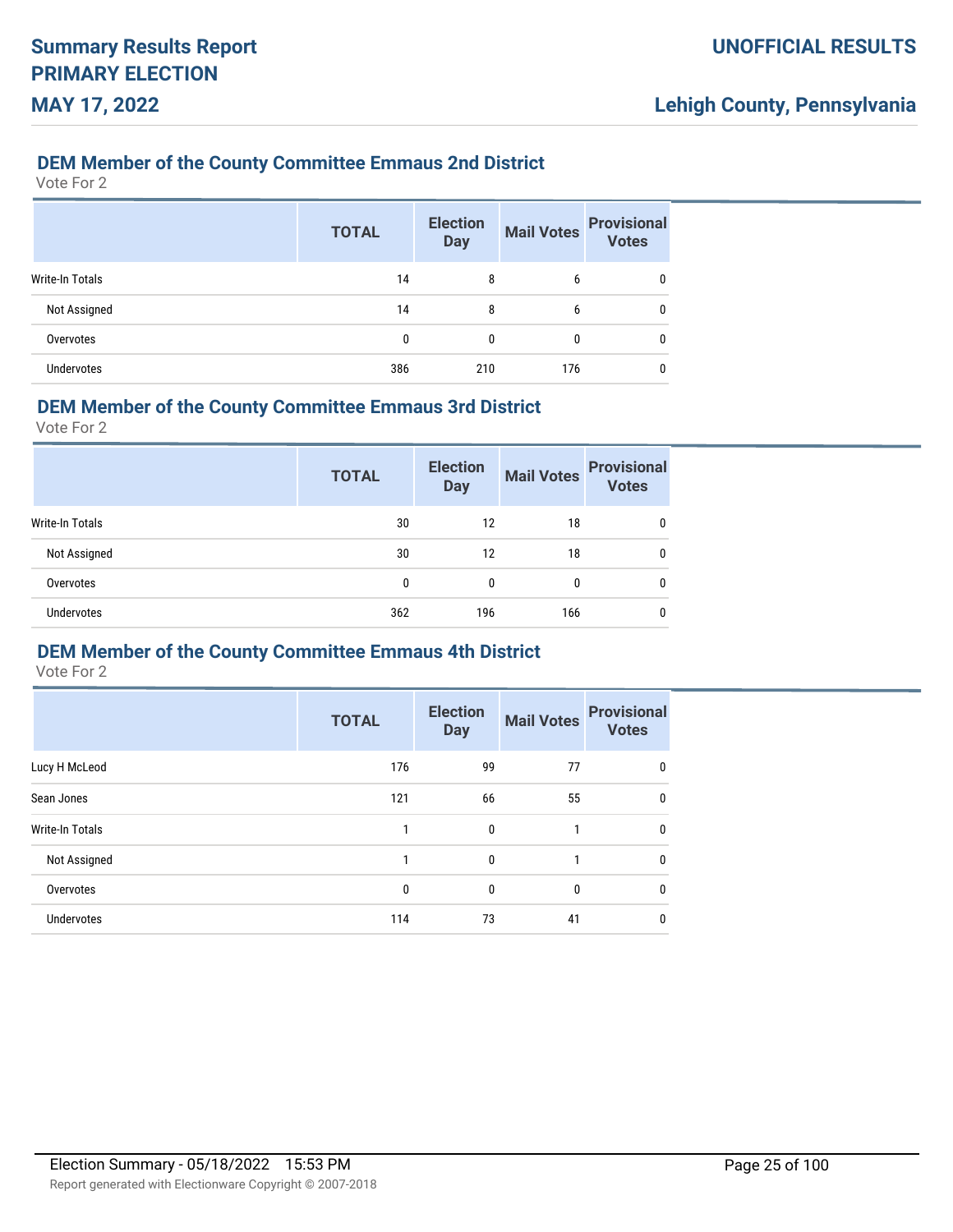### DEM Member of the County Committee Emmaus 2nd District

Vote For 2

| | TOTAL | Election Day | Mail Votes | Provisional Votes |
|---|---|---|---|---|
| Write-In Totals | 14 | 8 | 6 | 0 |
| Not Assigned | 14 | 8 | 6 | 0 |
| Overvotes | 0 | 0 | 0 | 0 |
| Undervotes | 386 | 210 | 176 | 0 |

### DEM Member of the County Committee Emmaus 3rd District

Vote For 2

| | TOTAL | Election Day | Mail Votes | Provisional Votes |
|---|---|---|---|---|
| Write-In Totals | 30 | 12 | 18 | 0 |
| Not Assigned | 30 | 12 | 18 | 0 |
| Overvotes | 0 | 0 | 0 | 0 |
| Undervotes | 362 | 196 | 166 | 0 |

### DEM Member of the County Committee Emmaus 4th District

Vote For 2

| | TOTAL | Election Day | Mail Votes | Provisional Votes |
|---|---|---|---|---|
| Lucy H McLeod | 176 | 99 | 77 | 0 |
| Sean Jones | 121 | 66 | 55 | 0 |
| Write-In Totals | 1 | 0 | 1 | 0 |
| Not Assigned | 1 | 0 | 1 | 0 |
| Overvotes | 0 | 0 | 0 | 0 |
| Undervotes | 114 | 73 | 41 | 0 |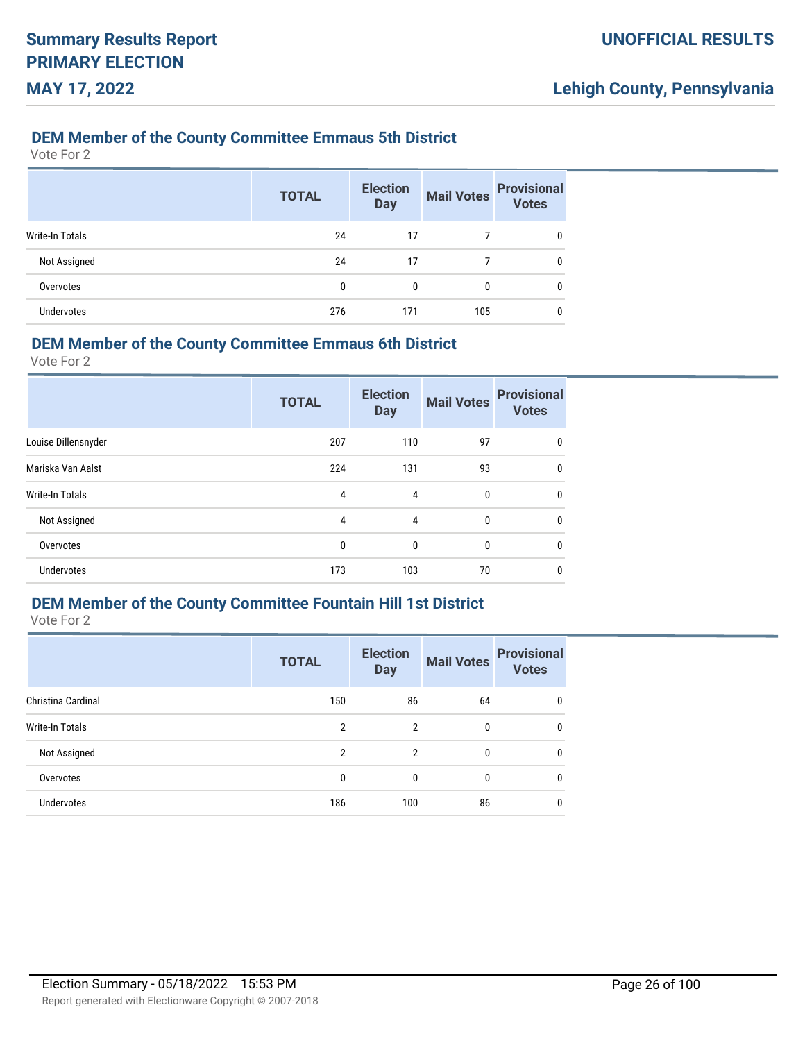## DEM Member of the County Committee Emmaus 5th District

Vote For 2

| | TOTAL | Election Day | Mail Votes | Provisional Votes |
|---|---|---|---|---|
| Write-In Totals | 24 | 17 | 7 | 0 |
| Not Assigned | 24 | 17 | 7 | 0 |
| Overvotes | 0 | 0 | 0 | 0 |
| Undervotes | 276 | 171 | 105 | 0 |

## DEM Member of the County Committee Emmaus 6th District

Vote For 2

| | TOTAL | Election Day | Mail Votes | Provisional Votes |
|---|---|---|---|---|
| Louise Dillensnyder | 207 | 110 | 97 | 0 |
| Mariska Van Aalst | 224 | 131 | 93 | 0 |
| Write-In Totals | 4 | 4 | 0 | 0 |
| Not Assigned | 4 | 4 | 0 | 0 |
| Overvotes | 0 | 0 | 0 | 0 |
| Undervotes | 173 | 103 | 70 | 0 |

## DEM Member of the County Committee Fountain Hill 1st District

Vote For 2

| | TOTAL | Election Day | Mail Votes | Provisional Votes |
|---|---|---|---|---|
| Christina Cardinal | 150 | 86 | 64 | 0 |
| Write-In Totals | 2 | 2 | 0 | 0 |
| Not Assigned | 2 | 2 | 0 | 0 |
| Overvotes | 0 | 0 | 0 | 0 |
| Undervotes | 186 | 100 | 86 | 0 |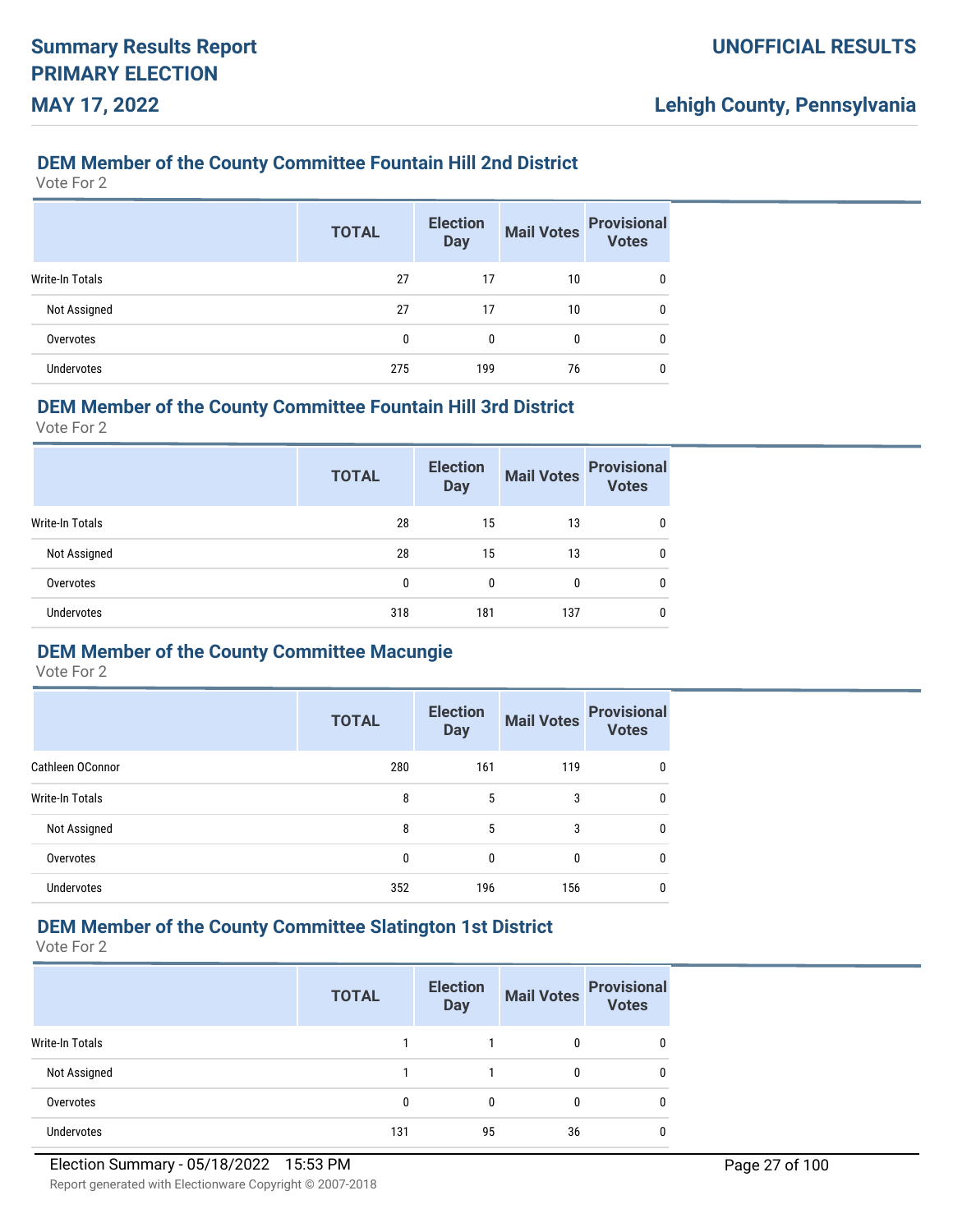## DEM Member of the County Committee Fountain Hill 2nd District

Vote For 2

| | TOTAL | Election Day | Mail Votes | Provisional Votes |
|---|---|---|---|---|
| Write-In Totals | 27 | 17 | 10 | 0 |
| Not Assigned | 27 | 17 | 10 | 0 |
| Overvotes | 0 | 0 | 0 | 0 |
| Undervotes | 275 | 199 | 76 | 0 |

## DEM Member of the County Committee Fountain Hill 3rd District

Vote For 2

| | TOTAL | Election Day | Mail Votes | Provisional Votes |
|---|---|---|---|---|
| Write-In Totals | 28 | 15 | 13 | 0 |
| Not Assigned | 28 | 15 | 13 | 0 |
| Overvotes | 0 | 0 | 0 | 0 |
| Undervotes | 318 | 181 | 137 | 0 |

## DEM Member of the County Committee Macungie

Vote For 2

| | TOTAL | Election Day | Mail Votes | Provisional Votes |
|---|---|---|---|---|
| Cathleen OConnor | 280 | 161 | 119 | 0 |
| Write-In Totals | 8 | 5 | 3 | 0 |
| Not Assigned | 8 | 5 | 3 | 0 |
| Overvotes | 0 | 0 | 0 | 0 |
| Undervotes | 352 | 196 | 156 | 0 |

## DEM Member of the County Committee Slatington 1st District

Vote For 2

| | TOTAL | Election Day | Mail Votes | Provisional Votes |
|---|---|---|---|---|
| Write-In Totals | 1 | 1 | 0 | 0 |
| Not Assigned | 1 | 1 | 0 | 0 |
| Overvotes | 0 | 0 | 0 | 0 |
| Undervotes | 131 | 95 | 36 | 0 |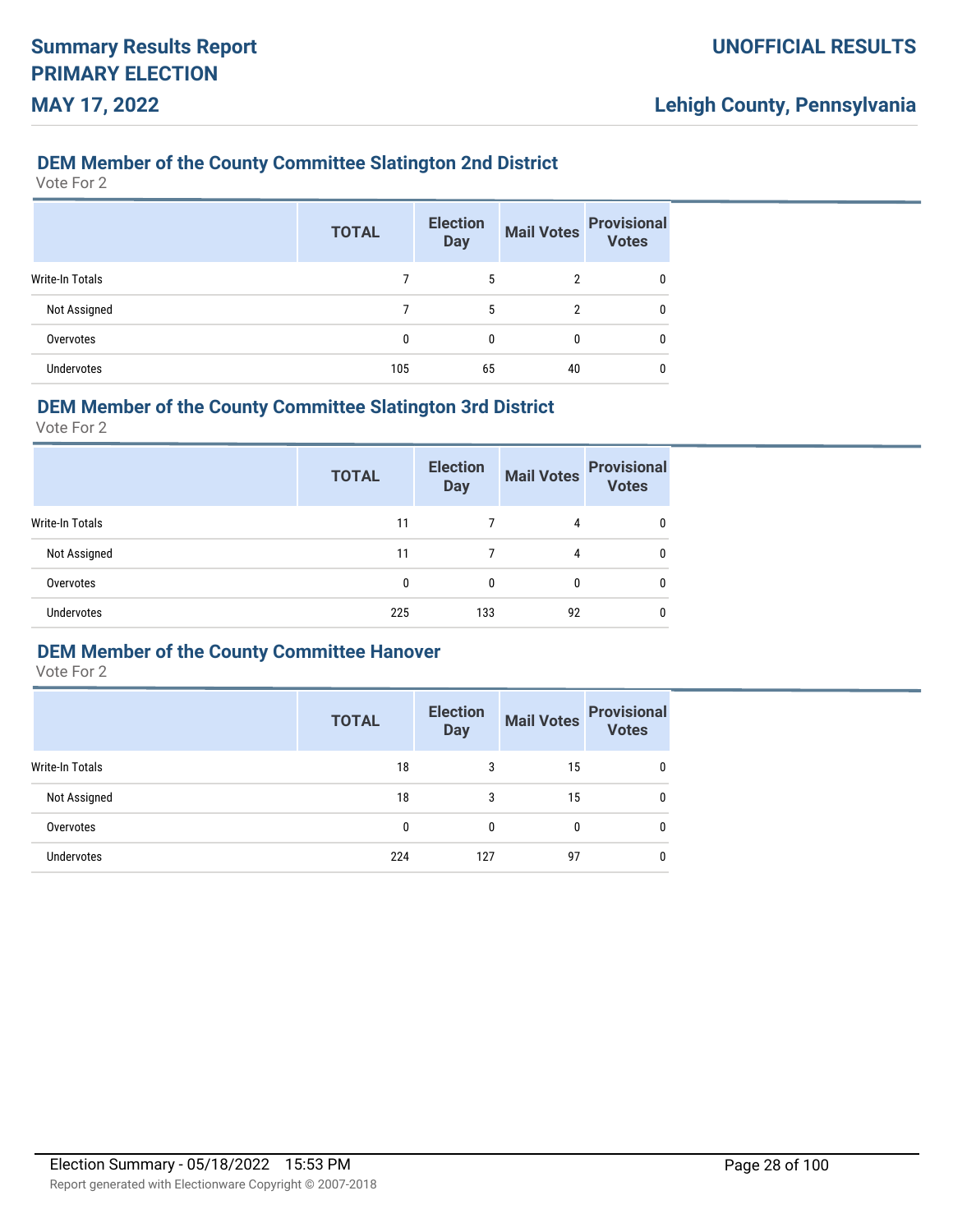## DEM Member of the County Committee Slatington 2nd District

Vote For 2

| | TOTAL | Election Day | Mail Votes | Provisional Votes |
|---|---|---|---|---|
| Write-In Totals | 7 | 5 | 2 | 0 |
| Not Assigned | 7 | 5 | 2 | 0 |
| Overvotes | 0 | 0 | 0 | 0 |
| Undervotes | 105 | 65 | 40 | 0 |

## DEM Member of the County Committee Slatington 3rd District

Vote For 2

| | TOTAL | Election Day | Mail Votes | Provisional Votes |
|---|---|---|---|---|
| Write-In Totals | 11 | 7 | 4 | 0 |
| Not Assigned | 11 | 7 | 4 | 0 |
| Overvotes | 0 | 0 | 0 | 0 |
| Undervotes | 225 | 133 | 92 | 0 |

## DEM Member of the County Committee Hanover

Vote For 2

| | TOTAL | Election Day | Mail Votes | Provisional Votes |
|---|---|---|---|---|
| Write-In Totals | 18 | 3 | 15 | 0 |
| Not Assigned | 18 | 3 | 15 | 0 |
| Overvotes | 0 | 0 | 0 | 0 |
| Undervotes | 224 | 127 | 97 | 0 |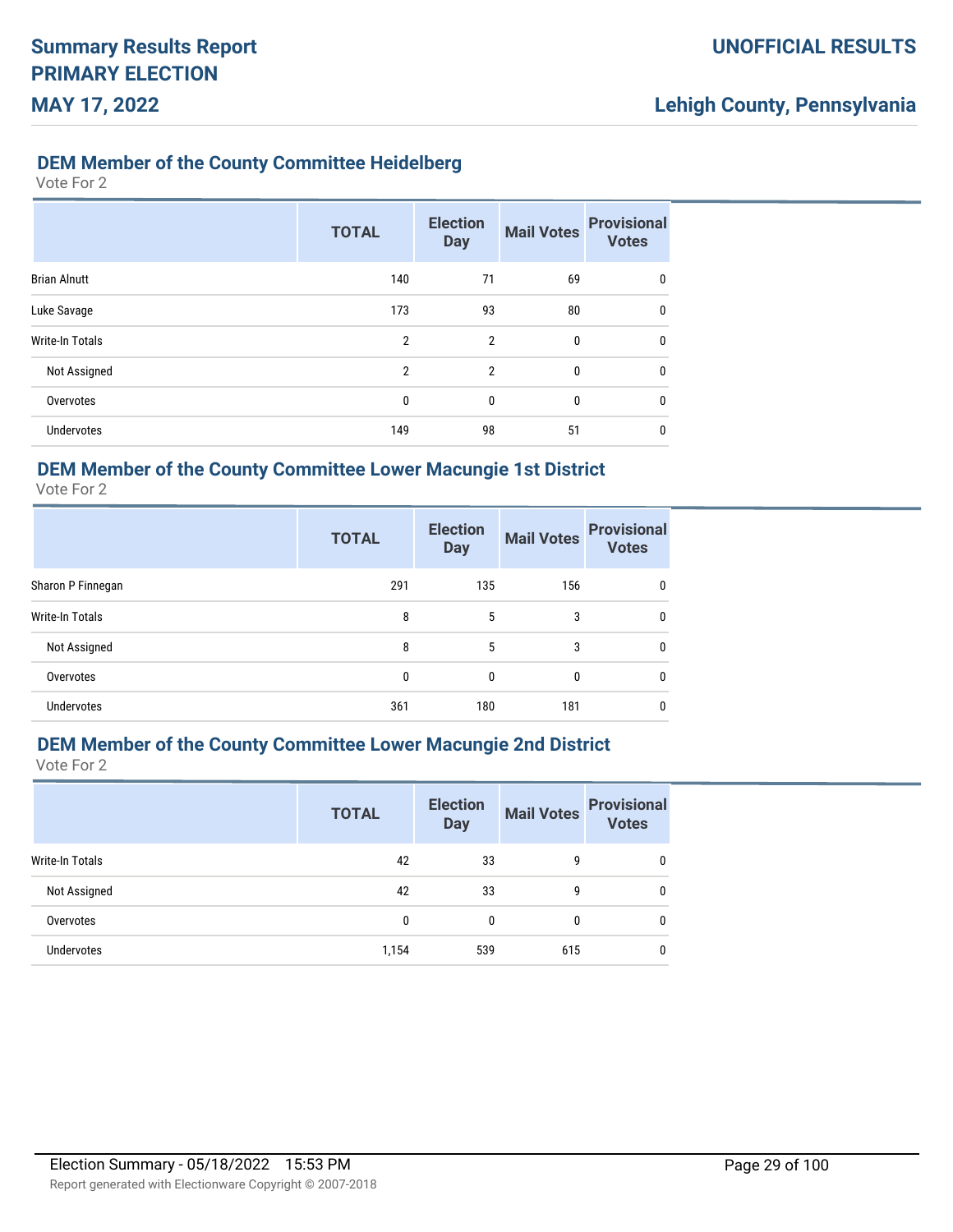### DEM Member of the County Committee Heidelberg

Vote For 2

| | TOTAL | Election Day | Mail Votes | Provisional Votes |
|---|---|---|---|---|
| Brian Alnutt | 140 | 71 | 69 | 0 |
| Luke Savage | 173 | 93 | 80 | 0 |
| Write-In Totals | 2 | 2 | 0 | 0 |
| Not Assigned | 2 | 2 | 0 | 0 |
| Overvotes | 0 | 0 | 0 | 0 |
| Undervotes | 149 | 98 | 51 | 0 |

### DEM Member of the County Committee Lower Macungie 1st District

Vote For 2

| | TOTAL | Election Day | Mail Votes | Provisional Votes |
|---|---|---|---|---|
| Sharon P Finnegan | 291 | 135 | 156 | 0 |
| Write-In Totals | 8 | 5 | 3 | 0 |
| Not Assigned | 8 | 5 | 3 | 0 |
| Overvotes | 0 | 0 | 0 | 0 |
| Undervotes | 361 | 180 | 181 | 0 |

### DEM Member of the County Committee Lower Macungie 2nd District

Vote For 2

| | TOTAL | Election Day | Mail Votes | Provisional Votes |
|---|---|---|---|---|
| Write-In Totals | 42 | 33 | 9 | 0 |
| Not Assigned | 42 | 33 | 9 | 0 |
| Overvotes | 0 | 0 | 0 | 0 |
| Undervotes | 1,154 | 539 | 615 | 0 |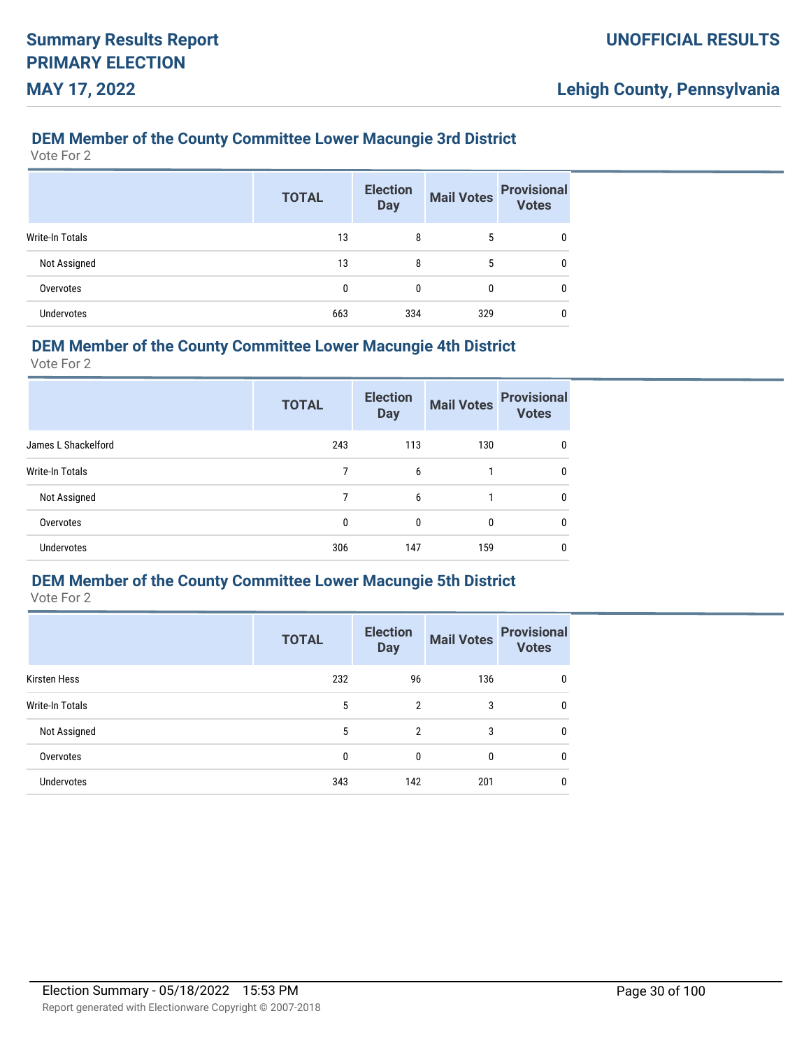## DEM Member of the County Committee Lower Macungie 3rd District

Vote For 2

| | TOTAL | Election Day | Mail Votes | Provisional Votes |
|---|---|---|---|---|
| Write-In Totals | 13 | 8 | 5 | 0 |
| Not Assigned | 13 | 8 | 5 | 0 |
| Overvotes | 0 | 0 | 0 | 0 |
| Undervotes | 663 | 334 | 329 | 0 |

## DEM Member of the County Committee Lower Macungie 4th District

Vote For 2

| | TOTAL | Election Day | Mail Votes | Provisional Votes |
|---|---|---|---|---|
| James L Shackelford | 243 | 113 | 130 | 0 |
| Write-In Totals | 7 | 6 | 1 | 0 |
| Not Assigned | 7 | 6 | 1 | 0 |
| Overvotes | 0 | 0 | 0 | 0 |
| Undervotes | 306 | 147 | 159 | 0 |

## DEM Member of the County Committee Lower Macungie 5th District

Vote For 2

| | TOTAL | Election Day | Mail Votes | Provisional Votes |
|---|---|---|---|---|
| Kirsten Hess | 232 | 96 | 136 | 0 |
| Write-In Totals | 5 | 2 | 3 | 0 |
| Not Assigned | 5 | 2 | 3 | 0 |
| Overvotes | 0 | 0 | 0 | 0 |
| Undervotes | 343 | 142 | 201 | 0 |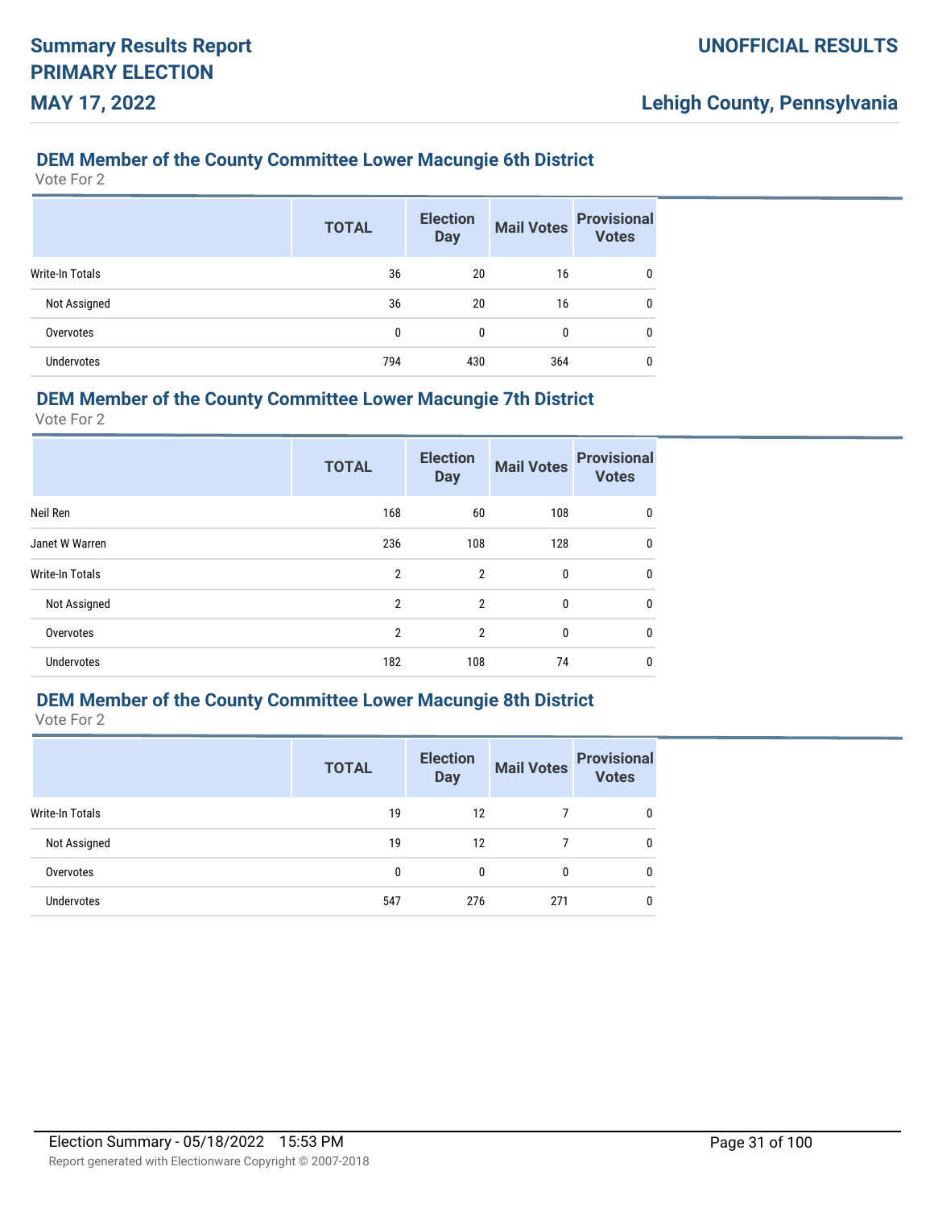### DEM Member of the County Committee Lower Macungie 6th District

Vote For 2

| | TOTAL | Election Day | Mail Votes | Provisional Votes |
|---|---|---|---|---|
| Write-In Totals | 36 | 20 | 16 | 0 |
| Not Assigned | 36 | 20 | 16 | 0 |
| Overvotes | 0 | 0 | 0 | 0 |
| Undervotes | 794 | 430 | 364 | 0 |

### DEM Member of the County Committee Lower Macungie 7th District

Vote For 2

| | TOTAL | Election Day | Mail Votes | Provisional Votes |
|---|---|---|---|---|
| Neil Ren | 168 | 60 | 108 | 0 |
| Janet W Warren | 236 | 108 | 128 | 0 |
| Write-In Totals | 2 | 2 | 0 | 0 |
| Not Assigned | 2 | 2 | 0 | 0 |
| Overvotes | 2 | 2 | 0 | 0 |
| Undervotes | 182 | 108 | 74 | 0 |

### DEM Member of the County Committee Lower Macungie 8th District

Vote For 2

| | TOTAL | Election Day | Mail Votes | Provisional Votes |
|---|---|---|---|---|
| Write-In Totals | 19 | 12 | 7 | 0 |
| Not Assigned | 19 | 12 | 7 | 0 |
| Overvotes | 0 | 0 | 0 | 0 |
| Undervotes | 547 | 276 | 271 | 0 |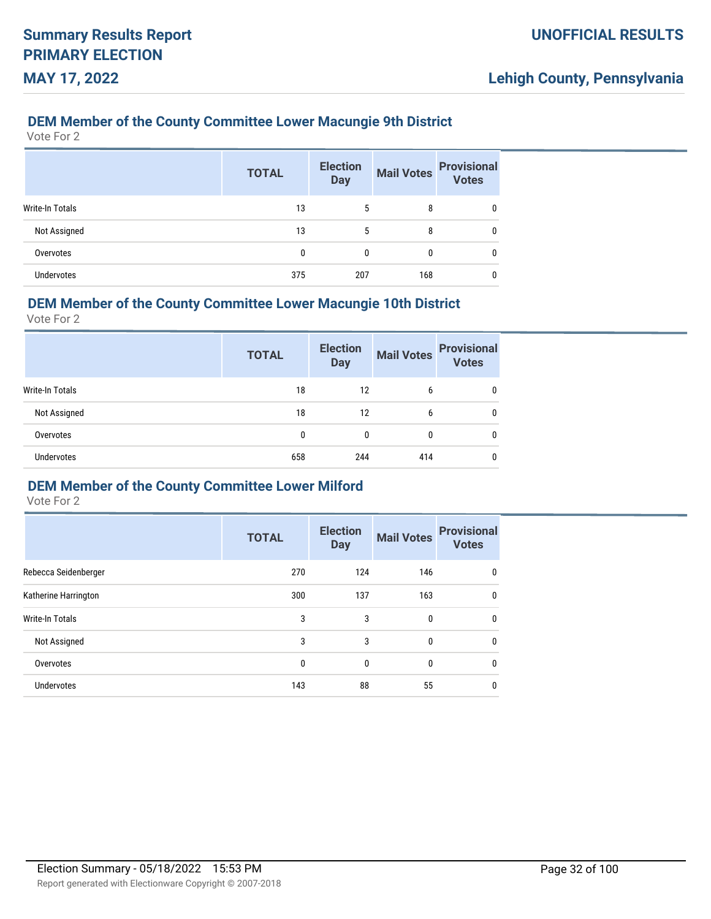## DEM Member of the County Committee Lower Macungie 9th District

Vote For 2

| | TOTAL | Election Day | Mail Votes | Provisional Votes |
|---|---|---|---|---|
| Write-In Totals | 13 | 5 | 8 | 0 |
| Not Assigned | 13 | 5 | 8 | 0 |
| Overvotes | 0 | 0 | 0 | 0 |
| Undervotes | 375 | 207 | 168 | 0 |

## DEM Member of the County Committee Lower Macungie 10th District

Vote For 2

| | TOTAL | Election Day | Mail Votes | Provisional Votes |
|---|---|---|---|---|
| Write-In Totals | 18 | 12 | 6 | 0 |
| Not Assigned | 18 | 12 | 6 | 0 |
| Overvotes | 0 | 0 | 0 | 0 |
| Undervotes | 658 | 244 | 414 | 0 |

## DEM Member of the County Committee Lower Milford

Vote For 2

| | TOTAL | Election Day | Mail Votes | Provisional Votes |
|---|---|---|---|---|
| Rebecca Seidenberger | 270 | 124 | 146 | 0 |
| Katherine Harrington | 300 | 137 | 163 | 0 |
| Write-In Totals | 3 | 3 | 0 | 0 |
| Not Assigned | 3 | 3 | 0 | 0 |
| Overvotes | 0 | 0 | 0 | 0 |
| Undervotes | 143 | 88 | 55 | 0 |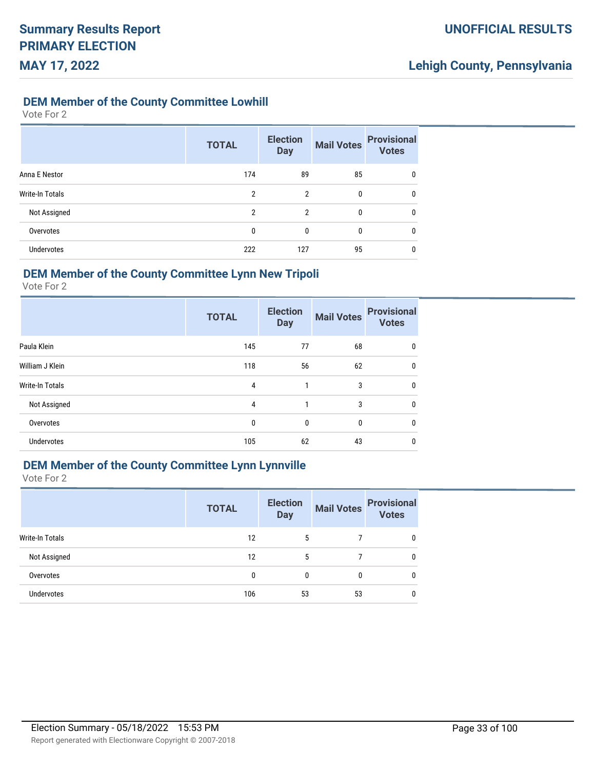## DEM Member of the County Committee Lowhill

Vote For 2

| | TOTAL | Election Day | Mail Votes | Provisional Votes |
|---|---|---|---|---|
| Anna E Nestor | 174 | 89 | 85 | 0 |
| Write-In Totals | 2 | 2 | 0 | 0 |
| Not Assigned | 2 | 2 | 0 | 0 |
| Overvotes | 0 | 0 | 0 | 0 |
| Undervotes | 222 | 127 | 95 | 0 |

## DEM Member of the County Committee Lynn New Tripoli

Vote For 2

| | TOTAL | Election Day | Mail Votes | Provisional Votes |
|---|---|---|---|---|
| Paula Klein | 145 | 77 | 68 | 0 |
| William J Klein | 118 | 56 | 62 | 0 |
| Write-In Totals | 4 | 1 | 3 | 0 |
| Not Assigned | 4 | 1 | 3 | 0 |
| Overvotes | 0 | 0 | 0 | 0 |
| Undervotes | 105 | 62 | 43 | 0 |

## DEM Member of the County Committee Lynn Lynnville

Vote For 2

| | TOTAL | Election Day | Mail Votes | Provisional Votes |
|---|---|---|---|---|
| Write-In Totals | 12 | 5 | 7 | 0 |
| Not Assigned | 12 | 5 | 7 | 0 |
| Overvotes | 0 | 0 | 0 | 0 |
| Undervotes | 106 | 53 | 53 | 0 |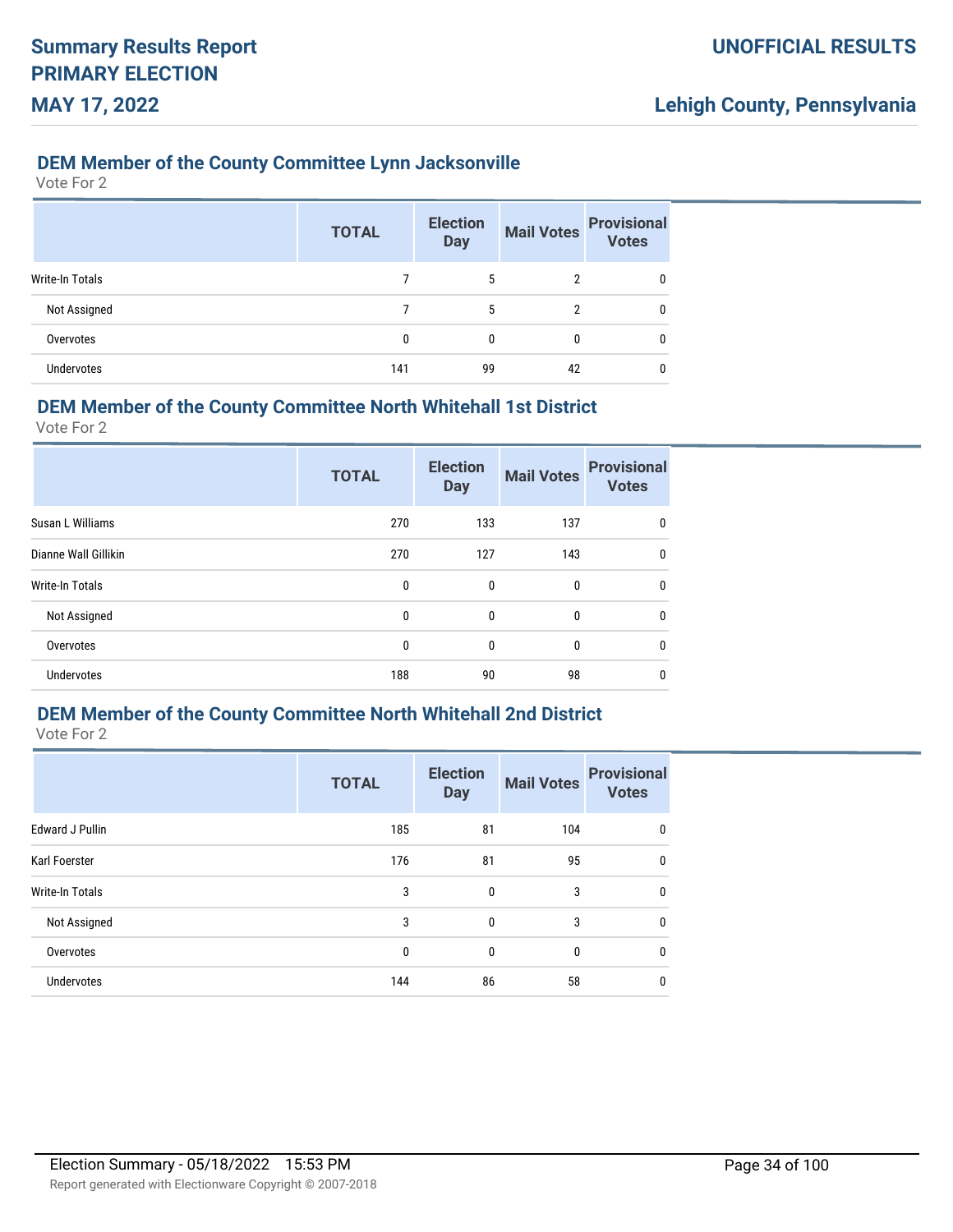## DEM Member of the County Committee Lynn Jacksonville

Vote For 2

| | TOTAL | Election Day | Mail Votes | Provisional Votes |
|---|---|---|---|---|
| Write-In Totals | 7 | 5 | 2 | 0 |
| Not Assigned | 7 | 5 | 2 | 0 |
| Overvotes | 0 | 0 | 0 | 0 |
| Undervotes | 141 | 99 | 42 | 0 |

## DEM Member of the County Committee North Whitehall 1st District

Vote For 2

| | TOTAL | Election Day | Mail Votes | Provisional Votes |
|---|---|---|---|---|
| Susan L Williams | 270 | 133 | 137 | 0 |
| Dianne Wall Gillikin | 270 | 127 | 143 | 0 |
| Write-In Totals | 0 | 0 | 0 | 0 |
| Not Assigned | 0 | 0 | 0 | 0 |
| Overvotes | 0 | 0 | 0 | 0 |
| Undervotes | 188 | 90 | 98 | 0 |

## DEM Member of the County Committee North Whitehall 2nd District

Vote For 2

| | TOTAL | Election Day | Mail Votes | Provisional Votes |
|---|---|---|---|---|
| Edward J Pullin | 185 | 81 | 104 | 0 |
| Karl Foerster | 176 | 81 | 95 | 0 |
| Write-In Totals | 3 | 0 | 3 | 0 |
| Not Assigned | 3 | 0 | 3 | 0 |
| Overvotes | 0 | 0 | 0 | 0 |
| Undervotes | 144 | 86 | 58 | 0 |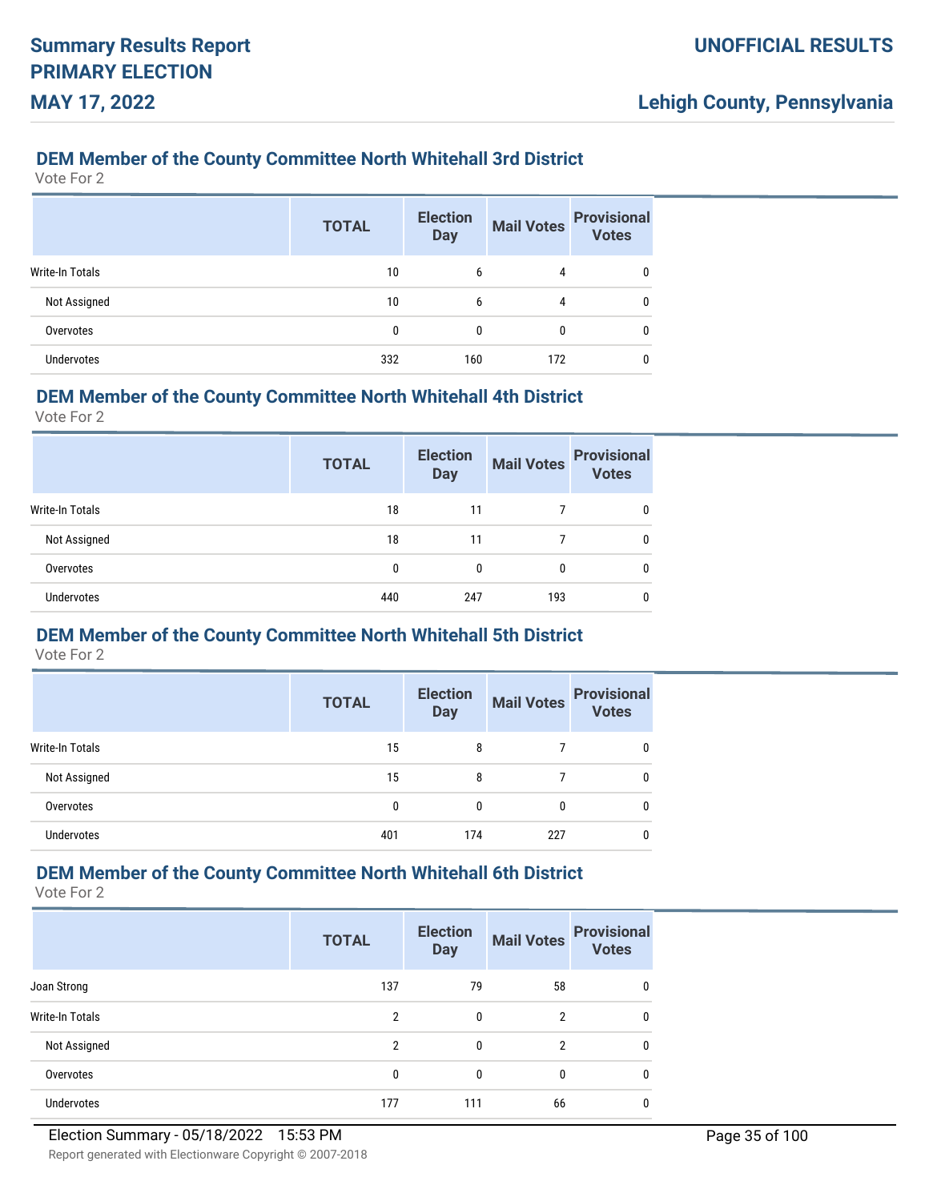## DEM Member of the County Committee North Whitehall 3rd District

Vote For 2

| | TOTAL | Election Day | Mail Votes | Provisional Votes |
|---|---|---|---|---|
| Write-In Totals | 10 | 6 | 4 | 0 |
| Not Assigned | 10 | 6 | 4 | 0 |
| Overvotes | 0 | 0 | 0 | 0 |
| Undervotes | 332 | 160 | 172 | 0 |

## DEM Member of the County Committee North Whitehall 4th District

Vote For 2

| | TOTAL | Election Day | Mail Votes | Provisional Votes |
|---|---|---|---|---|
| Write-In Totals | 18 | 11 | 7 | 0 |
| Not Assigned | 18 | 11 | 7 | 0 |
| Overvotes | 0 | 0 | 0 | 0 |
| Undervotes | 440 | 247 | 193 | 0 |

## DEM Member of the County Committee North Whitehall 5th District

Vote For 2

| | TOTAL | Election Day | Mail Votes | Provisional Votes |
|---|---|---|---|---|
| Write-In Totals | 15 | 8 | 7 | 0 |
| Not Assigned | 15 | 8 | 7 | 0 |
| Overvotes | 0 | 0 | 0 | 0 |
| Undervotes | 401 | 174 | 227 | 0 |

## DEM Member of the County Committee North Whitehall 6th District

Vote For 2

| | TOTAL | Election Day | Mail Votes | Provisional Votes |
|---|---|---|---|---|
| Joan Strong | 137 | 79 | 58 | 0 |
| Write-In Totals | 2 | 0 | 2 | 0 |
| Not Assigned | 2 | 0 | 2 | 0 |
| Overvotes | 0 | 0 | 0 | 0 |
| Undervotes | 177 | 111 | 66 | 0 |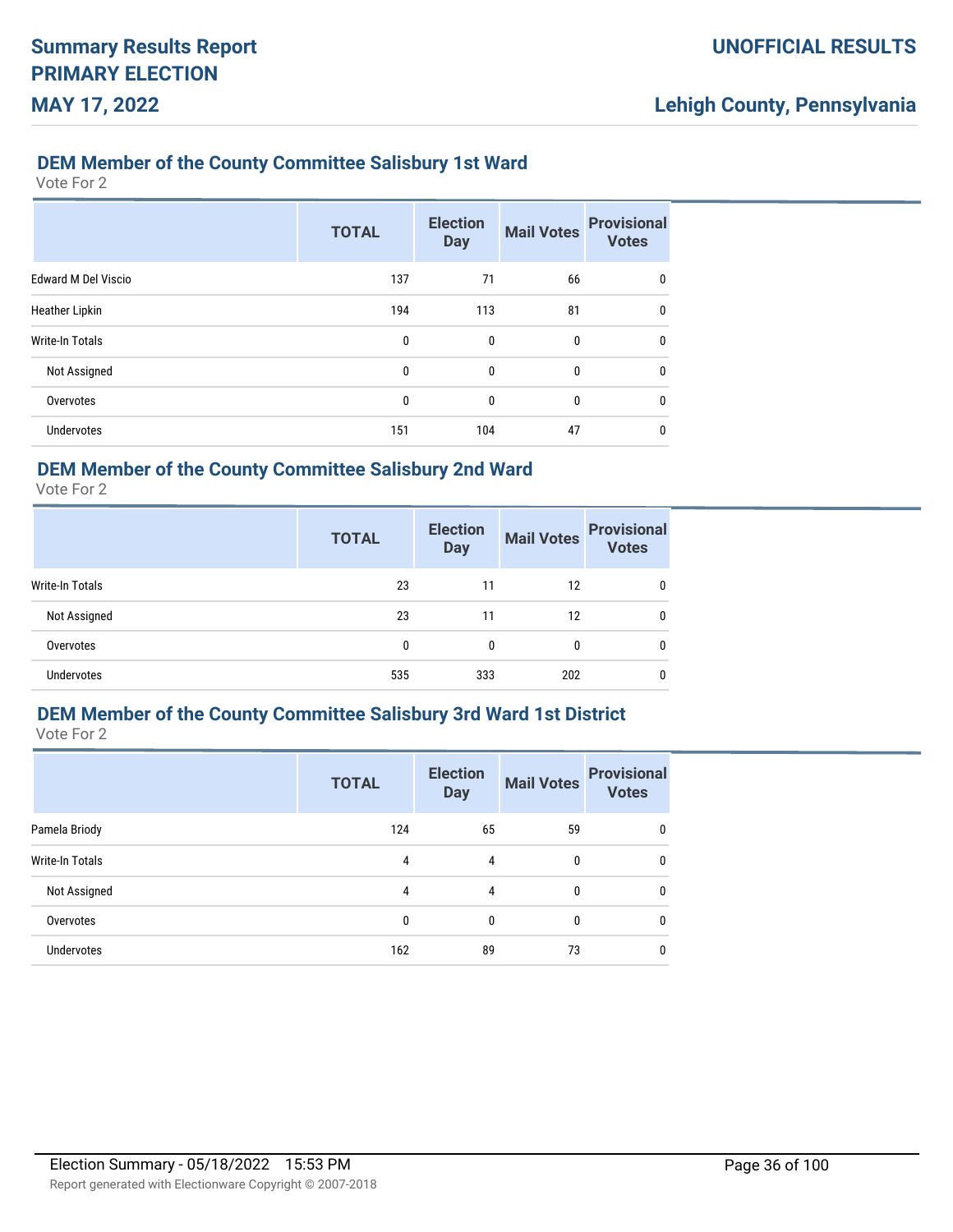## DEM Member of the County Committee Salisbury 1st Ward

Vote For 2

| | TOTAL | Election Day | Mail Votes | Provisional Votes |
|---|---|---|---|---|
| Edward M Del Viscio | 137 | 71 | 66 | 0 |
| Heather Lipkin | 194 | 113 | 81 | 0 |
| Write-In Totals | 0 | 0 | 0 | 0 |
| Not Assigned | 0 | 0 | 0 | 0 |
| Overvotes | 0 | 0 | 0 | 0 |
| Undervotes | 151 | 104 | 47 | 0 |

## DEM Member of the County Committee Salisbury 2nd Ward

Vote For 2

| | TOTAL | Election Day | Mail Votes | Provisional Votes |
|---|---|---|---|---|
| Write-In Totals | 23 | 11 | 12 | 0 |
| Not Assigned | 23 | 11 | 12 | 0 |
| Overvotes | 0 | 0 | 0 | 0 |
| Undervotes | 535 | 333 | 202 | 0 |

## DEM Member of the County Committee Salisbury 3rd Ward 1st District

Vote For 2

| | TOTAL | Election Day | Mail Votes | Provisional Votes |
|---|---|---|---|---|
| Pamela Briody | 124 | 65 | 59 | 0 |
| Write-In Totals | 4 | 4 | 0 | 0 |
| Not Assigned | 4 | 4 | 0 | 0 |
| Overvotes | 0 | 0 | 0 | 0 |
| Undervotes | 162 | 89 | 73 | 0 |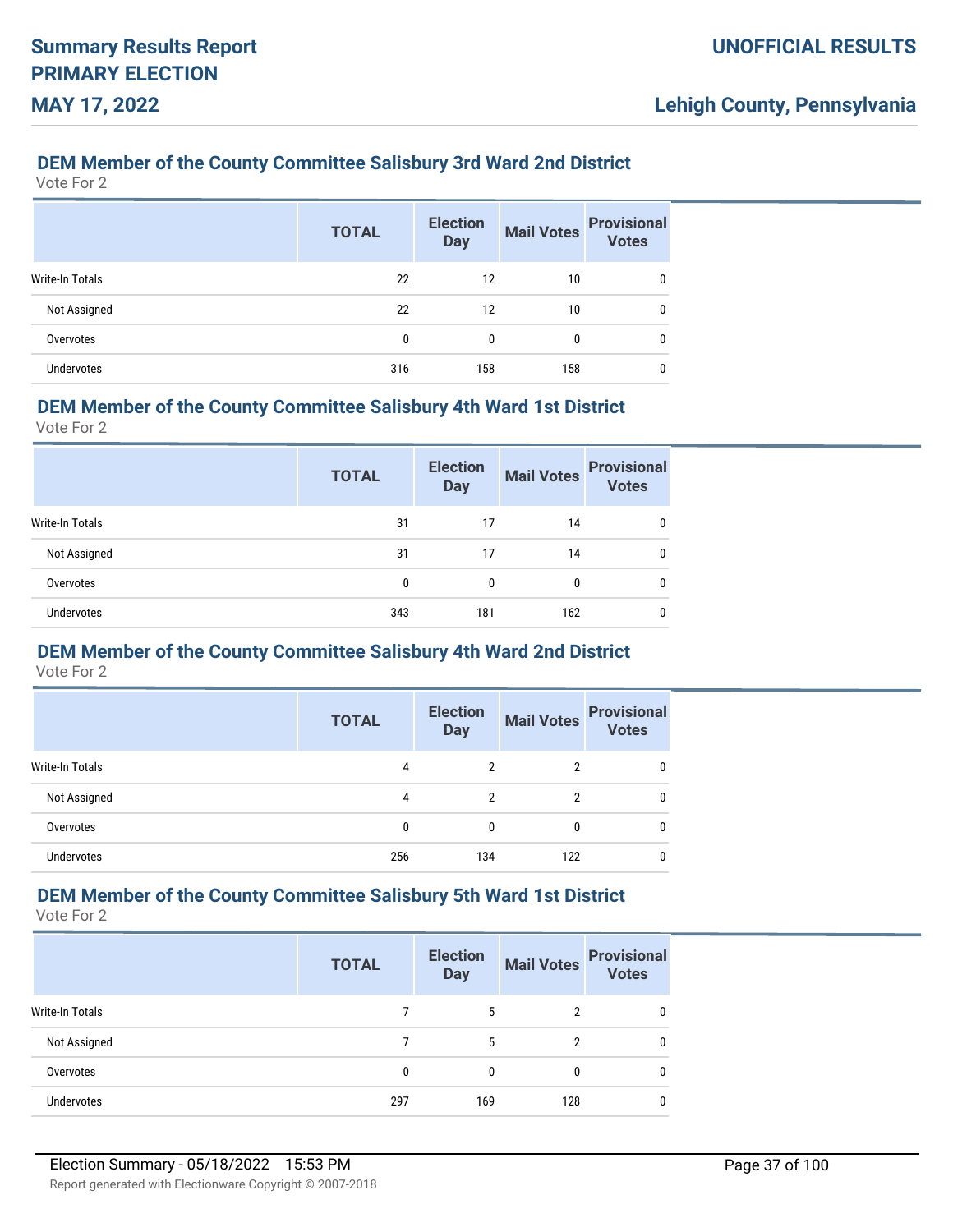## DEM Member of the County Committee Salisbury 3rd Ward 2nd District

Vote For 2

| | TOTAL | Election Day | Mail Votes | Provisional Votes |
|---|---|---|---|---|
| Write-In Totals | 22 | 12 | 10 | 0 |
| Not Assigned | 22 | 12 | 10 | 0 |
| Overvotes | 0 | 0 | 0 | 0 |
| Undervotes | 316 | 158 | 158 | 0 |

## DEM Member of the County Committee Salisbury 4th Ward 1st District

Vote For 2

| | TOTAL | Election Day | Mail Votes | Provisional Votes |
|---|---|---|---|---|
| Write-In Totals | 31 | 17 | 14 | 0 |
| Not Assigned | 31 | 17 | 14 | 0 |
| Overvotes | 0 | 0 | 0 | 0 |
| Undervotes | 343 | 181 | 162 | 0 |

## DEM Member of the County Committee Salisbury 4th Ward 2nd District

Vote For 2

| | TOTAL | Election Day | Mail Votes | Provisional Votes |
|---|---|---|---|---|
| Write-In Totals | 4 | 2 | 2 | 0 |
| Not Assigned | 4 | 2 | 2 | 0 |
| Overvotes | 0 | 0 | 0 | 0 |
| Undervotes | 256 | 134 | 122 | 0 |

## DEM Member of the County Committee Salisbury 5th Ward 1st District

Vote For 2

| | TOTAL | Election Day | Mail Votes | Provisional Votes |
|---|---|---|---|---|
| Write-In Totals | 7 | 5 | 2 | 0 |
| Not Assigned | 7 | 5 | 2 | 0 |
| Overvotes | 0 | 0 | 0 | 0 |
| Undervotes | 297 | 169 | 128 | 0 |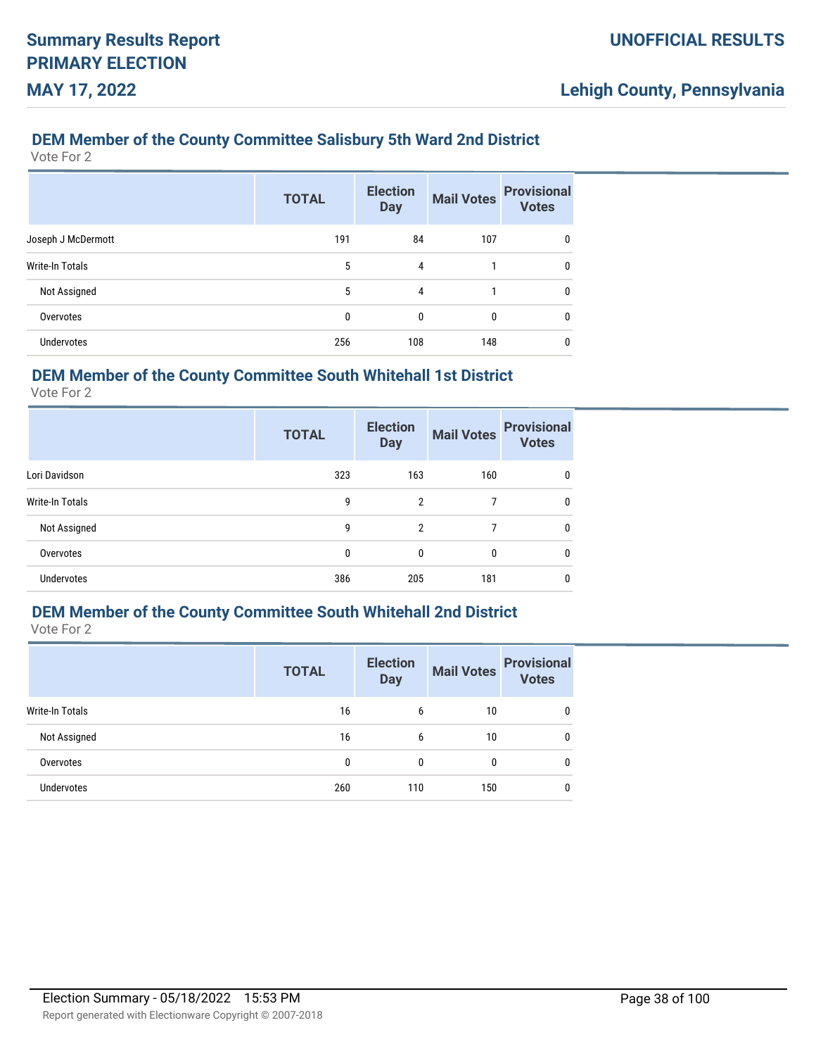## DEM Member of the County Committee Salisbury 5th Ward 2nd District

Vote For 2

| | TOTAL | Election Day | Mail Votes | Provisional Votes |
|---|---|---|---|---|
| Joseph J McDermott | 191 | 84 | 107 | 0 |
| Write-In Totals | 5 | 4 | 1 | 0 |
| Not Assigned | 5 | 4 | 1 | 0 |
| Overvotes | 0 | 0 | 0 | 0 |
| Undervotes | 256 | 108 | 148 | 0 |

## DEM Member of the County Committee South Whitehall 1st District

Vote For 2

| | TOTAL | Election Day | Mail Votes | Provisional Votes |
|---|---|---|---|---|
| Lori Davidson | 323 | 163 | 160 | 0 |
| Write-In Totals | 9 | 2 | 7 | 0 |
| Not Assigned | 9 | 2 | 7 | 0 |
| Overvotes | 0 | 0 | 0 | 0 |
| Undervotes | 386 | 205 | 181 | 0 |

## DEM Member of the County Committee South Whitehall 2nd District

Vote For 2

| | TOTAL | Election Day | Mail Votes | Provisional Votes |
|---|---|---|---|---|
| Write-In Totals | 16 | 6 | 10 | 0 |
| Not Assigned | 16 | 6 | 10 | 0 |
| Overvotes | 0 | 0 | 0 | 0 |
| Undervotes | 260 | 110 | 150 | 0 |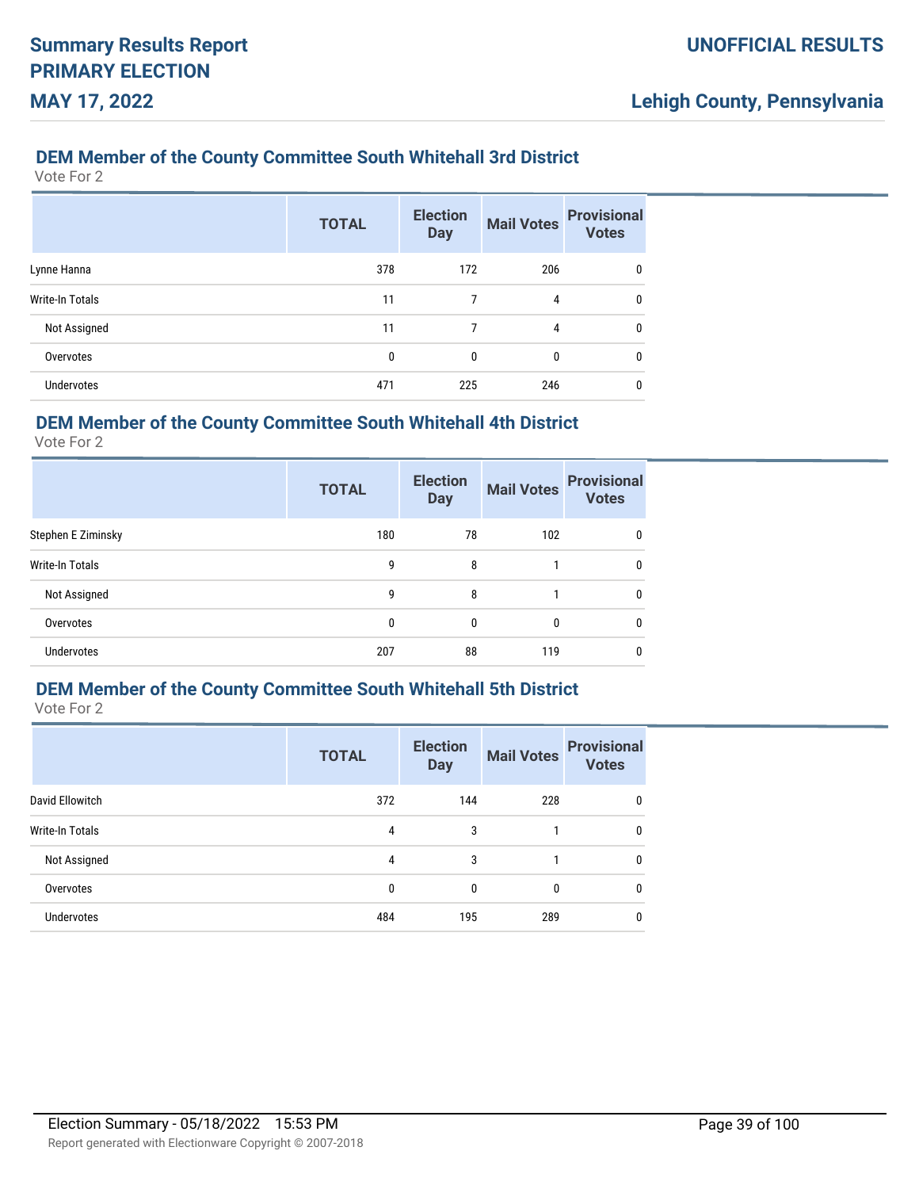### DEM Member of the County Committee South Whitehall 3rd District

Vote For 2

| | TOTAL | Election Day | Mail Votes | Provisional Votes |
|---|---|---|---|---|
| Lynne Hanna | 378 | 172 | 206 | 0 |
| Write-In Totals | 11 | 7 | 4 | 0 |
| Not Assigned | 11 | 7 | 4 | 0 |
| Overvotes | 0 | 0 | 0 | 0 |
| Undervotes | 471 | 225 | 246 | 0 |

### DEM Member of the County Committee South Whitehall 4th District

Vote For 2

| | TOTAL | Election Day | Mail Votes | Provisional Votes |
|---|---|---|---|---|
| Stephen E Ziminsky | 180 | 78 | 102 | 0 |
| Write-In Totals | 9 | 8 | 1 | 0 |
| Not Assigned | 9 | 8 | 1 | 0 |
| Overvotes | 0 | 0 | 0 | 0 |
| Undervotes | 207 | 88 | 119 | 0 |

### DEM Member of the County Committee South Whitehall 5th District

Vote For 2

| | TOTAL | Election Day | Mail Votes | Provisional Votes |
|---|---|---|---|---|
| David Ellowitch | 372 | 144 | 228 | 0 |
| Write-In Totals | 4 | 3 | 1 | 0 |
| Not Assigned | 4 | 3 | 1 | 0 |
| Overvotes | 0 | 0 | 0 | 0 |
| Undervotes | 484 | 195 | 289 | 0 |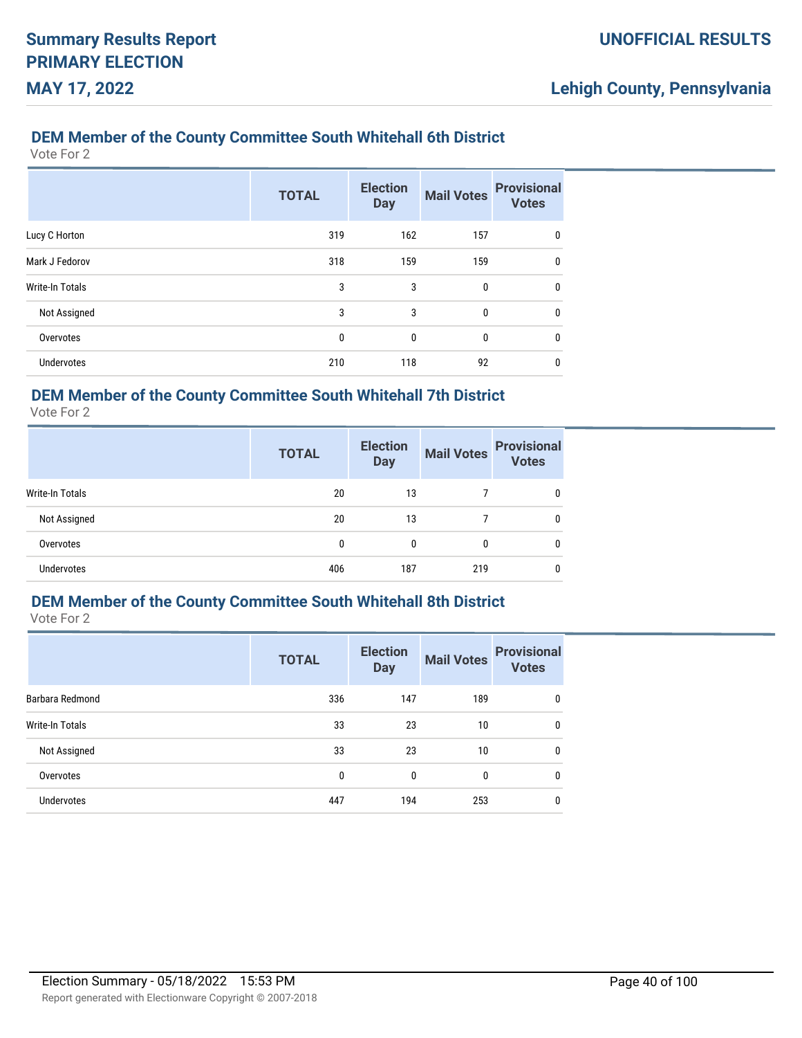## DEM Member of the County Committee South Whitehall 6th District

Vote For 2

| | TOTAL | Election Day | Mail Votes | Provisional Votes |
|---|---|---|---|---|
| Lucy C Horton | 319 | 162 | 157 | 0 |
| Mark J Fedorov | 318 | 159 | 159 | 0 |
| Write-In Totals | 3 | 3 | 0 | 0 |
| Not Assigned | 3 | 3 | 0 | 0 |
| Overvotes | 0 | 0 | 0 | 0 |
| Undervotes | 210 | 118 | 92 | 0 |

## DEM Member of the County Committee South Whitehall 7th District

Vote For 2

| | TOTAL | Election Day | Mail Votes | Provisional Votes |
|---|---|---|---|---|
| Write-In Totals | 20 | 13 | 7 | 0 |
| Not Assigned | 20 | 13 | 7 | 0 |
| Overvotes | 0 | 0 | 0 | 0 |
| Undervotes | 406 | 187 | 219 | 0 |

## DEM Member of the County Committee South Whitehall 8th District

Vote For 2

| | TOTAL | Election Day | Mail Votes | Provisional Votes |
|---|---|---|---|---|
| Barbara Redmond | 336 | 147 | 189 | 0 |
| Write-In Totals | 33 | 23 | 10 | 0 |
| Not Assigned | 33 | 23 | 10 | 0 |
| Overvotes | 0 | 0 | 0 | 0 |
| Undervotes | 447 | 194 | 253 | 0 |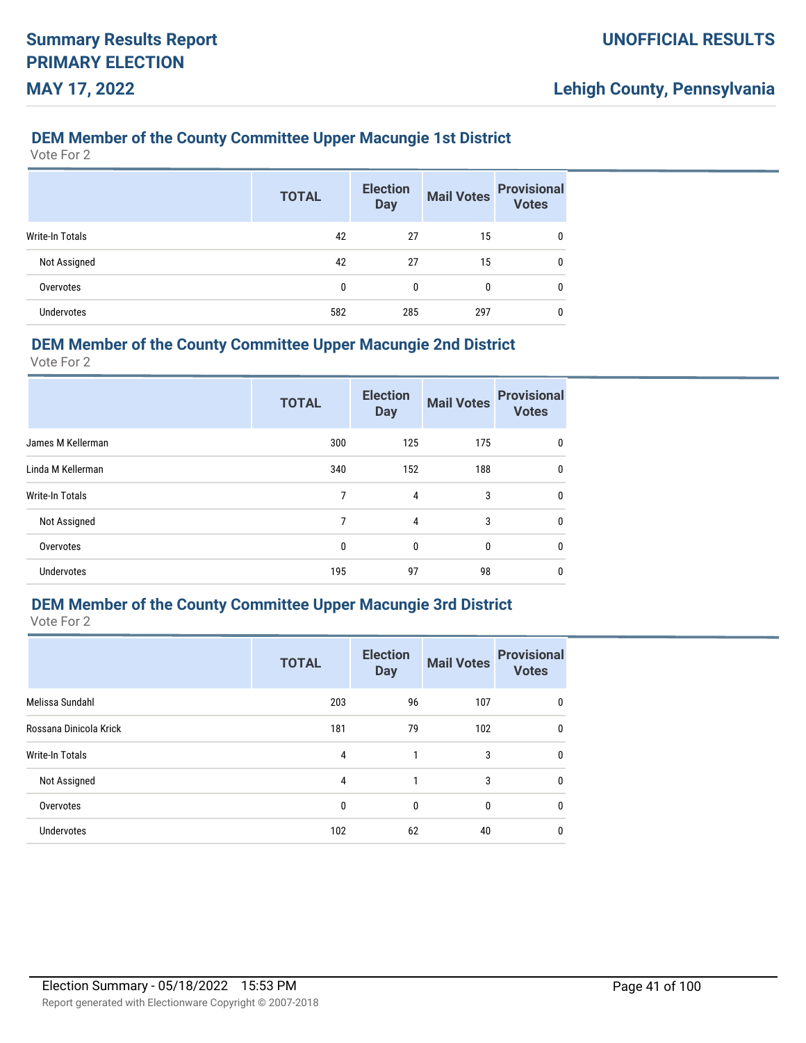## DEM Member of the County Committee Upper Macungie 1st District

Vote For 2

| | TOTAL | Election Day | Mail Votes | Provisional Votes |
|---|---|---|---|---|
| Write-In Totals | 42 | 27 | 15 | 0 |
| Not Assigned | 42 | 27 | 15 | 0 |
| Overvotes | 0 | 0 | 0 | 0 |
| Undervotes | 582 | 285 | 297 | 0 |

## DEM Member of the County Committee Upper Macungie 2nd District

Vote For 2

| | TOTAL | Election Day | Mail Votes | Provisional Votes |
|---|---|---|---|---|
| James M Kellerman | 300 | 125 | 175 | 0 |
| Linda M Kellerman | 340 | 152 | 188 | 0 |
| Write-In Totals | 7 | 4 | 3 | 0 |
| Not Assigned | 7 | 4 | 3 | 0 |
| Overvotes | 0 | 0 | 0 | 0 |
| Undervotes | 195 | 97 | 98 | 0 |

## DEM Member of the County Committee Upper Macungie 3rd District

Vote For 2

| | TOTAL | Election Day | Mail Votes | Provisional Votes |
|---|---|---|---|---|
| Melissa Sundahl | 203 | 96 | 107 | 0 |
| Rossana Dinicola Krick | 181 | 79 | 102 | 0 |
| Write-In Totals | 4 | 1 | 3 | 0 |
| Not Assigned | 4 | 1 | 3 | 0 |
| Overvotes | 0 | 0 | 0 | 0 |
| Undervotes | 102 | 62 | 40 | 0 |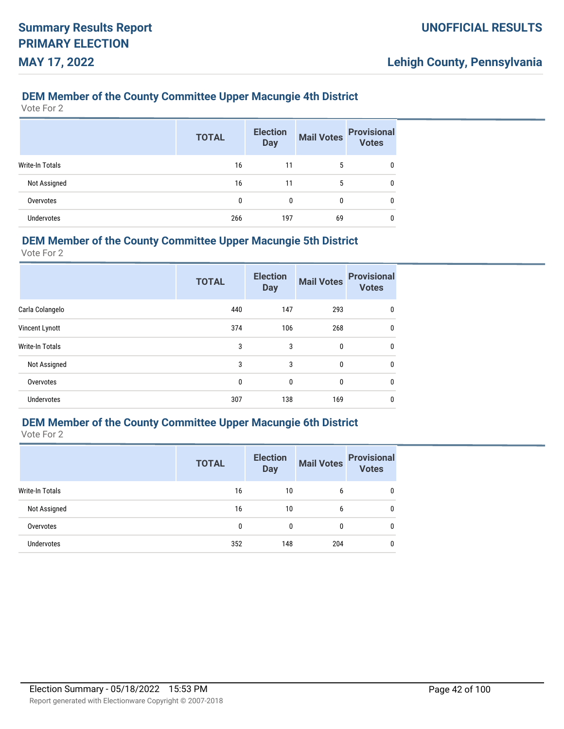### DEM Member of the County Committee Upper Macungie 4th District

Vote For 2

| | TOTAL | Election Day | Mail Votes | Provisional Votes |
|---|---|---|---|---|
| Write-In Totals | 16 | 11 | 5 | 0 |
| Not Assigned | 16 | 11 | 5 | 0 |
| Overvotes | 0 | 0 | 0 | 0 |
| Undervotes | 266 | 197 | 69 | 0 |

### DEM Member of the County Committee Upper Macungie 5th District

Vote For 2

| | TOTAL | Election Day | Mail Votes | Provisional Votes |
|---|---|---|---|---|
| Carla Colangelo | 440 | 147 | 293 | 0 |
| Vincent Lynott | 374 | 106 | 268 | 0 |
| Write-In Totals | 3 | 3 | 0 | 0 |
| Not Assigned | 3 | 3 | 0 | 0 |
| Overvotes | 0 | 0 | 0 | 0 |
| Undervotes | 307 | 138 | 169 | 0 |

### DEM Member of the County Committee Upper Macungie 6th District

Vote For 2

| | TOTAL | Election Day | Mail Votes | Provisional Votes |
|---|---|---|---|---|
| Write-In Totals | 16 | 10 | 6 | 0 |
| Not Assigned | 16 | 10 | 6 | 0 |
| Overvotes | 0 | 0 | 0 | 0 |
| Undervotes | 352 | 148 | 204 | 0 |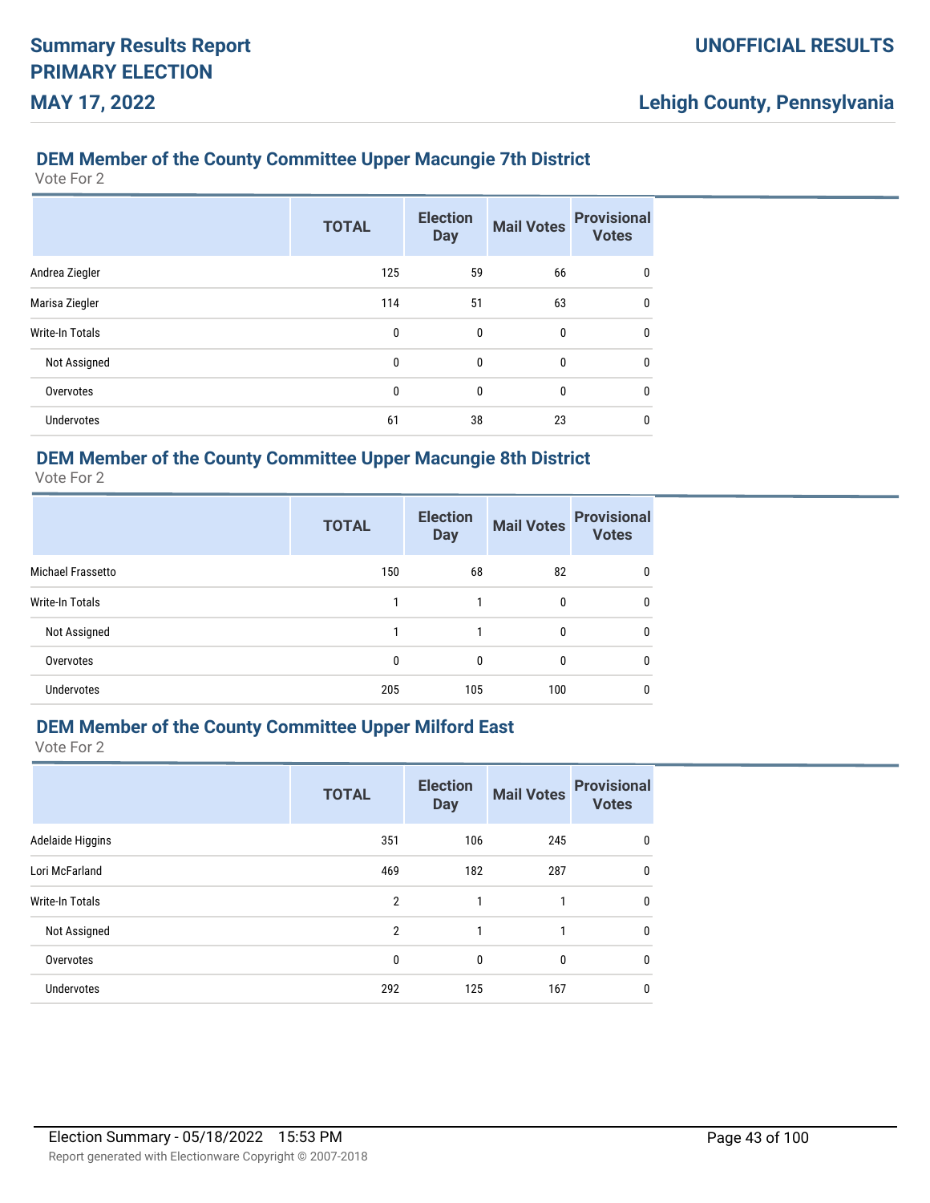## DEM Member of the County Committee Upper Macungie 7th District

Vote For 2

| | TOTAL | Election Day | Mail Votes | Provisional Votes |
|---|---|---|---|---|
| Andrea Ziegler | 125 | 59 | 66 | 0 |
| Marisa Ziegler | 114 | 51 | 63 | 0 |
| Write-In Totals | 0 | 0 | 0 | 0 |
| Not Assigned | 0 | 0 | 0 | 0 |
| Overvotes | 0 | 0 | 0 | 0 |
| Undervotes | 61 | 38 | 23 | 0 |

## DEM Member of the County Committee Upper Macungie 8th District

Vote For 2

| | TOTAL | Election Day | Mail Votes | Provisional Votes |
|---|---|---|---|---|
| Michael Frassetto | 150 | 68 | 82 | 0 |
| Write-In Totals | 1 | 1 | 0 | 0 |
| Not Assigned | 1 | 1 | 0 | 0 |
| Overvotes | 0 | 0 | 0 | 0 |
| Undervotes | 205 | 105 | 100 | 0 |

## DEM Member of the County Committee Upper Milford East

Vote For 2

| | TOTAL | Election Day | Mail Votes | Provisional Votes |
|---|---|---|---|---|
| Adelaide Higgins | 351 | 106 | 245 | 0 |
| Lori McFarland | 469 | 182 | 287 | 0 |
| Write-In Totals | 2 | 1 | 1 | 0 |
| Not Assigned | 2 | 1 | 1 | 0 |
| Overvotes | 0 | 0 | 0 | 0 |
| Undervotes | 292 | 125 | 167 | 0 |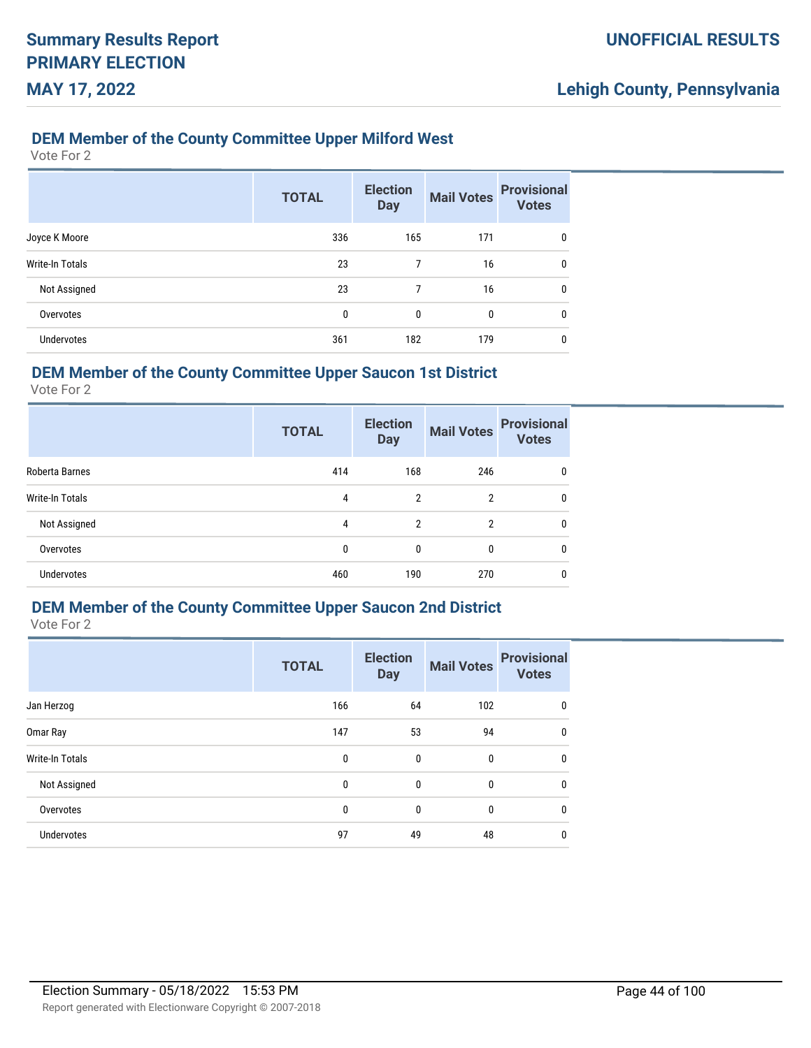## DEM Member of the County Committee Upper Milford West

Vote For 2

| | TOTAL | Election Day | Mail Votes | Provisional Votes |
|---|---|---|---|---|
| Joyce K Moore | 336 | 165 | 171 | 0 |
| Write-In Totals | 23 | 7 | 16 | 0 |
| Not Assigned | 23 | 7 | 16 | 0 |
| Overvotes | 0 | 0 | 0 | 0 |
| Undervotes | 361 | 182 | 179 | 0 |

## DEM Member of the County Committee Upper Saucon 1st District

Vote For 2

| | TOTAL | Election Day | Mail Votes | Provisional Votes |
|---|---|---|---|---|
| Roberta Barnes | 414 | 168 | 246 | 0 |
| Write-In Totals | 4 | 2 | 2 | 0 |
| Not Assigned | 4 | 2 | 2 | 0 |
| Overvotes | 0 | 0 | 0 | 0 |
| Undervotes | 460 | 190 | 270 | 0 |

## DEM Member of the County Committee Upper Saucon 2nd District

Vote For 2

| | TOTAL | Election Day | Mail Votes | Provisional Votes |
|---|---|---|---|---|
| Jan Herzog | 166 | 64 | 102 | 0 |
| Omar Ray | 147 | 53 | 94 | 0 |
| Write-In Totals | 0 | 0 | 0 | 0 |
| Not Assigned | 0 | 0 | 0 | 0 |
| Overvotes | 0 | 0 | 0 | 0 |
| Undervotes | 97 | 49 | 48 | 0 |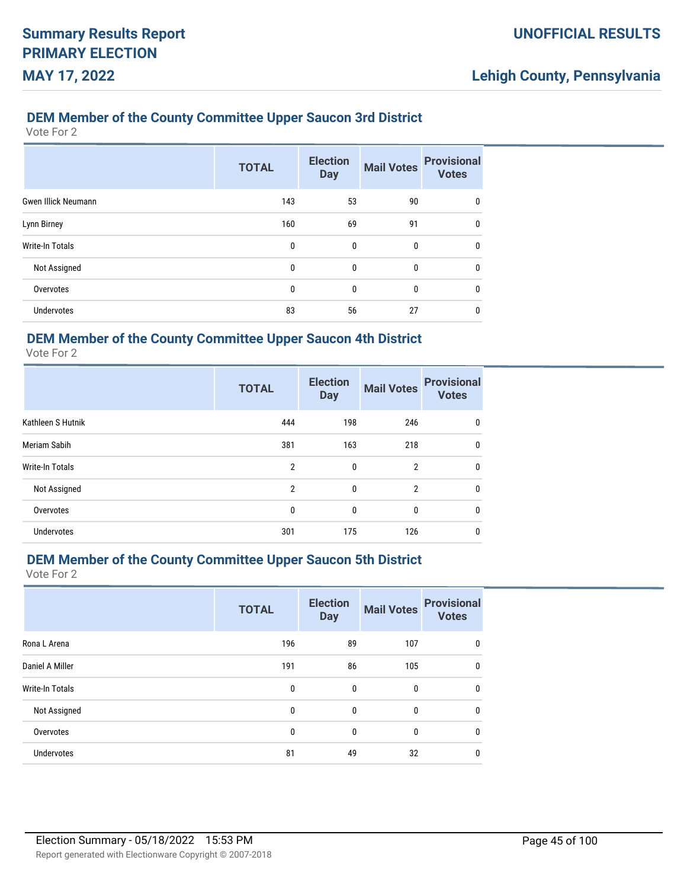## DEM Member of the County Committee Upper Saucon 3rd District

Vote For 2

| | TOTAL | Election Day | Mail Votes | Provisional Votes |
|---|---|---|---|---|
| Gwen Illick Neumann | 143 | 53 | 90 | 0 |
| Lynn Birney | 160 | 69 | 91 | 0 |
| Write-In Totals | 0 | 0 | 0 | 0 |
| Not Assigned | 0 | 0 | 0 | 0 |
| Overvotes | 0 | 0 | 0 | 0 |
| Undervotes | 83 | 56 | 27 | 0 |

## DEM Member of the County Committee Upper Saucon 4th District

Vote For 2

| | TOTAL | Election Day | Mail Votes | Provisional Votes |
|---|---|---|---|---|
| Kathleen S Hutnik | 444 | 198 | 246 | 0 |
| Meriam Sabih | 381 | 163 | 218 | 0 |
| Write-In Totals | 2 | 0 | 2 | 0 |
| Not Assigned | 2 | 0 | 2 | 0 |
| Overvotes | 0 | 0 | 0 | 0 |
| Undervotes | 301 | 175 | 126 | 0 |

## DEM Member of the County Committee Upper Saucon 5th District

Vote For 2

| | TOTAL | Election Day | Mail Votes | Provisional Votes |
|---|---|---|---|---|
| Rona L Arena | 196 | 89 | 107 | 0 |
| Daniel A Miller | 191 | 86 | 105 | 0 |
| Write-In Totals | 0 | 0 | 0 | 0 |
| Not Assigned | 0 | 0 | 0 | 0 |
| Overvotes | 0 | 0 | 0 | 0 |
| Undervotes | 81 | 49 | 32 | 0 |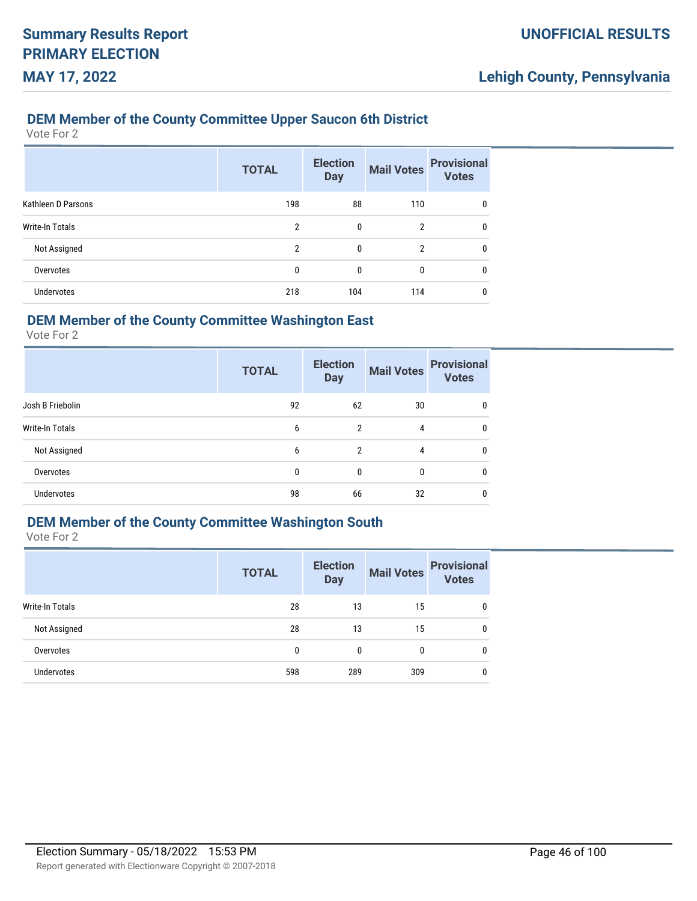# Summary Results Report
# PRIMARY ELECTION
# MAY 17, 2022

**UNOFFICIAL RESULTS**

**Lehigh County, Pennsylvania**

## DEM Member of the County Committee Upper Saucon 6th District

Vote For 2

| | TOTAL | Election Day | Mail Votes | Provisional Votes |
|---|---|---|---|---|
| Kathleen D Parsons | 198 | 88 | 110 | 0 |
| Write-In Totals | 2 | 0 | 2 | 0 |
| Not Assigned | 2 | 0 | 2 | 0 |
| Overvotes | 0 | 0 | 0 | 0 |
| Undervotes | 218 | 104 | 114 | 0 |

## DEM Member of the County Committee Washington East

Vote For 2

| | TOTAL | Election Day | Mail Votes | Provisional Votes |
|---|---|---|---|---|
| Josh B Friebolin | 92 | 62 | 30 | 0 |
| Write-In Totals | 6 | 2 | 4 | 0 |
| Not Assigned | 6 | 2 | 4 | 0 |
| Overvotes | 0 | 0 | 0 | 0 |
| Undervotes | 98 | 66 | 32 | 0 |

## DEM Member of the County Committee Washington South

Vote For 2

| | TOTAL | Election Day | Mail Votes | Provisional Votes |
|---|---|---|---|---|
| Write-In Totals | 28 | 13 | 15 | 0 |
| Not Assigned | 28 | 13 | 15 | 0 |
| Overvotes | 0 | 0 | 0 | 0 |
| Undervotes | 598 | 289 | 309 | 0 |

Election Summary - 05/18/2022 15:53 PM

Report generated with Electionware Copyright © 2007-2018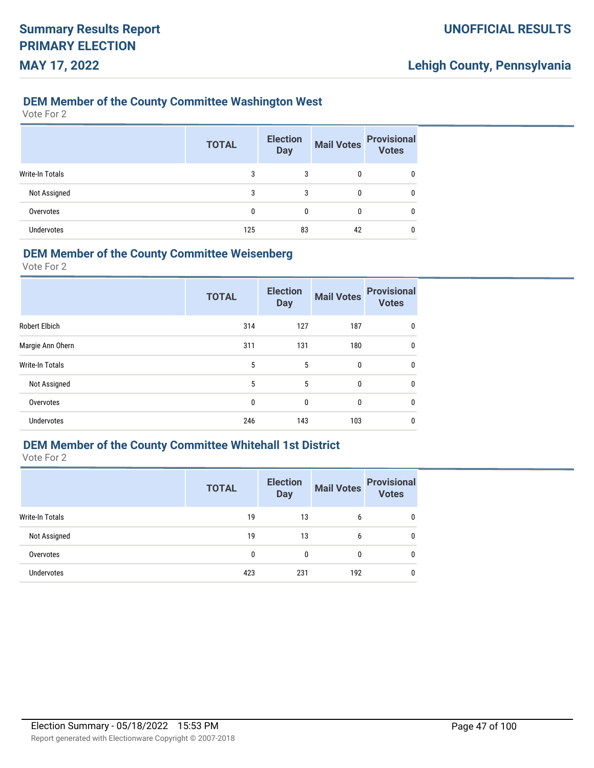## DEM Member of the County Committee Washington West

Vote For 2

| | TOTAL | Election Day | Mail Votes | Provisional Votes |
|---|---|---|---|---|
| Write-In Totals | 3 | 3 | 0 | 0 |
| Not Assigned | 3 | 3 | 0 | 0 |
| Overvotes | 0 | 0 | 0 | 0 |
| Undervotes | 125 | 83 | 42 | 0 |

## DEM Member of the County Committee Weisenberg

Vote For 2

| | TOTAL | Election Day | Mail Votes | Provisional Votes |
|---|---|---|---|---|
| Robert Elbich | 314 | 127 | 187 | 0 |
| Margie Ann Ohern | 311 | 131 | 180 | 0 |
| Write-In Totals | 5 | 5 | 0 | 0 |
| Not Assigned | 5 | 5 | 0 | 0 |
| Overvotes | 0 | 0 | 0 | 0 |
| Undervotes | 246 | 143 | 103 | 0 |

## DEM Member of the County Committee Whitehall 1st District

Vote For 2

| | TOTAL | Election Day | Mail Votes | Provisional Votes |
|---|---|---|---|---|
| Write-In Totals | 19 | 13 | 6 | 0 |
| Not Assigned | 19 | 13 | 6 | 0 |
| Overvotes | 0 | 0 | 0 | 0 |
| Undervotes | 423 | 231 | 192 | 0 |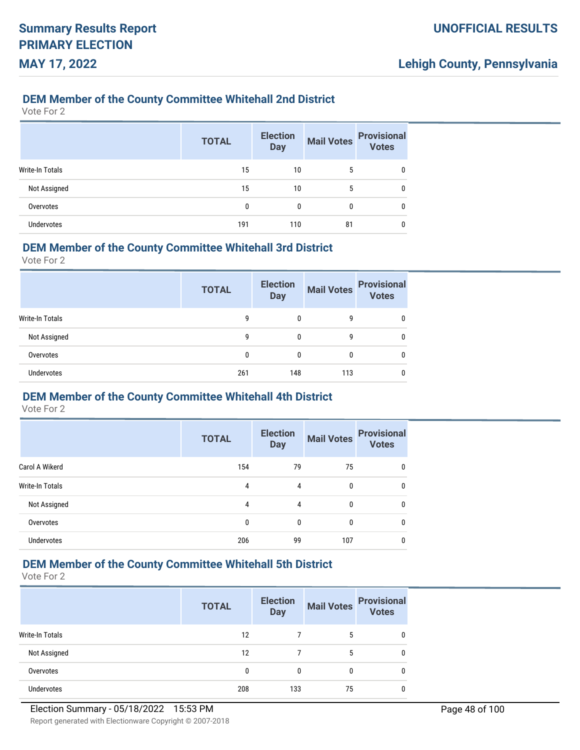## DEM Member of the County Committee Whitehall 2nd District

Vote For 2

| | TOTAL | Election Day | Mail Votes | Provisional Votes |
|---|---|---|---|---|
| Write-In Totals | 15 | 10 | 5 | 0 |
| Not Assigned | 15 | 10 | 5 | 0 |
| Overvotes | 0 | 0 | 0 | 0 |
| Undervotes | 191 | 110 | 81 | 0 |

## DEM Member of the County Committee Whitehall 3rd District

Vote For 2

| | TOTAL | Election Day | Mail Votes | Provisional Votes |
|---|---|---|---|---|
| Write-In Totals | 9 | 0 | 9 | 0 |
| Not Assigned | 9 | 0 | 9 | 0 |
| Overvotes | 0 | 0 | 0 | 0 |
| Undervotes | 261 | 148 | 113 | 0 |

## DEM Member of the County Committee Whitehall 4th District

Vote For 2

| | TOTAL | Election Day | Mail Votes | Provisional Votes |
|---|---|---|---|---|
| Carol A Wikerd | 154 | 79 | 75 | 0 |
| Write-In Totals | 4 | 4 | 0 | 0 |
| Not Assigned | 4 | 4 | 0 | 0 |
| Overvotes | 0 | 0 | 0 | 0 |
| Undervotes | 206 | 99 | 107 | 0 |

## DEM Member of the County Committee Whitehall 5th District

Vote For 2

| | TOTAL | Election Day | Mail Votes | Provisional Votes |
|---|---|---|---|---|
| Write-In Totals | 12 | 7 | 5 | 0 |
| Not Assigned | 12 | 7 | 5 | 0 |
| Overvotes | 0 | 0 | 0 | 0 |
| Undervotes | 208 | 133 | 75 | 0 |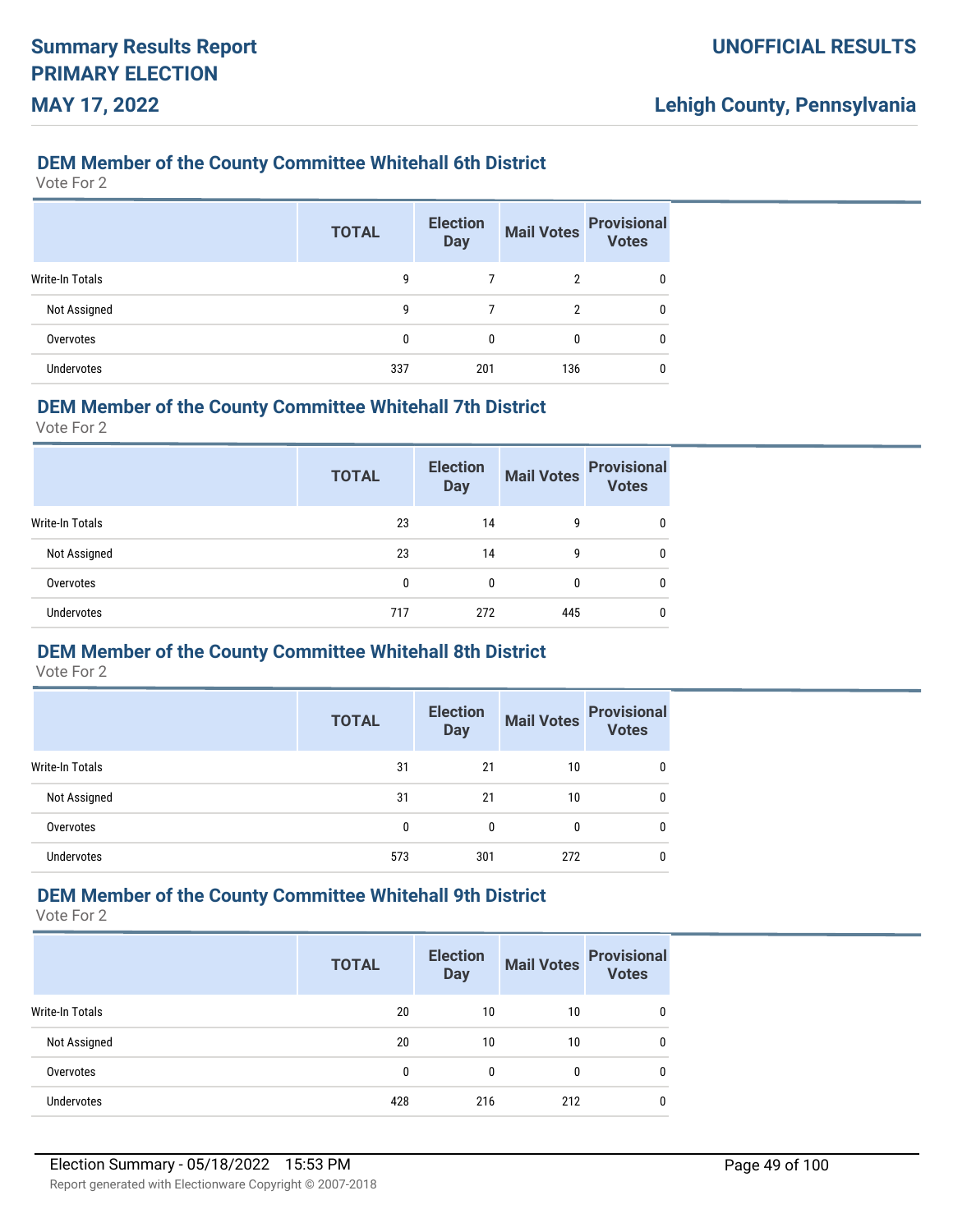## DEM Member of the County Committee Whitehall 6th District

Vote For 2

| | TOTAL | Election Day | Mail Votes | Provisional Votes |
|---|---|---|---|---|
| Write-In Totals | 9 | 7 | 2 | 0 |
| Not Assigned | 9 | 7 | 2 | 0 |
| Overvotes | 0 | 0 | 0 | 0 |
| Undervotes | 337 | 201 | 136 | 0 |

## DEM Member of the County Committee Whitehall 7th District

Vote For 2

| | TOTAL | Election Day | Mail Votes | Provisional Votes |
|---|---|---|---|---|
| Write-In Totals | 23 | 14 | 9 | 0 |
| Not Assigned | 23 | 14 | 9 | 0 |
| Overvotes | 0 | 0 | 0 | 0 |
| Undervotes | 717 | 272 | 445 | 0 |

## DEM Member of the County Committee Whitehall 8th District

Vote For 2

| | TOTAL | Election Day | Mail Votes | Provisional Votes |
|---|---|---|---|---|
| Write-In Totals | 31 | 21 | 10 | 0 |
| Not Assigned | 31 | 21 | 10 | 0 |
| Overvotes | 0 | 0 | 0 | 0 |
| Undervotes | 573 | 301 | 272 | 0 |

## DEM Member of the County Committee Whitehall 9th District

Vote For 2

| | TOTAL | Election Day | Mail Votes | Provisional Votes |
|---|---|---|---|---|
| Write-In Totals | 20 | 10 | 10 | 0 |
| Not Assigned | 20 | 10 | 10 | 0 |
| Overvotes | 0 | 0 | 0 | 0 |
| Undervotes | 428 | 216 | 212 | 0 |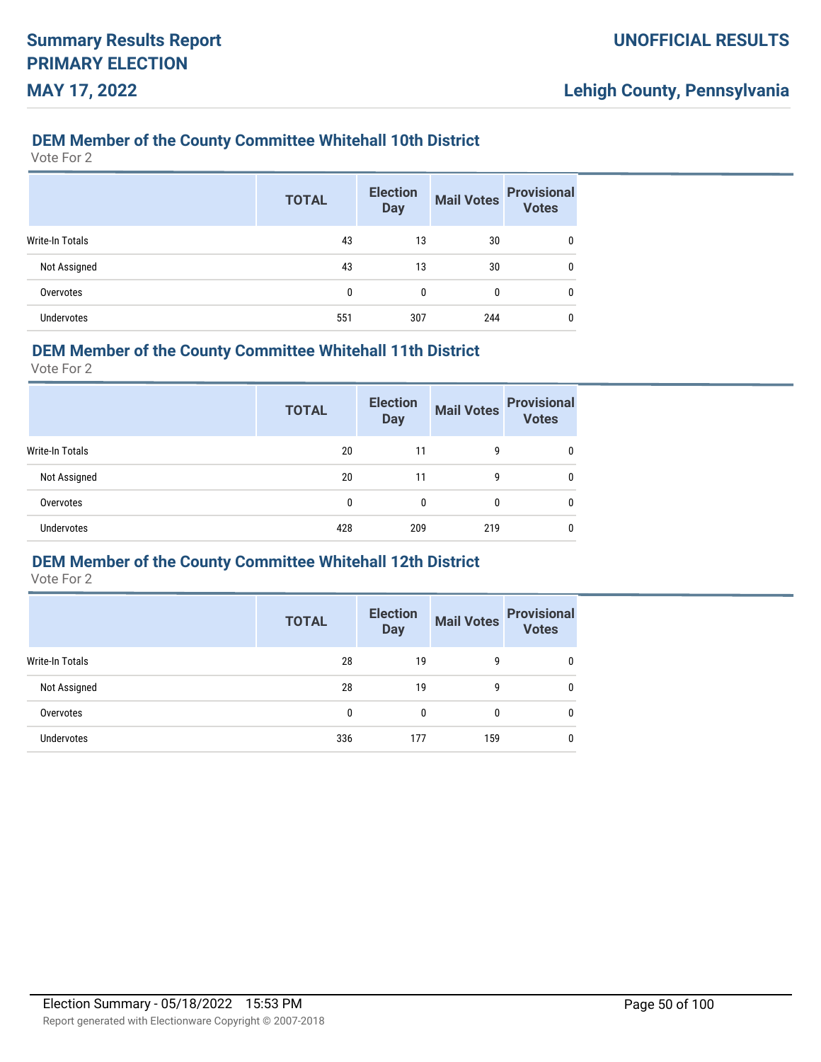## DEM Member of the County Committee Whitehall 10th District

Vote For 2

| | TOTAL | Election Day | Mail Votes | Provisional Votes |
|---|---|---|---|---|
| Write-In Totals | 43 | 13 | 30 | 0 |
| Not Assigned | 43 | 13 | 30 | 0 |
| Overvotes | 0 | 0 | 0 | 0 |
| Undervotes | 551 | 307 | 244 | 0 |

## DEM Member of the County Committee Whitehall 11th District

Vote For 2

| | TOTAL | Election Day | Mail Votes | Provisional Votes |
|---|---|---|---|---|
| Write-In Totals | 20 | 11 | 9 | 0 |
| Not Assigned | 20 | 11 | 9 | 0 |
| Overvotes | 0 | 0 | 0 | 0 |
| Undervotes | 428 | 209 | 219 | 0 |

## DEM Member of the County Committee Whitehall 12th District

Vote For 2

| | TOTAL | Election Day | Mail Votes | Provisional Votes |
|---|---|---|---|---|
| Write-In Totals | 28 | 19 | 9 | 0 |
| Not Assigned | 28 | 19 | 9 | 0 |
| Overvotes | 0 | 0 | 0 | 0 |
| Undervotes | 336 | 177 | 159 | 0 |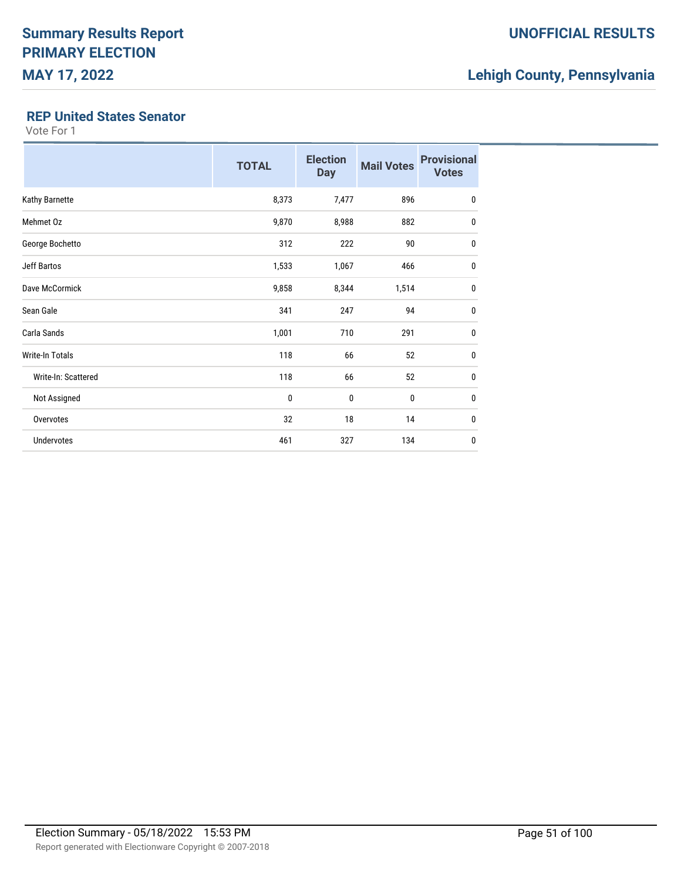# Summary Results Report

## PRIMARY ELECTION

## MAY 17, 2022

**UNOFFICIAL RESULTS**

**Lehigh County, Pennsylvania**

### REP United States Senator

Vote For 1

| | TOTAL | Election Day | Mail Votes | Provisional Votes |
|---|---|---|---|---|
| Kathy Barnette | 8,373 | 7,477 | 896 | 0 |
| Mehmet Oz | 9,870 | 8,988 | 882 | 0 |
| George Bochetto | 312 | 222 | 90 | 0 |
| Jeff Bartos | 1,533 | 1,067 | 466 | 0 |
| Dave McCormick | 9,858 | 8,344 | 1,514 | 0 |
| Sean Gale | 341 | 247 | 94 | 0 |
| Carla Sands | 1,001 | 710 | 291 | 0 |
| Write-In Totals | 118 | 66 | 52 | 0 |
| Write-In: Scattered | 118 | 66 | 52 | 0 |
| Not Assigned | 0 | 0 | 0 | 0 |
| Overvotes | 32 | 18 | 14 | 0 |
| Undervotes | 461 | 327 | 134 | 0 |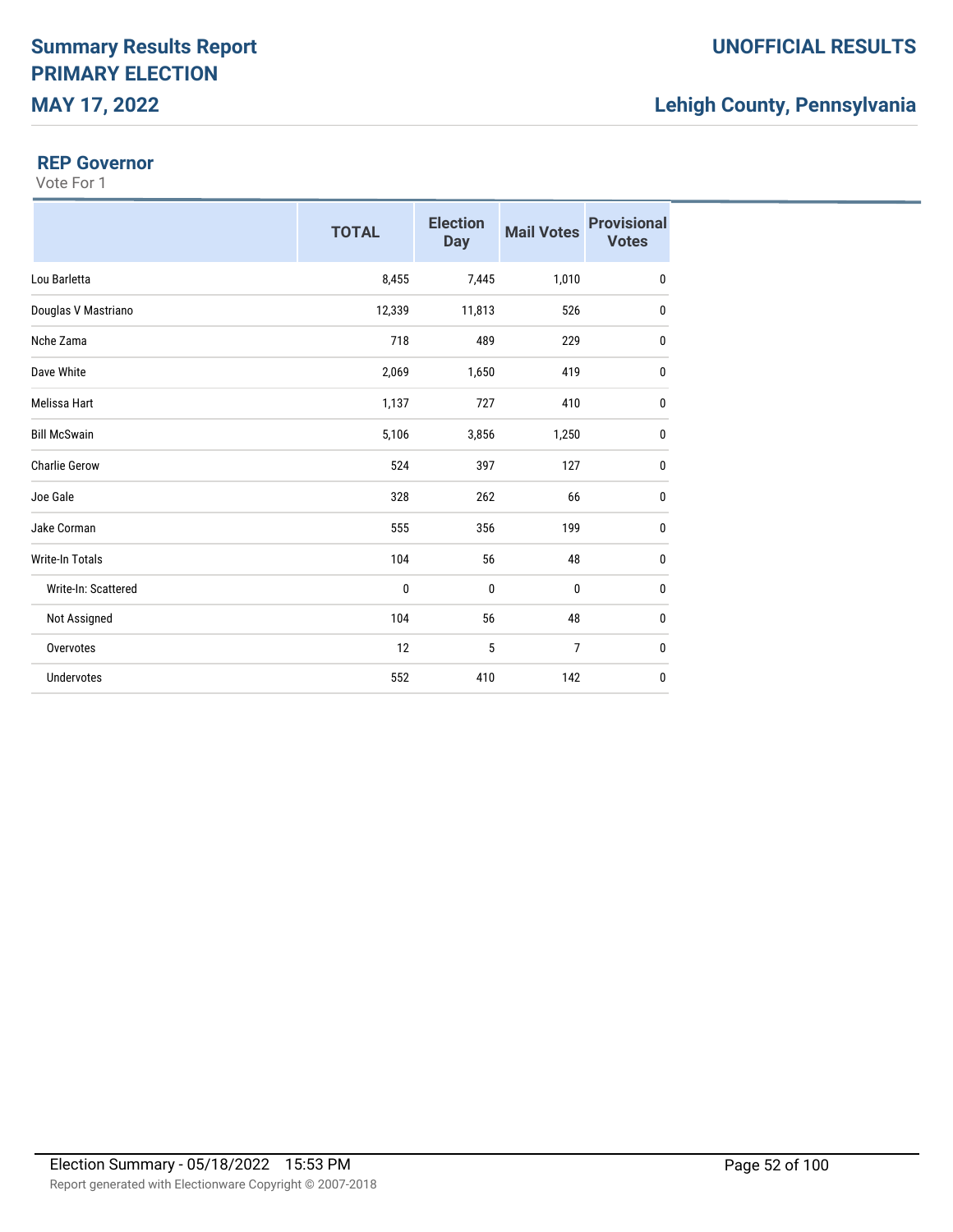# Summary Results Report
# PRIMARY ELECTION
# MAY 17, 2022

**UNOFFICIAL RESULTS**

**Lehigh County, Pennsylvania**

### REP Governor

Vote For 1

| | TOTAL | Election Day | Mail Votes | Provisional Votes |
|---|---|---|---|---|
| Lou Barletta | 8,455 | 7,445 | 1,010 | 0 |
| Douglas V Mastriano | 12,339 | 11,813 | 526 | 0 |
| Nche Zama | 718 | 489 | 229 | 0 |
| Dave White | 2,069 | 1,650 | 419 | 0 |
| Melissa Hart | 1,137 | 727 | 410 | 0 |
| Bill McSwain | 5,106 | 3,856 | 1,250 | 0 |
| Charlie Gerow | 524 | 397 | 127 | 0 |
| Joe Gale | 328 | 262 | 66 | 0 |
| Jake Corman | 555 | 356 | 199 | 0 |
| Write-In Totals | 104 | 56 | 48 | 0 |
| Write-In: Scattered | 0 | 0 | 0 | 0 |
| Not Assigned | 104 | 56 | 48 | 0 |
| Overvotes | 12 | 5 | 7 | 0 |
| Undervotes | 552 | 410 | 142 | 0 |

Election Summary - 05/18/2022 15:53 PM

Report generated with Electionware Copyright © 2007-2018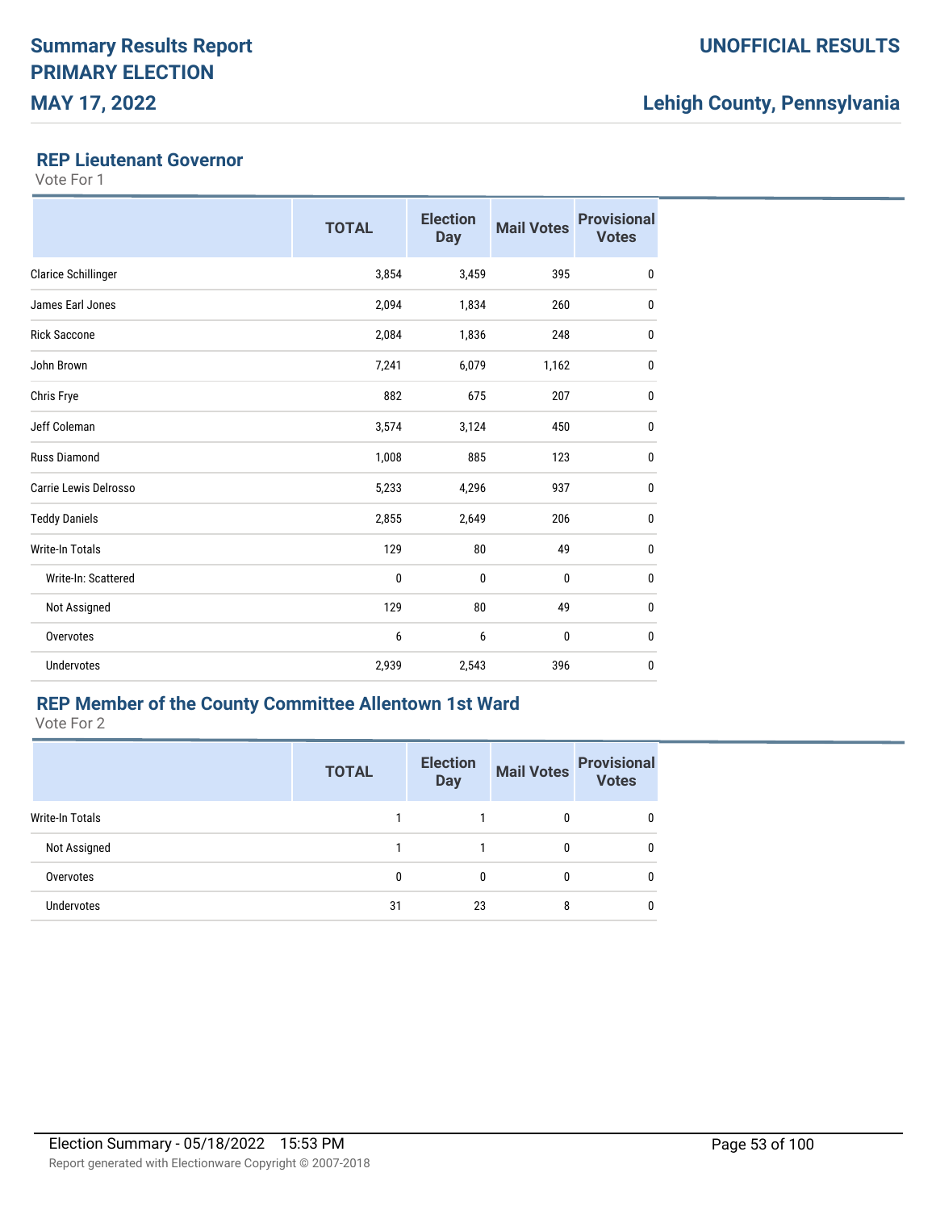## REP Lieutenant Governor

Vote For 1

| | TOTAL | Election Day | Mail Votes | Provisional Votes |
|---|---|---|---|---|
| Clarice Schillinger | 3,854 | 3,459 | 395 | 0 |
| James Earl Jones | 2,094 | 1,834 | 260 | 0 |
| Rick Saccone | 2,084 | 1,836 | 248 | 0 |
| John Brown | 7,241 | 6,079 | 1,162 | 0 |
| Chris Frye | 882 | 675 | 207 | 0 |
| Jeff Coleman | 3,574 | 3,124 | 450 | 0 |
| Russ Diamond | 1,008 | 885 | 123 | 0 |
| Carrie Lewis Delrosso | 5,233 | 4,296 | 937 | 0 |
| Teddy Daniels | 2,855 | 2,649 | 206 | 0 |
| Write-In Totals | 129 | 80 | 49 | 0 |
| Write-In: Scattered | 0 | 0 | 0 | 0 |
| Not Assigned | 129 | 80 | 49 | 0 |
| Overvotes | 6 | 6 | 0 | 0 |
| Undervotes | 2,939 | 2,543 | 396 | 0 |

## REP Member of the County Committee Allentown 1st Ward

Vote For 2

| | TOTAL | Election Day | Mail Votes | Provisional Votes |
|---|---|---|---|---|
| Write-In Totals | 1 | 1 | 0 | 0 |
| Not Assigned | 1 | 1 | 0 | 0 |
| Overvotes | 0 | 0 | 0 | 0 |
| Undervotes | 31 | 23 | 8 | 0 |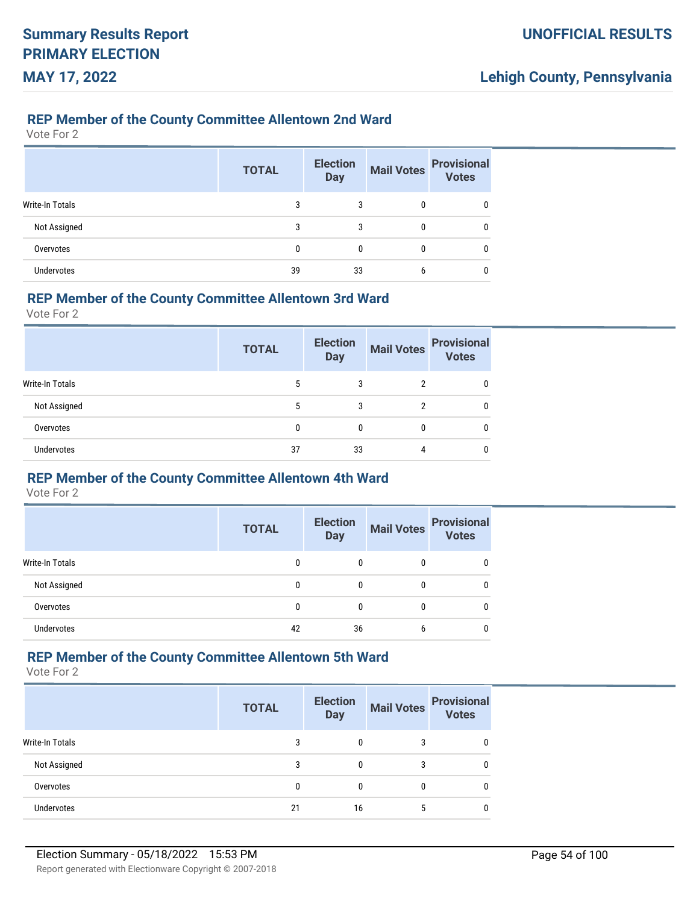### REP Member of the County Committee Allentown 2nd Ward

Vote For 2

| | TOTAL | Election Day | Mail Votes | Provisional Votes |
|---|---|---|---|---|
| Write-In Totals | 3 | 3 | 0 | 0 |
| Not Assigned | 3 | 3 | 0 | 0 |
| Overvotes | 0 | 0 | 0 | 0 |
| Undervotes | 39 | 33 | 6 | 0 |

### REP Member of the County Committee Allentown 3rd Ward

Vote For 2

| | TOTAL | Election Day | Mail Votes | Provisional Votes |
|---|---|---|---|---|
| Write-In Totals | 5 | 3 | 2 | 0 |
| Not Assigned | 5 | 3 | 2 | 0 |
| Overvotes | 0 | 0 | 0 | 0 |
| Undervotes | 37 | 33 | 4 | 0 |

### REP Member of the County Committee Allentown 4th Ward

Vote For 2

| | TOTAL | Election Day | Mail Votes | Provisional Votes |
|---|---|---|---|---|
| Write-In Totals | 0 | 0 | 0 | 0 |
| Not Assigned | 0 | 0 | 0 | 0 |
| Overvotes | 0 | 0 | 0 | 0 |
| Undervotes | 42 | 36 | 6 | 0 |

### REP Member of the County Committee Allentown 5th Ward

Vote For 2

| | TOTAL | Election Day | Mail Votes | Provisional Votes |
|---|---|---|---|---|
| Write-In Totals | 3 | 0 | 3 | 0 |
| Not Assigned | 3 | 0 | 3 | 0 |
| Overvotes | 0 | 0 | 0 | 0 |
| Undervotes | 21 | 16 | 5 | 0 |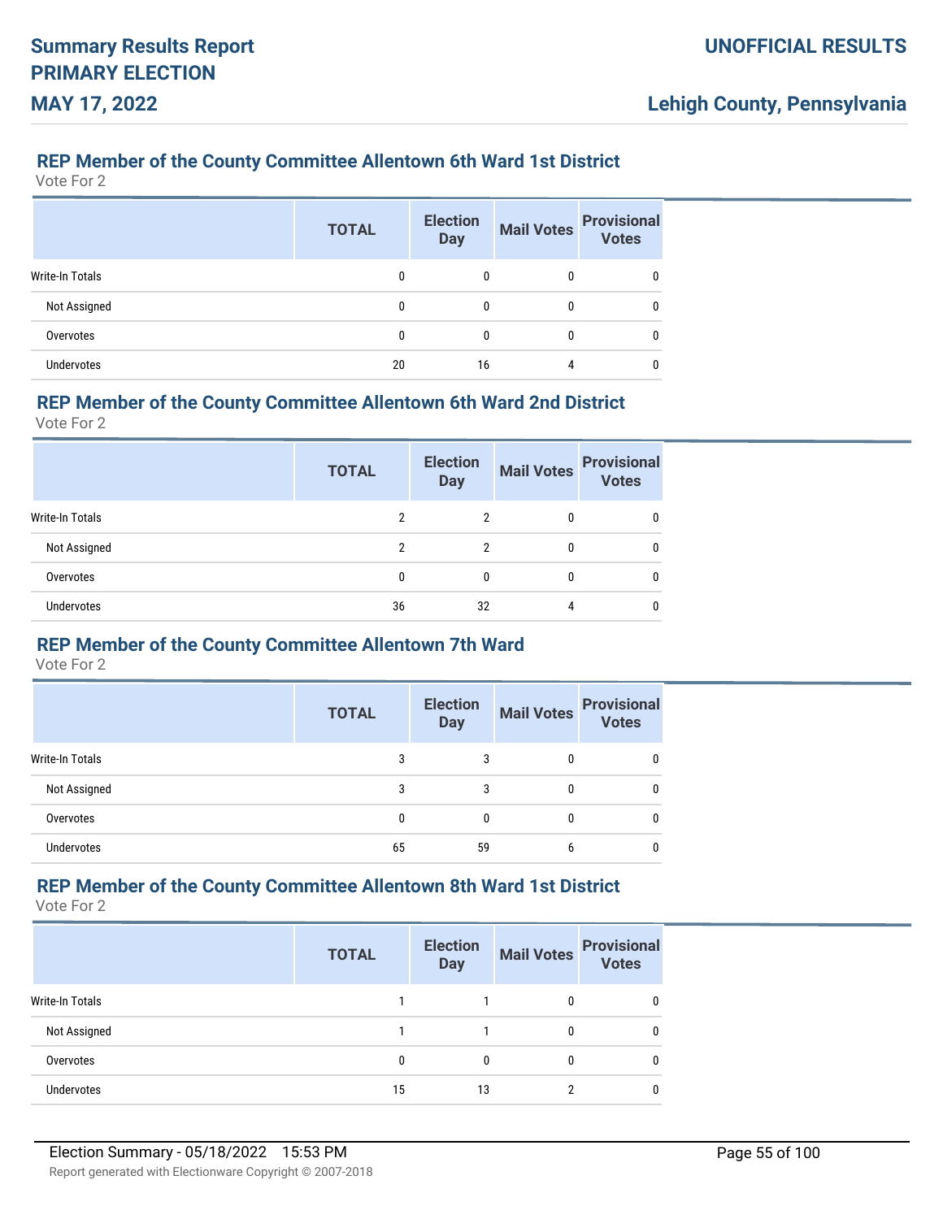## REP Member of the County Committee Allentown 6th Ward 1st District

Vote For 2

| | TOTAL | Election Day | Mail Votes | Provisional Votes |
|---|---|---|---|---|
| Write-In Totals | 0 | 0 | 0 | 0 |
| Not Assigned | 0 | 0 | 0 | 0 |
| Overvotes | 0 | 0 | 0 | 0 |
| Undervotes | 20 | 16 | 4 | 0 |

## REP Member of the County Committee Allentown 6th Ward 2nd District

Vote For 2

| | TOTAL | Election Day | Mail Votes | Provisional Votes |
|---|---|---|---|---|
| Write-In Totals | 2 | 2 | 0 | 0 |
| Not Assigned | 2 | 2 | 0 | 0 |
| Overvotes | 0 | 0 | 0 | 0 |
| Undervotes | 36 | 32 | 4 | 0 |

## REP Member of the County Committee Allentown 7th Ward

Vote For 2

| | TOTAL | Election Day | Mail Votes | Provisional Votes |
|---|---|---|---|---|
| Write-In Totals | 3 | 3 | 0 | 0 |
| Not Assigned | 3 | 3 | 0 | 0 |
| Overvotes | 0 | 0 | 0 | 0 |
| Undervotes | 65 | 59 | 6 | 0 |

## REP Member of the County Committee Allentown 8th Ward 1st District

Vote For 2

| | TOTAL | Election Day | Mail Votes | Provisional Votes |
|---|---|---|---|---|
| Write-In Totals | 1 | 1 | 0 | 0 |
| Not Assigned | 1 | 1 | 0 | 0 |
| Overvotes | 0 | 0 | 0 | 0 |
| Undervotes | 15 | 13 | 2 | 0 |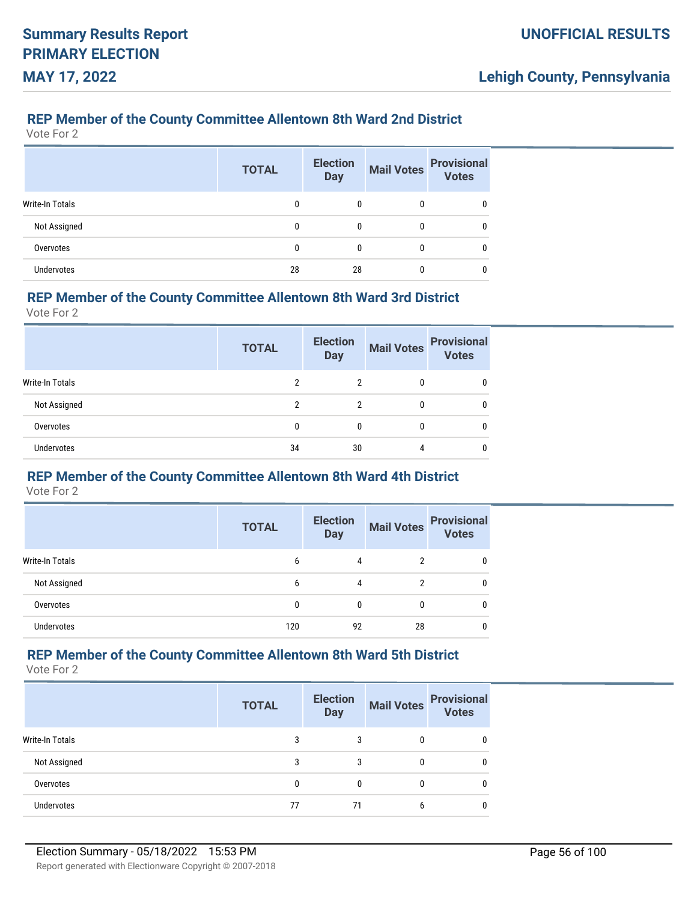### REP Member of the County Committee Allentown 8th Ward 2nd District

Vote For 2

| | TOTAL | Election Day | Mail Votes | Provisional Votes |
|---|---|---|---|---|
| Write-In Totals | 0 | 0 | 0 | 0 |
| Not Assigned | 0 | 0 | 0 | 0 |
| Overvotes | 0 | 0 | 0 | 0 |
| Undervotes | 28 | 28 | 0 | 0 |

### REP Member of the County Committee Allentown 8th Ward 3rd District

Vote For 2

| | TOTAL | Election Day | Mail Votes | Provisional Votes |
|---|---|---|---|---|
| Write-In Totals | 2 | 2 | 0 | 0 |
| Not Assigned | 2 | 2 | 0 | 0 |
| Overvotes | 0 | 0 | 0 | 0 |
| Undervotes | 34 | 30 | 4 | 0 |

### REP Member of the County Committee Allentown 8th Ward 4th District

Vote For 2

| | TOTAL | Election Day | Mail Votes | Provisional Votes |
|---|---|---|---|---|
| Write-In Totals | 6 | 4 | 2 | 0 |
| Not Assigned | 6 | 4 | 2 | 0 |
| Overvotes | 0 | 0 | 0 | 0 |
| Undervotes | 120 | 92 | 28 | 0 |

### REP Member of the County Committee Allentown 8th Ward 5th District

Vote For 2

| | TOTAL | Election Day | Mail Votes | Provisional Votes |
|---|---|---|---|---|
| Write-In Totals | 3 | 3 | 0 | 0 |
| Not Assigned | 3 | 3 | 0 | 0 |
| Overvotes | 0 | 0 | 0 | 0 |
| Undervotes | 77 | 71 | 6 | 0 |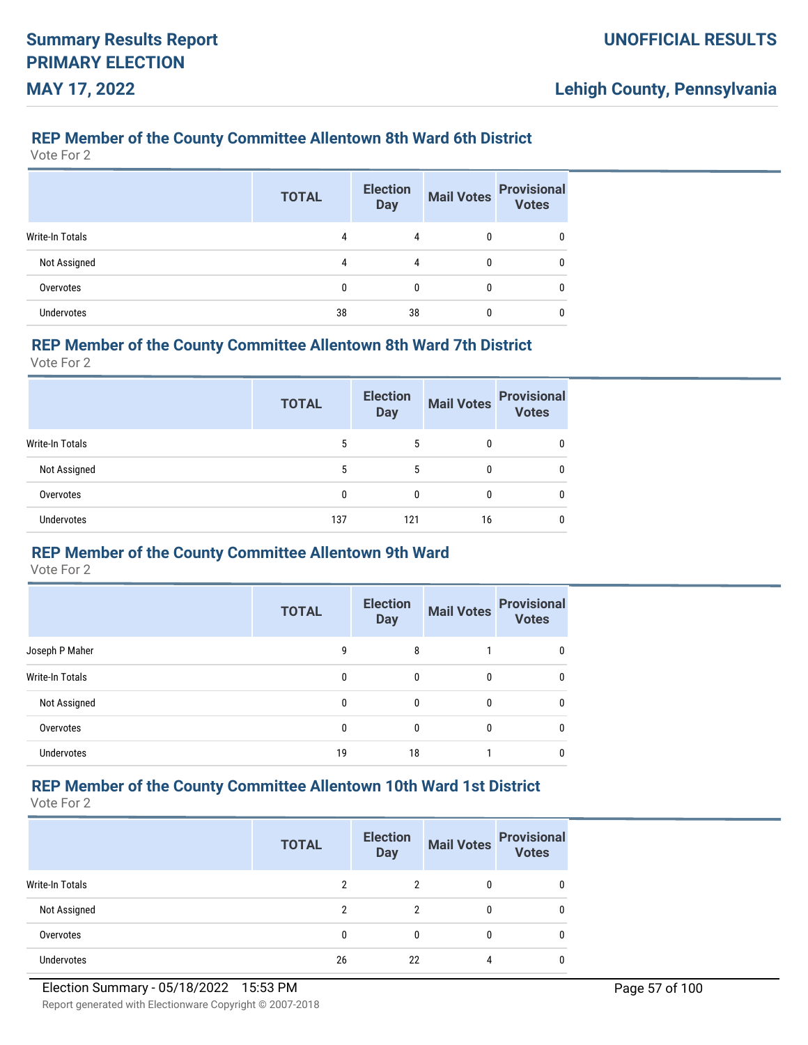## REP Member of the County Committee Allentown 8th Ward 6th District

Vote For 2

| | TOTAL | Election Day | Mail Votes | Provisional Votes |
|---|---|---|---|---|
| Write-In Totals | 4 | 4 | 0 | 0 |
| Not Assigned | 4 | 4 | 0 | 0 |
| Overvotes | 0 | 0 | 0 | 0 |
| Undervotes | 38 | 38 | 0 | 0 |

## REP Member of the County Committee Allentown 8th Ward 7th District

Vote For 2

| | TOTAL | Election Day | Mail Votes | Provisional Votes |
|---|---|---|---|---|
| Write-In Totals | 5 | 5 | 0 | 0 |
| Not Assigned | 5 | 5 | 0 | 0 |
| Overvotes | 0 | 0 | 0 | 0 |
| Undervotes | 137 | 121 | 16 | 0 |

## REP Member of the County Committee Allentown 9th Ward

Vote For 2

| | TOTAL | Election Day | Mail Votes | Provisional Votes |
|---|---|---|---|---|
| Joseph P Maher | 9 | 8 | 1 | 0 |
| Write-In Totals | 0 | 0 | 0 | 0 |
| Not Assigned | 0 | 0 | 0 | 0 |
| Overvotes | 0 | 0 | 0 | 0 |
| Undervotes | 19 | 18 | 1 | 0 |

## REP Member of the County Committee Allentown 10th Ward 1st District

Vote For 2

| | TOTAL | Election Day | Mail Votes | Provisional Votes |
|---|---|---|---|---|
| Write-In Totals | 2 | 2 | 0 | 0 |
| Not Assigned | 2 | 2 | 0 | 0 |
| Overvotes | 0 | 0 | 0 | 0 |
| Undervotes | 26 | 22 | 4 | 0 |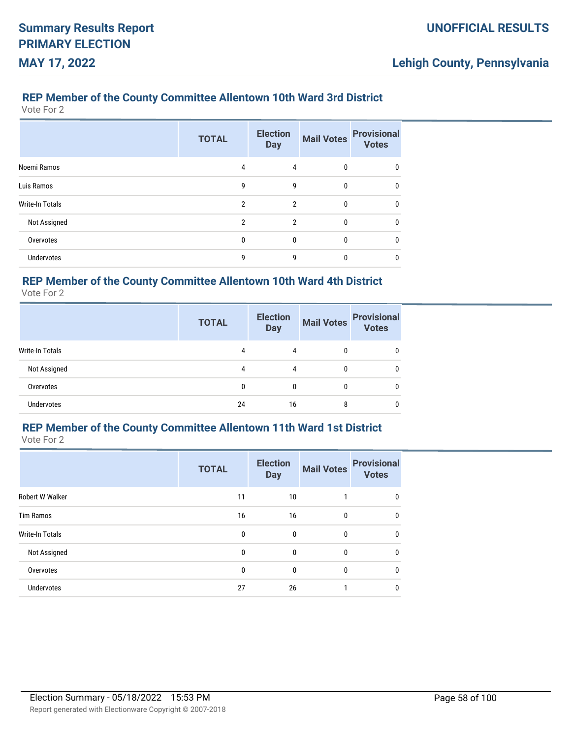## REP Member of the County Committee Allentown 10th Ward 3rd District

Vote For 2

| | TOTAL | Election Day | Mail Votes | Provisional Votes |
|---|---|---|---|---|
| Noemi Ramos | 4 | 4 | 0 | 0 |
| Luis Ramos | 9 | 9 | 0 | 0 |
| Write-In Totals | 2 | 2 | 0 | 0 |
| Not Assigned | 2 | 2 | 0 | 0 |
| Overvotes | 0 | 0 | 0 | 0 |
| Undervotes | 9 | 9 | 0 | 0 |

## REP Member of the County Committee Allentown 10th Ward 4th District

Vote For 2

| | TOTAL | Election Day | Mail Votes | Provisional Votes |
|---|---|---|---|---|
| Write-In Totals | 4 | 4 | 0 | 0 |
| Not Assigned | 4 | 4 | 0 | 0 |
| Overvotes | 0 | 0 | 0 | 0 |
| Undervotes | 24 | 16 | 8 | 0 |

## REP Member of the County Committee Allentown 11th Ward 1st District

Vote For 2

| | TOTAL | Election Day | Mail Votes | Provisional Votes |
|---|---|---|---|---|
| Robert W Walker | 11 | 10 | 1 | 0 |
| Tim Ramos | 16 | 16 | 0 | 0 |
| Write-In Totals | 0 | 0 | 0 | 0 |
| Not Assigned | 0 | 0 | 0 | 0 |
| Overvotes | 0 | 0 | 0 | 0 |
| Undervotes | 27 | 26 | 1 | 0 |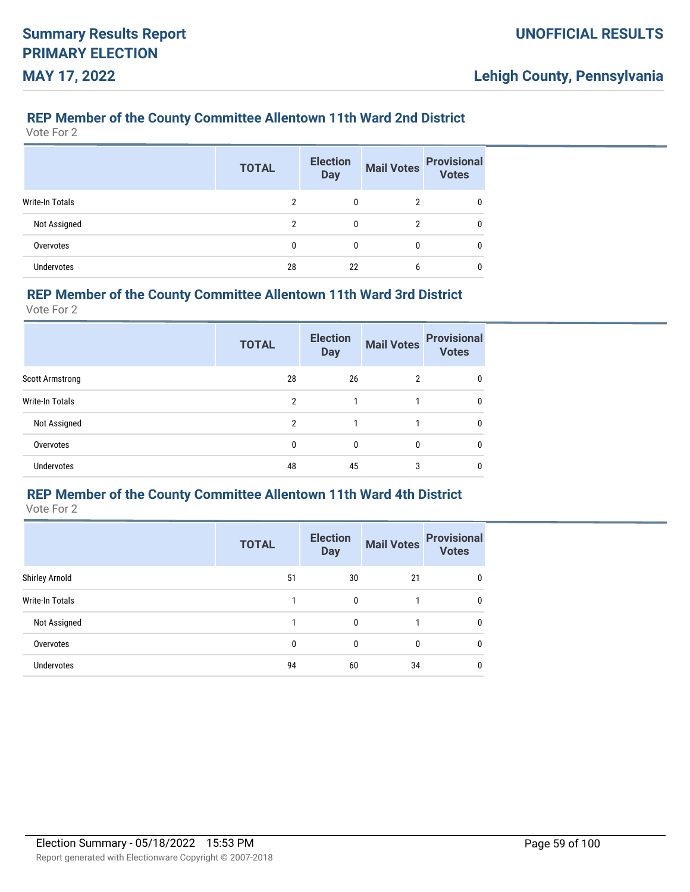## REP Member of the County Committee Allentown 11th Ward 2nd District

Vote For 2

| | TOTAL | Election Day | Mail Votes | Provisional Votes |
|---|---|---|---|---|
| Write-In Totals | 2 | 0 | 2 | 0 |
| Not Assigned | 2 | 0 | 2 | 0 |
| Overvotes | 0 | 0 | 0 | 0 |
| Undervotes | 28 | 22 | 6 | 0 |

## REP Member of the County Committee Allentown 11th Ward 3rd District

Vote For 2

| | TOTAL | Election Day | Mail Votes | Provisional Votes |
|---|---|---|---|---|
| Scott Armstrong | 28 | 26 | 2 | 0 |
| Write-In Totals | 2 | 1 | 1 | 0 |
| Not Assigned | 2 | 1 | 1 | 0 |
| Overvotes | 0 | 0 | 0 | 0 |
| Undervotes | 48 | 45 | 3 | 0 |

## REP Member of the County Committee Allentown 11th Ward 4th District

Vote For 2

| | TOTAL | Election Day | Mail Votes | Provisional Votes |
|---|---|---|---|---|
| Shirley Arnold | 51 | 30 | 21 | 0 |
| Write-In Totals | 1 | 0 | 1 | 0 |
| Not Assigned | 1 | 0 | 1 | 0 |
| Overvotes | 0 | 0 | 0 | 0 |
| Undervotes | 94 | 60 | 34 | 0 |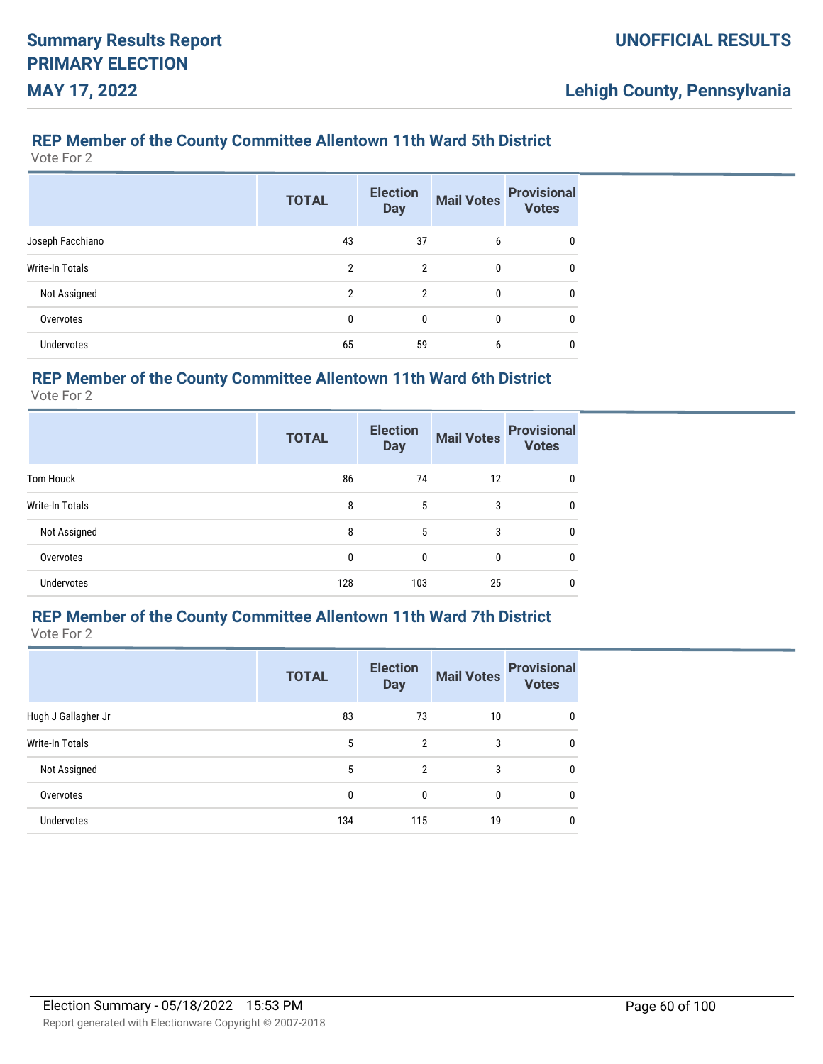### REP Member of the County Committee Allentown 11th Ward 5th District

Vote For 2

| | TOTAL | Election Day | Mail Votes | Provisional Votes |
|---|---|---|---|---|
| Joseph Facchiano | 43 | 37 | 6 | 0 |
| Write-In Totals | 2 | 2 | 0 | 0 |
| Not Assigned | 2 | 2 | 0 | 0 |
| Overvotes | 0 | 0 | 0 | 0 |
| Undervotes | 65 | 59 | 6 | 0 |

### REP Member of the County Committee Allentown 11th Ward 6th District

Vote For 2

| | TOTAL | Election Day | Mail Votes | Provisional Votes |
|---|---|---|---|---|
| Tom Houck | 86 | 74 | 12 | 0 |
| Write-In Totals | 8 | 5 | 3 | 0 |
| Not Assigned | 8 | 5 | 3 | 0 |
| Overvotes | 0 | 0 | 0 | 0 |
| Undervotes | 128 | 103 | 25 | 0 |

### REP Member of the County Committee Allentown 11th Ward 7th District

Vote For 2

| | TOTAL | Election Day | Mail Votes | Provisional Votes |
|---|---|---|---|---|
| Hugh J Gallagher Jr | 83 | 73 | 10 | 0 |
| Write-In Totals | 5 | 2 | 3 | 0 |
| Not Assigned | 5 | 2 | 3 | 0 |
| Overvotes | 0 | 0 | 0 | 0 |
| Undervotes | 134 | 115 | 19 | 0 |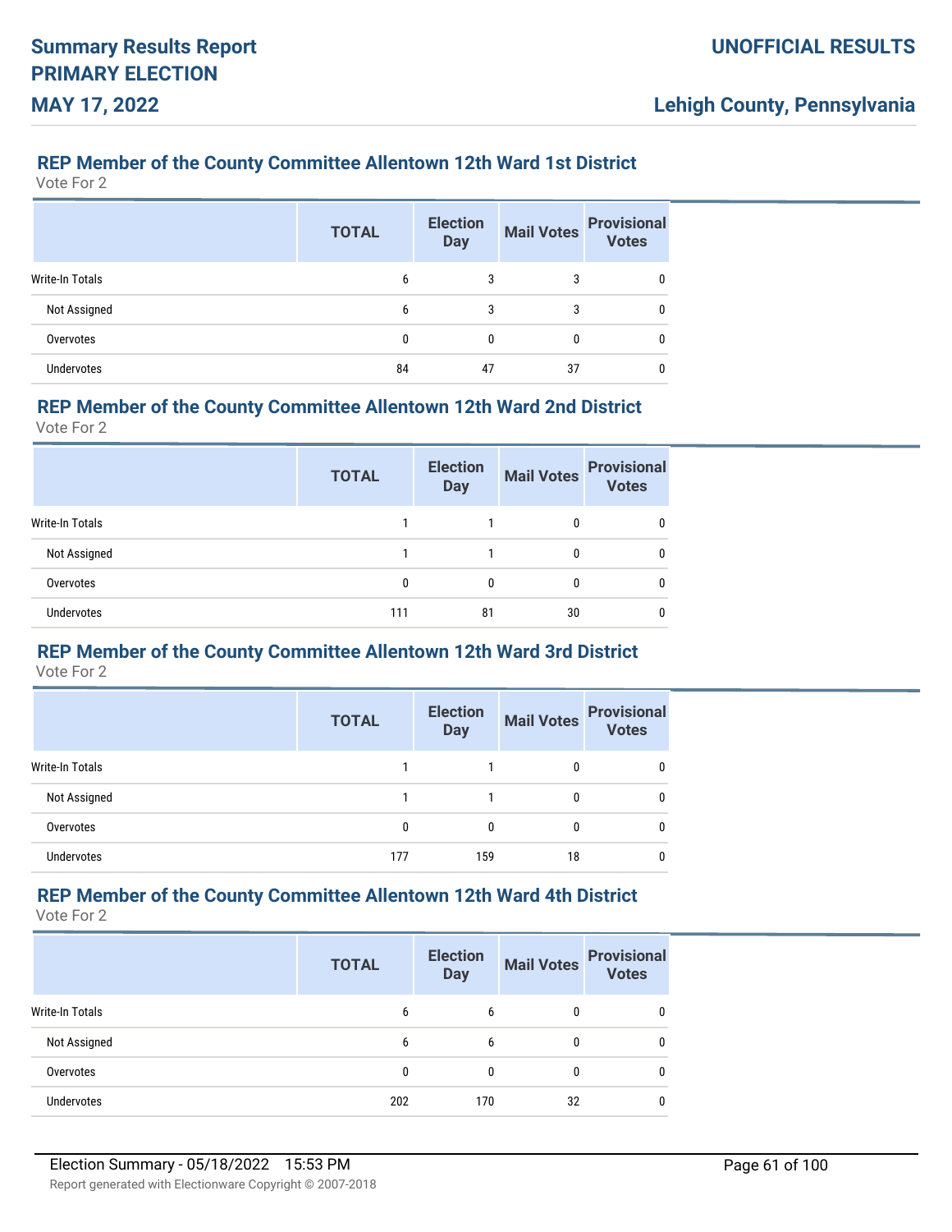## REP Member of the County Committee Allentown 12th Ward 1st District

Vote For 2

| | TOTAL | Election Day | Mail Votes | Provisional Votes |
|---|---|---|---|---|
| Write-In Totals | 6 | 3 | 3 | 0 |
| Not Assigned | 6 | 3 | 3 | 0 |
| Overvotes | 0 | 0 | 0 | 0 |
| Undervotes | 84 | 47 | 37 | 0 |

## REP Member of the County Committee Allentown 12th Ward 2nd District

Vote For 2

| | TOTAL | Election Day | Mail Votes | Provisional Votes |
|---|---|---|---|---|
| Write-In Totals | 1 | 1 | 0 | 0 |
| Not Assigned | 1 | 1 | 0 | 0 |
| Overvotes | 0 | 0 | 0 | 0 |
| Undervotes | 111 | 81 | 30 | 0 |

## REP Member of the County Committee Allentown 12th Ward 3rd District

Vote For 2

| | TOTAL | Election Day | Mail Votes | Provisional Votes |
|---|---|---|---|---|
| Write-In Totals | 1 | 1 | 0 | 0 |
| Not Assigned | 1 | 1 | 0 | 0 |
| Overvotes | 0 | 0 | 0 | 0 |
| Undervotes | 177 | 159 | 18 | 0 |

## REP Member of the County Committee Allentown 12th Ward 4th District

Vote For 2

| | TOTAL | Election Day | Mail Votes | Provisional Votes |
|---|---|---|---|---|
| Write-In Totals | 6 | 6 | 0 | 0 |
| Not Assigned | 6 | 6 | 0 | 0 |
| Overvotes | 0 | 0 | 0 | 0 |
| Undervotes | 202 | 170 | 32 | 0 |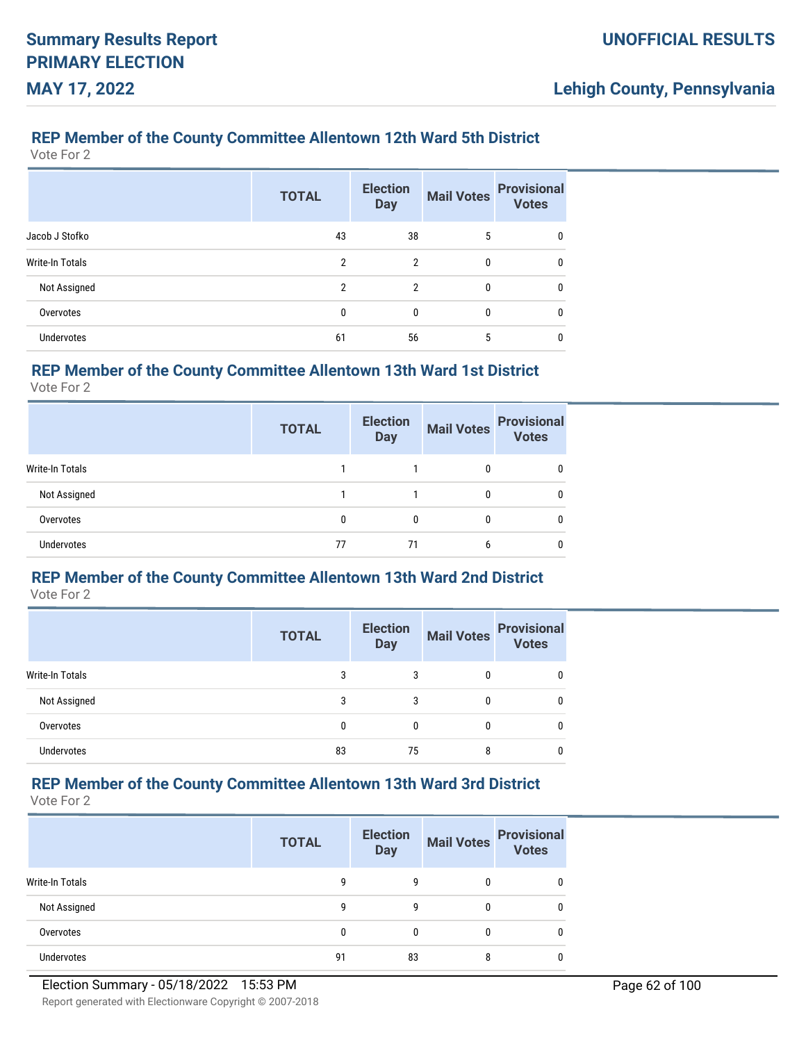## REP Member of the County Committee Allentown 12th Ward 5th District

Vote For 2

| | TOTAL | Election Day | Mail Votes | Provisional Votes |
|---|---|---|---|---|
| Jacob J Stofko | 43 | 38 | 5 | 0 |
| Write-In Totals | 2 | 2 | 0 | 0 |
| Not Assigned | 2 | 2 | 0 | 0 |
| Overvotes | 0 | 0 | 0 | 0 |
| Undervotes | 61 | 56 | 5 | 0 |

## REP Member of the County Committee Allentown 13th Ward 1st District

Vote For 2

| | TOTAL | Election Day | Mail Votes | Provisional Votes |
|---|---|---|---|---|
| Write-In Totals | 1 | 1 | 0 | 0 |
| Not Assigned | 1 | 1 | 0 | 0 |
| Overvotes | 0 | 0 | 0 | 0 |
| Undervotes | 77 | 71 | 6 | 0 |

## REP Member of the County Committee Allentown 13th Ward 2nd District

Vote For 2

| | TOTAL | Election Day | Mail Votes | Provisional Votes |
|---|---|---|---|---|
| Write-In Totals | 3 | 3 | 0 | 0 |
| Not Assigned | 3 | 3 | 0 | 0 |
| Overvotes | 0 | 0 | 0 | 0 |
| Undervotes | 83 | 75 | 8 | 0 |

## REP Member of the County Committee Allentown 13th Ward 3rd District

Vote For 2

| | TOTAL | Election Day | Mail Votes | Provisional Votes |
|---|---|---|---|---|
| Write-In Totals | 9 | 9 | 0 | 0 |
| Not Assigned | 9 | 9 | 0 | 0 |
| Overvotes | 0 | 0 | 0 | 0 |
| Undervotes | 91 | 83 | 8 | 0 |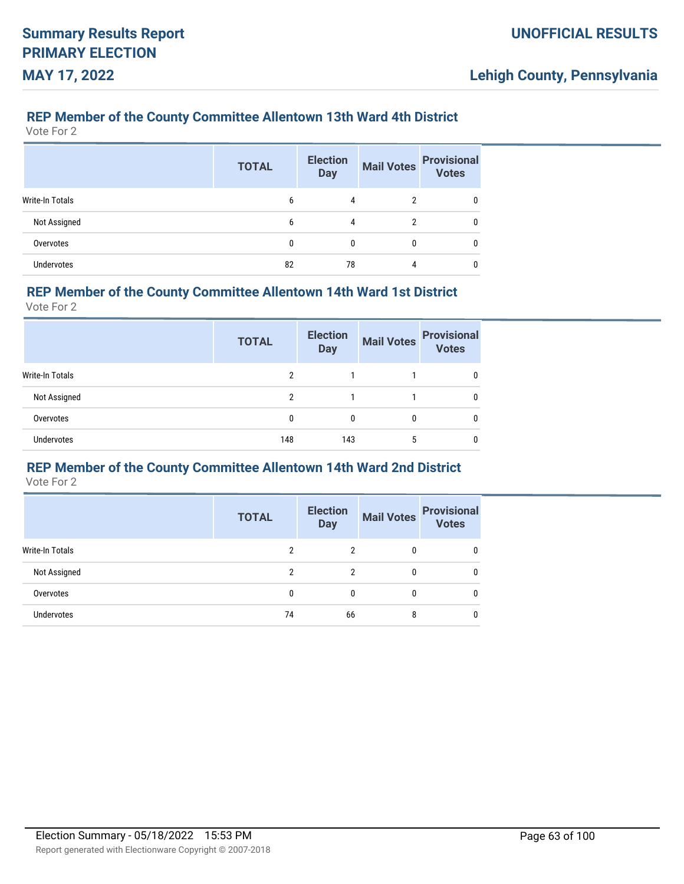## REP Member of the County Committee Allentown 13th Ward 4th District

Vote For 2

| | TOTAL | Election Day | Mail Votes | Provisional Votes |
|---|---|---|---|---|
| Write-In Totals | 6 | 4 | 2 | 0 |
| Not Assigned | 6 | 4 | 2 | 0 |
| Overvotes | 0 | 0 | 0 | 0 |
| Undervotes | 82 | 78 | 4 | 0 |

## REP Member of the County Committee Allentown 14th Ward 1st District

Vote For 2

| | TOTAL | Election Day | Mail Votes | Provisional Votes |
|---|---|---|---|---|
| Write-In Totals | 2 | 1 | 1 | 0 |
| Not Assigned | 2 | 1 | 1 | 0 |
| Overvotes | 0 | 0 | 0 | 0 |
| Undervotes | 148 | 143 | 5 | 0 |

## REP Member of the County Committee Allentown 14th Ward 2nd District

Vote For 2

| | TOTAL | Election Day | Mail Votes | Provisional Votes |
|---|---|---|---|---|
| Write-In Totals | 2 | 2 | 0 | 0 |
| Not Assigned | 2 | 2 | 0 | 0 |
| Overvotes | 0 | 0 | 0 | 0 |
| Undervotes | 74 | 66 | 8 | 0 |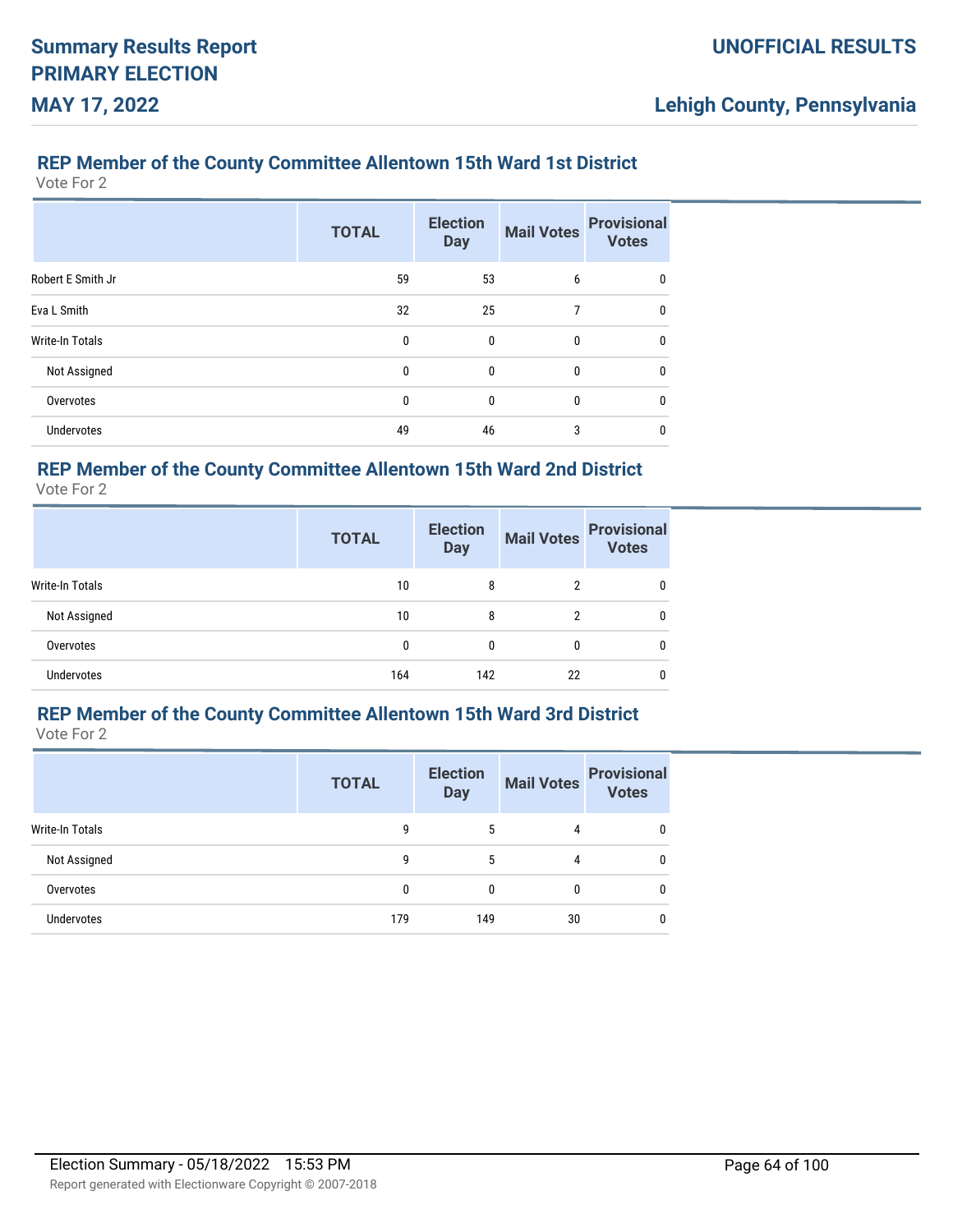### REP Member of the County Committee Allentown 15th Ward 1st District

Vote For 2

| | TOTAL | Election Day | Mail Votes | Provisional Votes |
|---|---|---|---|---|
| Robert E Smith Jr | 59 | 53 | 6 | 0 |
| Eva L Smith | 32 | 25 | 7 | 0 |
| Write-In Totals | 0 | 0 | 0 | 0 |
| Not Assigned | 0 | 0 | 0 | 0 |
| Overvotes | 0 | 0 | 0 | 0 |
| Undervotes | 49 | 46 | 3 | 0 |

### REP Member of the County Committee Allentown 15th Ward 2nd District

Vote For 2

| | TOTAL | Election Day | Mail Votes | Provisional Votes |
|---|---|---|---|---|
| Write-In Totals | 10 | 8 | 2 | 0 |
| Not Assigned | 10 | 8 | 2 | 0 |
| Overvotes | 0 | 0 | 0 | 0 |
| Undervotes | 164 | 142 | 22 | 0 |

### REP Member of the County Committee Allentown 15th Ward 3rd District

Vote For 2

| | TOTAL | Election Day | Mail Votes | Provisional Votes |
|---|---|---|---|---|
| Write-In Totals | 9 | 5 | 4 | 0 |
| Not Assigned | 9 | 5 | 4 | 0 |
| Overvotes | 0 | 0 | 0 | 0 |
| Undervotes | 179 | 149 | 30 | 0 |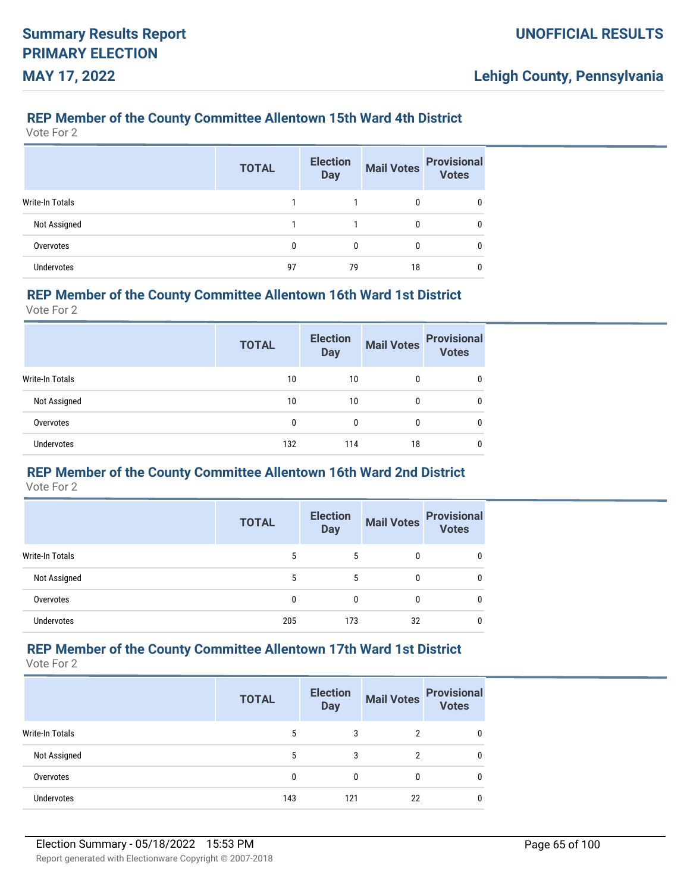### REP Member of the County Committee Allentown 15th Ward 4th District

Vote For 2

| | TOTAL | Election Day | Mail Votes | Provisional Votes |
|---|---|---|---|---|
| Write-In Totals | 1 | 1 | 0 | 0 |
| Not Assigned | 1 | 1 | 0 | 0 |
| Overvotes | 0 | 0 | 0 | 0 |
| Undervotes | 97 | 79 | 18 | 0 |

### REP Member of the County Committee Allentown 16th Ward 1st District

Vote For 2

| | TOTAL | Election Day | Mail Votes | Provisional Votes |
|---|---|---|---|---|
| Write-In Totals | 10 | 10 | 0 | 0 |
| Not Assigned | 10 | 10 | 0 | 0 |
| Overvotes | 0 | 0 | 0 | 0 |
| Undervotes | 132 | 114 | 18 | 0 |

### REP Member of the County Committee Allentown 16th Ward 2nd District

Vote For 2

| | TOTAL | Election Day | Mail Votes | Provisional Votes |
|---|---|---|---|---|
| Write-In Totals | 5 | 5 | 0 | 0 |
| Not Assigned | 5 | 5 | 0 | 0 |
| Overvotes | 0 | 0 | 0 | 0 |
| Undervotes | 205 | 173 | 32 | 0 |

### REP Member of the County Committee Allentown 17th Ward 1st District

Vote For 2

| | TOTAL | Election Day | Mail Votes | Provisional Votes |
|---|---|---|---|---|
| Write-In Totals | 5 | 3 | 2 | 0 |
| Not Assigned | 5 | 3 | 2 | 0 |
| Overvotes | 0 | 0 | 0 | 0 |
| Undervotes | 143 | 121 | 22 | 0 |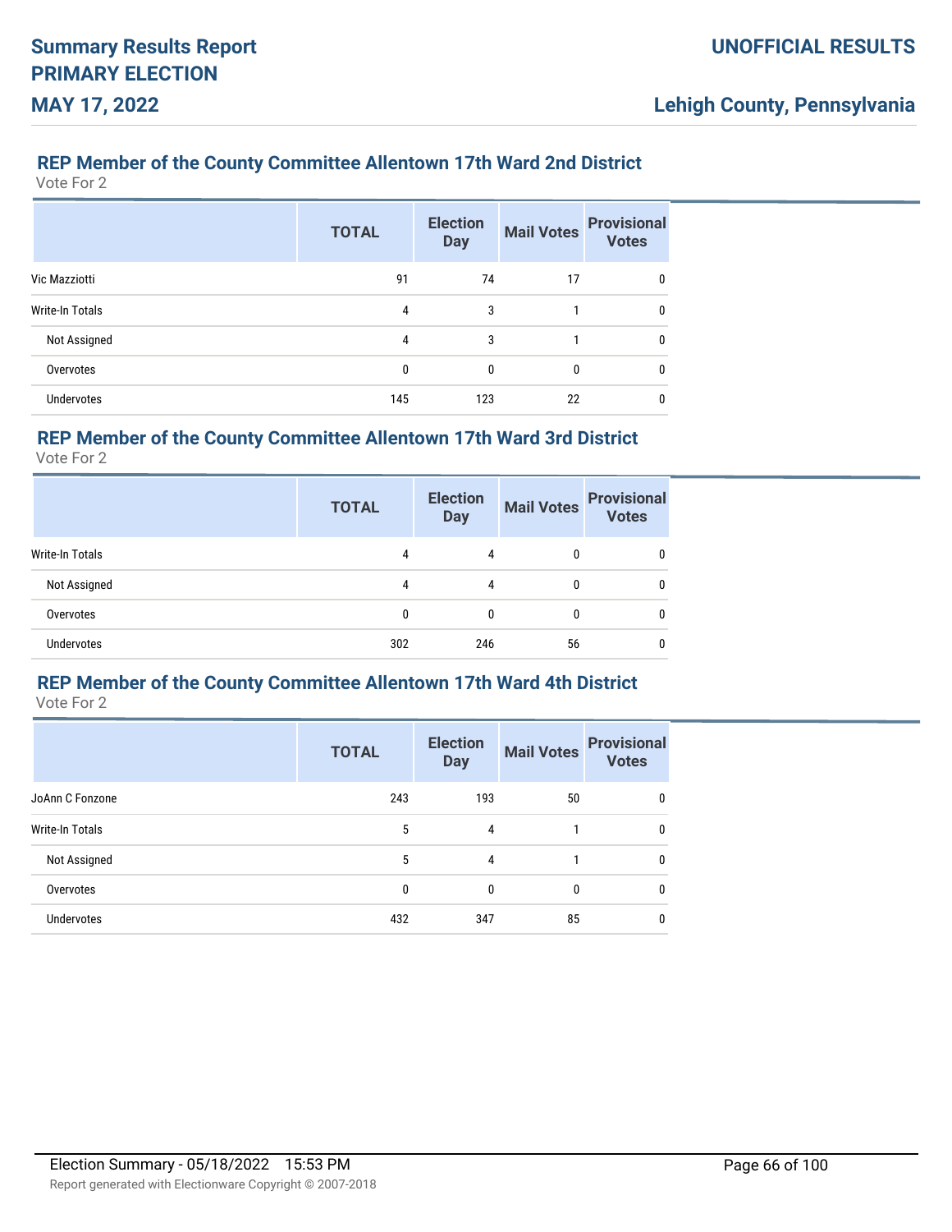## REP Member of the County Committee Allentown 17th Ward 2nd District

Vote For 2

| | TOTAL | Election Day | Mail Votes | Provisional Votes |
|---|---|---|---|---|
| Vic Mazziotti | 91 | 74 | 17 | 0 |
| Write-In Totals | 4 | 3 | 1 | 0 |
| Not Assigned | 4 | 3 | 1 | 0 |
| Overvotes | 0 | 0 | 0 | 0 |
| Undervotes | 145 | 123 | 22 | 0 |

## REP Member of the County Committee Allentown 17th Ward 3rd District

Vote For 2

| | TOTAL | Election Day | Mail Votes | Provisional Votes |
|---|---|---|---|---|
| Write-In Totals | 4 | 4 | 0 | 0 |
| Not Assigned | 4 | 4 | 0 | 0 |
| Overvotes | 0 | 0 | 0 | 0 |
| Undervotes | 302 | 246 | 56 | 0 |

## REP Member of the County Committee Allentown 17th Ward 4th District

Vote For 2

| | TOTAL | Election Day | Mail Votes | Provisional Votes |
|---|---|---|---|---|
| JoAnn C Fonzone | 243 | 193 | 50 | 0 |
| Write-In Totals | 5 | 4 | 1 | 0 |
| Not Assigned | 5 | 4 | 1 | 0 |
| Overvotes | 0 | 0 | 0 | 0 |
| Undervotes | 432 | 347 | 85 | 0 |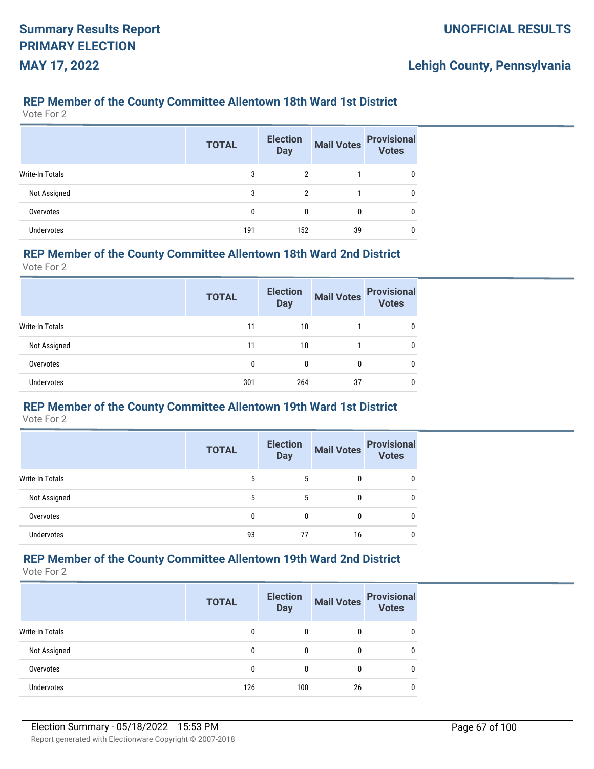## REP Member of the County Committee Allentown 18th Ward 1st District

Vote For 2

| | TOTAL | Election Day | Mail Votes | Provisional Votes |
|---|---|---|---|---|
| Write-In Totals | 3 | 2 | 1 | 0 |
| Not Assigned | 3 | 2 | 1 | 0 |
| Overvotes | 0 | 0 | 0 | 0 |
| Undervotes | 191 | 152 | 39 | 0 |

## REP Member of the County Committee Allentown 18th Ward 2nd District

Vote For 2

| | TOTAL | Election Day | Mail Votes | Provisional Votes |
|---|---|---|---|---|
| Write-In Totals | 11 | 10 | 1 | 0 |
| Not Assigned | 11 | 10 | 1 | 0 |
| Overvotes | 0 | 0 | 0 | 0 |
| Undervotes | 301 | 264 | 37 | 0 |

## REP Member of the County Committee Allentown 19th Ward 1st District

Vote For 2

| | TOTAL | Election Day | Mail Votes | Provisional Votes |
|---|---|---|---|---|
| Write-In Totals | 5 | 5 | 0 | 0 |
| Not Assigned | 5 | 5 | 0 | 0 |
| Overvotes | 0 | 0 | 0 | 0 |
| Undervotes | 93 | 77 | 16 | 0 |

## REP Member of the County Committee Allentown 19th Ward 2nd District

Vote For 2

| | TOTAL | Election Day | Mail Votes | Provisional Votes |
|---|---|---|---|---|
| Write-In Totals | 0 | 0 | 0 | 0 |
| Not Assigned | 0 | 0 | 0 | 0 |
| Overvotes | 0 | 0 | 0 | 0 |
| Undervotes | 126 | 100 | 26 | 0 |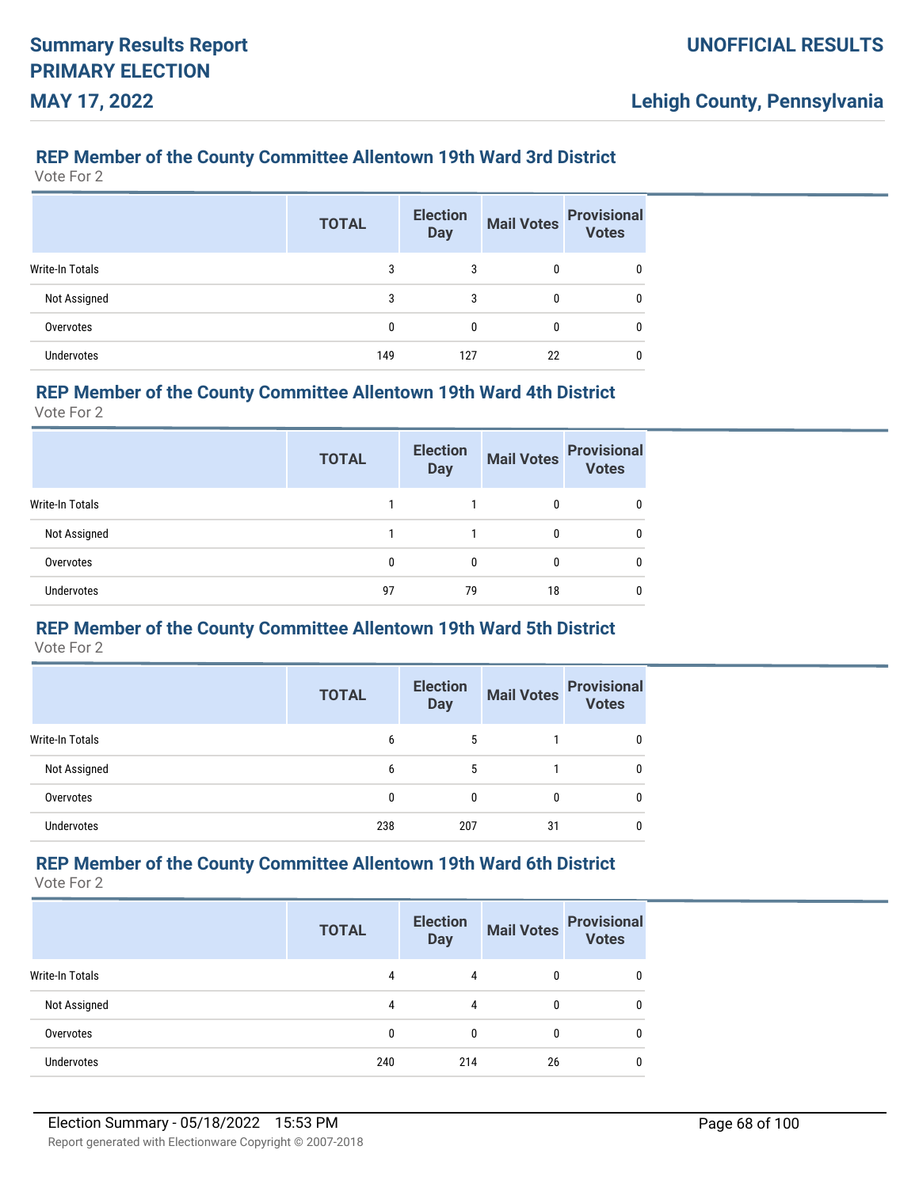### REP Member of the County Committee Allentown 19th Ward 3rd District

Vote For 2

| | TOTAL | Election Day | Mail Votes | Provisional Votes |
|---|---|---|---|---|
| Write-In Totals | 3 | 3 | 0 | 0 |
| Not Assigned | 3 | 3 | 0 | 0 |
| Overvotes | 0 | 0 | 0 | 0 |
| Undervotes | 149 | 127 | 22 | 0 |

### REP Member of the County Committee Allentown 19th Ward 4th District

Vote For 2

| | TOTAL | Election Day | Mail Votes | Provisional Votes |
|---|---|---|---|---|
| Write-In Totals | 1 | 1 | 0 | 0 |
| Not Assigned | 1 | 1 | 0 | 0 |
| Overvotes | 0 | 0 | 0 | 0 |
| Undervotes | 97 | 79 | 18 | 0 |

### REP Member of the County Committee Allentown 19th Ward 5th District

Vote For 2

| | TOTAL | Election Day | Mail Votes | Provisional Votes |
|---|---|---|---|---|
| Write-In Totals | 6 | 5 | 1 | 0 |
| Not Assigned | 6 | 5 | 1 | 0 |
| Overvotes | 0 | 0 | 0 | 0 |
| Undervotes | 238 | 207 | 31 | 0 |

### REP Member of the County Committee Allentown 19th Ward 6th District

Vote For 2

| | TOTAL | Election Day | Mail Votes | Provisional Votes |
|---|---|---|---|---|
| Write-In Totals | 4 | 4 | 0 | 0 |
| Not Assigned | 4 | 4 | 0 | 0 |
| Overvotes | 0 | 0 | 0 | 0 |
| Undervotes | 240 | 214 | 26 | 0 |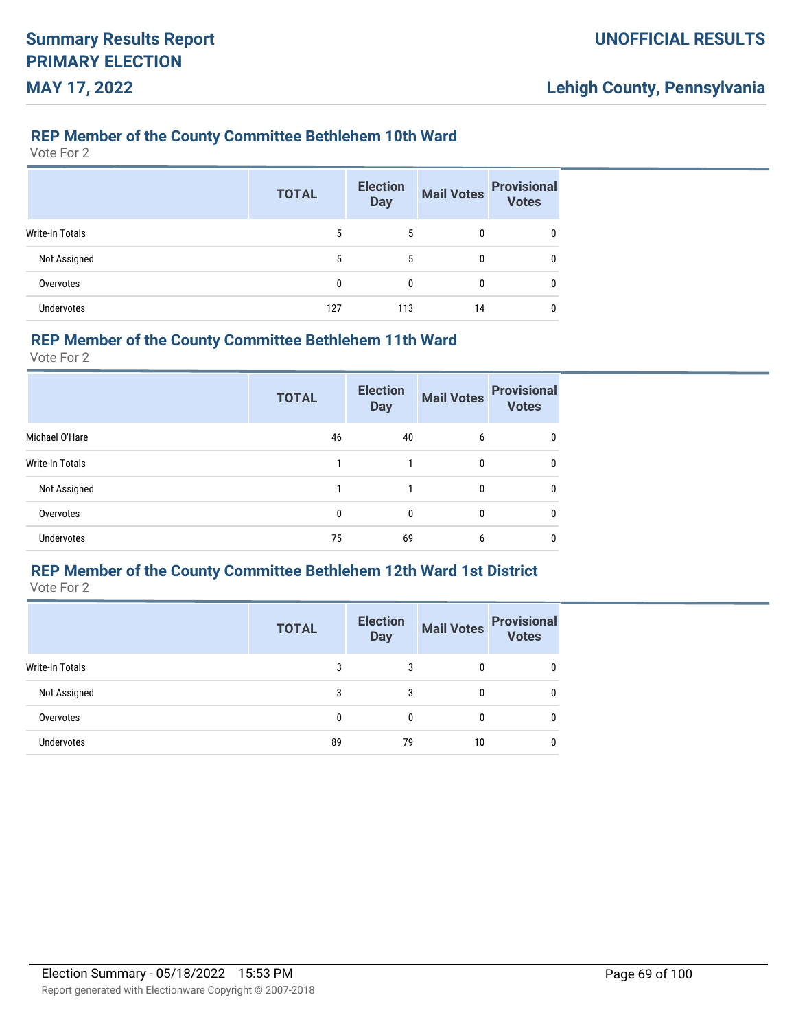## REP Member of the County Committee Bethlehem 10th Ward

Vote For 2

| | TOTAL | Election Day | Mail Votes | Provisional Votes |
|---|---|---|---|---|
| Write-In Totals | 5 | 5 | 0 | 0 |
| Not Assigned | 5 | 5 | 0 | 0 |
| Overvotes | 0 | 0 | 0 | 0 |
| Undervotes | 127 | 113 | 14 | 0 |

## REP Member of the County Committee Bethlehem 11th Ward

Vote For 2

| | TOTAL | Election Day | Mail Votes | Provisional Votes |
|---|---|---|---|---|
| Michael O'Hare | 46 | 40 | 6 | 0 |
| Write-In Totals | 1 | 1 | 0 | 0 |
| Not Assigned | 1 | 1 | 0 | 0 |
| Overvotes | 0 | 0 | 0 | 0 |
| Undervotes | 75 | 69 | 6 | 0 |

## REP Member of the County Committee Bethlehem 12th Ward 1st District

Vote For 2

| | TOTAL | Election Day | Mail Votes | Provisional Votes |
|---|---|---|---|---|
| Write-In Totals | 3 | 3 | 0 | 0 |
| Not Assigned | 3 | 3 | 0 | 0 |
| Overvotes | 0 | 0 | 0 | 0 |
| Undervotes | 89 | 79 | 10 | 0 |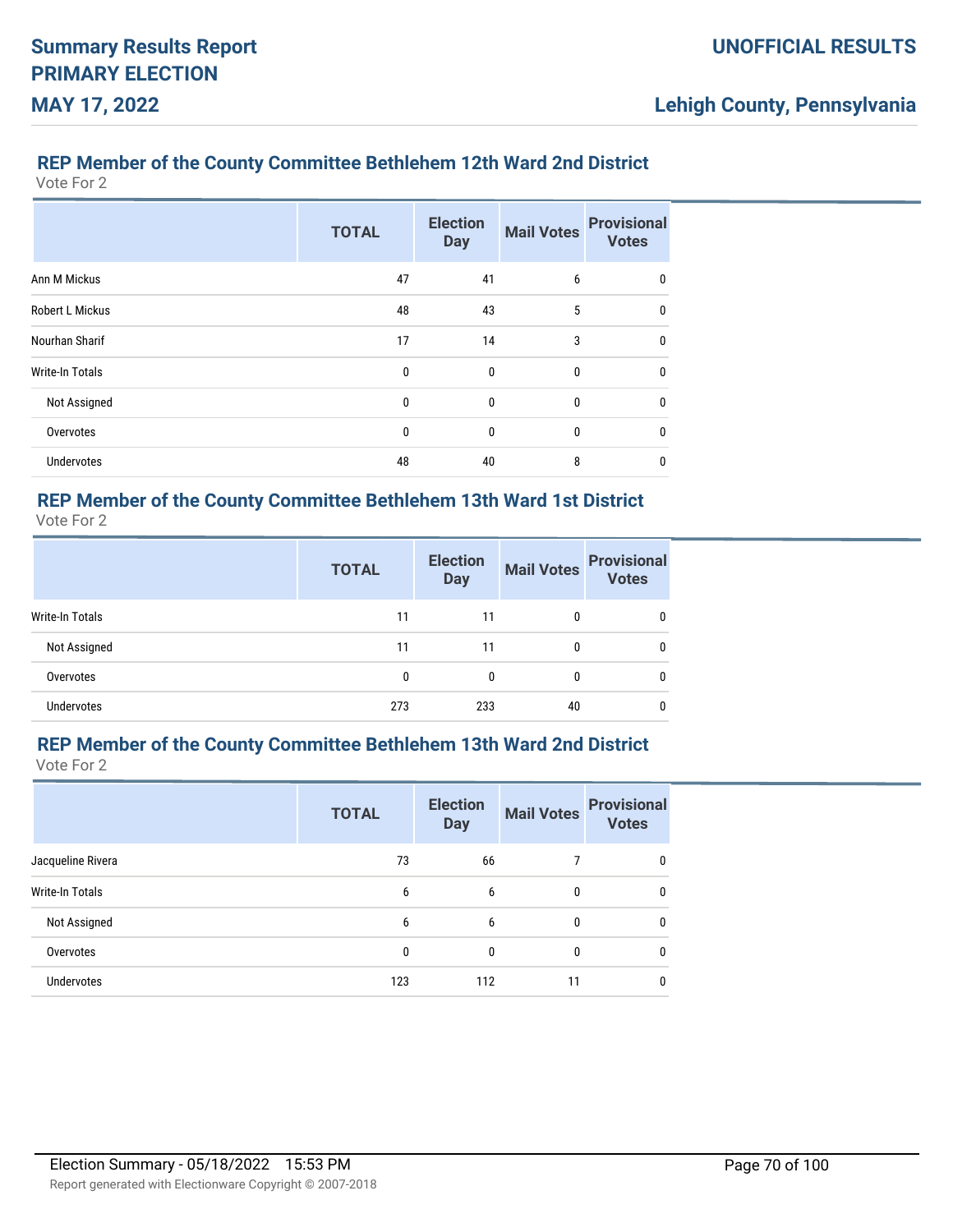## REP Member of the County Committee Bethlehem 12th Ward 2nd District

Vote For 2

| | TOTAL | Election Day | Mail Votes | Provisional Votes |
|---|---|---|---|---|
| Ann M Mickus | 47 | 41 | 6 | 0 |
| Robert L Mickus | 48 | 43 | 5 | 0 |
| Nourhan Sharif | 17 | 14 | 3 | 0 |
| Write-In Totals | 0 | 0 | 0 | 0 |
| Not Assigned | 0 | 0 | 0 | 0 |
| Overvotes | 0 | 0 | 0 | 0 |
| Undervotes | 48 | 40 | 8 | 0 |

## REP Member of the County Committee Bethlehem 13th Ward 1st District

Vote For 2

| | TOTAL | Election Day | Mail Votes | Provisional Votes |
|---|---|---|---|---|
| Write-In Totals | 11 | 11 | 0 | 0 |
| Not Assigned | 11 | 11 | 0 | 0 |
| Overvotes | 0 | 0 | 0 | 0 |
| Undervotes | 273 | 233 | 40 | 0 |

## REP Member of the County Committee Bethlehem 13th Ward 2nd District

Vote For 2

| | TOTAL | Election Day | Mail Votes | Provisional Votes |
|---|---|---|---|---|
| Jacqueline Rivera | 73 | 66 | 7 | 0 |
| Write-In Totals | 6 | 6 | 0 | 0 |
| Not Assigned | 6 | 6 | 0 | 0 |
| Overvotes | 0 | 0 | 0 | 0 |
| Undervotes | 123 | 112 | 11 | 0 |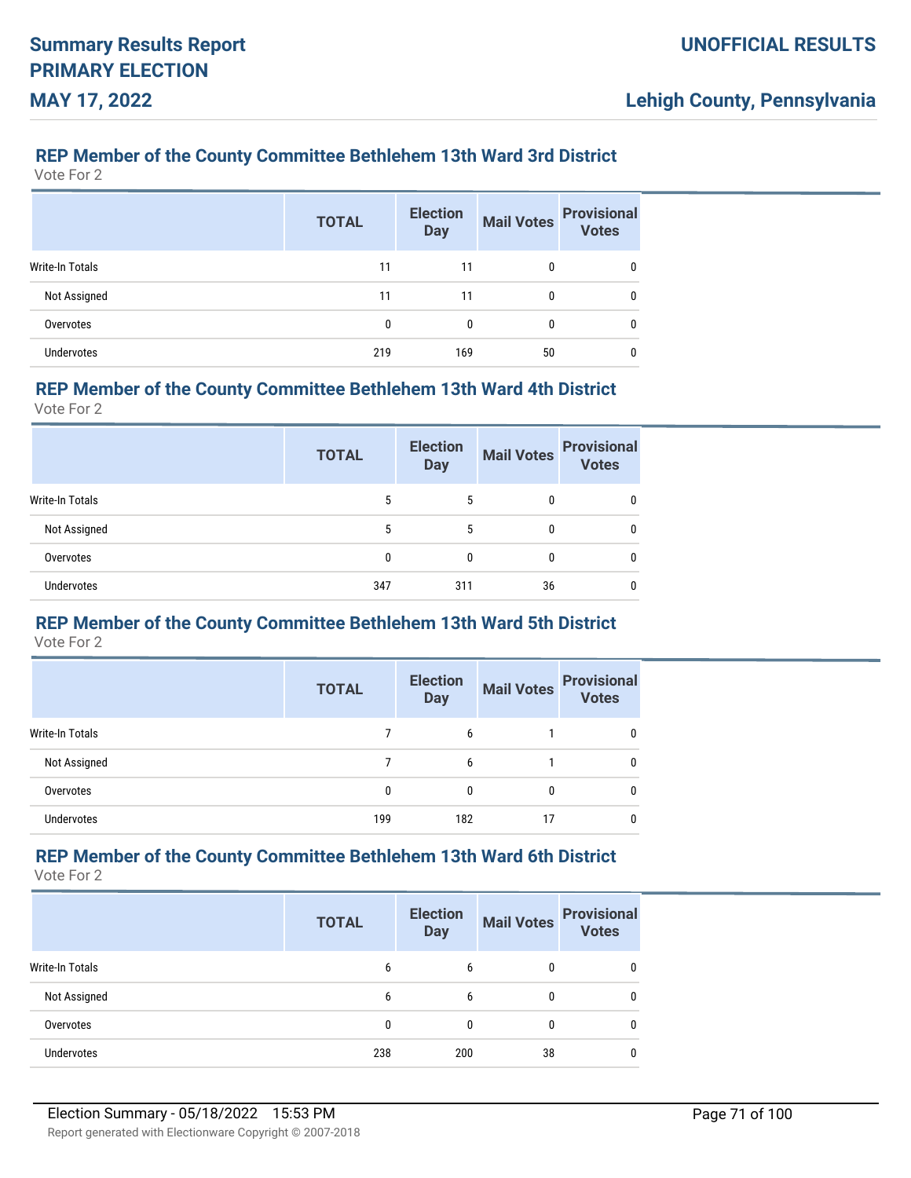## REP Member of the County Committee Bethlehem 13th Ward 3rd District

Vote For 2

| | TOTAL | Election Day | Mail Votes | Provisional Votes |
|---|---|---|---|---|
| Write-In Totals | 11 | 11 | 0 | 0 |
| Not Assigned | 11 | 11 | 0 | 0 |
| Overvotes | 0 | 0 | 0 | 0 |
| Undervotes | 219 | 169 | 50 | 0 |

## REP Member of the County Committee Bethlehem 13th Ward 4th District

Vote For 2

| | TOTAL | Election Day | Mail Votes | Provisional Votes |
|---|---|---|---|---|
| Write-In Totals | 5 | 5 | 0 | 0 |
| Not Assigned | 5 | 5 | 0 | 0 |
| Overvotes | 0 | 0 | 0 | 0 |
| Undervotes | 347 | 311 | 36 | 0 |

## REP Member of the County Committee Bethlehem 13th Ward 5th District

Vote For 2

| | TOTAL | Election Day | Mail Votes | Provisional Votes |
|---|---|---|---|---|
| Write-In Totals | 7 | 6 | 1 | 0 |
| Not Assigned | 7 | 6 | 1 | 0 |
| Overvotes | 0 | 0 | 0 | 0 |
| Undervotes | 199 | 182 | 17 | 0 |

## REP Member of the County Committee Bethlehem 13th Ward 6th District

Vote For 2

| | TOTAL | Election Day | Mail Votes | Provisional Votes |
|---|---|---|---|---|
| Write-In Totals | 6 | 6 | 0 | 0 |
| Not Assigned | 6 | 6 | 0 | 0 |
| Overvotes | 0 | 0 | 0 | 0 |
| Undervotes | 238 | 200 | 38 | 0 |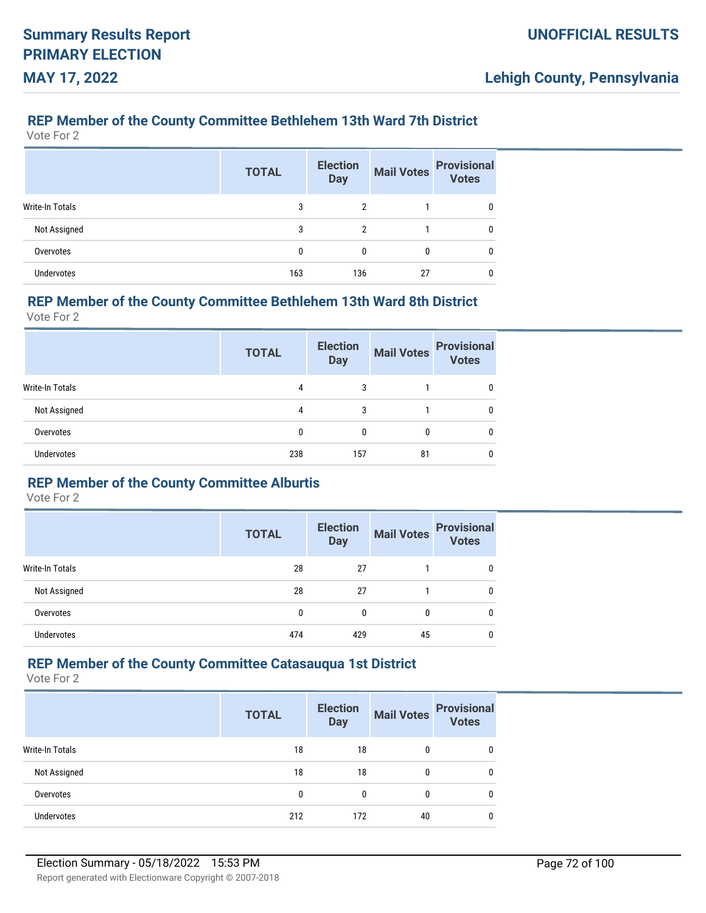## REP Member of the County Committee Bethlehem 13th Ward 7th District

Vote For 2

| | TOTAL | Election Day | Mail Votes | Provisional Votes |
|---|---|---|---|---|
| Write-In Totals | 3 | 2 | 1 | 0 |
| Not Assigned | 3 | 2 | 1 | 0 |
| Overvotes | 0 | 0 | 0 | 0 |
| Undervotes | 163 | 136 | 27 | 0 |

## REP Member of the County Committee Bethlehem 13th Ward 8th District

Vote For 2

| | TOTAL | Election Day | Mail Votes | Provisional Votes |
|---|---|---|---|---|
| Write-In Totals | 4 | 3 | 1 | 0 |
| Not Assigned | 4 | 3 | 1 | 0 |
| Overvotes | 0 | 0 | 0 | 0 |
| Undervotes | 238 | 157 | 81 | 0 |

## REP Member of the County Committee Alburtis

Vote For 2

| | TOTAL | Election Day | Mail Votes | Provisional Votes |
|---|---|---|---|---|
| Write-In Totals | 28 | 27 | 1 | 0 |
| Not Assigned | 28 | 27 | 1 | 0 |
| Overvotes | 0 | 0 | 0 | 0 |
| Undervotes | 474 | 429 | 45 | 0 |

## REP Member of the County Committee Catasauqua 1st District

Vote For 2

| | TOTAL | Election Day | Mail Votes | Provisional Votes |
|---|---|---|---|---|
| Write-In Totals | 18 | 18 | 0 | 0 |
| Not Assigned | 18 | 18 | 0 | 0 |
| Overvotes | 0 | 0 | 0 | 0 |
| Undervotes | 212 | 172 | 40 | 0 |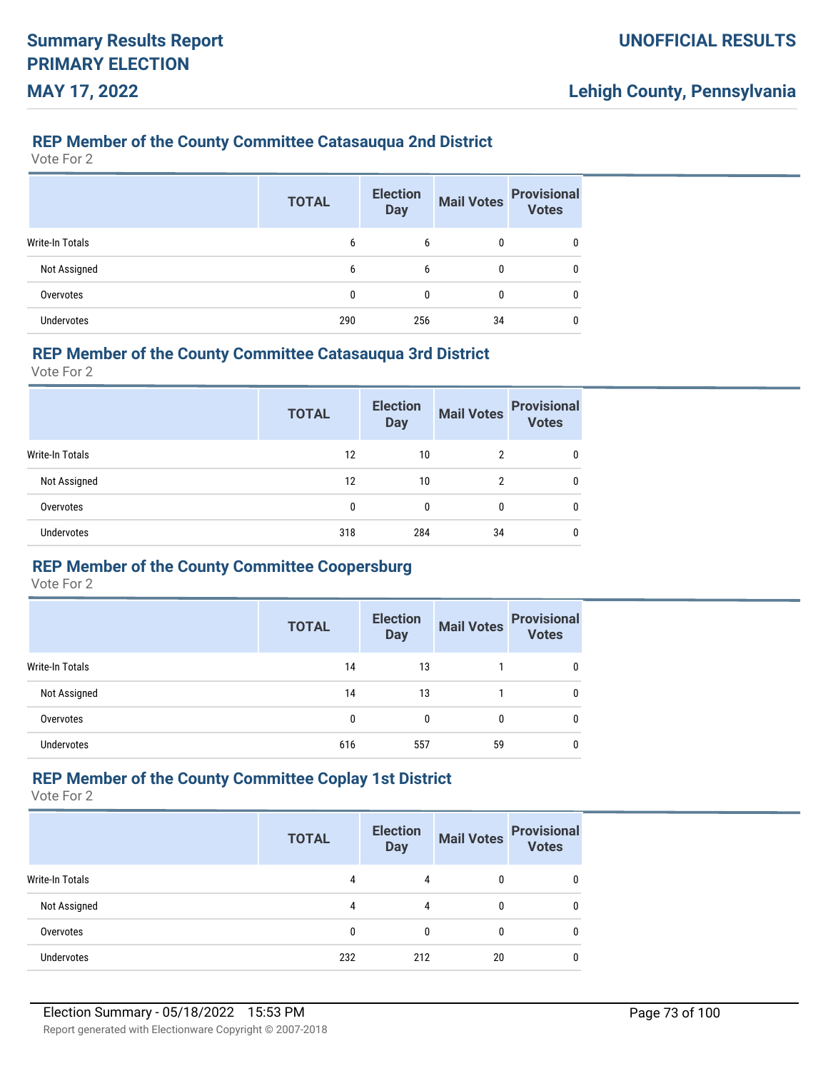## REP Member of the County Committee Catasauqua 2nd District

Vote For 2

| | TOTAL | Election Day | Mail Votes | Provisional Votes |
|---|---|---|---|---|
| Write-In Totals | 6 | 6 | 0 | 0 |
| Not Assigned | 6 | 6 | 0 | 0 |
| Overvotes | 0 | 0 | 0 | 0 |
| Undervotes | 290 | 256 | 34 | 0 |

## REP Member of the County Committee Catasauqua 3rd District

Vote For 2

| | TOTAL | Election Day | Mail Votes | Provisional Votes |
|---|---|---|---|---|
| Write-In Totals | 12 | 10 | 2 | 0 |
| Not Assigned | 12 | 10 | 2 | 0 |
| Overvotes | 0 | 0 | 0 | 0 |
| Undervotes | 318 | 284 | 34 | 0 |

## REP Member of the County Committee Coopersburg

Vote For 2

| | TOTAL | Election Day | Mail Votes | Provisional Votes |
|---|---|---|---|---|
| Write-In Totals | 14 | 13 | 1 | 0 |
| Not Assigned | 14 | 13 | 1 | 0 |
| Overvotes | 0 | 0 | 0 | 0 |
| Undervotes | 616 | 557 | 59 | 0 |

## REP Member of the County Committee Coplay 1st District

Vote For 2

| | TOTAL | Election Day | Mail Votes | Provisional Votes |
|---|---|---|---|---|
| Write-In Totals | 4 | 4 | 0 | 0 |
| Not Assigned | 4 | 4 | 0 | 0 |
| Overvotes | 0 | 0 | 0 | 0 |
| Undervotes | 232 | 212 | 20 | 0 |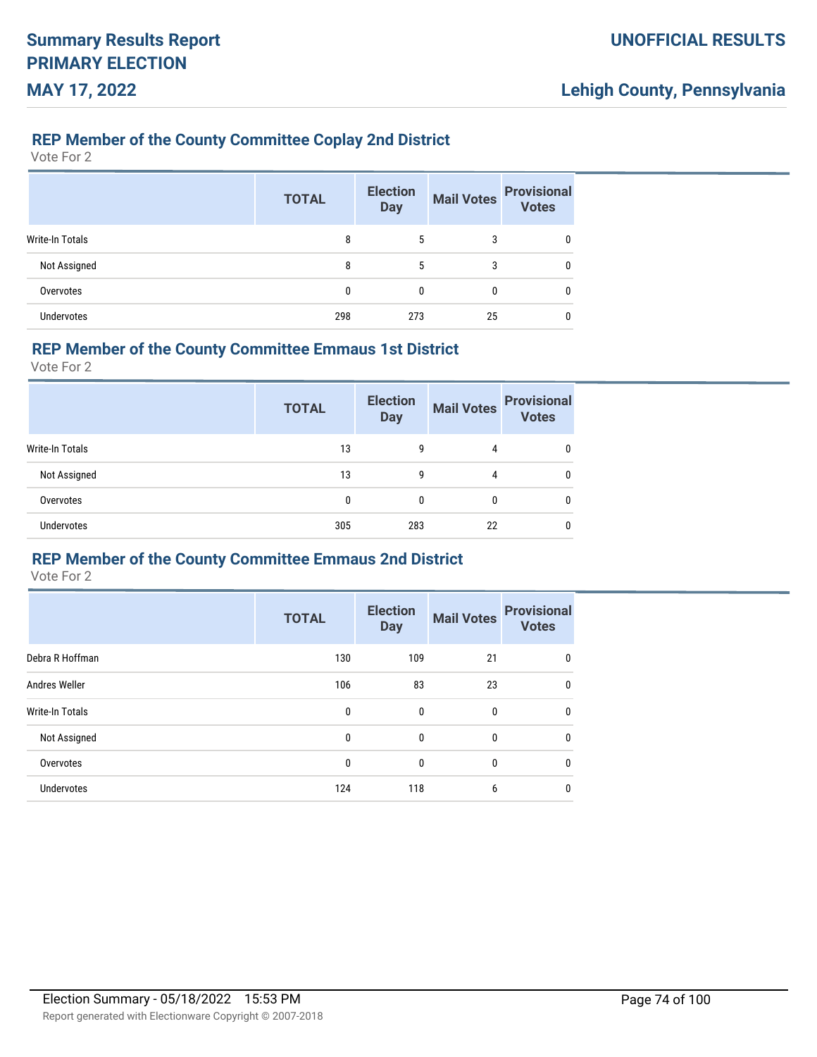# Summary Results Report
# PRIMARY ELECTION
# MAY 17, 2022

**UNOFFICIAL RESULTS**

**Lehigh County, Pennsylvania**

### REP Member of the County Committee Coplay 2nd District

Vote For 2

| | TOTAL | Election Day | Mail Votes | Provisional Votes |
|---|---|---|---|---|
| Write-In Totals | 8 | 5 | 3 | 0 |
| Not Assigned | 8 | 5 | 3 | 0 |
| Overvotes | 0 | 0 | 0 | 0 |
| Undervotes | 298 | 273 | 25 | 0 |

### REP Member of the County Committee Emmaus 1st District

Vote For 2

| | TOTAL | Election Day | Mail Votes | Provisional Votes |
|---|---|---|---|---|
| Write-In Totals | 13 | 9 | 4 | 0 |
| Not Assigned | 13 | 9 | 4 | 0 |
| Overvotes | 0 | 0 | 0 | 0 |
| Undervotes | 305 | 283 | 22 | 0 |

### REP Member of the County Committee Emmaus 2nd District

Vote For 2

| | TOTAL | Election Day | Mail Votes | Provisional Votes |
|---|---|---|---|---|
| Debra R Hoffman | 130 | 109 | 21 | 0 |
| Andres Weller | 106 | 83 | 23 | 0 |
| Write-In Totals | 0 | 0 | 0 | 0 |
| Not Assigned | 0 | 0 | 0 | 0 |
| Overvotes | 0 | 0 | 0 | 0 |
| Undervotes | 124 | 118 | 6 | 0 |

Election Summary - 05/18/2022 15:53 PM

Report generated with Electionware Copyright © 2007-2018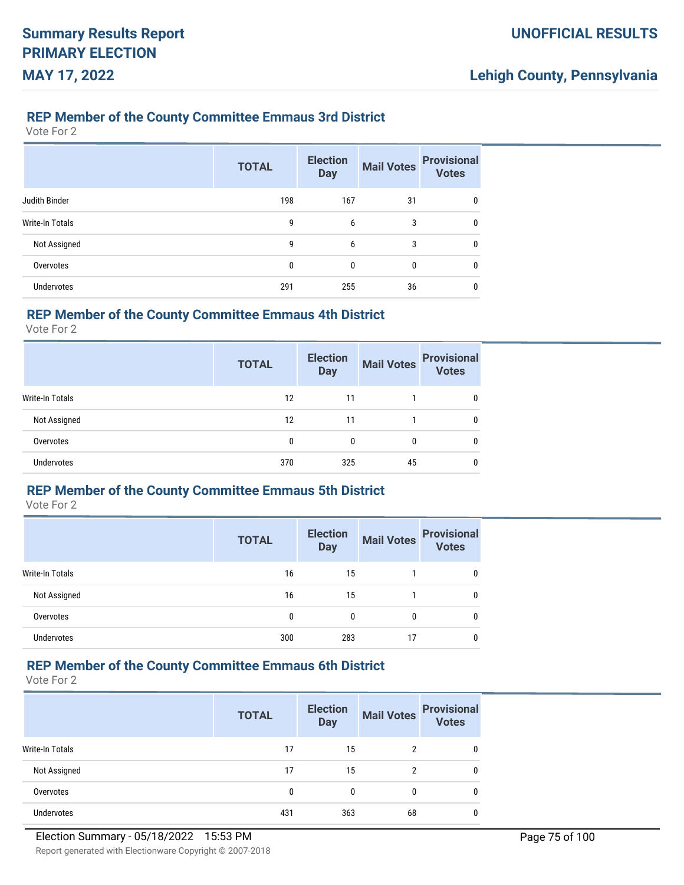## REP Member of the County Committee Emmaus 3rd District

Vote For 2

| | TOTAL | Election Day | Mail Votes | Provisional Votes |
|---|---|---|---|---|
| Judith Binder | 198 | 167 | 31 | 0 |
| Write-In Totals | 9 | 6 | 3 | 0 |
| Not Assigned | 9 | 6 | 3 | 0 |
| Overvotes | 0 | 0 | 0 | 0 |
| Undervotes | 291 | 255 | 36 | 0 |

## REP Member of the County Committee Emmaus 4th District

Vote For 2

| | TOTAL | Election Day | Mail Votes | Provisional Votes |
|---|---|---|---|---|
| Write-In Totals | 12 | 11 | 1 | 0 |
| Not Assigned | 12 | 11 | 1 | 0 |
| Overvotes | 0 | 0 | 0 | 0 |
| Undervotes | 370 | 325 | 45 | 0 |

## REP Member of the County Committee Emmaus 5th District

Vote For 2

| | TOTAL | Election Day | Mail Votes | Provisional Votes |
|---|---|---|---|---|
| Write-In Totals | 16 | 15 | 1 | 0 |
| Not Assigned | 16 | 15 | 1 | 0 |
| Overvotes | 0 | 0 | 0 | 0 |
| Undervotes | 300 | 283 | 17 | 0 |

## REP Member of the County Committee Emmaus 6th District

Vote For 2

| | TOTAL | Election Day | Mail Votes | Provisional Votes |
|---|---|---|---|---|
| Write-In Totals | 17 | 15 | 2 | 0 |
| Not Assigned | 17 | 15 | 2 | 0 |
| Overvotes | 0 | 0 | 0 | 0 |
| Undervotes | 431 | 363 | 68 | 0 |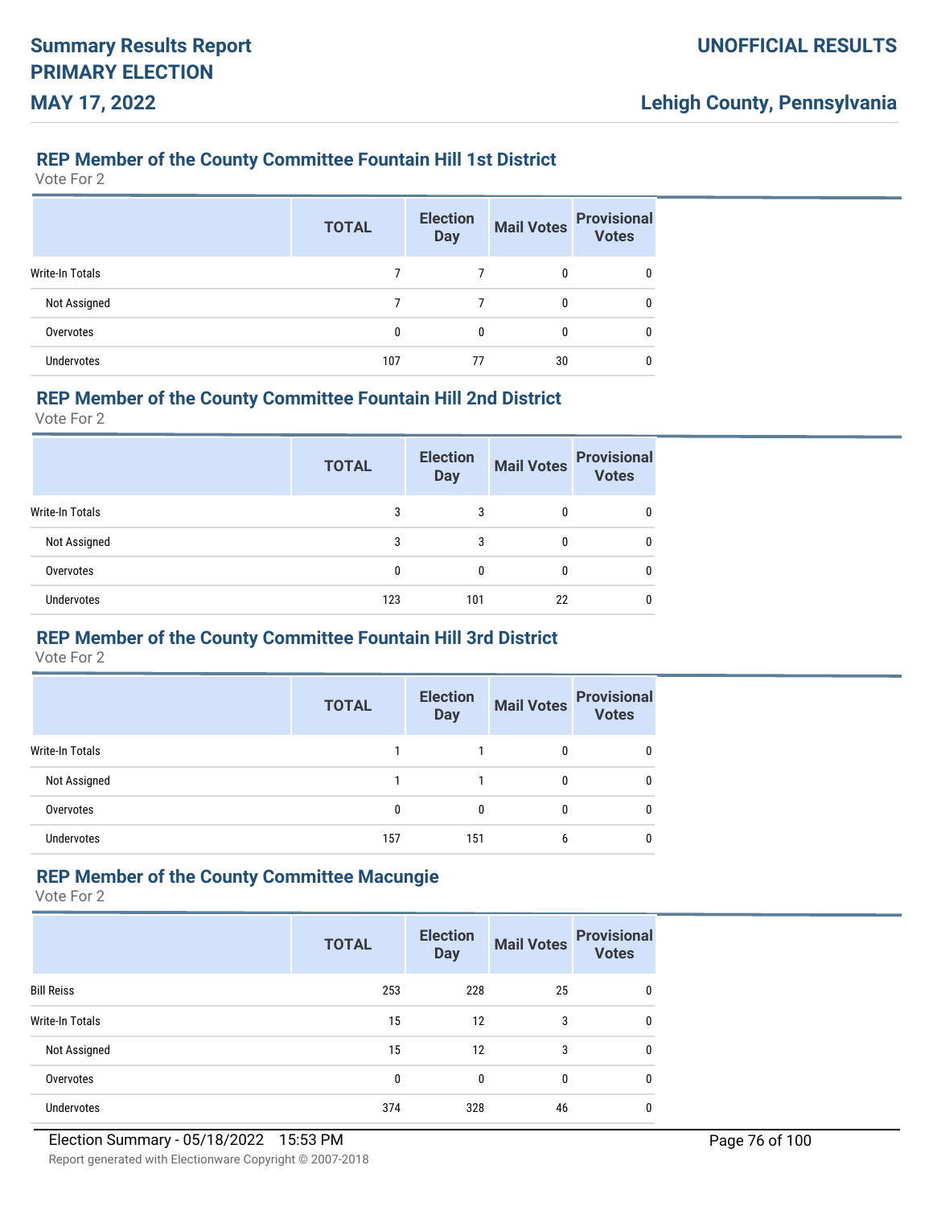### REP Member of the County Committee Fountain Hill 1st District

Vote For 2

| | TOTAL | Election Day | Mail Votes | Provisional Votes |
|---|---|---|---|---|
| Write-In Totals | 7 | 7 | 0 | 0 |
| Not Assigned | 7 | 7 | 0 | 0 |
| Overvotes | 0 | 0 | 0 | 0 |
| Undervotes | 107 | 77 | 30 | 0 |

### REP Member of the County Committee Fountain Hill 2nd District

Vote For 2

| | TOTAL | Election Day | Mail Votes | Provisional Votes |
|---|---|---|---|---|
| Write-In Totals | 3 | 3 | 0 | 0 |
| Not Assigned | 3 | 3 | 0 | 0 |
| Overvotes | 0 | 0 | 0 | 0 |
| Undervotes | 123 | 101 | 22 | 0 |

### REP Member of the County Committee Fountain Hill 3rd District

Vote For 2

| | TOTAL | Election Day | Mail Votes | Provisional Votes |
|---|---|---|---|---|
| Write-In Totals | 1 | 1 | 0 | 0 |
| Not Assigned | 1 | 1 | 0 | 0 |
| Overvotes | 0 | 0 | 0 | 0 |
| Undervotes | 157 | 151 | 6 | 0 |

### REP Member of the County Committee Macungie

Vote For 2

| | TOTAL | Election Day | Mail Votes | Provisional Votes |
|---|---|---|---|---|
| Bill Reiss | 253 | 228 | 25 | 0 |
| Write-In Totals | 15 | 12 | 3 | 0 |
| Not Assigned | 15 | 12 | 3 | 0 |
| Overvotes | 0 | 0 | 0 | 0 |
| Undervotes | 374 | 328 | 46 | 0 |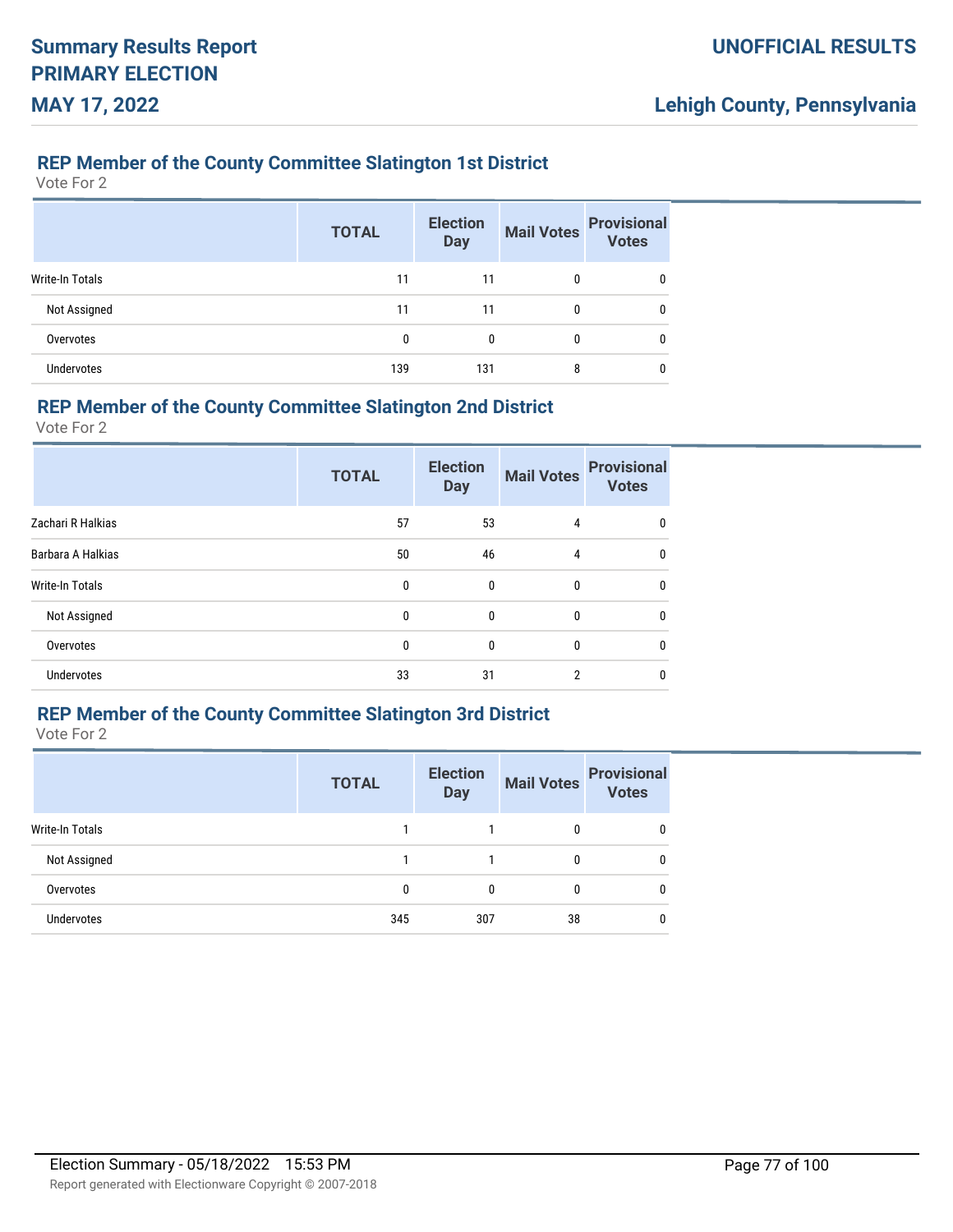## REP Member of the County Committee Slatington 1st District

Vote For 2

| | TOTAL | Election Day | Mail Votes | Provisional Votes |
|---|---|---|---|---|
| Write-In Totals | 11 | 11 | 0 | 0 |
| Not Assigned | 11 | 11 | 0 | 0 |
| Overvotes | 0 | 0 | 0 | 0 |
| Undervotes | 139 | 131 | 8 | 0 |

## REP Member of the County Committee Slatington 2nd District

Vote For 2

| | TOTAL | Election Day | Mail Votes | Provisional Votes |
|---|---|---|---|---|
| Zachari R Halkias | 57 | 53 | 4 | 0 |
| Barbara A Halkias | 50 | 46 | 4 | 0 |
| Write-In Totals | 0 | 0 | 0 | 0 |
| Not Assigned | 0 | 0 | 0 | 0 |
| Overvotes | 0 | 0 | 0 | 0 |
| Undervotes | 33 | 31 | 2 | 0 |

## REP Member of the County Committee Slatington 3rd District

Vote For 2

| | TOTAL | Election Day | Mail Votes | Provisional Votes |
|---|---|---|---|---|
| Write-In Totals | 1 | 1 | 0 | 0 |
| Not Assigned | 1 | 1 | 0 | 0 |
| Overvotes | 0 | 0 | 0 | 0 |
| Undervotes | 345 | 307 | 38 | 0 |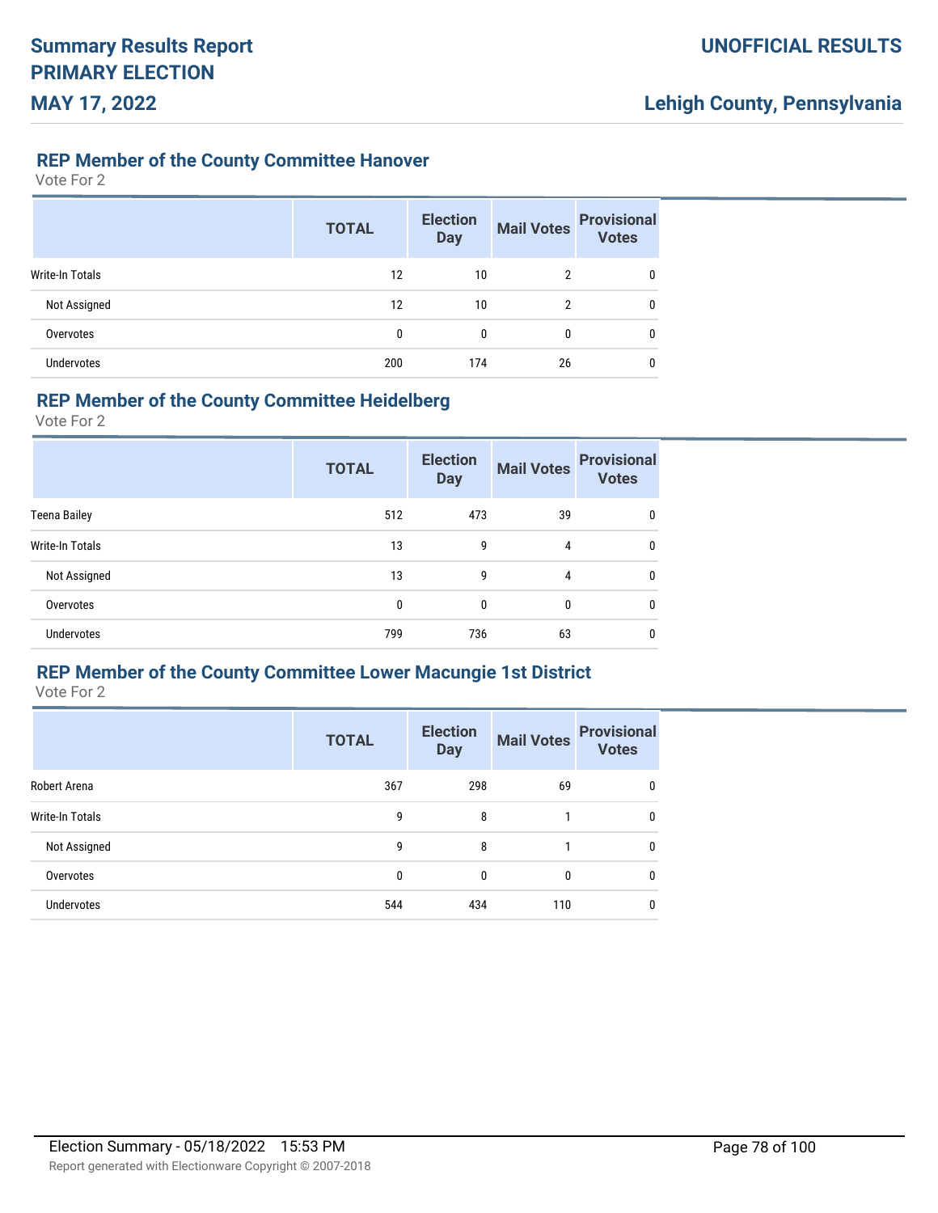## REP Member of the County Committee Hanover

Vote For 2

| | TOTAL | Election Day | Mail Votes | Provisional Votes |
|---|---|---|---|---|
| Write-In Totals | 12 | 10 | 2 | 0 |
| Not Assigned | 12 | 10 | 2 | 0 |
| Overvotes | 0 | 0 | 0 | 0 |
| Undervotes | 200 | 174 | 26 | 0 |

## REP Member of the County Committee Heidelberg

Vote For 2

| | TOTAL | Election Day | Mail Votes | Provisional Votes |
|---|---|---|---|---|
| Teena Bailey | 512 | 473 | 39 | 0 |
| Write-In Totals | 13 | 9 | 4 | 0 |
| Not Assigned | 13 | 9 | 4 | 0 |
| Overvotes | 0 | 0 | 0 | 0 |
| Undervotes | 799 | 736 | 63 | 0 |

## REP Member of the County Committee Lower Macungie 1st District

Vote For 2

| | TOTAL | Election Day | Mail Votes | Provisional Votes |
|---|---|---|---|---|
| Robert Arena | 367 | 298 | 69 | 0 |
| Write-In Totals | 9 | 8 | 1 | 0 |
| Not Assigned | 9 | 8 | 1 | 0 |
| Overvotes | 0 | 0 | 0 | 0 |
| Undervotes | 544 | 434 | 110 | 0 |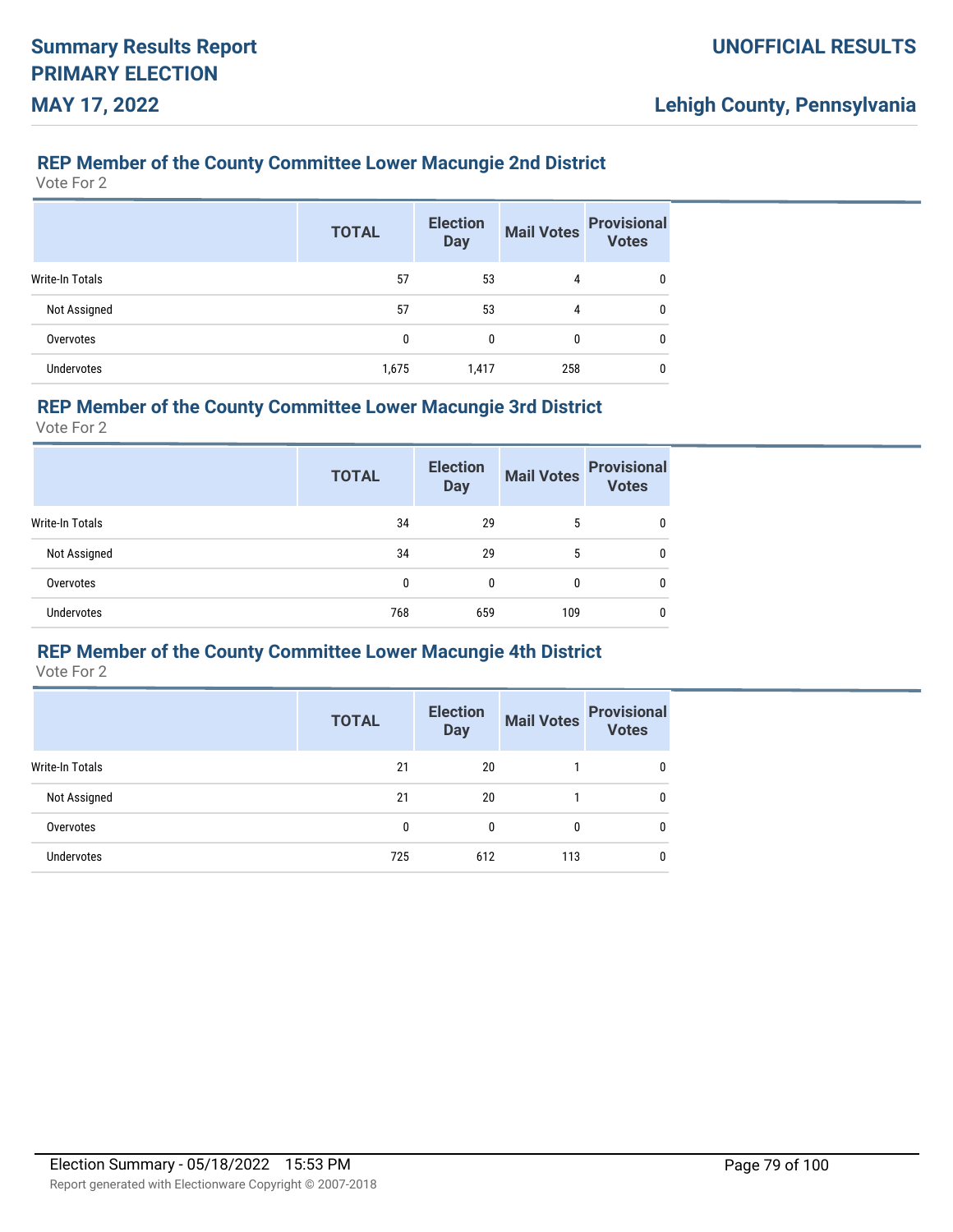### REP Member of the County Committee Lower Macungie 2nd District

Vote For 2

| | TOTAL | Election Day | Mail Votes | Provisional Votes |
|---|---|---|---|---|
| Write-In Totals | 57 | 53 | 4 | 0 |
| Not Assigned | 57 | 53 | 4 | 0 |
| Overvotes | 0 | 0 | 0 | 0 |
| Undervotes | 1,675 | 1,417 | 258 | 0 |

### REP Member of the County Committee Lower Macungie 3rd District

Vote For 2

| | TOTAL | Election Day | Mail Votes | Provisional Votes |
|---|---|---|---|---|
| Write-In Totals | 34 | 29 | 5 | 0 |
| Not Assigned | 34 | 29 | 5 | 0 |
| Overvotes | 0 | 0 | 0 | 0 |
| Undervotes | 768 | 659 | 109 | 0 |

### REP Member of the County Committee Lower Macungie 4th District

Vote For 2

| | TOTAL | Election Day | Mail Votes | Provisional Votes |
|---|---|---|---|---|
| Write-In Totals | 21 | 20 | 1 | 0 |
| Not Assigned | 21 | 20 | 1 | 0 |
| Overvotes | 0 | 0 | 0 | 0 |
| Undervotes | 725 | 612 | 113 | 0 |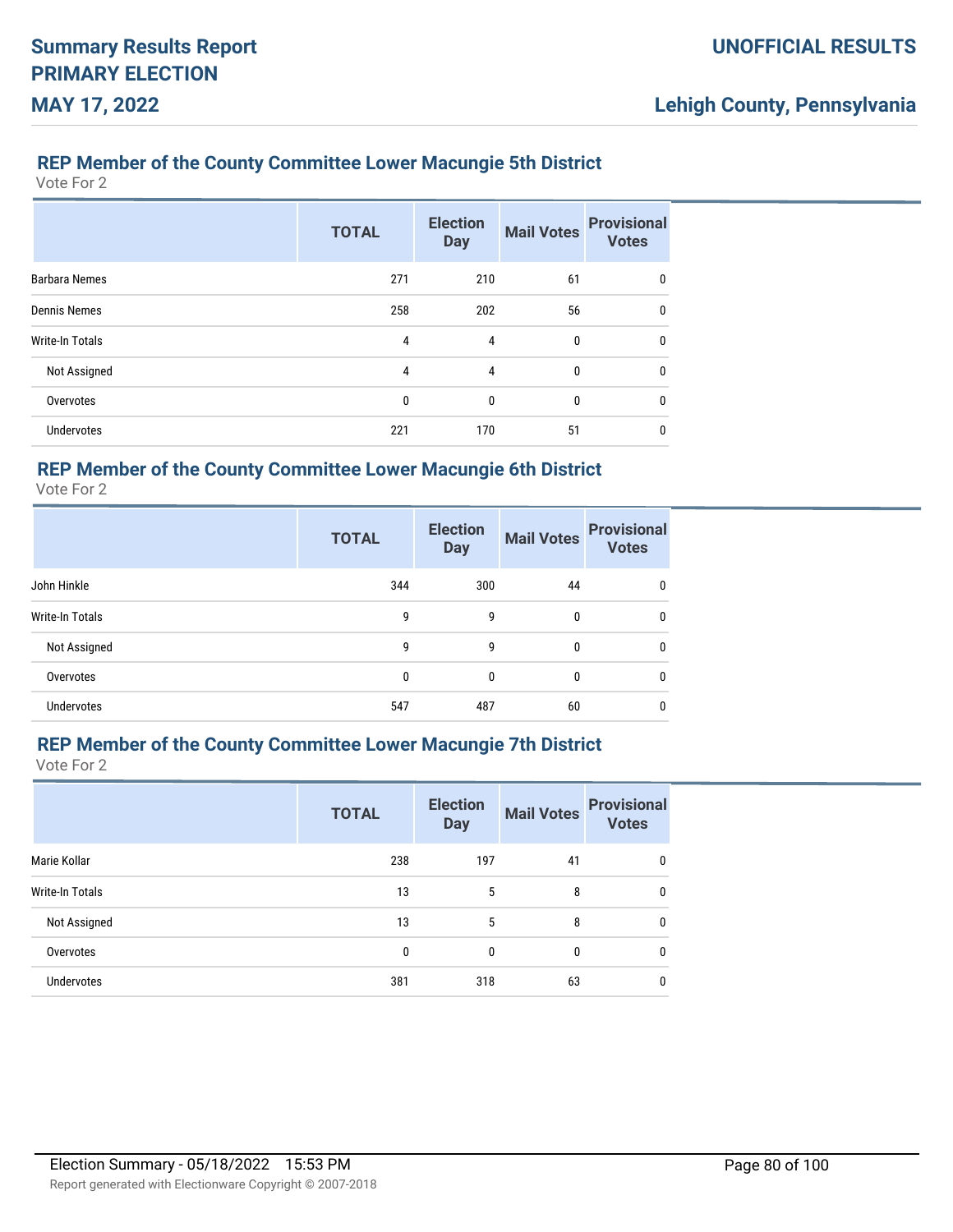## REP Member of the County Committee Lower Macungie 5th District

Vote For 2

| | TOTAL | Election Day | Mail Votes | Provisional Votes |
|---|---|---|---|---|
| Barbara Nemes | 271 | 210 | 61 | 0 |
| Dennis Nemes | 258 | 202 | 56 | 0 |
| Write-In Totals | 4 | 4 | 0 | 0 |
| Not Assigned | 4 | 4 | 0 | 0 |
| Overvotes | 0 | 0 | 0 | 0 |
| Undervotes | 221 | 170 | 51 | 0 |

## REP Member of the County Committee Lower Macungie 6th District

Vote For 2

| | TOTAL | Election Day | Mail Votes | Provisional Votes |
|---|---|---|---|---|
| John Hinkle | 344 | 300 | 44 | 0 |
| Write-In Totals | 9 | 9 | 0 | 0 |
| Not Assigned | 9 | 9 | 0 | 0 |
| Overvotes | 0 | 0 | 0 | 0 |
| Undervotes | 547 | 487 | 60 | 0 |

## REP Member of the County Committee Lower Macungie 7th District

Vote For 2

| | TOTAL | Election Day | Mail Votes | Provisional Votes |
|---|---|---|---|---|
| Marie Kollar | 238 | 197 | 41 | 0 |
| Write-In Totals | 13 | 5 | 8 | 0 |
| Not Assigned | 13 | 5 | 8 | 0 |
| Overvotes | 0 | 0 | 0 | 0 |
| Undervotes | 381 | 318 | 63 | 0 |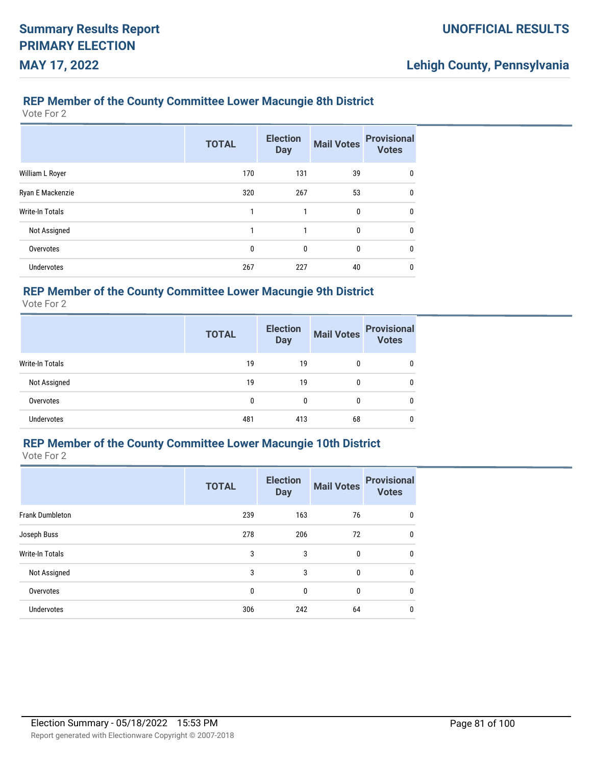## REP Member of the County Committee Lower Macungie 8th District

Vote For 2

| | TOTAL | Election Day | Mail Votes | Provisional Votes |
|---|---|---|---|---|
| William L Royer | 170 | 131 | 39 | 0 |
| Ryan E Mackenzie | 320 | 267 | 53 | 0 |
| Write-In Totals | 1 | 1 | 0 | 0 |
| Not Assigned | 1 | 1 | 0 | 0 |
| Overvotes | 0 | 0 | 0 | 0 |
| Undervotes | 267 | 227 | 40 | 0 |

## REP Member of the County Committee Lower Macungie 9th District

Vote For 2

| | TOTAL | Election Day | Mail Votes | Provisional Votes |
|---|---|---|---|---|
| Write-In Totals | 19 | 19 | 0 | 0 |
| Not Assigned | 19 | 19 | 0 | 0 |
| Overvotes | 0 | 0 | 0 | 0 |
| Undervotes | 481 | 413 | 68 | 0 |

## REP Member of the County Committee Lower Macungie 10th District

Vote For 2

| | TOTAL | Election Day | Mail Votes | Provisional Votes |
|---|---|---|---|---|
| Frank Dumbleton | 239 | 163 | 76 | 0 |
| Joseph Buss | 278 | 206 | 72 | 0 |
| Write-In Totals | 3 | 3 | 0 | 0 |
| Not Assigned | 3 | 3 | 0 | 0 |
| Overvotes | 0 | 0 | 0 | 0 |
| Undervotes | 306 | 242 | 64 | 0 |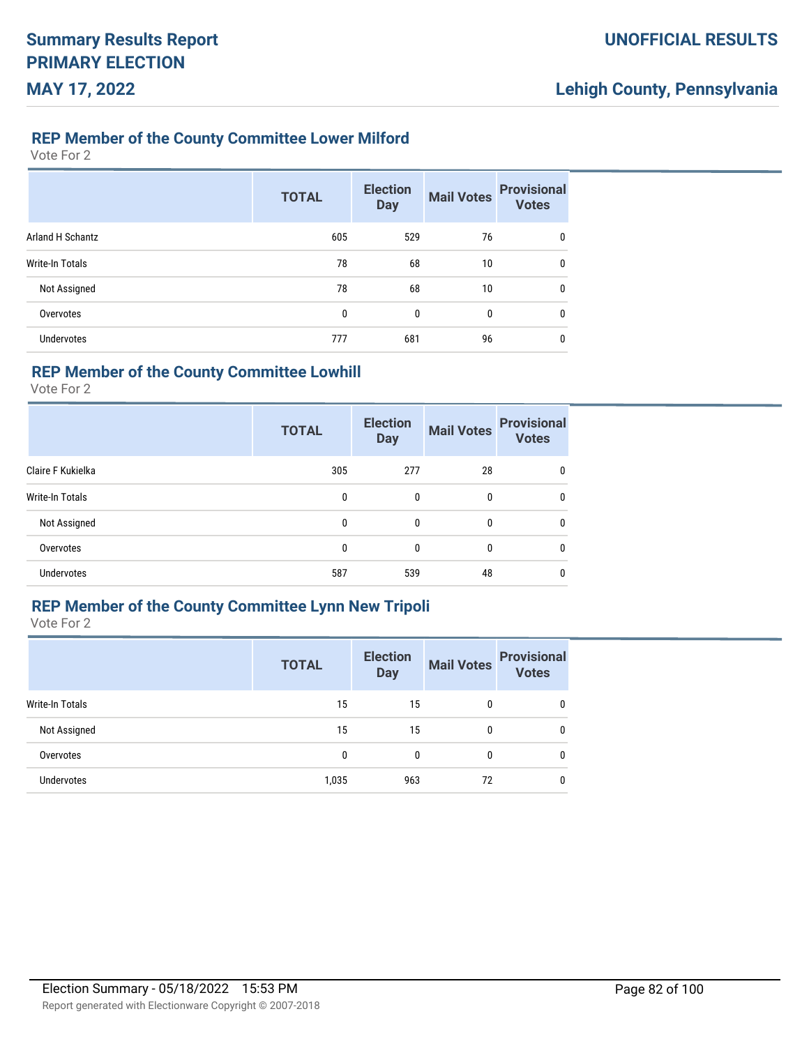## REP Member of the County Committee Lower Milford

Vote For 2

| | TOTAL | Election Day | Mail Votes | Provisional Votes |
|---|---|---|---|---|
| Arland H Schantz | 605 | 529 | 76 | 0 |
| Write-In Totals | 78 | 68 | 10 | 0 |
| Not Assigned | 78 | 68 | 10 | 0 |
| Overvotes | 0 | 0 | 0 | 0 |
| Undervotes | 777 | 681 | 96 | 0 |

## REP Member of the County Committee Lowhill

Vote For 2

| | TOTAL | Election Day | Mail Votes | Provisional Votes |
|---|---|---|---|---|
| Claire F Kukielka | 305 | 277 | 28 | 0 |
| Write-In Totals | 0 | 0 | 0 | 0 |
| Not Assigned | 0 | 0 | 0 | 0 |
| Overvotes | 0 | 0 | 0 | 0 |
| Undervotes | 587 | 539 | 48 | 0 |

## REP Member of the County Committee Lynn New Tripoli

Vote For 2

| | TOTAL | Election Day | Mail Votes | Provisional Votes |
|---|---|---|---|---|
| Write-In Totals | 15 | 15 | 0 | 0 |
| Not Assigned | 15 | 15 | 0 | 0 |
| Overvotes | 0 | 0 | 0 | 0 |
| Undervotes | 1,035 | 963 | 72 | 0 |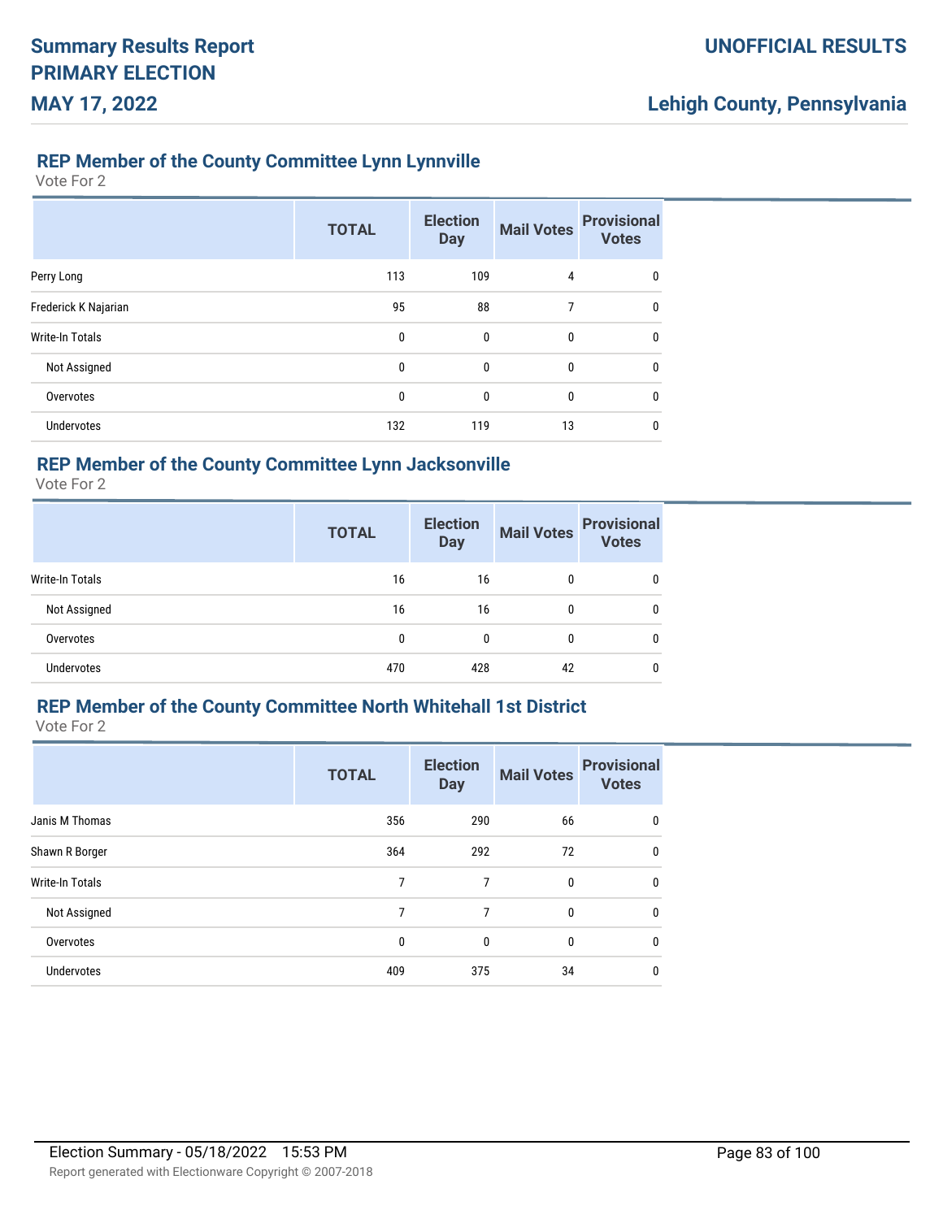## REP Member of the County Committee Lynn Lynnville

Vote For 2

| | TOTAL | Election Day | Mail Votes | Provisional Votes |
|---|---|---|---|---|
| Perry Long | 113 | 109 | 4 | 0 |
| Frederick K Najarian | 95 | 88 | 7 | 0 |
| Write-In Totals | 0 | 0 | 0 | 0 |
| Not Assigned | 0 | 0 | 0 | 0 |
| Overvotes | 0 | 0 | 0 | 0 |
| Undervotes | 132 | 119 | 13 | 0 |

## REP Member of the County Committee Lynn Jacksonville

Vote For 2

| | TOTAL | Election Day | Mail Votes | Provisional Votes |
|---|---|---|---|---|
| Write-In Totals | 16 | 16 | 0 | 0 |
| Not Assigned | 16 | 16 | 0 | 0 |
| Overvotes | 0 | 0 | 0 | 0 |
| Undervotes | 470 | 428 | 42 | 0 |

## REP Member of the County Committee North Whitehall 1st District

Vote For 2

| | TOTAL | Election Day | Mail Votes | Provisional Votes |
|---|---|---|---|---|
| Janis M Thomas | 356 | 290 | 66 | 0 |
| Shawn R Borger | 364 | 292 | 72 | 0 |
| Write-In Totals | 7 | 7 | 0 | 0 |
| Not Assigned | 7 | 7 | 0 | 0 |
| Overvotes | 0 | 0 | 0 | 0 |
| Undervotes | 409 | 375 | 34 | 0 |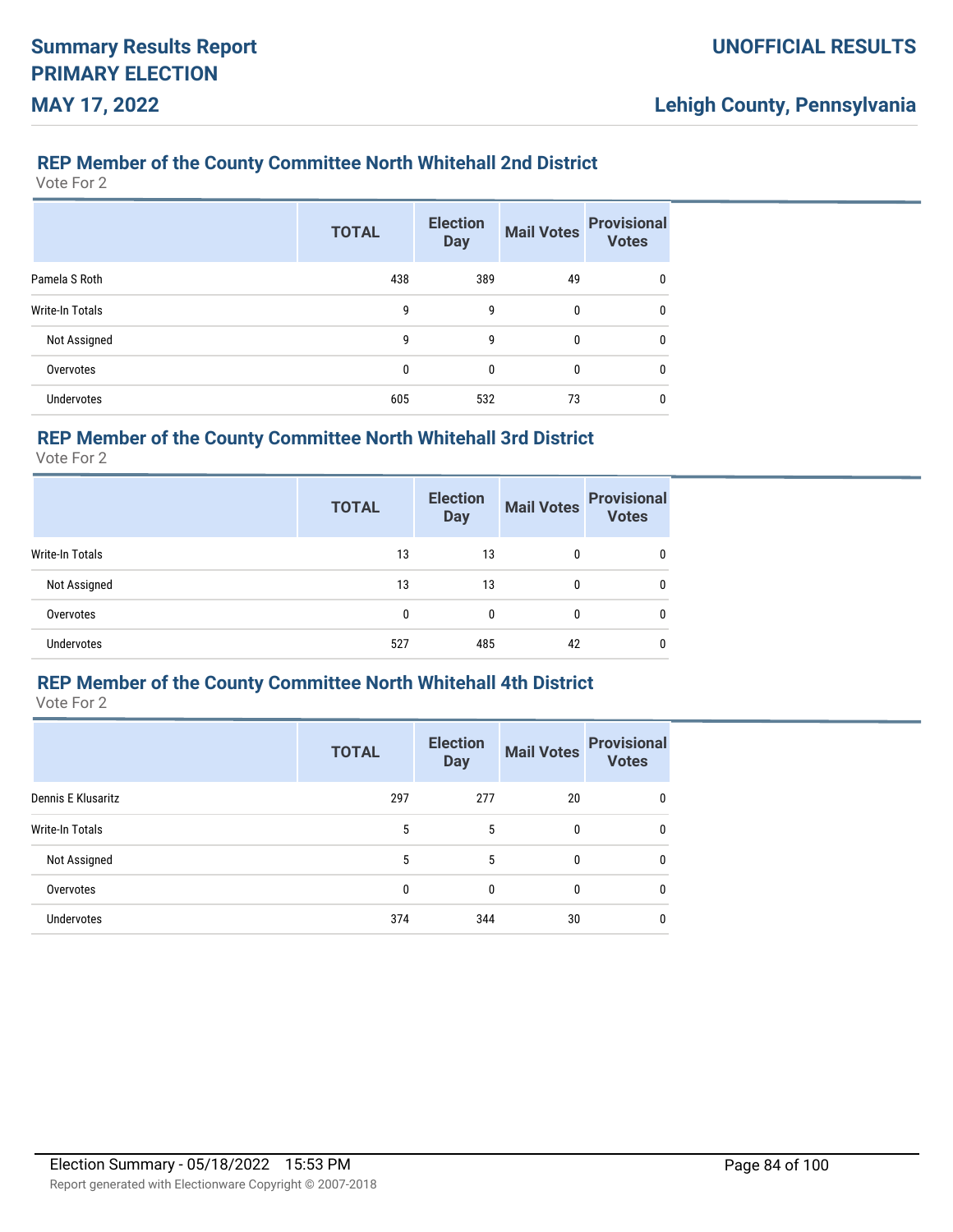### REP Member of the County Committee North Whitehall 2nd District

Vote For 2

| | TOTAL | Election Day | Mail Votes | Provisional Votes |
|---|---|---|---|---|
| Pamela S Roth | 438 | 389 | 49 | 0 |
| Write-In Totals | 9 | 9 | 0 | 0 |
| Not Assigned | 9 | 9 | 0 | 0 |
| Overvotes | 0 | 0 | 0 | 0 |
| Undervotes | 605 | 532 | 73 | 0 |

### REP Member of the County Committee North Whitehall 3rd District

Vote For 2

| | TOTAL | Election Day | Mail Votes | Provisional Votes |
|---|---|---|---|---|
| Write-In Totals | 13 | 13 | 0 | 0 |
| Not Assigned | 13 | 13 | 0 | 0 |
| Overvotes | 0 | 0 | 0 | 0 |
| Undervotes | 527 | 485 | 42 | 0 |

### REP Member of the County Committee North Whitehall 4th District

Vote For 2

| | TOTAL | Election Day | Mail Votes | Provisional Votes |
|---|---|---|---|---|
| Dennis E Klusaritz | 297 | 277 | 20 | 0 |
| Write-In Totals | 5 | 5 | 0 | 0 |
| Not Assigned | 5 | 5 | 0 | 0 |
| Overvotes | 0 | 0 | 0 | 0 |
| Undervotes | 374 | 344 | 30 | 0 |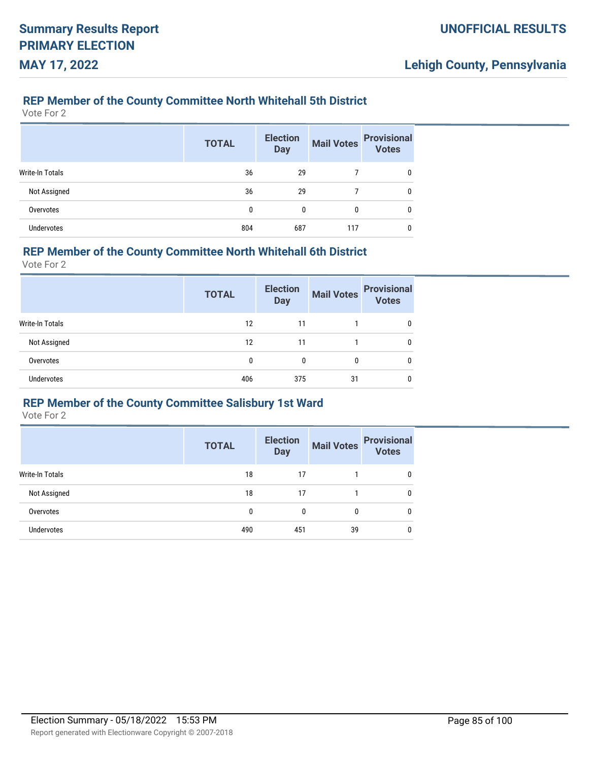### REP Member of the County Committee North Whitehall 5th District

Vote For 2

| | TOTAL | Election Day | Mail Votes | Provisional Votes |
|---|---|---|---|---|
| Write-In Totals | 36 | 29 | 7 | 0 |
| Not Assigned | 36 | 29 | 7 | 0 |
| Overvotes | 0 | 0 | 0 | 0 |
| Undervotes | 804 | 687 | 117 | 0 |

### REP Member of the County Committee North Whitehall 6th District

Vote For 2

| | TOTAL | Election Day | Mail Votes | Provisional Votes |
|---|---|---|---|---|
| Write-In Totals | 12 | 11 | 1 | 0 |
| Not Assigned | 12 | 11 | 1 | 0 |
| Overvotes | 0 | 0 | 0 | 0 |
| Undervotes | 406 | 375 | 31 | 0 |

### REP Member of the County Committee Salisbury 1st Ward

Vote For 2

| | TOTAL | Election Day | Mail Votes | Provisional Votes |
|---|---|---|---|---|
| Write-In Totals | 18 | 17 | 1 | 0 |
| Not Assigned | 18 | 17 | 1 | 0 |
| Overvotes | 0 | 0 | 0 | 0 |
| Undervotes | 490 | 451 | 39 | 0 |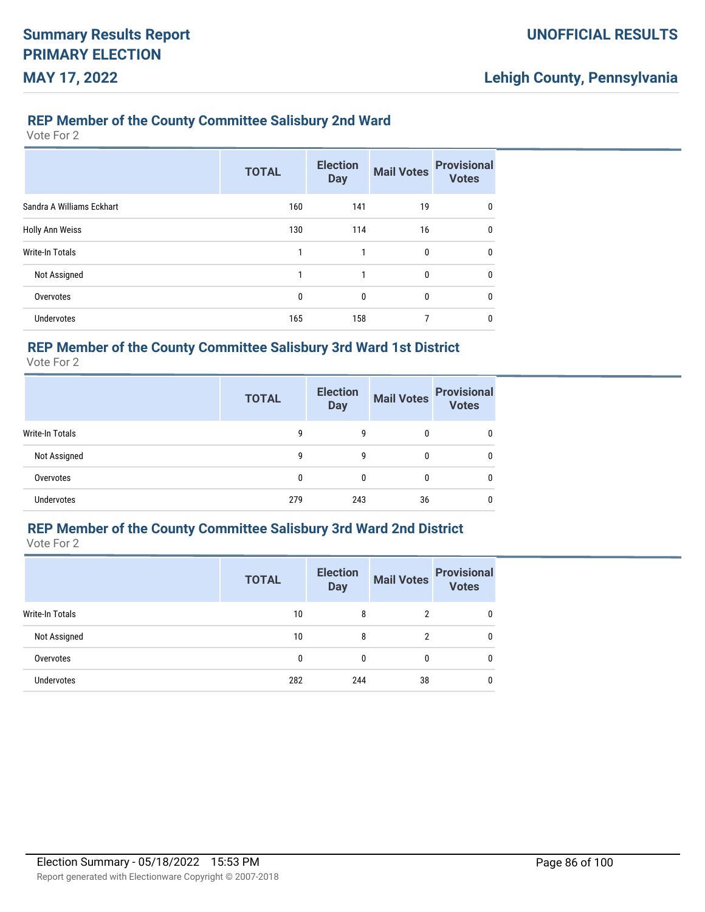## REP Member of the County Committee Salisbury 2nd Ward

Vote For 2

| | TOTAL | Election Day | Mail Votes | Provisional Votes |
|---|---|---|---|---|
| Sandra A Williams Eckhart | 160 | 141 | 19 | 0 |
| Holly Ann Weiss | 130 | 114 | 16 | 0 |
| Write-In Totals | 1 | 1 | 0 | 0 |
| Not Assigned | 1 | 1 | 0 | 0 |
| Overvotes | 0 | 0 | 0 | 0 |
| Undervotes | 165 | 158 | 7 | 0 |

## REP Member of the County Committee Salisbury 3rd Ward 1st District

Vote For 2

| | TOTAL | Election Day | Mail Votes | Provisional Votes |
|---|---|---|---|---|
| Write-In Totals | 9 | 9 | 0 | 0 |
| Not Assigned | 9 | 9 | 0 | 0 |
| Overvotes | 0 | 0 | 0 | 0 |
| Undervotes | 279 | 243 | 36 | 0 |

## REP Member of the County Committee Salisbury 3rd Ward 2nd District

Vote For 2

| | TOTAL | Election Day | Mail Votes | Provisional Votes |
|---|---|---|---|---|
| Write-In Totals | 10 | 8 | 2 | 0 |
| Not Assigned | 10 | 8 | 2 | 0 |
| Overvotes | 0 | 0 | 0 | 0 |
| Undervotes | 282 | 244 | 38 | 0 |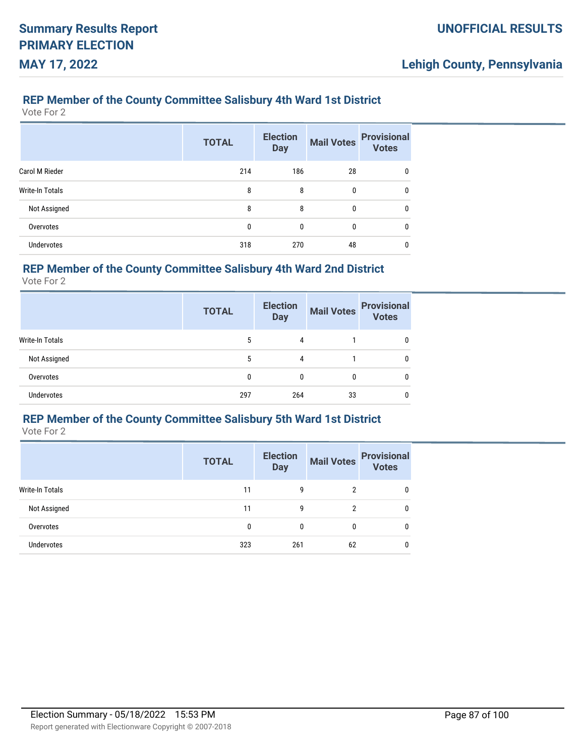## REP Member of the County Committee Salisbury 4th Ward 1st District

Vote For 2

| | TOTAL | Election Day | Mail Votes | Provisional Votes |
|---|---|---|---|---|
| Carol M Rieder | 214 | 186 | 28 | 0 |
| Write-In Totals | 8 | 8 | 0 | 0 |
| Not Assigned | 8 | 8 | 0 | 0 |
| Overvotes | 0 | 0 | 0 | 0 |
| Undervotes | 318 | 270 | 48 | 0 |

## REP Member of the County Committee Salisbury 4th Ward 2nd District

Vote For 2

| | TOTAL | Election Day | Mail Votes | Provisional Votes |
|---|---|---|---|---|
| Write-In Totals | 5 | 4 | 1 | 0 |
| Not Assigned | 5 | 4 | 1 | 0 |
| Overvotes | 0 | 0 | 0 | 0 |
| Undervotes | 297 | 264 | 33 | 0 |

## REP Member of the County Committee Salisbury 5th Ward 1st District

Vote For 2

| | TOTAL | Election Day | Mail Votes | Provisional Votes |
|---|---|---|---|---|
| Write-In Totals | 11 | 9 | 2 | 0 |
| Not Assigned | 11 | 9 | 2 | 0 |
| Overvotes | 0 | 0 | 0 | 0 |
| Undervotes | 323 | 261 | 62 | 0 |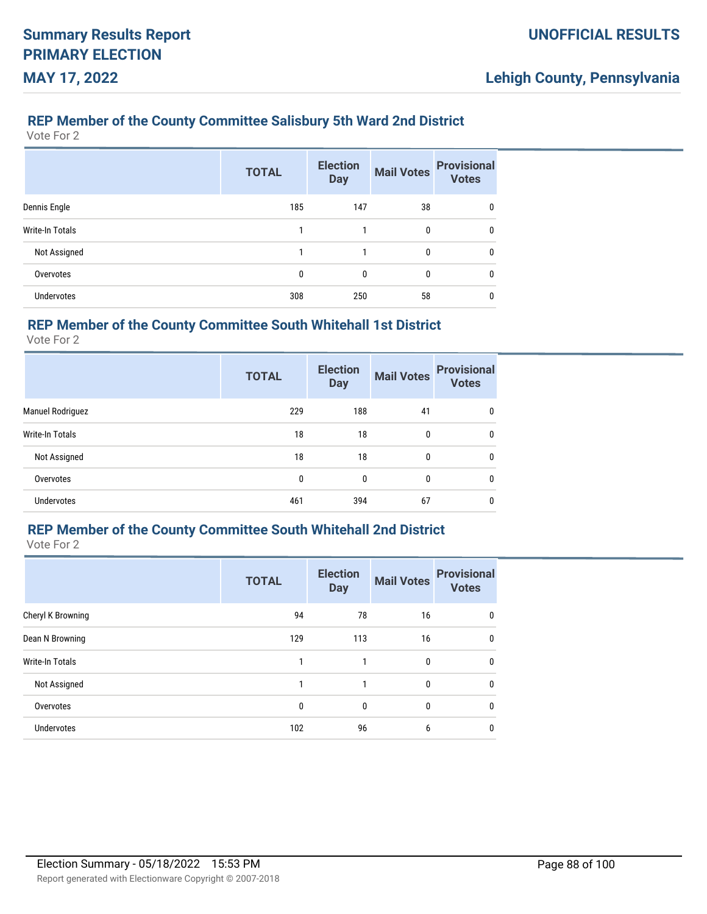### REP Member of the County Committee Salisbury 5th Ward 2nd District

Vote For 2

| | TOTAL | Election Day | Mail Votes | Provisional Votes |
|---|---|---|---|---|
| Dennis Engle | 185 | 147 | 38 | 0 |
| Write-In Totals | 1 | 1 | 0 | 0 |
| Not Assigned | 1 | 1 | 0 | 0 |
| Overvotes | 0 | 0 | 0 | 0 |
| Undervotes | 308 | 250 | 58 | 0 |

### REP Member of the County Committee South Whitehall 1st District

Vote For 2

| | TOTAL | Election Day | Mail Votes | Provisional Votes |
|---|---|---|---|---|
| Manuel Rodriguez | 229 | 188 | 41 | 0 |
| Write-In Totals | 18 | 18 | 0 | 0 |
| Not Assigned | 18 | 18 | 0 | 0 |
| Overvotes | 0 | 0 | 0 | 0 |
| Undervotes | 461 | 394 | 67 | 0 |

### REP Member of the County Committee South Whitehall 2nd District

Vote For 2

| | TOTAL | Election Day | Mail Votes | Provisional Votes |
|---|---|---|---|---|
| Cheryl K Browning | 94 | 78 | 16 | 0 |
| Dean N Browning | 129 | 113 | 16 | 0 |
| Write-In Totals | 1 | 1 | 0 | 0 |
| Not Assigned | 1 | 1 | 0 | 0 |
| Overvotes | 0 | 0 | 0 | 0 |
| Undervotes | 102 | 96 | 6 | 0 |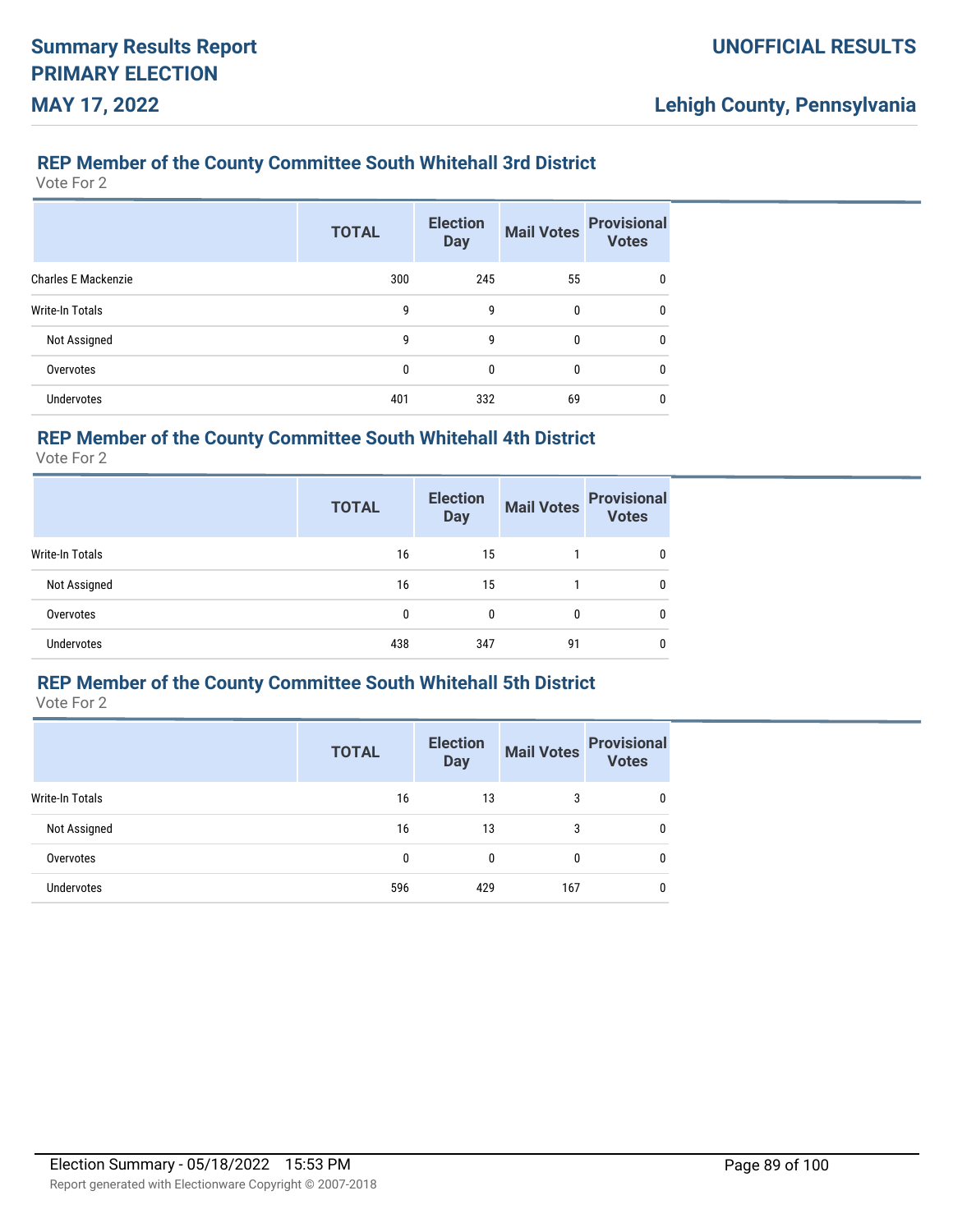## REP Member of the County Committee South Whitehall 3rd District

Vote For 2

| | TOTAL | Election Day | Mail Votes | Provisional Votes |
|---|---|---|---|---|
| Charles E Mackenzie | 300 | 245 | 55 | 0 |
| Write-In Totals | 9 | 9 | 0 | 0 |
| Not Assigned | 9 | 9 | 0 | 0 |
| Overvotes | 0 | 0 | 0 | 0 |
| Undervotes | 401 | 332 | 69 | 0 |

## REP Member of the County Committee South Whitehall 4th District

Vote For 2

| | TOTAL | Election Day | Mail Votes | Provisional Votes |
|---|---|---|---|---|
| Write-In Totals | 16 | 15 | 1 | 0 |
| Not Assigned | 16 | 15 | 1 | 0 |
| Overvotes | 0 | 0 | 0 | 0 |
| Undervotes | 438 | 347 | 91 | 0 |

## REP Member of the County Committee South Whitehall 5th District

Vote For 2

| | TOTAL | Election Day | Mail Votes | Provisional Votes |
|---|---|---|---|---|
| Write-In Totals | 16 | 13 | 3 | 0 |
| Not Assigned | 16 | 13 | 3 | 0 |
| Overvotes | 0 | 0 | 0 | 0 |
| Undervotes | 596 | 429 | 167 | 0 |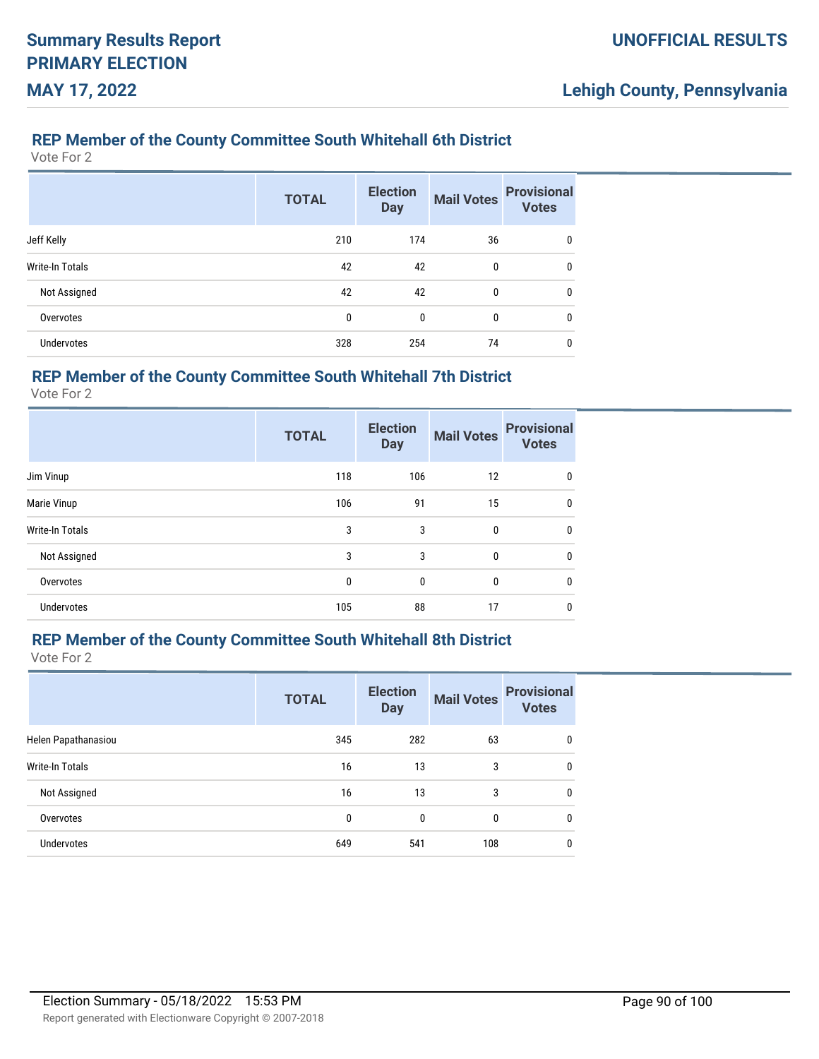### REP Member of the County Committee South Whitehall 6th District

Vote For 2

| | TOTAL | Election Day | Mail Votes | Provisional Votes |
|---|---|---|---|---|
| Jeff Kelly | 210 | 174 | 36 | 0 |
| Write-In Totals | 42 | 42 | 0 | 0 |
| Not Assigned | 42 | 42 | 0 | 0 |
| Overvotes | 0 | 0 | 0 | 0 |
| Undervotes | 328 | 254 | 74 | 0 |

### REP Member of the County Committee South Whitehall 7th District

Vote For 2

| | TOTAL | Election Day | Mail Votes | Provisional Votes |
|---|---|---|---|---|
| Jim Vinup | 118 | 106 | 12 | 0 |
| Marie Vinup | 106 | 91 | 15 | 0 |
| Write-In Totals | 3 | 3 | 0 | 0 |
| Not Assigned | 3 | 3 | 0 | 0 |
| Overvotes | 0 | 0 | 0 | 0 |
| Undervotes | 105 | 88 | 17 | 0 |

### REP Member of the County Committee South Whitehall 8th District

Vote For 2

| | TOTAL | Election Day | Mail Votes | Provisional Votes |
|---|---|---|---|---|
| Helen Papathanasiou | 345 | 282 | 63 | 0 |
| Write-In Totals | 16 | 13 | 3 | 0 |
| Not Assigned | 16 | 13 | 3 | 0 |
| Overvotes | 0 | 0 | 0 | 0 |
| Undervotes | 649 | 541 | 108 | 0 |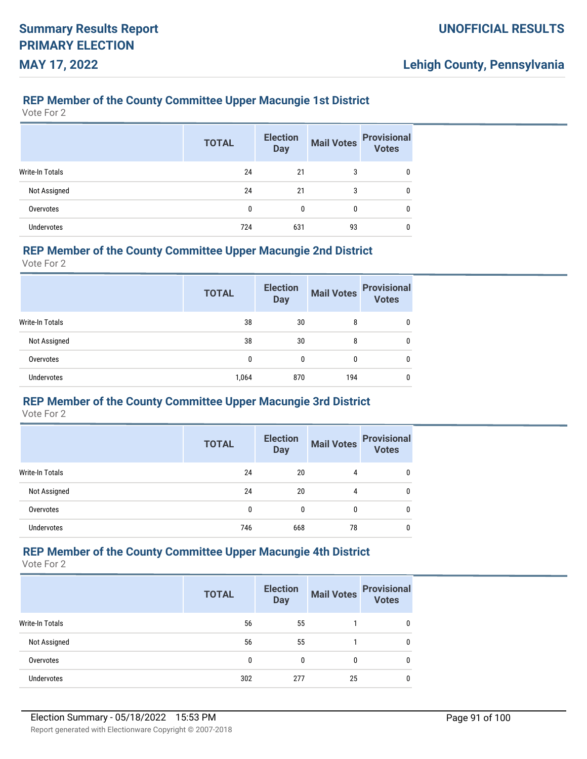## REP Member of the County Committee Upper Macungie 1st District

Vote For 2

| | TOTAL | Election Day | Mail Votes | Provisional Votes |
|---|---|---|---|---|
| Write-In Totals | 24 | 21 | 3 | 0 |
| Not Assigned | 24 | 21 | 3 | 0 |
| Overvotes | 0 | 0 | 0 | 0 |
| Undervotes | 724 | 631 | 93 | 0 |

## REP Member of the County Committee Upper Macungie 2nd District

Vote For 2

| | TOTAL | Election Day | Mail Votes | Provisional Votes |
|---|---|---|---|---|
| Write-In Totals | 38 | 30 | 8 | 0 |
| Not Assigned | 38 | 30 | 8 | 0 |
| Overvotes | 0 | 0 | 0 | 0 |
| Undervotes | 1,064 | 870 | 194 | 0 |

## REP Member of the County Committee Upper Macungie 3rd District

Vote For 2

| | TOTAL | Election Day | Mail Votes | Provisional Votes |
|---|---|---|---|---|
| Write-In Totals | 24 | 20 | 4 | 0 |
| Not Assigned | 24 | 20 | 4 | 0 |
| Overvotes | 0 | 0 | 0 | 0 |
| Undervotes | 746 | 668 | 78 | 0 |

## REP Member of the County Committee Upper Macungie 4th District

Vote For 2

| | TOTAL | Election Day | Mail Votes | Provisional Votes |
|---|---|---|---|---|
| Write-In Totals | 56 | 55 | 1 | 0 |
| Not Assigned | 56 | 55 | 1 | 0 |
| Overvotes | 0 | 0 | 0 | 0 |
| Undervotes | 302 | 277 | 25 | 0 |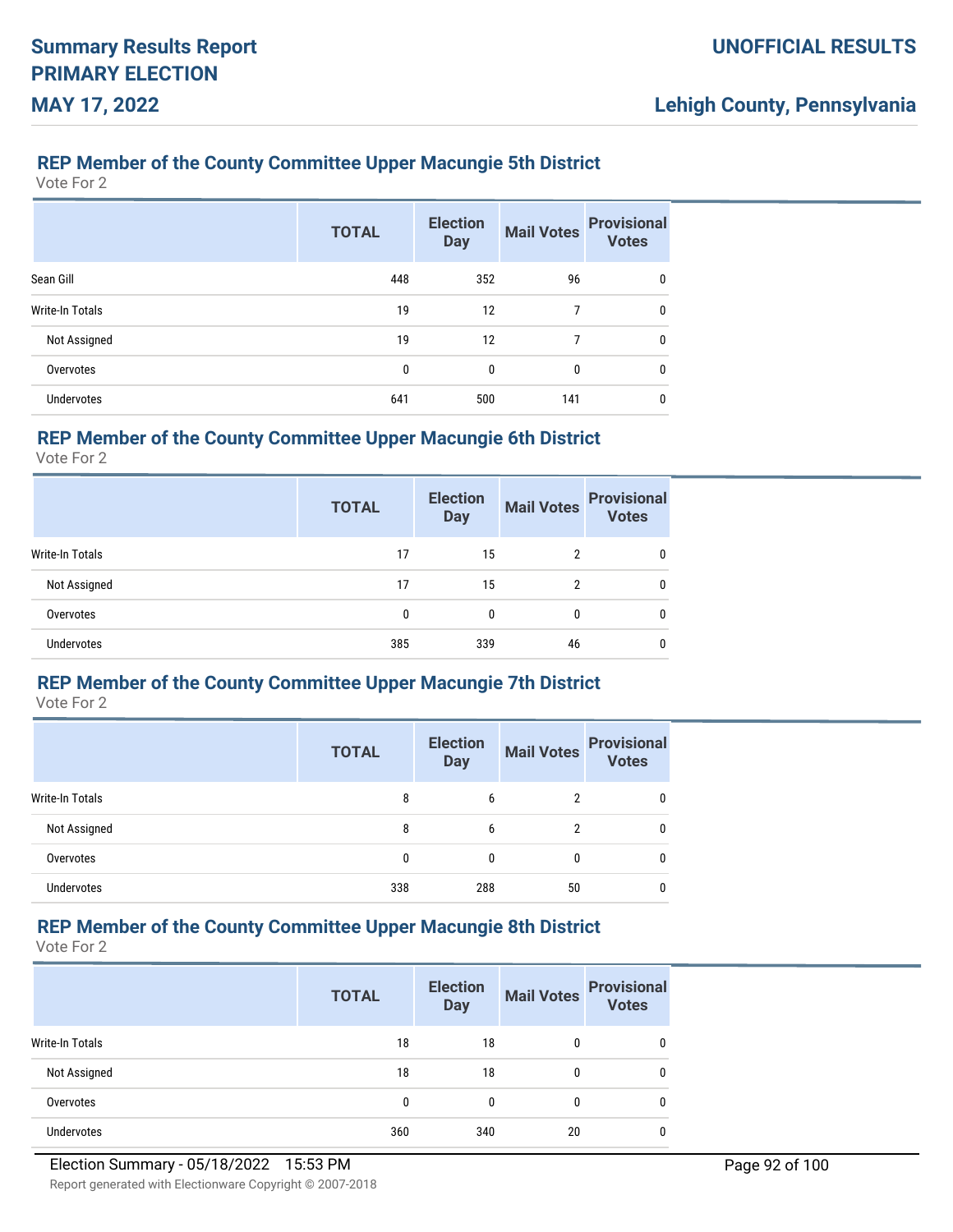## REP Member of the County Committee Upper Macungie 5th District

Vote For 2

| | TOTAL | Election Day | Mail Votes | Provisional Votes |
|---|---|---|---|---|
| Sean Gill | 448 | 352 | 96 | 0 |
| Write-In Totals | 19 | 12 | 7 | 0 |
| Not Assigned | 19 | 12 | 7 | 0 |
| Overvotes | 0 | 0 | 0 | 0 |
| Undervotes | 641 | 500 | 141 | 0 |

## REP Member of the County Committee Upper Macungie 6th District

Vote For 2

| | TOTAL | Election Day | Mail Votes | Provisional Votes |
|---|---|---|---|---|
| Write-In Totals | 17 | 15 | 2 | 0 |
| Not Assigned | 17 | 15 | 2 | 0 |
| Overvotes | 0 | 0 | 0 | 0 |
| Undervotes | 385 | 339 | 46 | 0 |

## REP Member of the County Committee Upper Macungie 7th District

Vote For 2

| | TOTAL | Election Day | Mail Votes | Provisional Votes |
|---|---|---|---|---|
| Write-In Totals | 8 | 6 | 2 | 0 |
| Not Assigned | 8 | 6 | 2 | 0 |
| Overvotes | 0 | 0 | 0 | 0 |
| Undervotes | 338 | 288 | 50 | 0 |

## REP Member of the County Committee Upper Macungie 8th District

Vote For 2

| | TOTAL | Election Day | Mail Votes | Provisional Votes |
|---|---|---|---|---|
| Write-In Totals | 18 | 18 | 0 | 0 |
| Not Assigned | 18 | 18 | 0 | 0 |
| Overvotes | 0 | 0 | 0 | 0 |
| Undervotes | 360 | 340 | 20 | 0 |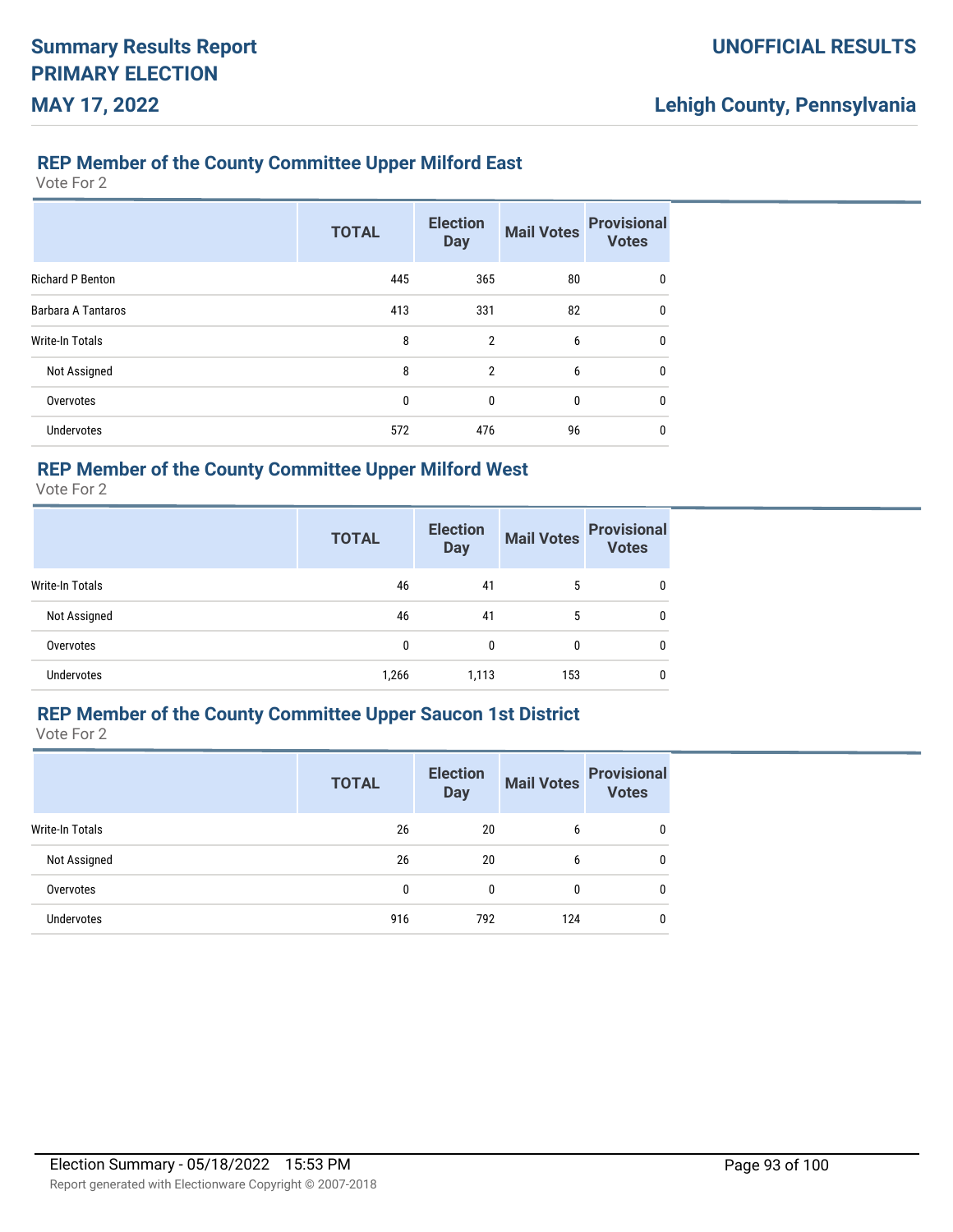## REP Member of the County Committee Upper Milford East

Vote For 2

| | TOTAL | Election Day | Mail Votes | Provisional Votes |
|---|---|---|---|---|
| Richard P Benton | 445 | 365 | 80 | 0 |
| Barbara A Tantaros | 413 | 331 | 82 | 0 |
| Write-In Totals | 8 | 2 | 6 | 0 |
| Not Assigned | 8 | 2 | 6 | 0 |
| Overvotes | 0 | 0 | 0 | 0 |
| Undervotes | 572 | 476 | 96 | 0 |

## REP Member of the County Committee Upper Milford West

Vote For 2

| | TOTAL | Election Day | Mail Votes | Provisional Votes |
|---|---|---|---|---|
| Write-In Totals | 46 | 41 | 5 | 0 |
| Not Assigned | 46 | 41 | 5 | 0 |
| Overvotes | 0 | 0 | 0 | 0 |
| Undervotes | 1,266 | 1,113 | 153 | 0 |

## REP Member of the County Committee Upper Saucon 1st District

Vote For 2

| | TOTAL | Election Day | Mail Votes | Provisional Votes |
|---|---|---|---|---|
| Write-In Totals | 26 | 20 | 6 | 0 |
| Not Assigned | 26 | 20 | 6 | 0 |
| Overvotes | 0 | 0 | 0 | 0 |
| Undervotes | 916 | 792 | 124 | 0 |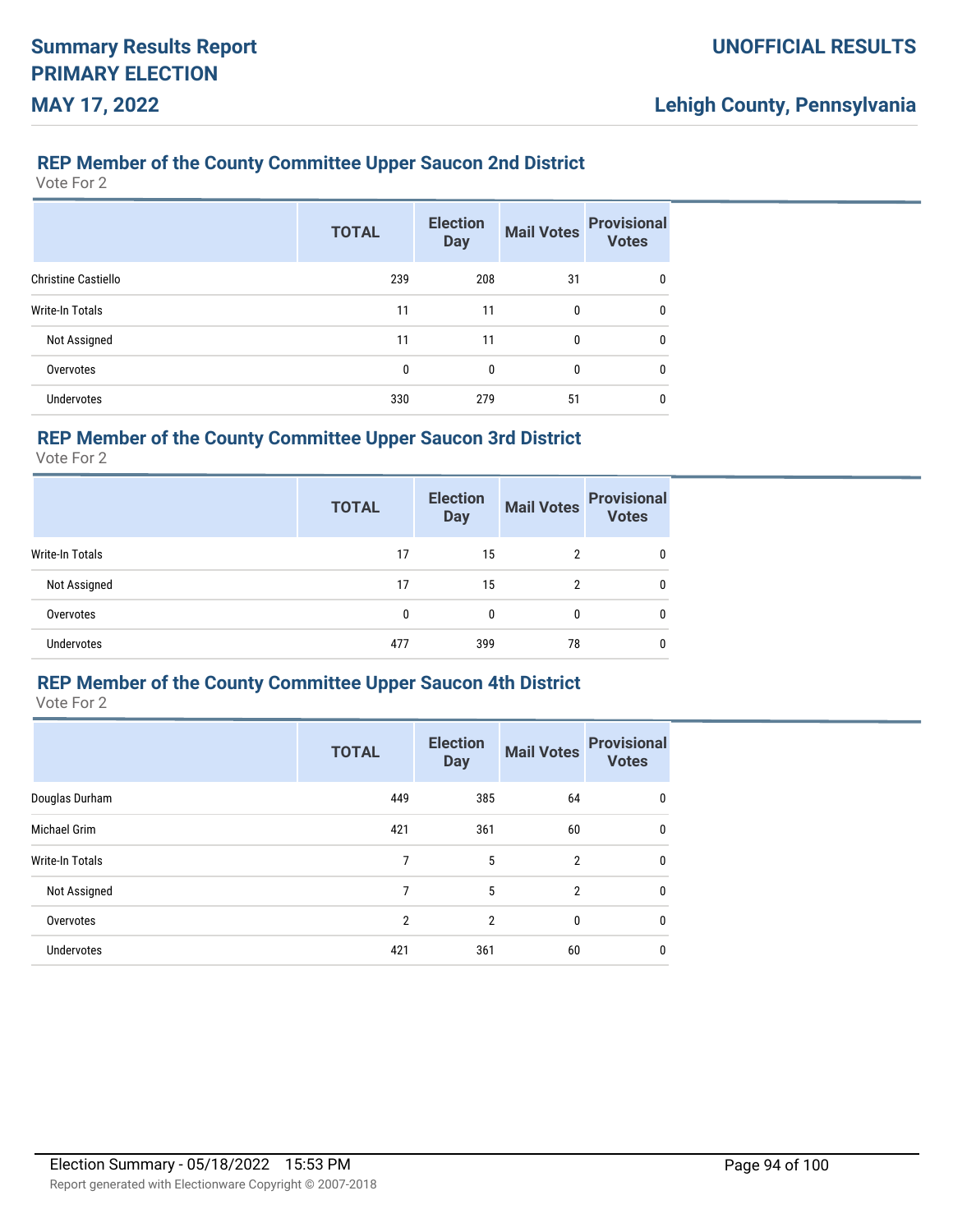### REP Member of the County Committee Upper Saucon 2nd District

Vote For 2

| | TOTAL | Election Day | Mail Votes | Provisional Votes |
|---|---|---|---|---|
| Christine Castiello | 239 | 208 | 31 | 0 |
| Write-In Totals | 11 | 11 | 0 | 0 |
| Not Assigned | 11 | 11 | 0 | 0 |
| Overvotes | 0 | 0 | 0 | 0 |
| Undervotes | 330 | 279 | 51 | 0 |

### REP Member of the County Committee Upper Saucon 3rd District

Vote For 2

| | TOTAL | Election Day | Mail Votes | Provisional Votes |
|---|---|---|---|---|
| Write-In Totals | 17 | 15 | 2 | 0 |
| Not Assigned | 17 | 15 | 2 | 0 |
| Overvotes | 0 | 0 | 0 | 0 |
| Undervotes | 477 | 399 | 78 | 0 |

### REP Member of the County Committee Upper Saucon 4th District

Vote For 2

| | TOTAL | Election Day | Mail Votes | Provisional Votes |
|---|---|---|---|---|
| Douglas Durham | 449 | 385 | 64 | 0 |
| Michael Grim | 421 | 361 | 60 | 0 |
| Write-In Totals | 7 | 5 | 2 | 0 |
| Not Assigned | 7 | 5 | 2 | 0 |
| Overvotes | 2 | 2 | 0 | 0 |
| Undervotes | 421 | 361 | 60 | 0 |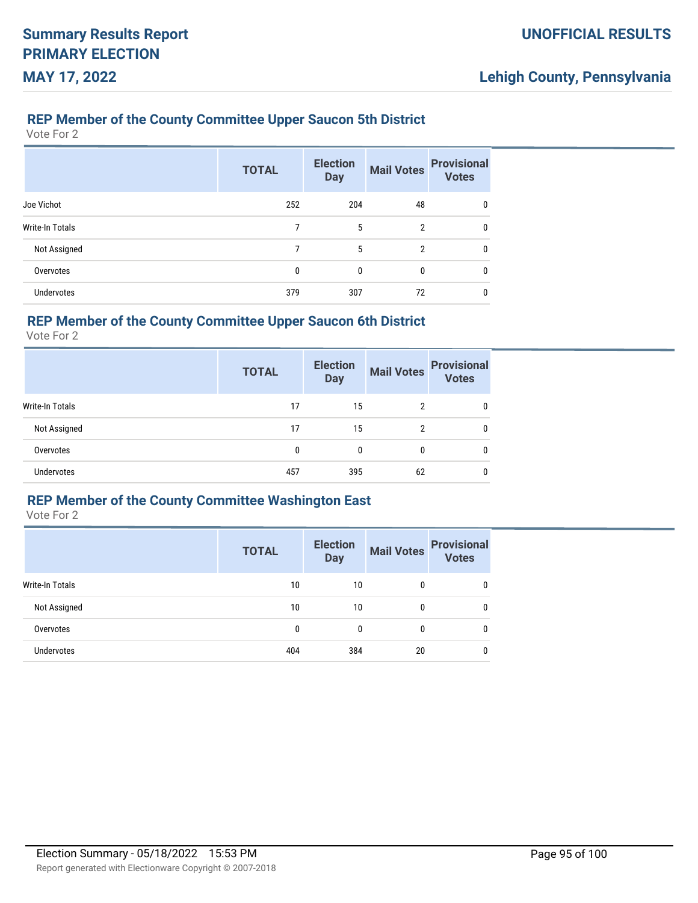### REP Member of the County Committee Upper Saucon 5th District

Vote For 2

| | TOTAL | Election Day | Mail Votes | Provisional Votes |
|---|---|---|---|---|
| Joe Vichot | 252 | 204 | 48 | 0 |
| Write-In Totals | 7 | 5 | 2 | 0 |
| Not Assigned | 7 | 5 | 2 | 0 |
| Overvotes | 0 | 0 | 0 | 0 |
| Undervotes | 379 | 307 | 72 | 0 |

### REP Member of the County Committee Upper Saucon 6th District

Vote For 2

| | TOTAL | Election Day | Mail Votes | Provisional Votes |
|---|---|---|---|---|
| Write-In Totals | 17 | 15 | 2 | 0 |
| Not Assigned | 17 | 15 | 2 | 0 |
| Overvotes | 0 | 0 | 0 | 0 |
| Undervotes | 457 | 395 | 62 | 0 |

### REP Member of the County Committee Washington East

Vote For 2

| | TOTAL | Election Day | Mail Votes | Provisional Votes |
|---|---|---|---|---|
| Write-In Totals | 10 | 10 | 0 | 0 |
| Not Assigned | 10 | 10 | 0 | 0 |
| Overvotes | 0 | 0 | 0 | 0 |
| Undervotes | 404 | 384 | 20 | 0 |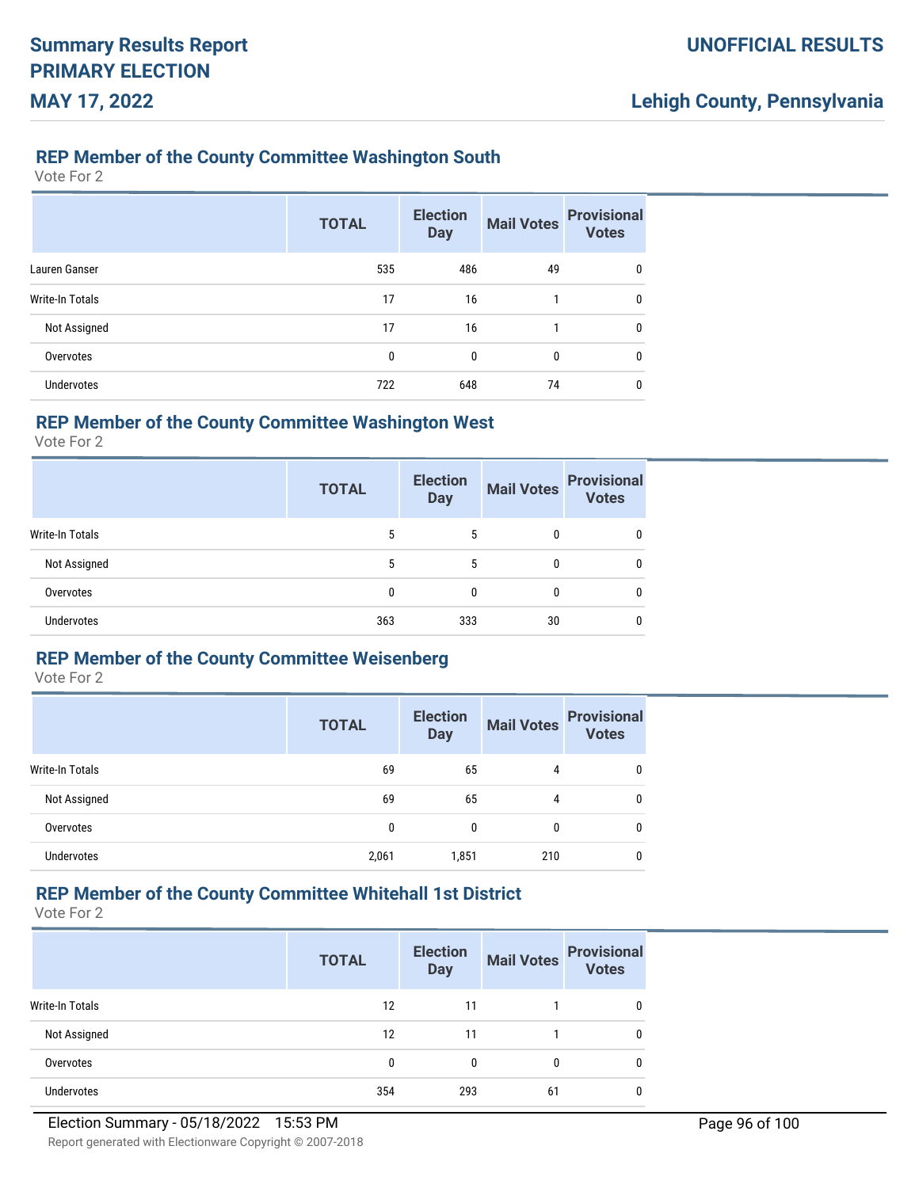## REP Member of the County Committee Washington South

Vote For 2

| | TOTAL | Election Day | Mail Votes | Provisional Votes |
|---|---|---|---|---|
| Lauren Ganser | 535 | 486 | 49 | 0 |
| Write-In Totals | 17 | 16 | 1 | 0 |
| Not Assigned | 17 | 16 | 1 | 0 |
| Overvotes | 0 | 0 | 0 | 0 |
| Undervotes | 722 | 648 | 74 | 0 |

## REP Member of the County Committee Washington West

Vote For 2

| | TOTAL | Election Day | Mail Votes | Provisional Votes |
|---|---|---|---|---|
| Write-In Totals | 5 | 5 | 0 | 0 |
| Not Assigned | 5 | 5 | 0 | 0 |
| Overvotes | 0 | 0 | 0 | 0 |
| Undervotes | 363 | 333 | 30 | 0 |

## REP Member of the County Committee Weisenberg

Vote For 2

| | TOTAL | Election Day | Mail Votes | Provisional Votes |
|---|---|---|---|---|
| Write-In Totals | 69 | 65 | 4 | 0 |
| Not Assigned | 69 | 65 | 4 | 0 |
| Overvotes | 0 | 0 | 0 | 0 |
| Undervotes | 2,061 | 1,851 | 210 | 0 |

## REP Member of the County Committee Whitehall 1st District

Vote For 2

| | TOTAL | Election Day | Mail Votes | Provisional Votes |
|---|---|---|---|---|
| Write-In Totals | 12 | 11 | 1 | 0 |
| Not Assigned | 12 | 11 | 1 | 0 |
| Overvotes | 0 | 0 | 0 | 0 |
| Undervotes | 354 | 293 | 61 | 0 |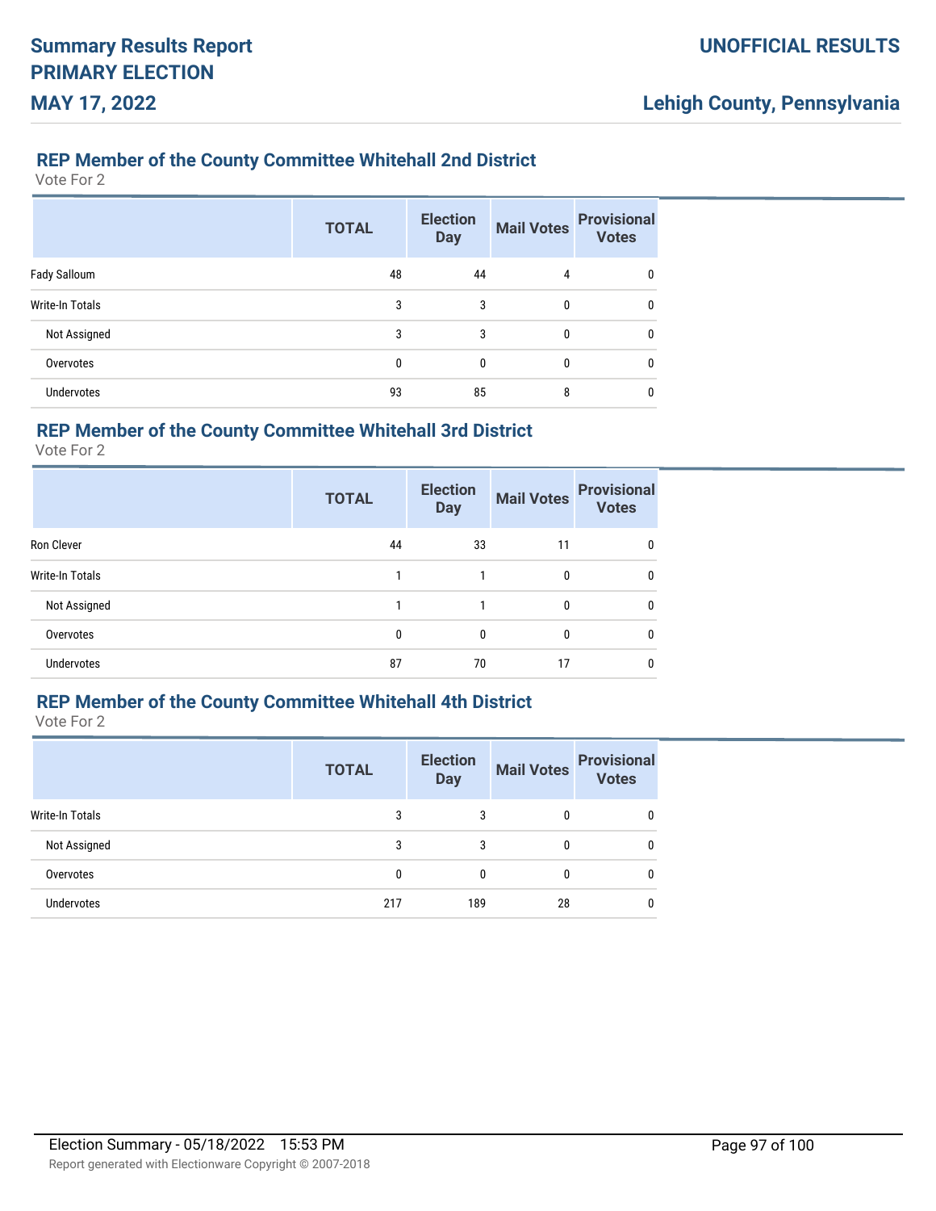## REP Member of the County Committee Whitehall 2nd District

Vote For 2

| | TOTAL | Election Day | Mail Votes | Provisional Votes |
|---|---|---|---|---|
| Fady Salloum | 48 | 44 | 4 | 0 |
| Write-In Totals | 3 | 3 | 0 | 0 |
| Not Assigned | 3 | 3 | 0 | 0 |
| Overvotes | 0 | 0 | 0 | 0 |
| Undervotes | 93 | 85 | 8 | 0 |

## REP Member of the County Committee Whitehall 3rd District

Vote For 2

| | TOTAL | Election Day | Mail Votes | Provisional Votes |
|---|---|---|---|---|
| Ron Clever | 44 | 33 | 11 | 0 |
| Write-In Totals | 1 | 1 | 0 | 0 |
| Not Assigned | 1 | 1 | 0 | 0 |
| Overvotes | 0 | 0 | 0 | 0 |
| Undervotes | 87 | 70 | 17 | 0 |

## REP Member of the County Committee Whitehall 4th District

Vote For 2

| | TOTAL | Election Day | Mail Votes | Provisional Votes |
|---|---|---|---|---|
| Write-In Totals | 3 | 3 | 0 | 0 |
| Not Assigned | 3 | 3 | 0 | 0 |
| Overvotes | 0 | 0 | 0 | 0 |
| Undervotes | 217 | 189 | 28 | 0 |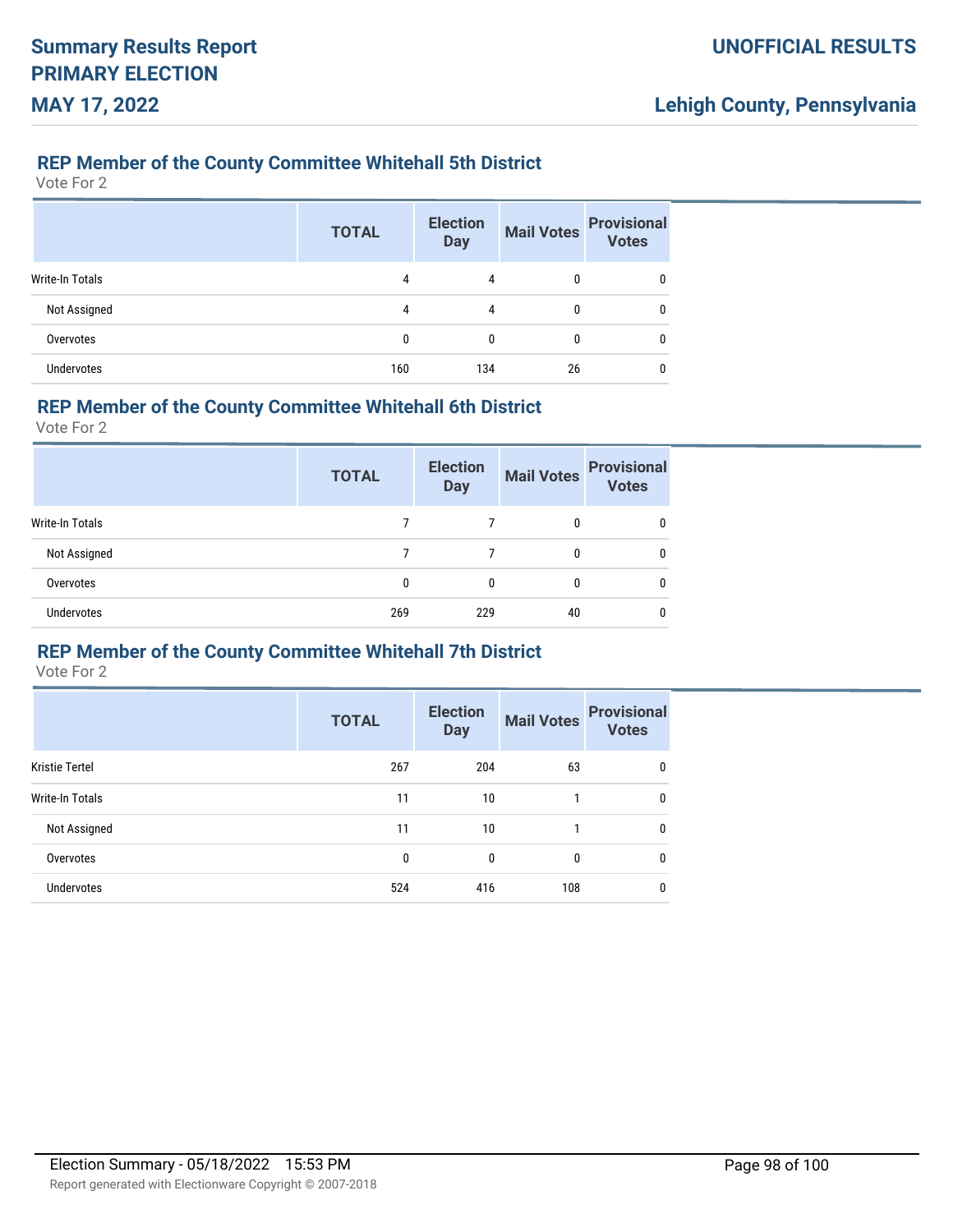### REP Member of the County Committee Whitehall 5th District

Vote For 2

| | TOTAL | Election Day | Mail Votes | Provisional Votes |
|---|---|---|---|---|
| Write-In Totals | 4 | 4 | 0 | 0 |
| Not Assigned | 4 | 4 | 0 | 0 |
| Overvotes | 0 | 0 | 0 | 0 |
| Undervotes | 160 | 134 | 26 | 0 |

### REP Member of the County Committee Whitehall 6th District

Vote For 2

| | TOTAL | Election Day | Mail Votes | Provisional Votes |
|---|---|---|---|---|
| Write-In Totals | 7 | 7 | 0 | 0 |
| Not Assigned | 7 | 7 | 0 | 0 |
| Overvotes | 0 | 0 | 0 | 0 |
| Undervotes | 269 | 229 | 40 | 0 |

### REP Member of the County Committee Whitehall 7th District

Vote For 2

| | TOTAL | Election Day | Mail Votes | Provisional Votes |
|---|---|---|---|---|
| Kristie Tertel | 267 | 204 | 63 | 0 |
| Write-In Totals | 11 | 10 | 1 | 0 |
| Not Assigned | 11 | 10 | 1 | 0 |
| Overvotes | 0 | 0 | 0 | 0 |
| Undervotes | 524 | 416 | 108 | 0 |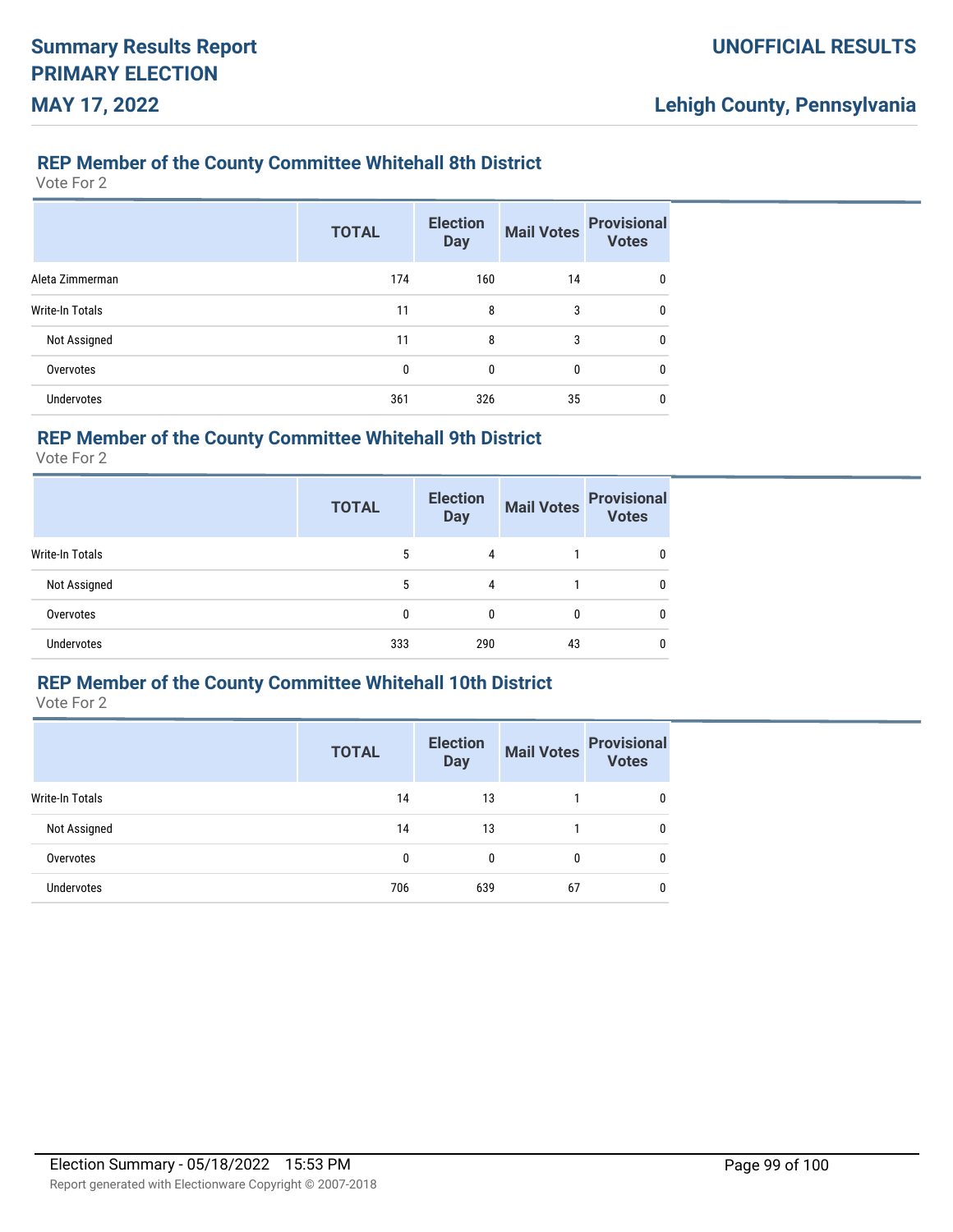## REP Member of the County Committee Whitehall 8th District

Vote For 2

| | TOTAL | Election Day | Mail Votes | Provisional Votes |
|---|---|---|---|---|
| Aleta Zimmerman | 174 | 160 | 14 | 0 |
| Write-In Totals | 11 | 8 | 3 | 0 |
| Not Assigned | 11 | 8 | 3 | 0 |
| Overvotes | 0 | 0 | 0 | 0 |
| Undervotes | 361 | 326 | 35 | 0 |

## REP Member of the County Committee Whitehall 9th District

Vote For 2

| | TOTAL | Election Day | Mail Votes | Provisional Votes |
|---|---|---|---|---|
| Write-In Totals | 5 | 4 | 1 | 0 |
| Not Assigned | 5 | 4 | 1 | 0 |
| Overvotes | 0 | 0 | 0 | 0 |
| Undervotes | 333 | 290 | 43 | 0 |

## REP Member of the County Committee Whitehall 10th District

Vote For 2

| | TOTAL | Election Day | Mail Votes | Provisional Votes |
|---|---|---|---|---|
| Write-In Totals | 14 | 13 | 1 | 0 |
| Not Assigned | 14 | 13 | 1 | 0 |
| Overvotes | 0 | 0 | 0 | 0 |
| Undervotes | 706 | 639 | 67 | 0 |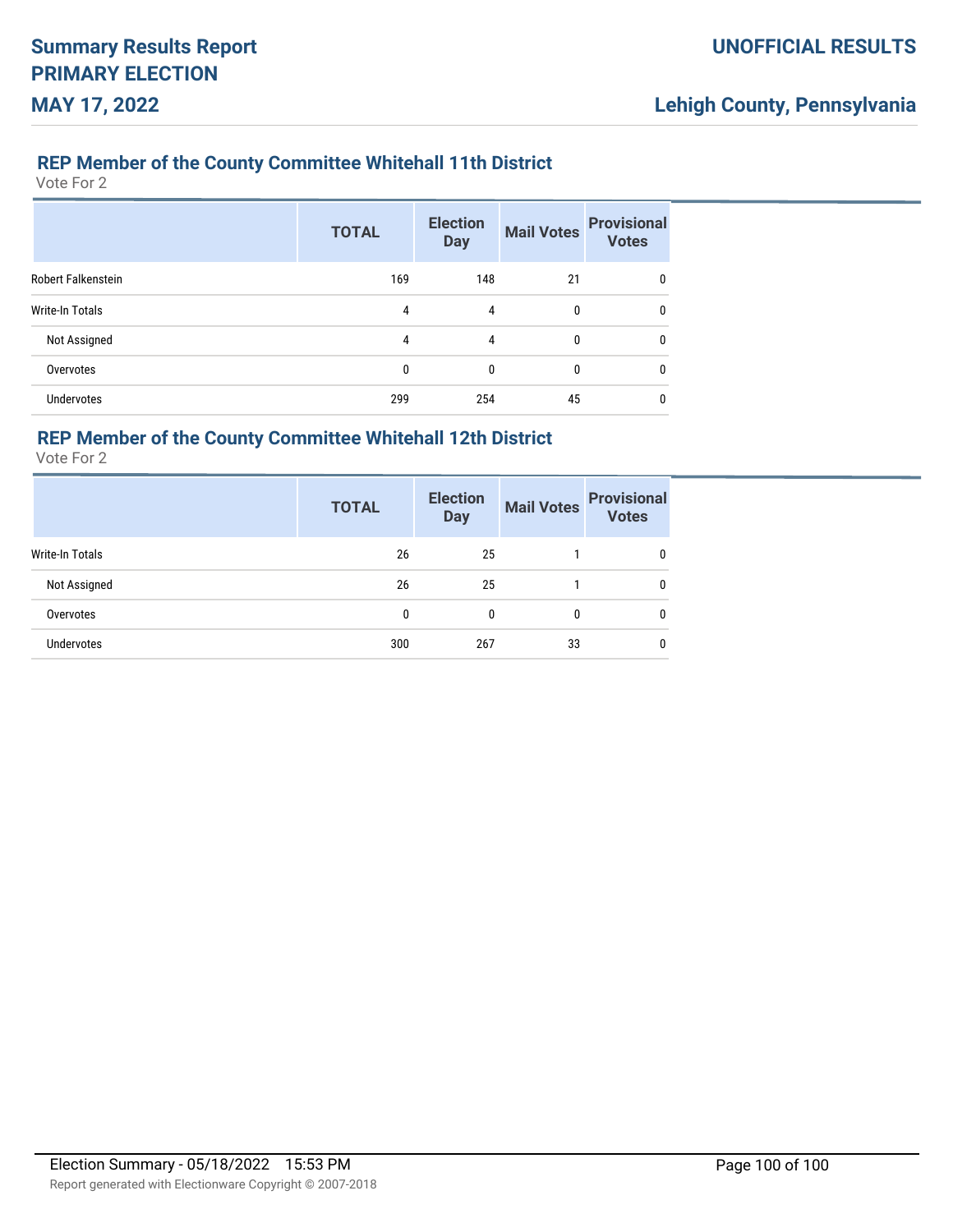## REP Member of the County Committee Whitehall 11th District

Vote For 2

| | TOTAL | Election Day | Mail Votes | Provisional Votes |
|---|---|---|---|---|
| Robert Falkenstein | 169 | 148 | 21 | 0 |
| Write-In Totals | 4 | 4 | 0 | 0 |
| Not Assigned | 4 | 4 | 0 | 0 |
| Overvotes | 0 | 0 | 0 | 0 |
| Undervotes | 299 | 254 | 45 | 0 |

## REP Member of the County Committee Whitehall 12th District

Vote For 2

| | TOTAL | Election Day | Mail Votes | Provisional Votes |
|---|---|---|---|---|
| Write-In Totals | 26 | 25 | 1 | 0 |
| Not Assigned | 26 | 25 | 1 | 0 |
| Overvotes | 0 | 0 | 0 | 0 |
| Undervotes | 300 | 267 | 33 | 0 |